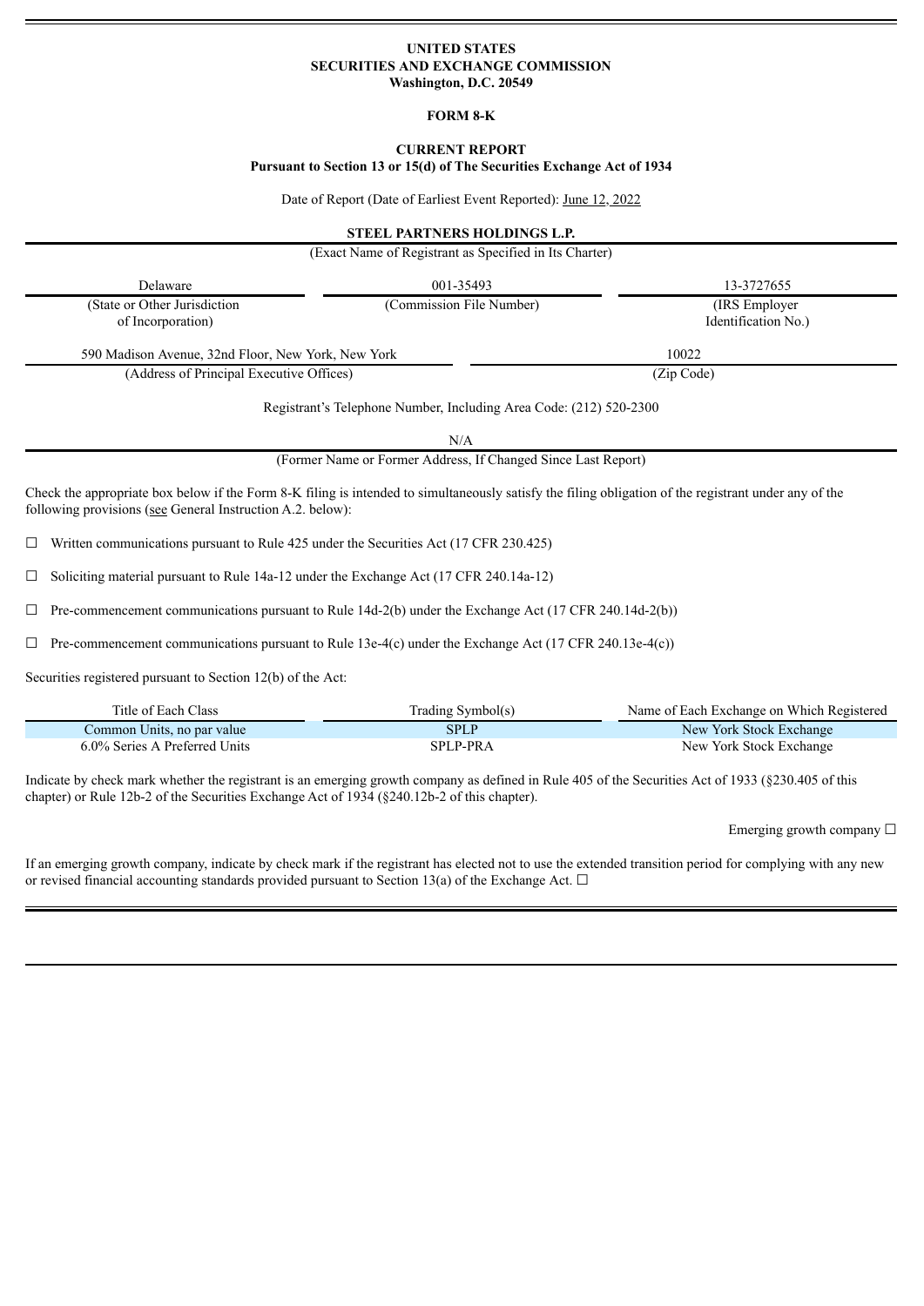**UNITED STATES**
**SECURITIES AND EXCHANGE COMMISSION**
**Washington, D.C. 20549**

**FORM 8-K**

**CURRENT REPORT**
**Pursuant to Section 13 or 15(d) of The Securities Exchange Act of 1934**

Date of Report (Date of Earliest Event Reported): June 12, 2022

**STEEL PARTNERS HOLDINGS L.P.**
(Exact Name of Registrant as Specified in Its Charter)

| Delaware | 001-35493 | 13-3727655 |
|---|---|---|
| (State or Other Jurisdiction of Incorporation) | (Commission File Number) | (IRS Employer Identification No.) |

| 590 Madison Avenue, 32nd Floor, New York, New York | 10022 |
|---|---|
| (Address of Principal Executive Offices) | (Zip Code) |

Registrant's Telephone Number, Including Area Code: (212) 520-2300

N/A
(Former Name or Former Address, If Changed Since Last Report)

Check the appropriate box below if the Form 8-K filing is intended to simultaneously satisfy the filing obligation of the registrant under any of the following provisions (see General Instruction A.2. below):

☐ Written communications pursuant to Rule 425 under the Securities Act (17 CFR 230.425)

☐ Soliciting material pursuant to Rule 14a-12 under the Exchange Act (17 CFR 240.14a-12)

☐ Pre-commencement communications pursuant to Rule 14d-2(b) under the Exchange Act (17 CFR 240.14d-2(b))

☐ Pre-commencement communications pursuant to Rule 13e-4(c) under the Exchange Act (17 CFR 240.13e-4(c))

Securities registered pursuant to Section 12(b) of the Act:

| Title of Each Class | Trading Symbol(s) | Name of Each Exchange on Which Registered |
|---|---|---|
| Common Units, no par value | SPLP | New York Stock Exchange |
| 6.0% Series A Preferred Units | SPLP-PRA | New York Stock Exchange |

Indicate by check mark whether the registrant is an emerging growth company as defined in Rule 405 of the Securities Act of 1933 (§230.405 of this chapter) or Rule 12b-2 of the Securities Exchange Act of 1934 (§240.12b-2 of this chapter).

Emerging growth company ☐

If an emerging growth company, indicate by check mark if the registrant has elected not to use the extended transition period for complying with any new or revised financial accounting standards provided pursuant to Section 13(a) of the Exchange Act. ☐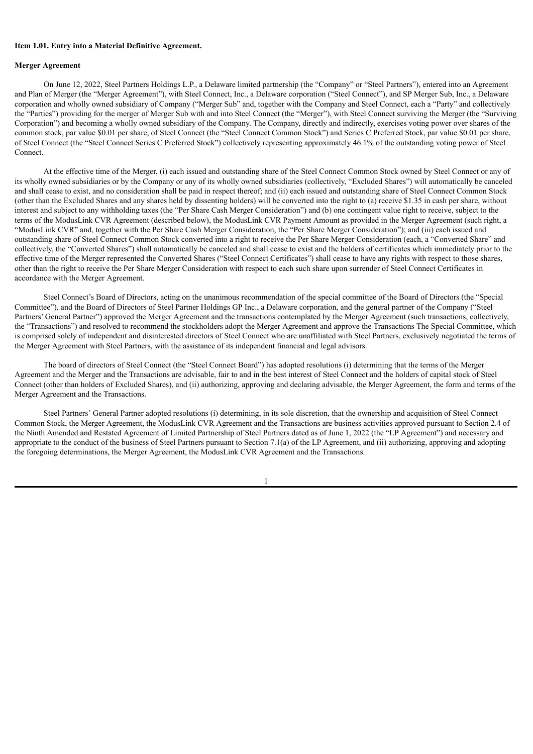**Item 1.01. Entry into a Material Definitive Agreement.**

**Merger Agreement**

On June 12, 2022, Steel Partners Holdings L.P., a Delaware limited partnership (the "Company" or "Steel Partners"), entered into an Agreement and Plan of Merger (the "Merger Agreement"), with Steel Connect, Inc., a Delaware corporation ("Steel Connect"), and SP Merger Sub, Inc., a Delaware corporation and wholly owned subsidiary of Company ("Merger Sub" and, together with the Company and Steel Connect, each a "Party" and collectively the "Parties") providing for the merger of Merger Sub with and into Steel Connect (the "Merger"), with Steel Connect surviving the Merger (the "Surviving Corporation") and becoming a wholly owned subsidiary of the Company. The Company, directly and indirectly, exercises voting power over shares of the common stock, par value $0.01 per share, of Steel Connect (the "Steel Connect Common Stock") and Series C Preferred Stock, par value $0.01 per share, of Steel Connect (the "Steel Connect Series C Preferred Stock") collectively representing approximately 46.1% of the outstanding voting power of Steel Connect.

At the effective time of the Merger, (i) each issued and outstanding share of the Steel Connect Common Stock owned by Steel Connect or any of its wholly owned subsidiaries or by the Company or any of its wholly owned subsidiaries (collectively, "Excluded Shares") will automatically be canceled and shall cease to exist, and no consideration shall be paid in respect thereof; and (ii) each issued and outstanding share of Steel Connect Common Stock (other than the Excluded Shares and any shares held by dissenting holders) will be converted into the right to (a) receive $1.35 in cash per share, without interest and subject to any withholding taxes (the "Per Share Cash Merger Consideration") and (b) one contingent value right to receive, subject to the terms of the ModusLink CVR Agreement (described below), the ModusLink CVR Payment Amount as provided in the Merger Agreement (such right, a "ModusLink CVR" and, together with the Per Share Cash Merger Consideration, the "Per Share Merger Consideration"); and (iii) each issued and outstanding share of Steel Connect Common Stock converted into a right to receive the Per Share Merger Consideration (each, a "Converted Share" and collectively, the "Converted Shares") shall automatically be canceled and shall cease to exist and the holders of certificates which immediately prior to the effective time of the Merger represented the Converted Shares ("Steel Connect Certificates") shall cease to have any rights with respect to those shares, other than the right to receive the Per Share Merger Consideration with respect to each such share upon surrender of Steel Connect Certificates in accordance with the Merger Agreement.

Steel Connect's Board of Directors, acting on the unanimous recommendation of the special committee of the Board of Directors (the "Special Committee"), and the Board of Directors of Steel Partner Holdings GP Inc., a Delaware corporation, and the general partner of the Company ("Steel Partners' General Partner") approved the Merger Agreement and the transactions contemplated by the Merger Agreement (such transactions, collectively, the "Transactions") and resolved to recommend the stockholders adopt the Merger Agreement and approve the Transactions The Special Committee, which is comprised solely of independent and disinterested directors of Steel Connect who are unaffiliated with Steel Partners, exclusively negotiated the terms of the Merger Agreement with Steel Partners, with the assistance of its independent financial and legal advisors.

The board of directors of Steel Connect (the "Steel Connect Board") has adopted resolutions (i) determining that the terms of the Merger Agreement and the Merger and the Transactions are advisable, fair to and in the best interest of Steel Connect and the holders of capital stock of Steel Connect (other than holders of Excluded Shares), and (ii) authorizing, approving and declaring advisable, the Merger Agreement, the form and terms of the Merger Agreement and the Transactions.

Steel Partners' General Partner adopted resolutions (i) determining, in its sole discretion, that the ownership and acquisition of Steel Connect Common Stock, the Merger Agreement, the ModusLink CVR Agreement and the Transactions are business activities approved pursuant to Section 2.4 of the Ninth Amended and Restated Agreement of Limited Partnership of Steel Partners dated as of June 1, 2022 (the "LP Agreement") and necessary and appropriate to the conduct of the business of Steel Partners pursuant to Section 7.1(a) of the LP Agreement, and (ii) authorizing, approving and adopting the foregoing determinations, the Merger Agreement, the ModusLink CVR Agreement and the Transactions.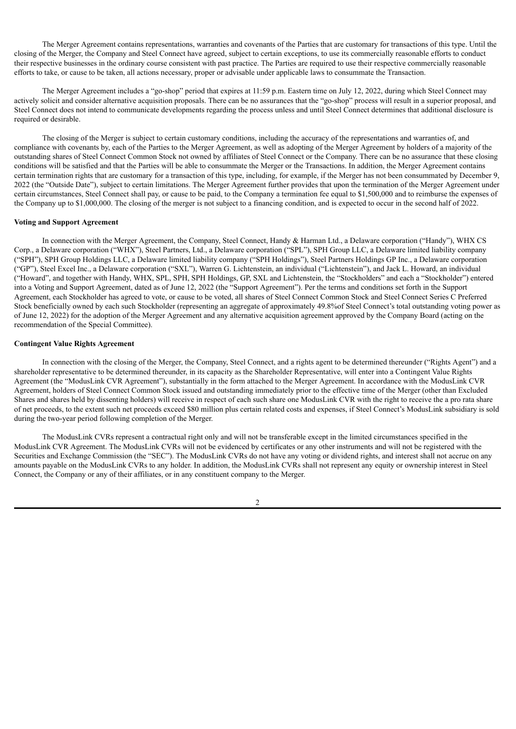The Merger Agreement contains representations, warranties and covenants of the Parties that are customary for transactions of this type. Until the closing of the Merger, the Company and Steel Connect have agreed, subject to certain exceptions, to use its commercially reasonable efforts to conduct their respective businesses in the ordinary course consistent with past practice. The Parties are required to use their respective commercially reasonable efforts to take, or cause to be taken, all actions necessary, proper or advisable under applicable laws to consummate the Transaction.

The Merger Agreement includes a "go-shop" period that expires at 11:59 p.m. Eastern time on July 12, 2022, during which Steel Connect may actively solicit and consider alternative acquisition proposals. There can be no assurances that the "go-shop" process will result in a superior proposal, and Steel Connect does not intend to communicate developments regarding the process unless and until Steel Connect determines that additional disclosure is required or desirable.

The closing of the Merger is subject to certain customary conditions, including the accuracy of the representations and warranties of, and compliance with covenants by, each of the Parties to the Merger Agreement, as well as adopting of the Merger Agreement by holders of a majority of the outstanding shares of Steel Connect Common Stock not owned by affiliates of Steel Connect or the Company. There can be no assurance that these closing conditions will be satisfied and that the Parties will be able to consummate the Merger or the Transactions. In addition, the Merger Agreement contains certain termination rights that are customary for a transaction of this type, including, for example, if the Merger has not been consummated by December 9, 2022 (the "Outside Date"), subject to certain limitations. The Merger Agreement further provides that upon the termination of the Merger Agreement under certain circumstances, Steel Connect shall pay, or cause to be paid, to the Company a termination fee equal to $1,500,000 and to reimburse the expenses of the Company up to $1,000,000. The closing of the merger is not subject to a financing condition, and is expected to occur in the second half of 2022.

**Voting and Support Agreement**

In connection with the Merger Agreement, the Company, Steel Connect, Handy & Harman Ltd., a Delaware corporation ("Handy"), WHX CS Corp., a Delaware corporation ("WHX"), Steel Partners, Ltd., a Delaware corporation ("SPL"), SPH Group LLC, a Delaware limited liability company ("SPH"), SPH Group Holdings LLC, a Delaware limited liability company ("SPH Holdings"), Steel Partners Holdings GP Inc., a Delaware corporation ("GP"), Steel Excel Inc., a Delaware corporation ("SXL"), Warren G. Lichtenstein, an individual ("Lichtenstein"), and Jack L. Howard, an individual ("Howard", and together with Handy, WHX, SPL, SPH, SPH Holdings, GP, SXL and Lichtenstein, the "Stockholders" and each a "Stockholder") entered into a Voting and Support Agreement, dated as of June 12, 2022 (the "Support Agreement"). Per the terms and conditions set forth in the Support Agreement, each Stockholder has agreed to vote, or cause to be voted, all shares of Steel Connect Common Stock and Steel Connect Series C Preferred Stock beneficially owned by each such Stockholder (representing an aggregate of approximately 49.8%of Steel Connect's total outstanding voting power as of June 12, 2022) for the adoption of the Merger Agreement and any alternative acquisition agreement approved by the Company Board (acting on the recommendation of the Special Committee).

**Contingent Value Rights Agreement**

In connection with the closing of the Merger, the Company, Steel Connect, and a rights agent to be determined thereunder ("Rights Agent") and a shareholder representative to be determined thereunder, in its capacity as the Shareholder Representative, will enter into a Contingent Value Rights Agreement (the "ModusLink CVR Agreement"), substantially in the form attached to the Merger Agreement. In accordance with the ModusLink CVR Agreement, holders of Steel Connect Common Stock issued and outstanding immediately prior to the effective time of the Merger (other than Excluded Shares and shares held by dissenting holders) will receive in respect of each such share one ModusLink CVR with the right to receive the a pro rata share of net proceeds, to the extent such net proceeds exceed $80 million plus certain related costs and expenses, if Steel Connect's ModusLink subsidiary is sold during the two-year period following completion of the Merger.

The ModusLink CVRs represent a contractual right only and will not be transferable except in the limited circumstances specified in the ModusLink CVR Agreement. The ModusLink CVRs will not be evidenced by certificates or any other instruments and will not be registered with the Securities and Exchange Commission (the "SEC"). The ModusLink CVRs do not have any voting or dividend rights, and interest shall not accrue on any amounts payable on the ModusLink CVRs to any holder. In addition, the ModusLink CVRs shall not represent any equity or ownership interest in Steel Connect, the Company or any of their affiliates, or in any constituent company to the Merger.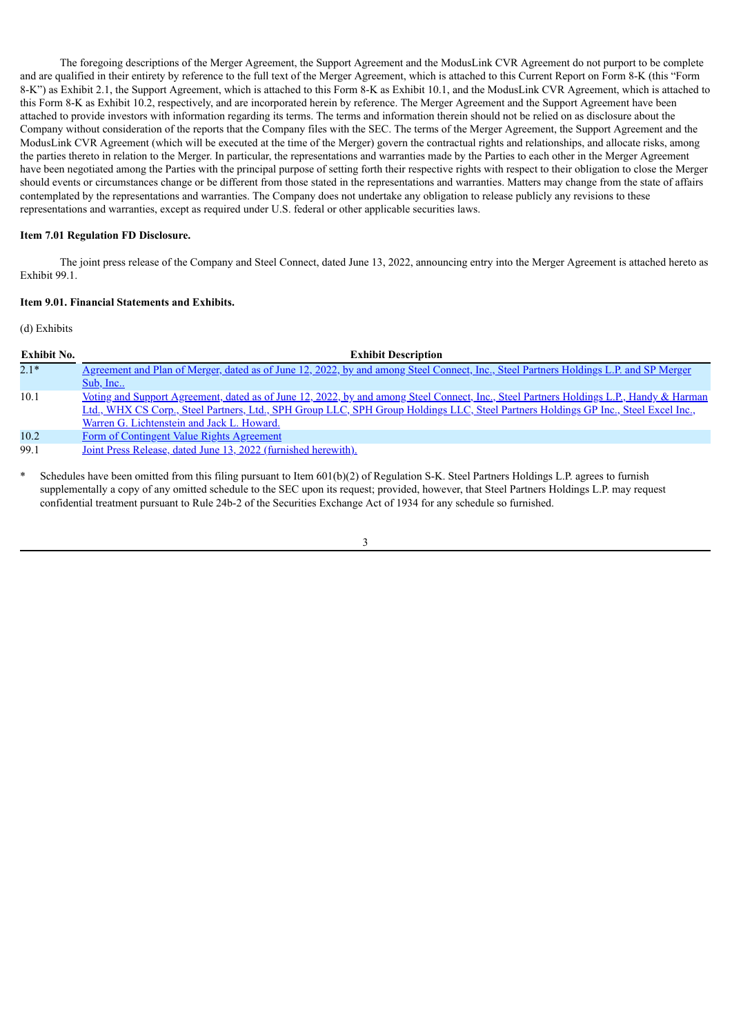The foregoing descriptions of the Merger Agreement, the Support Agreement and the ModusLink CVR Agreement do not purport to be complete and are qualified in their entirety by reference to the full text of the Merger Agreement, which is attached to this Current Report on Form 8-K (this "Form 8-K") as Exhibit 2.1, the Support Agreement, which is attached to this Form 8-K as Exhibit 10.1, and the ModusLink CVR Agreement, which is attached to this Form 8-K as Exhibit 10.2, respectively, and are incorporated herein by reference. The Merger Agreement and the Support Agreement have been attached to provide investors with information regarding its terms. The terms and information therein should not be relied on as disclosure about the Company without consideration of the reports that the Company files with the SEC. The terms of the Merger Agreement, the Support Agreement and the ModusLink CVR Agreement (which will be executed at the time of the Merger) govern the contractual rights and relationships, and allocate risks, among the parties thereto in relation to the Merger. In particular, the representations and warranties made by the Parties to each other in the Merger Agreement have been negotiated among the Parties with the principal purpose of setting forth their respective rights with respect to their obligation to close the Merger should events or circumstances change or be different from those stated in the representations and warranties. Matters may change from the state of affairs contemplated by the representations and warranties. The Company does not undertake any obligation to release publicly any revisions to these representations and warranties, except as required under U.S. federal or other applicable securities laws.

**Item 7.01 Regulation FD Disclosure.**

The joint press release of the Company and Steel Connect, dated June 13, 2022, announcing entry into the Merger Agreement is attached hereto as Exhibit 99.1.

**Item 9.01. Financial Statements and Exhibits.**

(d) Exhibits

| Exhibit No. | Exhibit Description |
|---|---|
| 2.1* | Agreement and Plan of Merger, dated as of June 12, 2022, by and among Steel Connect, Inc., Steel Partners Holdings L.P. and SP Merger Sub, Inc.. |
| 10.1 | Voting and Support Agreement, dated as of June 12, 2022, by and among Steel Connect, Inc., Steel Partners Holdings L.P., Handy & Harman Ltd., WHX CS Corp., Steel Partners, Ltd., SPH Group LLC, SPH Group Holdings LLC, Steel Partners Holdings GP Inc., Steel Excel Inc., Warren G. Lichtenstein and Jack L. Howard. |
| 10.2 | Form of Contingent Value Rights Agreement |
| 99.1 | Joint Press Release, dated June 13, 2022 (furnished herewith). |

\* Schedules have been omitted from this filing pursuant to Item 601(b)(2) of Regulation S-K. Steel Partners Holdings L.P. agrees to furnish supplementally a copy of any omitted schedule to the SEC upon its request; provided, however, that Steel Partners Holdings L.P. may request confidential treatment pursuant to Rule 24b-2 of the Securities Exchange Act of 1934 for any schedule so furnished.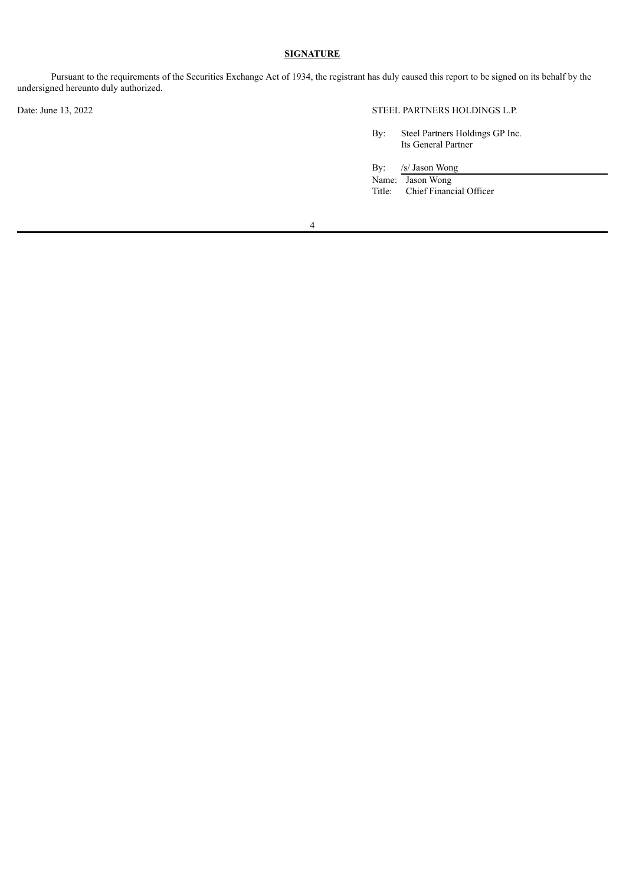**SIGNATURE**

Pursuant to the requirements of the Securities Exchange Act of 1934, the registrant has duly caused this report to be signed on its behalf by the undersigned hereunto duly authorized.

Date: June 13, 2022

STEEL PARTNERS HOLDINGS L.P.

By: Steel Partners Holdings GP Inc.
Its General Partner

By: /s/ Jason Wong
Name: Jason Wong
Title: Chief Financial Officer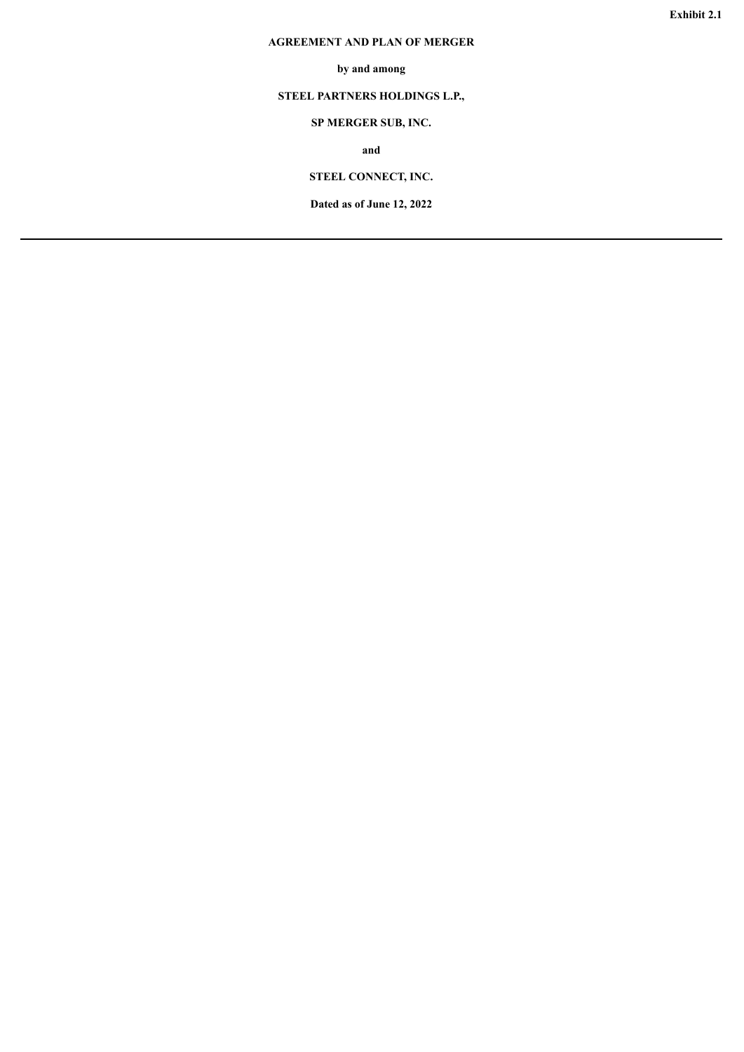**Exhibit 2.1**

**AGREEMENT AND PLAN OF MERGER**

**by and among**

**STEEL PARTNERS HOLDINGS L.P.,**

**SP MERGER SUB, INC.**

**and**

**STEEL CONNECT, INC.**

**Dated as of June 12, 2022**

---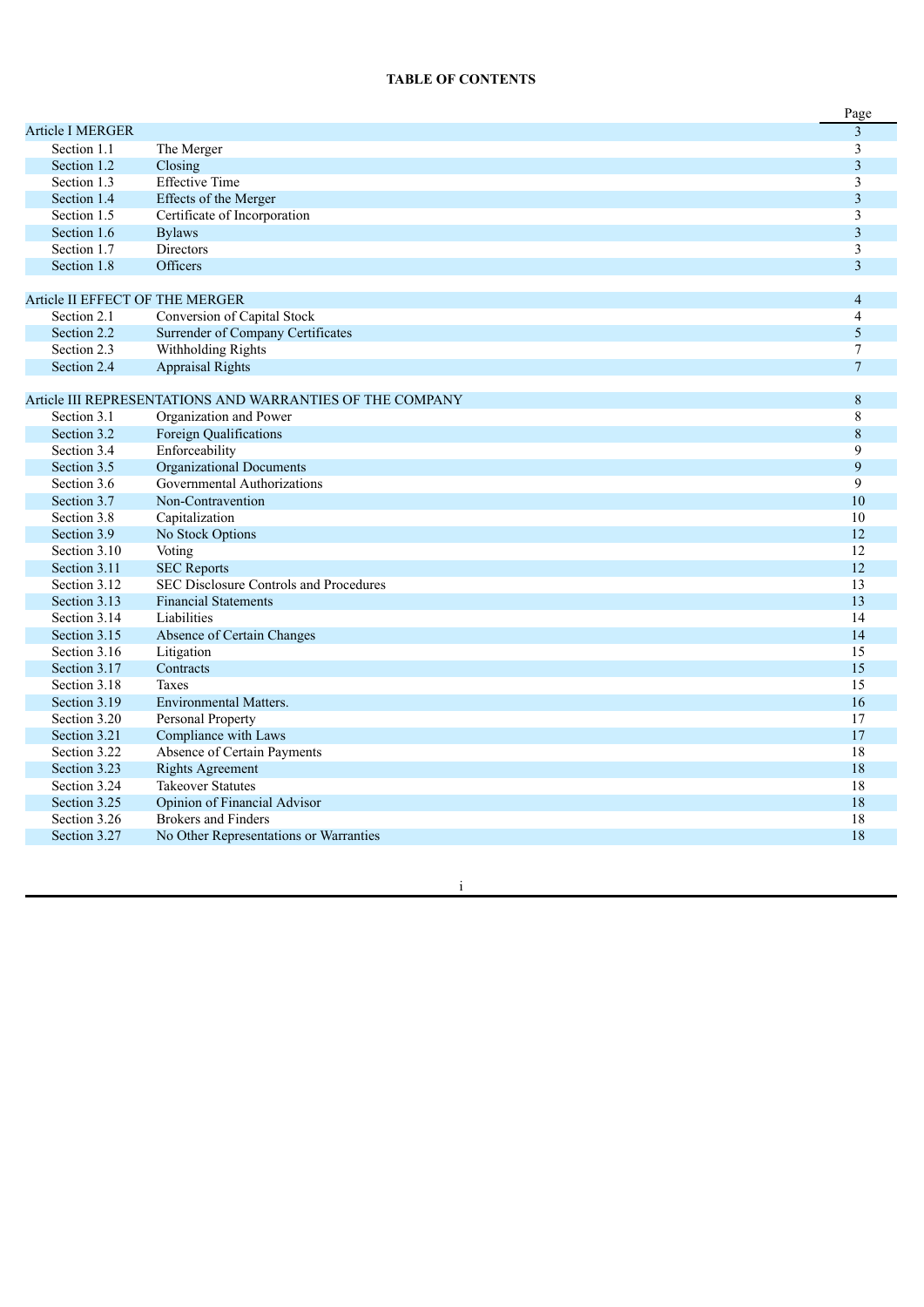**TABLE OF CONTENTS**

| | | Page |
|---|---|---|
| Article I MERGER | | 3 |
| Section 1.1 | The Merger | 3 |
| Section 1.2 | Closing | 3 |
| Section 1.3 | Effective Time | 3 |
| Section 1.4 | Effects of the Merger | 3 |
| Section 1.5 | Certificate of Incorporation | 3 |
| Section 1.6 | Bylaws | 3 |
| Section 1.7 | Directors | 3 |
| Section 1.8 | Officers | 3 |
| | | |
| Article II EFFECT OF THE MERGER | | 4 |
| Section 2.1 | Conversion of Capital Stock | 4 |
| Section 2.2 | Surrender of Company Certificates | 5 |
| Section 2.3 | Withholding Rights | 7 |
| Section 2.4 | Appraisal Rights | 7 |
| | | |
| Article III REPRESENTATIONS AND WARRANTIES OF THE COMPANY | | 8 |
| Section 3.1 | Organization and Power | 8 |
| Section 3.2 | Foreign Qualifications | 8 |
| Section 3.4 | Enforceability | 9 |
| Section 3.5 | Organizational Documents | 9 |
| Section 3.6 | Governmental Authorizations | 9 |
| Section 3.7 | Non-Contravention | 10 |
| Section 3.8 | Capitalization | 10 |
| Section 3.9 | No Stock Options | 12 |
| Section 3.10 | Voting | 12 |
| Section 3.11 | SEC Reports | 12 |
| Section 3.12 | SEC Disclosure Controls and Procedures | 13 |
| Section 3.13 | Financial Statements | 13 |
| Section 3.14 | Liabilities | 14 |
| Section 3.15 | Absence of Certain Changes | 14 |
| Section 3.16 | Litigation | 15 |
| Section 3.17 | Contracts | 15 |
| Section 3.18 | Taxes | 15 |
| Section 3.19 | Environmental Matters. | 16 |
| Section 3.20 | Personal Property | 17 |
| Section 3.21 | Compliance with Laws | 17 |
| Section 3.22 | Absence of Certain Payments | 18 |
| Section 3.23 | Rights Agreement | 18 |
| Section 3.24 | Takeover Statutes | 18 |
| Section 3.25 | Opinion of Financial Advisor | 18 |
| Section 3.26 | Brokers and Finders | 18 |
| Section 3.27 | No Other Representations or Warranties | 18 |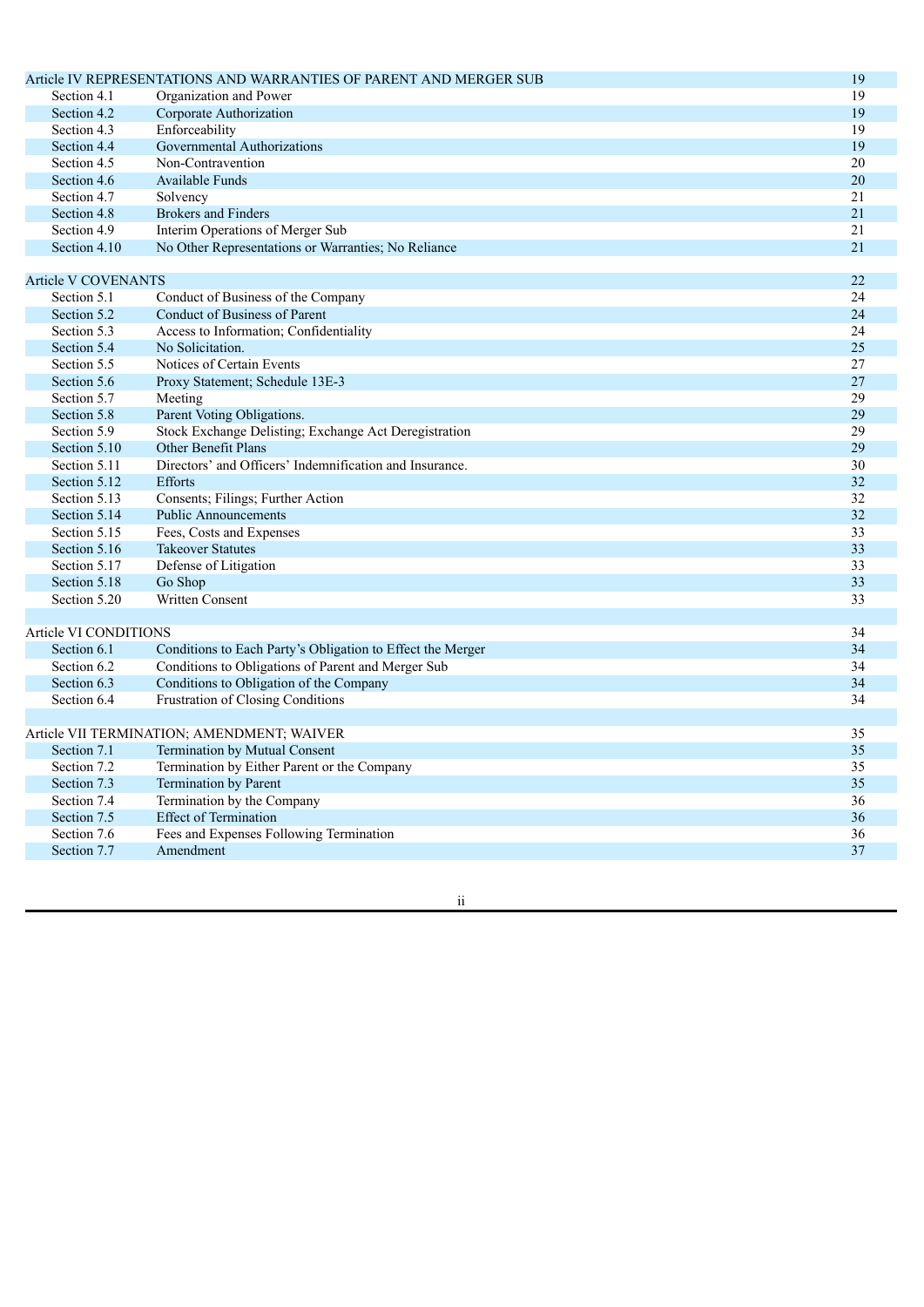| | | |
|---|---|---|
| Article IV REPRESENTATIONS AND WARRANTIES OF PARENT AND MERGER SUB | | 19 |
| Section 4.1 | Organization and Power | 19 |
| Section 4.2 | Corporate Authorization | 19 |
| Section 4.3 | Enforceability | 19 |
| Section 4.4 | Governmental Authorizations | 19 |
| Section 4.5 | Non-Contravention | 20 |
| Section 4.6 | Available Funds | 20 |
| Section 4.7 | Solvency | 21 |
| Section 4.8 | Brokers and Finders | 21 |
| Section 4.9 | Interim Operations of Merger Sub | 21 |
| Section 4.10 | No Other Representations or Warranties; No Reliance | 21 |
| | | |
| Article V COVENANTS | | 22 |
| Section 5.1 | Conduct of Business of the Company | 24 |
| Section 5.2 | Conduct of Business of Parent | 24 |
| Section 5.3 | Access to Information; Confidentiality | 24 |
| Section 5.4 | No Solicitation. | 25 |
| Section 5.5 | Notices of Certain Events | 27 |
| Section 5.6 | Proxy Statement; Schedule 13E-3 | 27 |
| Section 5.7 | Meeting | 29 |
| Section 5.8 | Parent Voting Obligations. | 29 |
| Section 5.9 | Stock Exchange Delisting; Exchange Act Deregistration | 29 |
| Section 5.10 | Other Benefit Plans | 29 |
| Section 5.11 | Directors' and Officers' Indemnification and Insurance. | 30 |
| Section 5.12 | Efforts | 32 |
| Section 5.13 | Consents; Filings; Further Action | 32 |
| Section 5.14 | Public Announcements | 32 |
| Section 5.15 | Fees, Costs and Expenses | 33 |
| Section 5.16 | Takeover Statutes | 33 |
| Section 5.17 | Defense of Litigation | 33 |
| Section 5.18 | Go Shop | 33 |
| Section 5.20 | Written Consent | 33 |
| | | |
| Article VI CONDITIONS | | 34 |
| Section 6.1 | Conditions to Each Party's Obligation to Effect the Merger | 34 |
| Section 6.2 | Conditions to Obligations of Parent and Merger Sub | 34 |
| Section 6.3 | Conditions to Obligation of the Company | 34 |
| Section 6.4 | Frustration of Closing Conditions | 34 |
| | | |
| Article VII TERMINATION; AMENDMENT; WAIVER | | 35 |
| Section 7.1 | Termination by Mutual Consent | 35 |
| Section 7.2 | Termination by Either Parent or the Company | 35 |
| Section 7.3 | Termination by Parent | 35 |
| Section 7.4 | Termination by the Company | 36 |
| Section 7.5 | Effect of Termination | 36 |
| Section 7.6 | Fees and Expenses Following Termination | 36 |
| Section 7.7 | Amendment | 37 |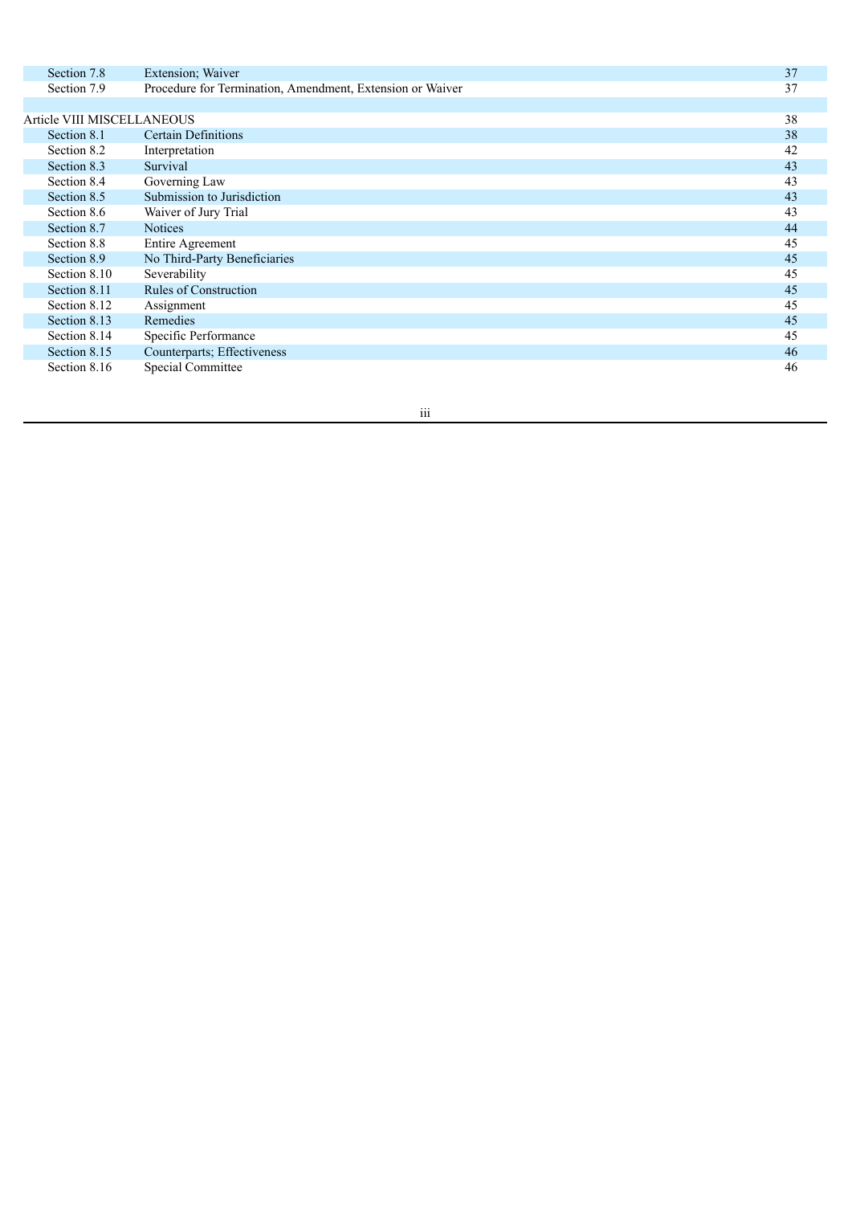| | | |
|---|---|---|
| Section 7.8 | Extension; Waiver | 37 |
| Section 7.9 | Procedure for Termination, Amendment, Extension or Waiver | 37 |
| | | |
| Article VIII MISCELLANEOUS | | 38 |
| Section 8.1 | Certain Definitions | 38 |
| Section 8.2 | Interpretation | 42 |
| Section 8.3 | Survival | 43 |
| Section 8.4 | Governing Law | 43 |
| Section 8.5 | Submission to Jurisdiction | 43 |
| Section 8.6 | Waiver of Jury Trial | 43 |
| Section 8.7 | Notices | 44 |
| Section 8.8 | Entire Agreement | 45 |
| Section 8.9 | No Third-Party Beneficiaries | 45 |
| Section 8.10 | Severability | 45 |
| Section 8.11 | Rules of Construction | 45 |
| Section 8.12 | Assignment | 45 |
| Section 8.13 | Remedies | 45 |
| Section 8.14 | Specific Performance | 45 |
| Section 8.15 | Counterparts; Effectiveness | 46 |
| Section 8.16 | Special Committee | 46 |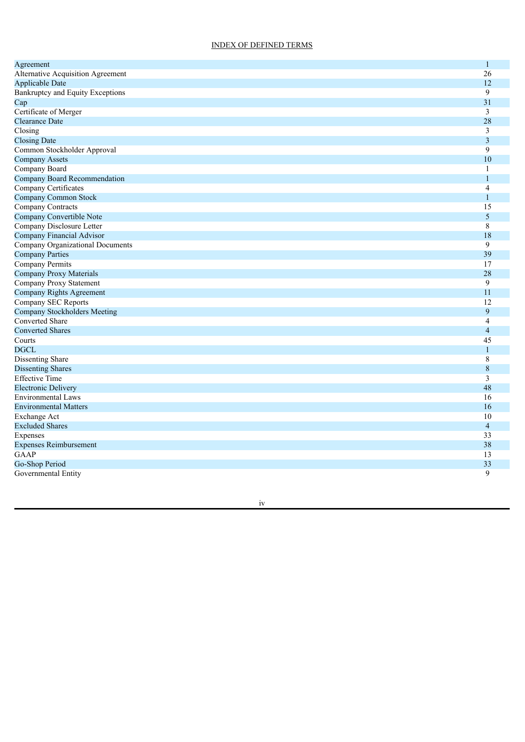# INDEX OF DEFINED TERMS

| | |
|---|---|
| Agreement | 1 |
| Alternative Acquisition Agreement | 26 |
| Applicable Date | 12 |
| Bankruptcy and Equity Exceptions | 9 |
| Cap | 31 |
| Certificate of Merger | 3 |
| Clearance Date | 28 |
| Closing | 3 |
| Closing Date | 3 |
| Common Stockholder Approval | 9 |
| Company Assets | 10 |
| Company Board | 1 |
| Company Board Recommendation | 1 |
| Company Certificates | 4 |
| Company Common Stock | 1 |
| Company Contracts | 15 |
| Company Convertible Note | 5 |
| Company Disclosure Letter | 8 |
| Company Financial Advisor | 18 |
| Company Organizational Documents | 9 |
| Company Parties | 39 |
| Company Permits | 17 |
| Company Proxy Materials | 28 |
| Company Proxy Statement | 9 |
| Company Rights Agreement | 11 |
| Company SEC Reports | 12 |
| Company Stockholders Meeting | 9 |
| Converted Share | 4 |
| Converted Shares | 4 |
| Courts | 45 |
| DGCL | 1 |
| Dissenting Share | 8 |
| Dissenting Shares | 8 |
| Effective Time | 3 |
| Electronic Delivery | 48 |
| Environmental Laws | 16 |
| Environmental Matters | 16 |
| Exchange Act | 10 |
| Excluded Shares | 4 |
| Expenses | 33 |
| Expenses Reimbursement | 38 |
| GAAP | 13 |
| Go-Shop Period | 33 |
| Governmental Entity | 9 |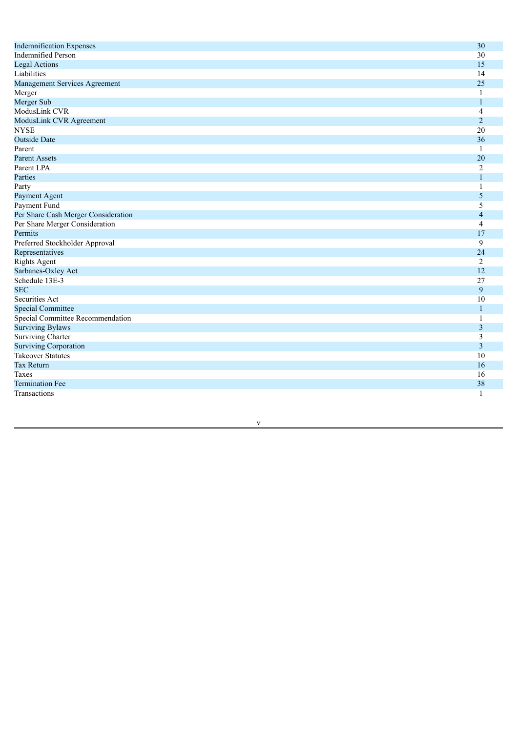| | |
|---|---|
| Indemnification Expenses | 30 |
| Indemnified Person | 30 |
| Legal Actions | 15 |
| Liabilities | 14 |
| Management Services Agreement | 25 |
| Merger | 1 |
| Merger Sub | 1 |
| ModusLink CVR | 4 |
| ModusLink CVR Agreement | 2 |
| NYSE | 20 |
| Outside Date | 36 |
| Parent | 1 |
| Parent Assets | 20 |
| Parent LPA | 2 |
| Parties | 1 |
| Party | 1 |
| Payment Agent | 5 |
| Payment Fund | 5 |
| Per Share Cash Merger Consideration | 4 |
| Per Share Merger Consideration | 4 |
| Permits | 17 |
| Preferred Stockholder Approval | 9 |
| Representatives | 24 |
| Rights Agent | 2 |
| Sarbanes-Oxley Act | 12 |
| Schedule 13E-3 | 27 |
| SEC | 9 |
| Securities Act | 10 |
| Special Committee | 1 |
| Special Committee Recommendation | 1 |
| Surviving Bylaws | 3 |
| Surviving Charter | 3 |
| Surviving Corporation | 3 |
| Takeover Statutes | 10 |
| Tax Return | 16 |
| Taxes | 16 |
| Termination Fee | 38 |
| Transactions | 1 |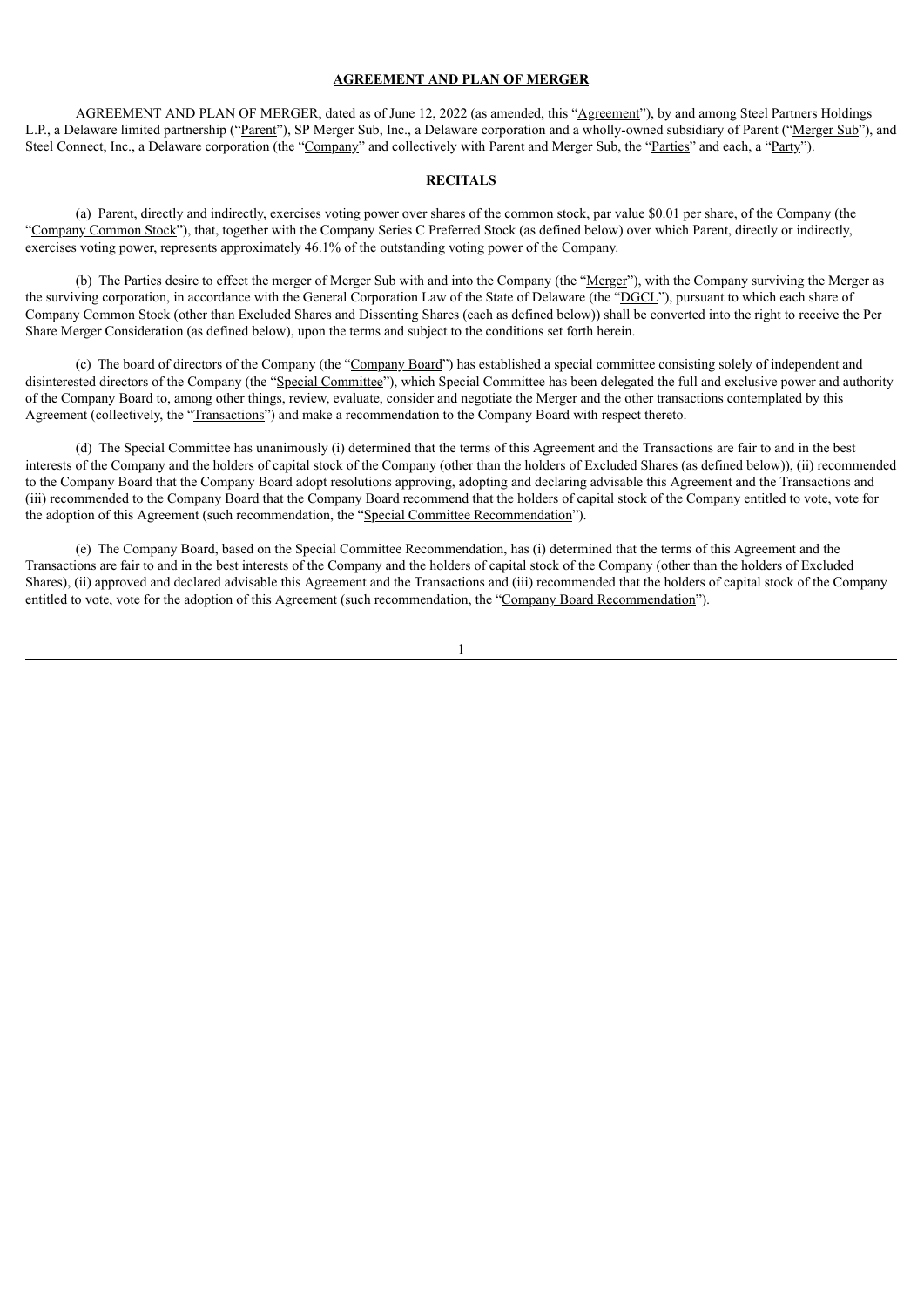## AGREEMENT AND PLAN OF MERGER

AGREEMENT AND PLAN OF MERGER, dated as of June 12, 2022 (as amended, this "Agreement"), by and among Steel Partners Holdings L.P., a Delaware limited partnership ("Parent"), SP Merger Sub, Inc., a Delaware corporation and a wholly-owned subsidiary of Parent ("Merger Sub"), and Steel Connect, Inc., a Delaware corporation (the "Company" and collectively with Parent and Merger Sub, the "Parties" and each, a "Party").

### RECITALS

(a) Parent, directly and indirectly, exercises voting power over shares of the common stock, par value $0.01 per share, of the Company (the "Company Common Stock"), that, together with the Company Series C Preferred Stock (as defined below) over which Parent, directly or indirectly, exercises voting power, represents approximately 46.1% of the outstanding voting power of the Company.

(b) The Parties desire to effect the merger of Merger Sub with and into the Company (the "Merger"), with the Company surviving the Merger as the surviving corporation, in accordance with the General Corporation Law of the State of Delaware (the "DGCL"), pursuant to which each share of Company Common Stock (other than Excluded Shares and Dissenting Shares (each as defined below)) shall be converted into the right to receive the Per Share Merger Consideration (as defined below), upon the terms and subject to the conditions set forth herein.

(c) The board of directors of the Company (the "Company Board") has established a special committee consisting solely of independent and disinterested directors of the Company (the "Special Committee"), which Special Committee has been delegated the full and exclusive power and authority of the Company Board to, among other things, review, evaluate, consider and negotiate the Merger and the other transactions contemplated by this Agreement (collectively, the "Transactions") and make a recommendation to the Company Board with respect thereto.

(d) The Special Committee has unanimously (i) determined that the terms of this Agreement and the Transactions are fair to and in the best interests of the Company and the holders of capital stock of the Company (other than the holders of Excluded Shares (as defined below)), (ii) recommended to the Company Board that the Company Board adopt resolutions approving, adopting and declaring advisable this Agreement and the Transactions and (iii) recommended to the Company Board that the Company Board recommend that the holders of capital stock of the Company entitled to vote, vote for the adoption of this Agreement (such recommendation, the "Special Committee Recommendation").

(e) The Company Board, based on the Special Committee Recommendation, has (i) determined that the terms of this Agreement and the Transactions are fair to and in the best interests of the Company and the holders of capital stock of the Company (other than the holders of Excluded Shares), (ii) approved and declared advisable this Agreement and the Transactions and (iii) recommended that the holders of capital stock of the Company entitled to vote, vote for the adoption of this Agreement (such recommendation, the "Company Board Recommendation").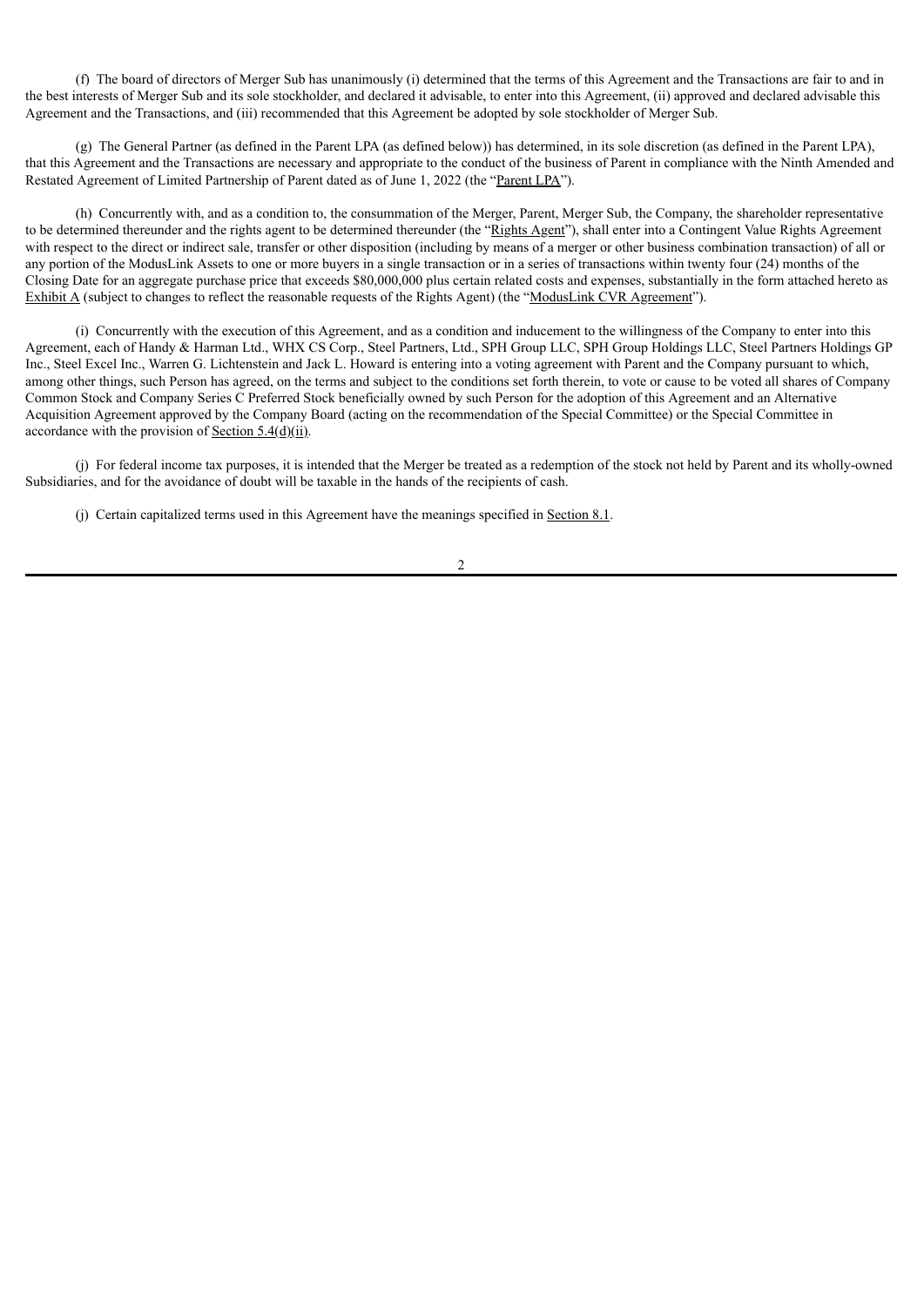(f) The board of directors of Merger Sub has unanimously (i) determined that the terms of this Agreement and the Transactions are fair to and in the best interests of Merger Sub and its sole stockholder, and declared it advisable, to enter into this Agreement, (ii) approved and declared advisable this Agreement and the Transactions, and (iii) recommended that this Agreement be adopted by sole stockholder of Merger Sub.

(g) The General Partner (as defined in the Parent LPA (as defined below)) has determined, in its sole discretion (as defined in the Parent LPA), that this Agreement and the Transactions are necessary and appropriate to the conduct of the business of Parent in compliance with the Ninth Amended and Restated Agreement of Limited Partnership of Parent dated as of June 1, 2022 (the "Parent LPA").

(h) Concurrently with, and as a condition to, the consummation of the Merger, Parent, Merger Sub, the Company, the shareholder representative to be determined thereunder and the rights agent to be determined thereunder (the "Rights Agent"), shall enter into a Contingent Value Rights Agreement with respect to the direct or indirect sale, transfer or other disposition (including by means of a merger or other business combination transaction) of all or any portion of the ModusLink Assets to one or more buyers in a single transaction or in a series of transactions within twenty four (24) months of the Closing Date for an aggregate purchase price that exceeds $80,000,000 plus certain related costs and expenses, substantially in the form attached hereto as Exhibit A (subject to changes to reflect the reasonable requests of the Rights Agent) (the "ModusLink CVR Agreement").

(i) Concurrently with the execution of this Agreement, and as a condition and inducement to the willingness of the Company to enter into this Agreement, each of Handy & Harman Ltd., WHX CS Corp., Steel Partners, Ltd., SPH Group LLC, SPH Group Holdings LLC, Steel Partners Holdings GP Inc., Steel Excel Inc., Warren G. Lichtenstein and Jack L. Howard is entering into a voting agreement with Parent and the Company pursuant to which, among other things, such Person has agreed, on the terms and subject to the conditions set forth therein, to vote or cause to be voted all shares of Company Common Stock and Company Series C Preferred Stock beneficially owned by such Person for the adoption of this Agreement and an Alternative Acquisition Agreement approved by the Company Board (acting on the recommendation of the Special Committee) or the Special Committee in accordance with the provision of Section 5.4(d)(ii).

(j) For federal income tax purposes, it is intended that the Merger be treated as a redemption of the stock not held by Parent and its wholly-owned Subsidiaries, and for the avoidance of doubt will be taxable in the hands of the recipients of cash.

(j) Certain capitalized terms used in this Agreement have the meanings specified in Section 8.1.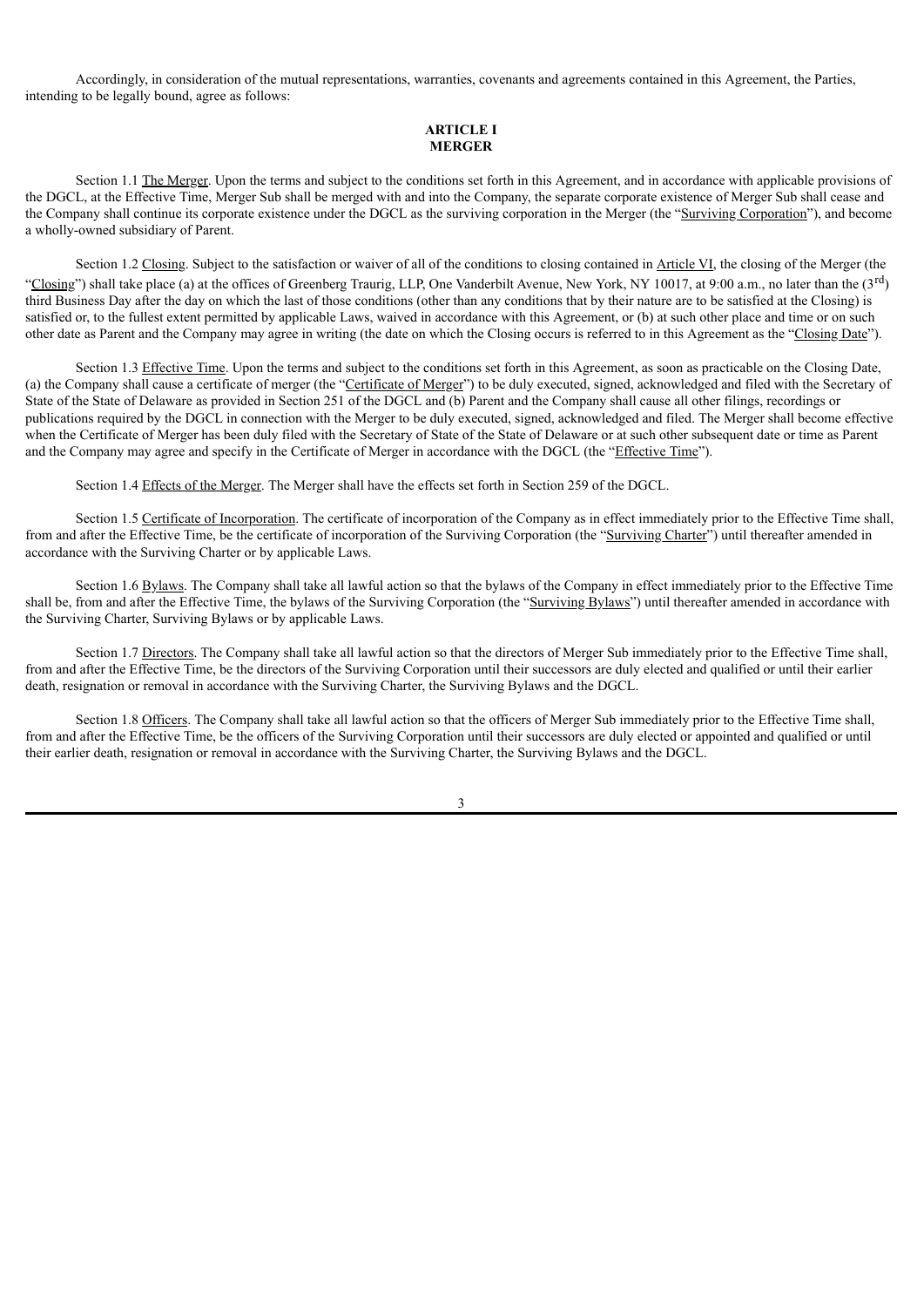Accordingly, in consideration of the mutual representations, warranties, covenants and agreements contained in this Agreement, the Parties, intending to be legally bound, agree as follows:

## ARTICLE I
## MERGER

Section 1.1 The Merger. Upon the terms and subject to the conditions set forth in this Agreement, and in accordance with applicable provisions of the DGCL, at the Effective Time, Merger Sub shall be merged with and into the Company, the separate corporate existence of Merger Sub shall cease and the Company shall continue its corporate existence under the DGCL as the surviving corporation in the Merger (the "Surviving Corporation"), and become a wholly-owned subsidiary of Parent.

Section 1.2 Closing. Subject to the satisfaction or waiver of all of the conditions to closing contained in Article VI, the closing of the Merger (the "Closing") shall take place (a) at the offices of Greenberg Traurig, LLP, One Vanderbilt Avenue, New York, NY 10017, at 9:00 a.m., no later than the ($3^{rd}$) third Business Day after the day on which the last of those conditions (other than any conditions that by their nature are to be satisfied at the Closing) is satisfied or, to the fullest extent permitted by applicable Laws, waived in accordance with this Agreement, or (b) at such other place and time or on such other date as Parent and the Company may agree in writing (the date on which the Closing occurs is referred to in this Agreement as the "Closing Date").

Section 1.3 Effective Time. Upon the terms and subject to the conditions set forth in this Agreement, as soon as practicable on the Closing Date, (a) the Company shall cause a certificate of merger (the "Certificate of Merger") to be duly executed, signed, acknowledged and filed with the Secretary of State of the State of Delaware as provided in Section 251 of the DGCL and (b) Parent and the Company shall cause all other filings, recordings or publications required by the DGCL in connection with the Merger to be duly executed, signed, acknowledged and filed. The Merger shall become effective when the Certificate of Merger has been duly filed with the Secretary of State of the State of Delaware or at such other subsequent date or time as Parent and the Company may agree and specify in the Certificate of Merger in accordance with the DGCL (the "Effective Time").

Section 1.4 Effects of the Merger. The Merger shall have the effects set forth in Section 259 of the DGCL.

Section 1.5 Certificate of Incorporation. The certificate of incorporation of the Company as in effect immediately prior to the Effective Time shall, from and after the Effective Time, be the certificate of incorporation of the Surviving Corporation (the "Surviving Charter") until thereafter amended in accordance with the Surviving Charter or by applicable Laws.

Section 1.6 Bylaws. The Company shall take all lawful action so that the bylaws of the Company in effect immediately prior to the Effective Time shall be, from and after the Effective Time, the bylaws of the Surviving Corporation (the "Surviving Bylaws") until thereafter amended in accordance with the Surviving Charter, Surviving Bylaws or by applicable Laws.

Section 1.7 Directors. The Company shall take all lawful action so that the directors of Merger Sub immediately prior to the Effective Time shall, from and after the Effective Time, be the directors of the Surviving Corporation until their successors are duly elected and qualified or until their earlier death, resignation or removal in accordance with the Surviving Charter, the Surviving Bylaws and the DGCL.

Section 1.8 Officers. The Company shall take all lawful action so that the officers of Merger Sub immediately prior to the Effective Time shall, from and after the Effective Time, be the officers of the Surviving Corporation until their successors are duly elected or appointed and qualified or until their earlier death, resignation or removal in accordance with the Surviving Charter, the Surviving Bylaws and the DGCL.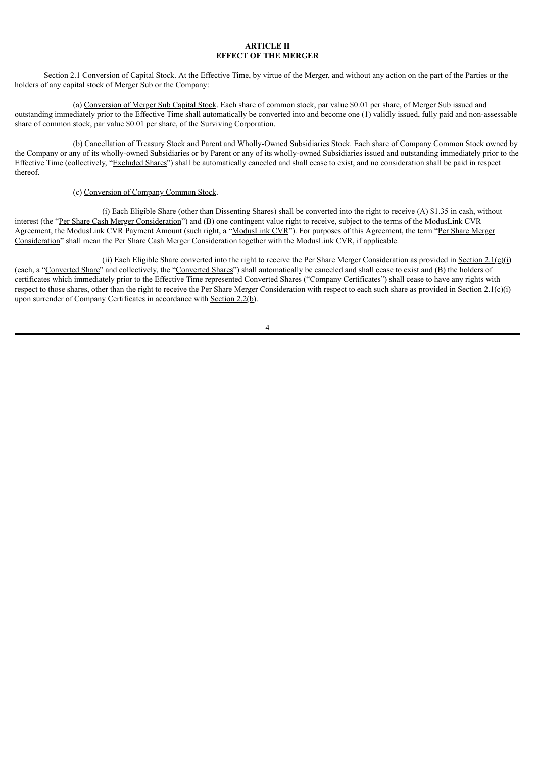# ARTICLE II
## EFFECT OF THE MERGER

Section 2.1 Conversion of Capital Stock. At the Effective Time, by virtue of the Merger, and without any action on the part of the Parties or the holders of any capital stock of Merger Sub or the Company:

(a) Conversion of Merger Sub Capital Stock. Each share of common stock, par value $0.01 per share, of Merger Sub issued and outstanding immediately prior to the Effective Time shall automatically be converted into and become one (1) validly issued, fully paid and non-assessable share of common stock, par value $0.01 per share, of the Surviving Corporation.

(b) Cancellation of Treasury Stock and Parent and Wholly-Owned Subsidiaries Stock. Each share of Company Common Stock owned by the Company or any of its wholly-owned Subsidiaries or by Parent or any of its wholly-owned Subsidiaries issued and outstanding immediately prior to the Effective Time (collectively, "Excluded Shares") shall be automatically canceled and shall cease to exist, and no consideration shall be paid in respect thereof.

(c) Conversion of Company Common Stock.

(i) Each Eligible Share (other than Dissenting Shares) shall be converted into the right to receive (A) $1.35 in cash, without interest (the "Per Share Cash Merger Consideration") and (B) one contingent value right to receive, subject to the terms of the ModusLink CVR Agreement, the ModusLink CVR Payment Amount (such right, a "ModusLink CVR"). For purposes of this Agreement, the term "Per Share Merger Consideration" shall mean the Per Share Cash Merger Consideration together with the ModusLink CVR, if applicable.

(ii) Each Eligible Share converted into the right to receive the Per Share Merger Consideration as provided in Section 2.1(c)(i) (each, a "Converted Share" and collectively, the "Converted Shares") shall automatically be canceled and shall cease to exist and (B) the holders of certificates which immediately prior to the Effective Time represented Converted Shares ("Company Certificates") shall cease to have any rights with respect to those shares, other than the right to receive the Per Share Merger Consideration with respect to each such share as provided in Section 2.1(c)(i) upon surrender of Company Certificates in accordance with Section 2.2(b).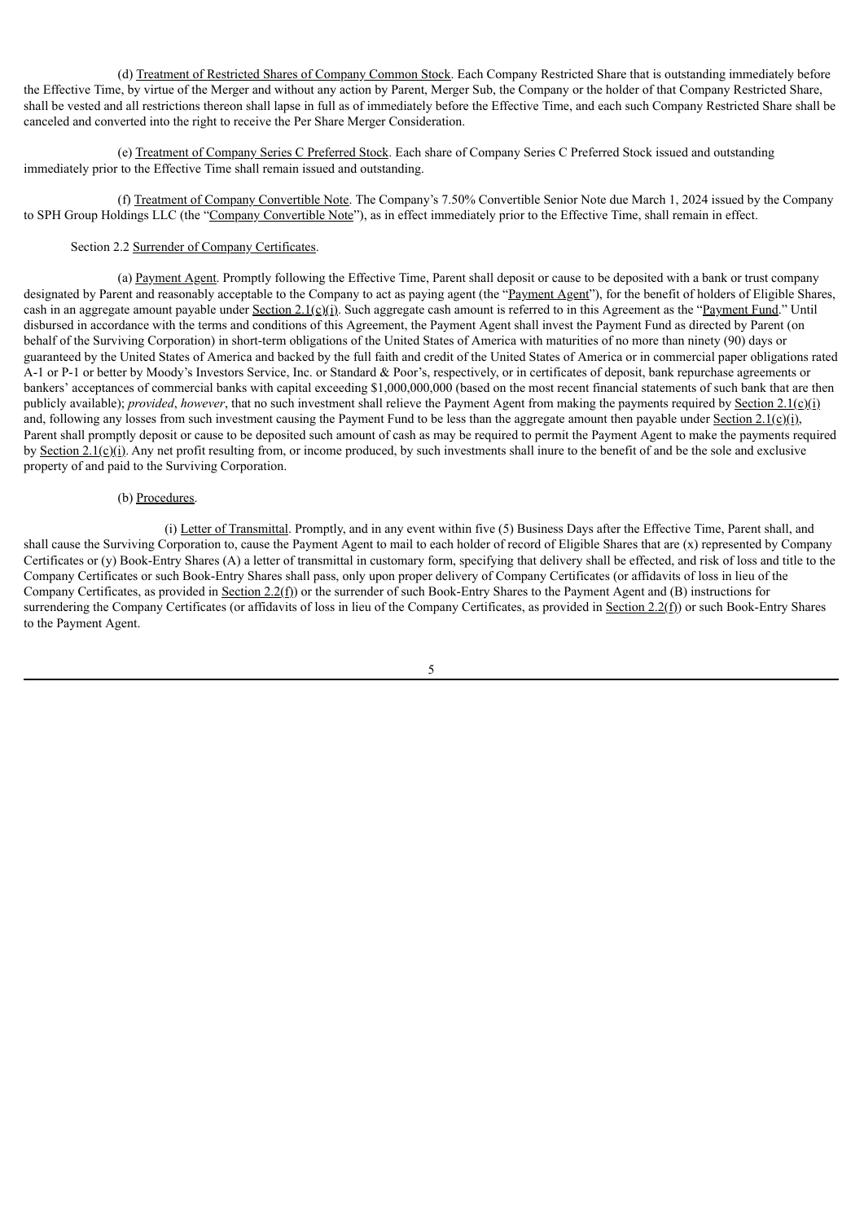(d) Treatment of Restricted Shares of Company Common Stock. Each Company Restricted Share that is outstanding immediately before the Effective Time, by virtue of the Merger and without any action by Parent, Merger Sub, the Company or the holder of that Company Restricted Share, shall be vested and all restrictions thereon shall lapse in full as of immediately before the Effective Time, and each such Company Restricted Share shall be canceled and converted into the right to receive the Per Share Merger Consideration.

(e) Treatment of Company Series C Preferred Stock. Each share of Company Series C Preferred Stock issued and outstanding immediately prior to the Effective Time shall remain issued and outstanding.

(f) Treatment of Company Convertible Note. The Company's 7.50% Convertible Senior Note due March 1, 2024 issued by the Company to SPH Group Holdings LLC (the "Company Convertible Note"), as in effect immediately prior to the Effective Time, shall remain in effect.

Section 2.2 Surrender of Company Certificates.

(a) Payment Agent. Promptly following the Effective Time, Parent shall deposit or cause to be deposited with a bank or trust company designated by Parent and reasonably acceptable to the Company to act as paying agent (the "Payment Agent"), for the benefit of holders of Eligible Shares, cash in an aggregate amount payable under Section 2.1(c)(i). Such aggregate cash amount is referred to in this Agreement as the "Payment Fund." Until disbursed in accordance with the terms and conditions of this Agreement, the Payment Agent shall invest the Payment Fund as directed by Parent (on behalf of the Surviving Corporation) in short-term obligations of the United States of America with maturities of no more than ninety (90) days or guaranteed by the United States of America and backed by the full faith and credit of the United States of America or in commercial paper obligations rated A-1 or P-1 or better by Moody's Investors Service, Inc. or Standard & Poor's, respectively, or in certificates of deposit, bank repurchase agreements or bankers' acceptances of commercial banks with capital exceeding $1,000,000,000 (based on the most recent financial statements of such bank that are then publicly available); *provided*, *however*, that no such investment shall relieve the Payment Agent from making the payments required by Section 2.1(c)(i) and, following any losses from such investment causing the Payment Fund to be less than the aggregate amount then payable under Section 2.1(c)(i), Parent shall promptly deposit or cause to be deposited such amount of cash as may be required to permit the Payment Agent to make the payments required by Section 2.1(c)(i). Any net profit resulting from, or income produced, by such investments shall inure to the benefit of and be the sole and exclusive property of and paid to the Surviving Corporation.

(b) Procedures.

(i) Letter of Transmittal. Promptly, and in any event within five (5) Business Days after the Effective Time, Parent shall, and shall cause the Surviving Corporation to, cause the Payment Agent to mail to each holder of record of Eligible Shares that are (x) represented by Company Certificates or (y) Book-Entry Shares (A) a letter of transmittal in customary form, specifying that delivery shall be effected, and risk of loss and title to the Company Certificates or such Book-Entry Shares shall pass, only upon proper delivery of Company Certificates (or affidavits of loss in lieu of the Company Certificates, as provided in Section 2.2(f)) or the surrender of such Book-Entry Shares to the Payment Agent and (B) instructions for surrendering the Company Certificates (or affidavits of loss in lieu of the Company Certificates, as provided in Section 2.2(f)) or such Book-Entry Shares to the Payment Agent.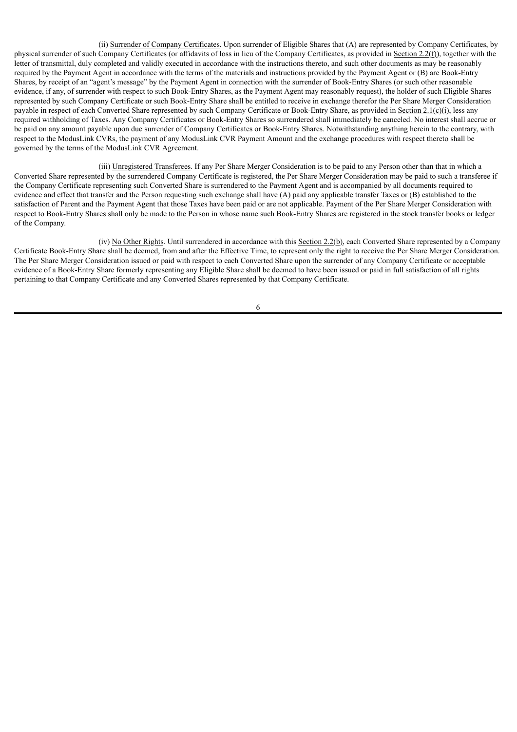(ii) Surrender of Company Certificates. Upon surrender of Eligible Shares that (A) are represented by Company Certificates, by physical surrender of such Company Certificates (or affidavits of loss in lieu of the Company Certificates, as provided in Section 2.2(f)), together with the letter of transmittal, duly completed and validly executed in accordance with the instructions thereto, and such other documents as may be reasonably required by the Payment Agent in accordance with the terms of the materials and instructions provided by the Payment Agent or (B) are Book-Entry Shares, by receipt of an "agent's message" by the Payment Agent in connection with the surrender of Book-Entry Shares (or such other reasonable evidence, if any, of surrender with respect to such Book-Entry Shares, as the Payment Agent may reasonably request), the holder of such Eligible Shares represented by such Company Certificate or such Book-Entry Share shall be entitled to receive in exchange therefor the Per Share Merger Consideration payable in respect of each Converted Share represented by such Company Certificate or Book-Entry Share, as provided in Section 2.1(c)(i), less any required withholding of Taxes. Any Company Certificates or Book-Entry Shares so surrendered shall immediately be canceled. No interest shall accrue or be paid on any amount payable upon due surrender of Company Certificates or Book-Entry Shares. Notwithstanding anything herein to the contrary, with respect to the ModusLink CVRs, the payment of any ModusLink CVR Payment Amount and the exchange procedures with respect thereto shall be governed by the terms of the ModusLink CVR Agreement.

(iii) Unregistered Transferees. If any Per Share Merger Consideration is to be paid to any Person other than that in which a Converted Share represented by the surrendered Company Certificate is registered, the Per Share Merger Consideration may be paid to such a transferee if the Company Certificate representing such Converted Share is surrendered to the Payment Agent and is accompanied by all documents required to evidence and effect that transfer and the Person requesting such exchange shall have (A) paid any applicable transfer Taxes or (B) established to the satisfaction of Parent and the Payment Agent that those Taxes have been paid or are not applicable. Payment of the Per Share Merger Consideration with respect to Book-Entry Shares shall only be made to the Person in whose name such Book-Entry Shares are registered in the stock transfer books or ledger of the Company.

(iv) No Other Rights. Until surrendered in accordance with this Section 2.2(b), each Converted Share represented by a Company Certificate Book-Entry Share shall be deemed, from and after the Effective Time, to represent only the right to receive the Per Share Merger Consideration. The Per Share Merger Consideration issued or paid with respect to each Converted Share upon the surrender of any Company Certificate or acceptable evidence of a Book-Entry Share formerly representing any Eligible Share shall be deemed to have been issued or paid in full satisfaction of all rights pertaining to that Company Certificate and any Converted Shares represented by that Company Certificate.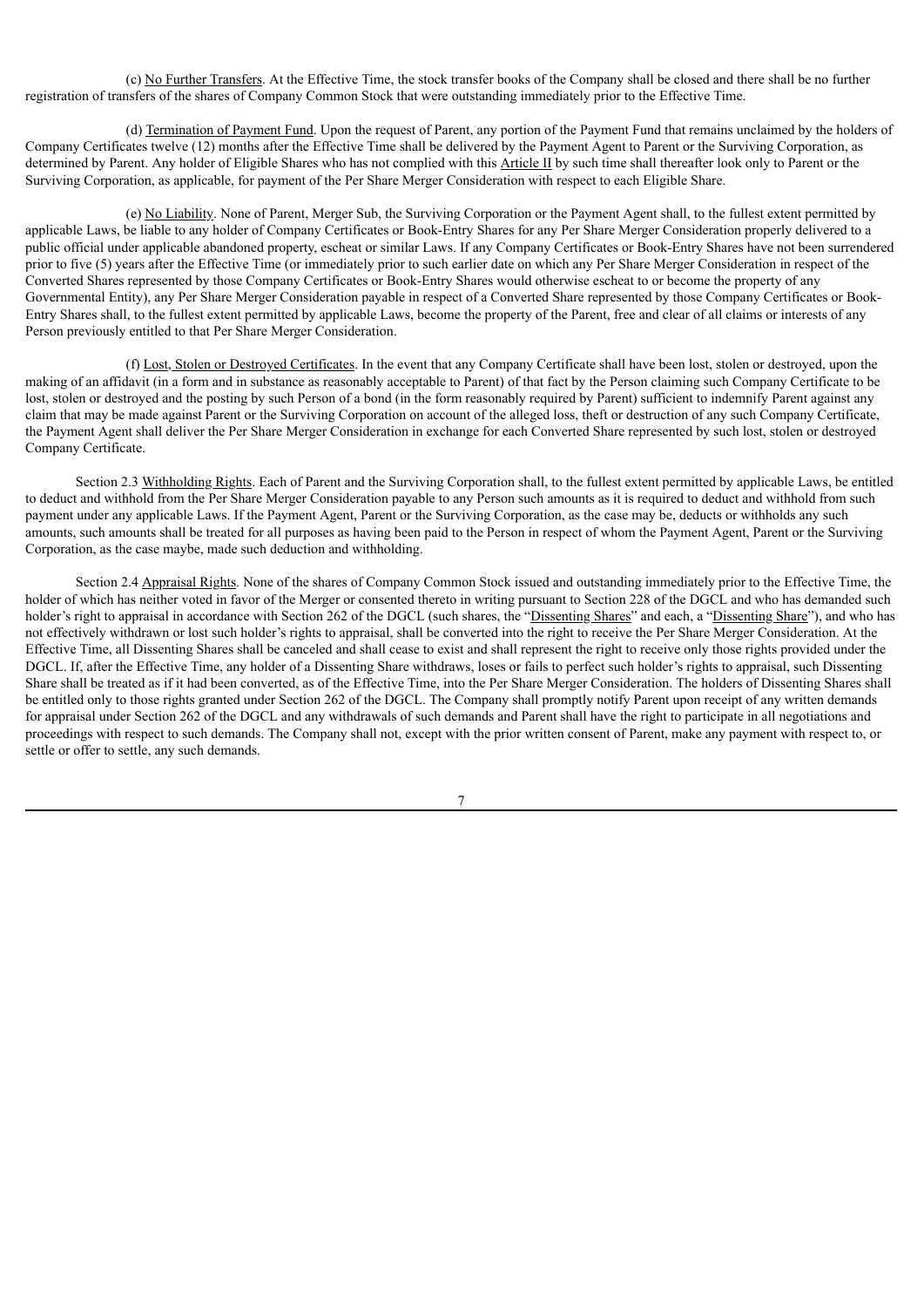(c) No Further Transfers. At the Effective Time, the stock transfer books of the Company shall be closed and there shall be no further registration of transfers of the shares of Company Common Stock that were outstanding immediately prior to the Effective Time.

(d) Termination of Payment Fund. Upon the request of Parent, any portion of the Payment Fund that remains unclaimed by the holders of Company Certificates twelve (12) months after the Effective Time shall be delivered by the Payment Agent to Parent or the Surviving Corporation, as determined by Parent. Any holder of Eligible Shares who has not complied with this Article II by such time shall thereafter look only to Parent or the Surviving Corporation, as applicable, for payment of the Per Share Merger Consideration with respect to each Eligible Share.

(e) No Liability. None of Parent, Merger Sub, the Surviving Corporation or the Payment Agent shall, to the fullest extent permitted by applicable Laws, be liable to any holder of Company Certificates or Book-Entry Shares for any Per Share Merger Consideration properly delivered to a public official under applicable abandoned property, escheat or similar Laws. If any Company Certificates or Book-Entry Shares have not been surrendered prior to five (5) years after the Effective Time (or immediately prior to such earlier date on which any Per Share Merger Consideration in respect of the Converted Shares represented by those Company Certificates or Book-Entry Shares would otherwise escheat to or become the property of any Governmental Entity), any Per Share Merger Consideration payable in respect of a Converted Share represented by those Company Certificates or Book-Entry Shares shall, to the fullest extent permitted by applicable Laws, become the property of the Parent, free and clear of all claims or interests of any Person previously entitled to that Per Share Merger Consideration.

(f) Lost, Stolen or Destroyed Certificates. In the event that any Company Certificate shall have been lost, stolen or destroyed, upon the making of an affidavit (in a form and in substance as reasonably acceptable to Parent) of that fact by the Person claiming such Company Certificate to be lost, stolen or destroyed and the posting by such Person of a bond (in the form reasonably required by Parent) sufficient to indemnify Parent against any claim that may be made against Parent or the Surviving Corporation on account of the alleged loss, theft or destruction of any such Company Certificate, the Payment Agent shall deliver the Per Share Merger Consideration in exchange for each Converted Share represented by such lost, stolen or destroyed Company Certificate.

Section 2.3 Withholding Rights. Each of Parent and the Surviving Corporation shall, to the fullest extent permitted by applicable Laws, be entitled to deduct and withhold from the Per Share Merger Consideration payable to any Person such amounts as it is required to deduct and withhold from such payment under any applicable Laws. If the Payment Agent, Parent or the Surviving Corporation, as the case may be, deducts or withholds any such amounts, such amounts shall be treated for all purposes as having been paid to the Person in respect of whom the Payment Agent, Parent or the Surviving Corporation, as the case maybe, made such deduction and withholding.

Section 2.4 Appraisal Rights. None of the shares of Company Common Stock issued and outstanding immediately prior to the Effective Time, the holder of which has neither voted in favor of the Merger or consented thereto in writing pursuant to Section 228 of the DGCL and who has demanded such holder's right to appraisal in accordance with Section 262 of the DGCL (such shares, the "Dissenting Shares" and each, a "Dissenting Share"), and who has not effectively withdrawn or lost such holder's rights to appraisal, shall be converted into the right to receive the Per Share Merger Consideration. At the Effective Time, all Dissenting Shares shall be canceled and shall cease to exist and shall represent the right to receive only those rights provided under the DGCL. If, after the Effective Time, any holder of a Dissenting Share withdraws, loses or fails to perfect such holder's rights to appraisal, such Dissenting Share shall be treated as if it had been converted, as of the Effective Time, into the Per Share Merger Consideration. The holders of Dissenting Shares shall be entitled only to those rights granted under Section 262 of the DGCL. The Company shall promptly notify Parent upon receipt of any written demands for appraisal under Section 262 of the DGCL and any withdrawals of such demands and Parent shall have the right to participate in all negotiations and proceedings with respect to such demands. The Company shall not, except with the prior written consent of Parent, make any payment with respect to, or settle or offer to settle, any such demands.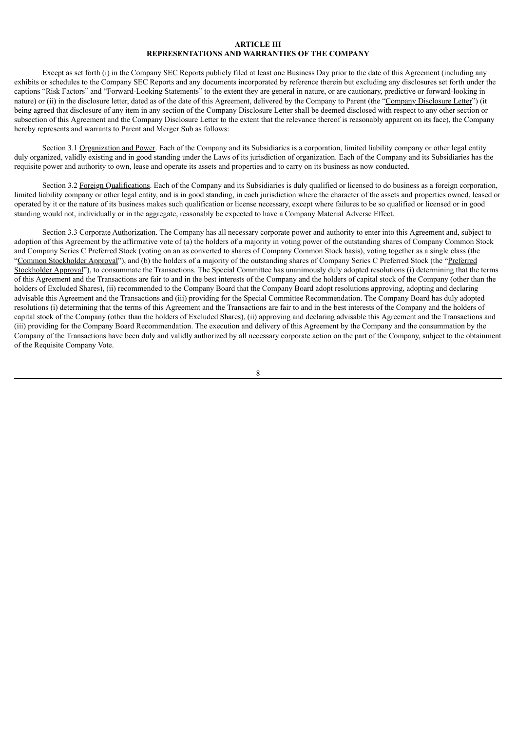# ARTICLE III
## REPRESENTATIONS AND WARRANTIES OF THE COMPANY

Except as set forth (i) in the Company SEC Reports publicly filed at least one Business Day prior to the date of this Agreement (including any exhibits or schedules to the Company SEC Reports and any documents incorporated by reference therein but excluding any disclosures set forth under the captions "Risk Factors" and "Forward-Looking Statements" to the extent they are general in nature, or are cautionary, predictive or forward-looking in nature) or (ii) in the disclosure letter, dated as of the date of this Agreement, delivered by the Company to Parent (the "Company Disclosure Letter") (it being agreed that disclosure of any item in any section of the Company Disclosure Letter shall be deemed disclosed with respect to any other section or subsection of this Agreement and the Company Disclosure Letter to the extent that the relevance thereof is reasonably apparent on its face), the Company hereby represents and warrants to Parent and Merger Sub as follows:

Section 3.1 Organization and Power. Each of the Company and its Subsidiaries is a corporation, limited liability company or other legal entity duly organized, validly existing and in good standing under the Laws of its jurisdiction of organization. Each of the Company and its Subsidiaries has the requisite power and authority to own, lease and operate its assets and properties and to carry on its business as now conducted.

Section 3.2 Foreign Qualifications. Each of the Company and its Subsidiaries is duly qualified or licensed to do business as a foreign corporation, limited liability company or other legal entity, and is in good standing, in each jurisdiction where the character of the assets and properties owned, leased or operated by it or the nature of its business makes such qualification or license necessary, except where failures to be so qualified or licensed or in good standing would not, individually or in the aggregate, reasonably be expected to have a Company Material Adverse Effect.

Section 3.3 Corporate Authorization. The Company has all necessary corporate power and authority to enter into this Agreement and, subject to adoption of this Agreement by the affirmative vote of (a) the holders of a majority in voting power of the outstanding shares of Company Common Stock and Company Series C Preferred Stock (voting on an as converted to shares of Company Common Stock basis), voting together as a single class (the "Common Stockholder Approval"), and (b) the holders of a majority of the outstanding shares of Company Series C Preferred Stock (the "Preferred Stockholder Approval"), to consummate the Transactions. The Special Committee has unanimously duly adopted resolutions (i) determining that the terms of this Agreement and the Transactions are fair to and in the best interests of the Company and the holders of capital stock of the Company (other than the holders of Excluded Shares), (ii) recommended to the Company Board that the Company Board adopt resolutions approving, adopting and declaring advisable this Agreement and the Transactions and (iii) providing for the Special Committee Recommendation. The Company Board has duly adopted resolutions (i) determining that the terms of this Agreement and the Transactions are fair to and in the best interests of the Company and the holders of capital stock of the Company (other than the holders of Excluded Shares), (ii) approving and declaring advisable this Agreement and the Transactions and (iii) providing for the Company Board Recommendation. The execution and delivery of this Agreement by the Company and the consummation by the Company of the Transactions have been duly and validly authorized by all necessary corporate action on the part of the Company, subject to the obtainment of the Requisite Company Vote.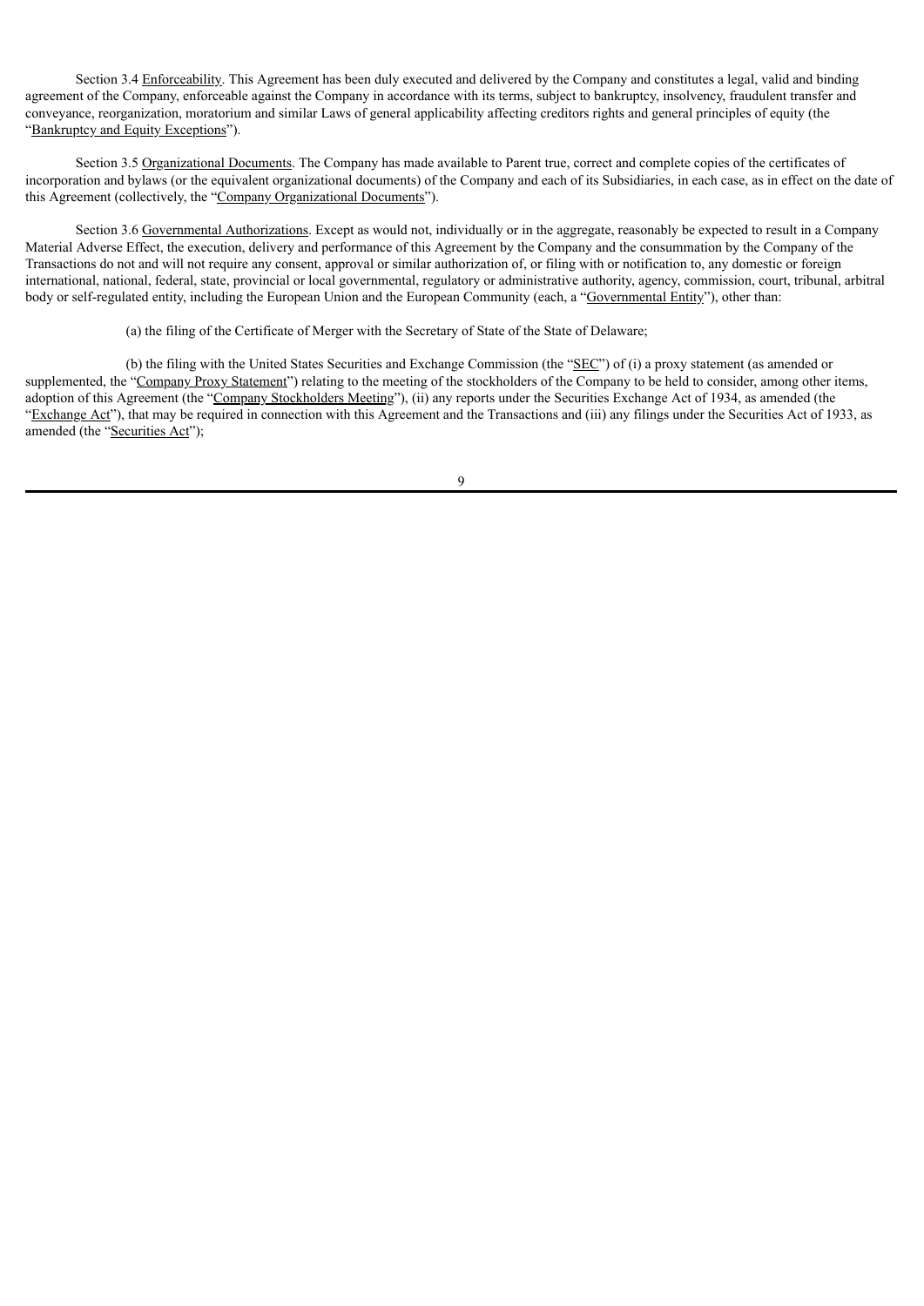Section 3.4 Enforceability. This Agreement has been duly executed and delivered by the Company and constitutes a legal, valid and binding agreement of the Company, enforceable against the Company in accordance with its terms, subject to bankruptcy, insolvency, fraudulent transfer and conveyance, reorganization, moratorium and similar Laws of general applicability affecting creditors rights and general principles of equity (the "Bankruptcy and Equity Exceptions").

Section 3.5 Organizational Documents. The Company has made available to Parent true, correct and complete copies of the certificates of incorporation and bylaws (or the equivalent organizational documents) of the Company and each of its Subsidiaries, in each case, as in effect on the date of this Agreement (collectively, the "Company Organizational Documents").

Section 3.6 Governmental Authorizations. Except as would not, individually or in the aggregate, reasonably be expected to result in a Company Material Adverse Effect, the execution, delivery and performance of this Agreement by the Company and the consummation by the Company of the Transactions do not and will not require any consent, approval or similar authorization of, or filing with or notification to, any domestic or foreign international, national, federal, state, provincial or local governmental, regulatory or administrative authority, agency, commission, court, tribunal, arbitral body or self-regulated entity, including the European Union and the European Community (each, a "Governmental Entity"), other than:

(a) the filing of the Certificate of Merger with the Secretary of State of the State of Delaware;

(b) the filing with the United States Securities and Exchange Commission (the "SEC") of (i) a proxy statement (as amended or supplemented, the "Company Proxy Statement") relating to the meeting of the stockholders of the Company to be held to consider, among other items, adoption of this Agreement (the "Company Stockholders Meeting"), (ii) any reports under the Securities Exchange Act of 1934, as amended (the "Exchange Act"), that may be required in connection with this Agreement and the Transactions and (iii) any filings under the Securities Act of 1933, as amended (the "Securities Act");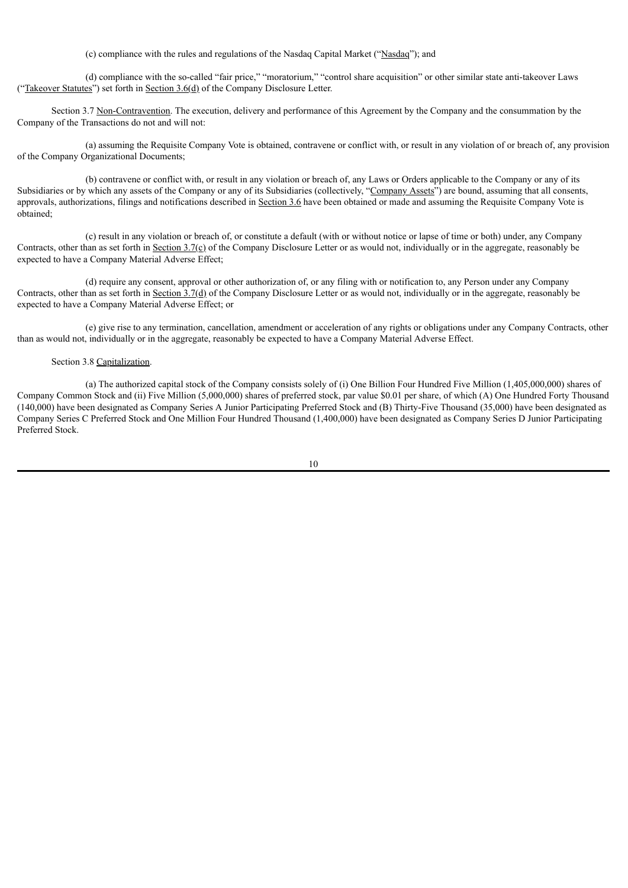(c) compliance with the rules and regulations of the Nasdaq Capital Market ("Nasdaq"); and

(d) compliance with the so-called "fair price," "moratorium," "control share acquisition" or other similar state anti-takeover Laws ("Takeover Statutes") set forth in Section 3.6(d) of the Company Disclosure Letter.

Section 3.7 Non-Contravention. The execution, delivery and performance of this Agreement by the Company and the consummation by the Company of the Transactions do not and will not:

(a) assuming the Requisite Company Vote is obtained, contravene or conflict with, or result in any violation of or breach of, any provision of the Company Organizational Documents;

(b) contravene or conflict with, or result in any violation or breach of, any Laws or Orders applicable to the Company or any of its Subsidiaries or by which any assets of the Company or any of its Subsidiaries (collectively, "Company Assets") are bound, assuming that all consents, approvals, authorizations, filings and notifications described in Section 3.6 have been obtained or made and assuming the Requisite Company Vote is obtained;

(c) result in any violation or breach of, or constitute a default (with or without notice or lapse of time or both) under, any Company Contracts, other than as set forth in Section 3.7(c) of the Company Disclosure Letter or as would not, individually or in the aggregate, reasonably be expected to have a Company Material Adverse Effect;

(d) require any consent, approval or other authorization of, or any filing with or notification to, any Person under any Company Contracts, other than as set forth in Section 3.7(d) of the Company Disclosure Letter or as would not, individually or in the aggregate, reasonably be expected to have a Company Material Adverse Effect; or

(e) give rise to any termination, cancellation, amendment or acceleration of any rights or obligations under any Company Contracts, other than as would not, individually or in the aggregate, reasonably be expected to have a Company Material Adverse Effect.

Section 3.8 Capitalization.

(a) The authorized capital stock of the Company consists solely of (i) One Billion Four Hundred Five Million (1,405,000,000) shares of Company Common Stock and (ii) Five Million (5,000,000) shares of preferred stock, par value $0.01 per share, of which (A) One Hundred Forty Thousand (140,000) have been designated as Company Series A Junior Participating Preferred Stock and (B) Thirty-Five Thousand (35,000) have been designated as Company Series C Preferred Stock and One Million Four Hundred Thousand (1,400,000) have been designated as Company Series D Junior Participating Preferred Stock.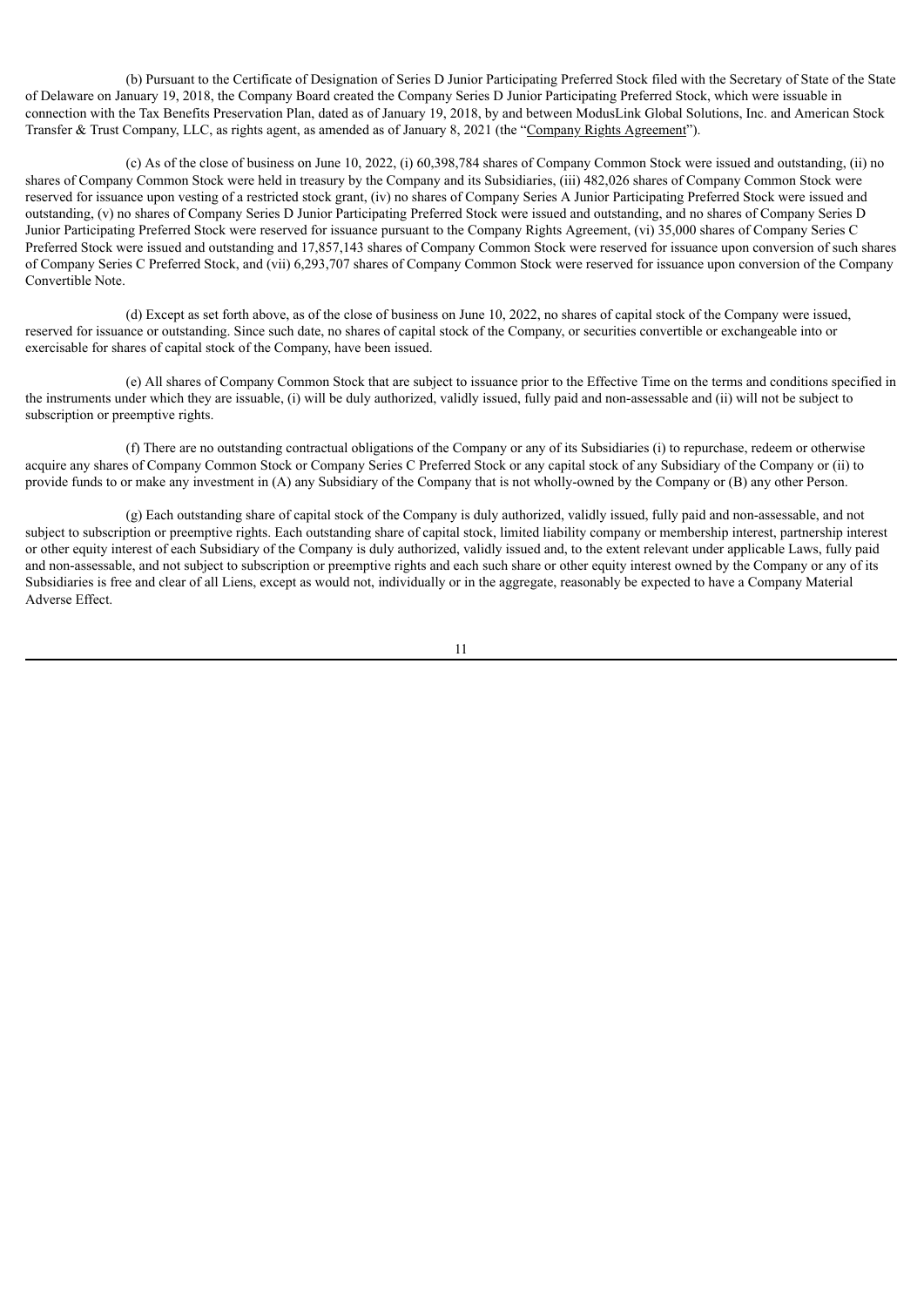(b) Pursuant to the Certificate of Designation of Series D Junior Participating Preferred Stock filed with the Secretary of State of the State of Delaware on January 19, 2018, the Company Board created the Company Series D Junior Participating Preferred Stock, which were issuable in connection with the Tax Benefits Preservation Plan, dated as of January 19, 2018, by and between ModusLink Global Solutions, Inc. and American Stock Transfer & Trust Company, LLC, as rights agent, as amended as of January 8, 2021 (the "Company Rights Agreement").

(c) As of the close of business on June 10, 2022, (i) 60,398,784 shares of Company Common Stock were issued and outstanding, (ii) no shares of Company Common Stock were held in treasury by the Company and its Subsidiaries, (iii) 482,026 shares of Company Common Stock were reserved for issuance upon vesting of a restricted stock grant, (iv) no shares of Company Series A Junior Participating Preferred Stock were issued and outstanding, (v) no shares of Company Series D Junior Participating Preferred Stock were issued and outstanding, and no shares of Company Series D Junior Participating Preferred Stock were reserved for issuance pursuant to the Company Rights Agreement, (vi) 35,000 shares of Company Series C Preferred Stock were issued and outstanding and 17,857,143 shares of Company Common Stock were reserved for issuance upon conversion of such shares of Company Series C Preferred Stock, and (vii) 6,293,707 shares of Company Common Stock were reserved for issuance upon conversion of the Company Convertible Note.

(d) Except as set forth above, as of the close of business on June 10, 2022, no shares of capital stock of the Company were issued, reserved for issuance or outstanding. Since such date, no shares of capital stock of the Company, or securities convertible or exchangeable into or exercisable for shares of capital stock of the Company, have been issued.

(e) All shares of Company Common Stock that are subject to issuance prior to the Effective Time on the terms and conditions specified in the instruments under which they are issuable, (i) will be duly authorized, validly issued, fully paid and non-assessable and (ii) will not be subject to subscription or preemptive rights.

(f) There are no outstanding contractual obligations of the Company or any of its Subsidiaries (i) to repurchase, redeem or otherwise acquire any shares of Company Common Stock or Company Series C Preferred Stock or any capital stock of any Subsidiary of the Company or (ii) to provide funds to or make any investment in (A) any Subsidiary of the Company that is not wholly-owned by the Company or (B) any other Person.

(g) Each outstanding share of capital stock of the Company is duly authorized, validly issued, fully paid and non-assessable, and not subject to subscription or preemptive rights. Each outstanding share of capital stock, limited liability company or membership interest, partnership interest or other equity interest of each Subsidiary of the Company is duly authorized, validly issued and, to the extent relevant under applicable Laws, fully paid and non-assessable, and not subject to subscription or preemptive rights and each such share or other equity interest owned by the Company or any of its Subsidiaries is free and clear of all Liens, except as would not, individually or in the aggregate, reasonably be expected to have a Company Material Adverse Effect.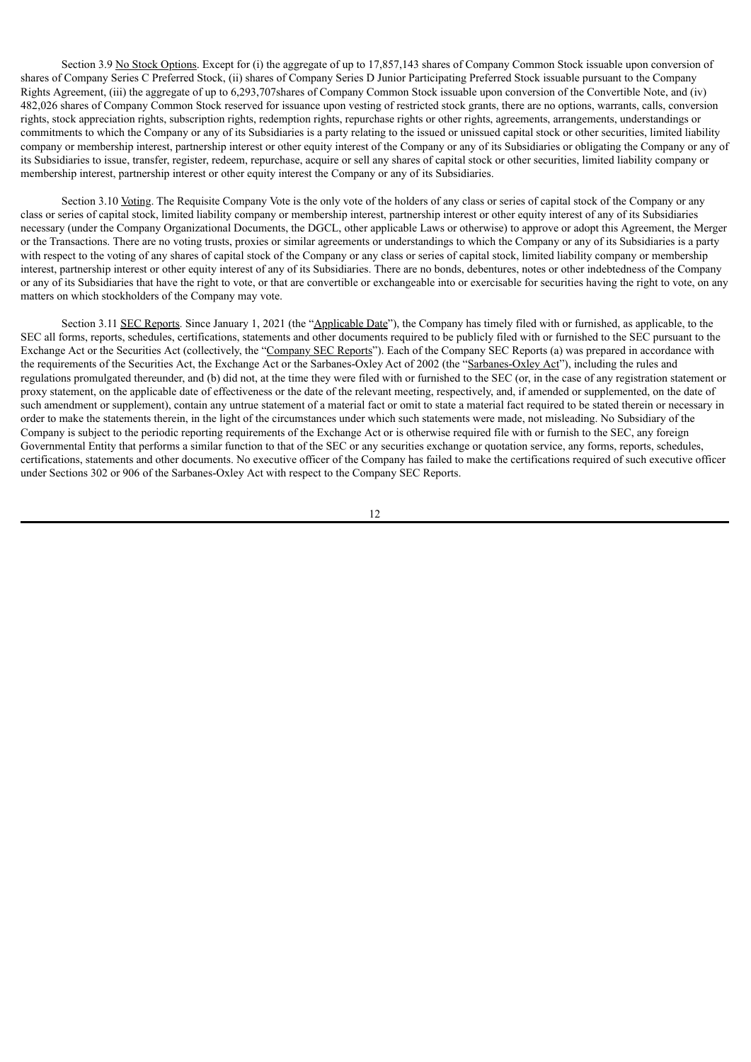Section 3.9 No Stock Options. Except for (i) the aggregate of up to 17,857,143 shares of Company Common Stock issuable upon conversion of shares of Company Series C Preferred Stock, (ii) shares of Company Series D Junior Participating Preferred Stock issuable pursuant to the Company Rights Agreement, (iii) the aggregate of up to 6,293,707shares of Company Common Stock issuable upon conversion of the Convertible Note, and (iv) 482,026 shares of Company Common Stock reserved for issuance upon vesting of restricted stock grants, there are no options, warrants, calls, conversion rights, stock appreciation rights, subscription rights, redemption rights, repurchase rights or other rights, agreements, arrangements, understandings or commitments to which the Company or any of its Subsidiaries is a party relating to the issued or unissued capital stock or other securities, limited liability company or membership interest, partnership interest or other equity interest of the Company or any of its Subsidiaries or obligating the Company or any of its Subsidiaries to issue, transfer, register, redeem, repurchase, acquire or sell any shares of capital stock or other securities, limited liability company or membership interest, partnership interest or other equity interest the Company or any of its Subsidiaries.

Section 3.10 Voting. The Requisite Company Vote is the only vote of the holders of any class or series of capital stock of the Company or any class or series of capital stock, limited liability company or membership interest, partnership interest or other equity interest of any of its Subsidiaries necessary (under the Company Organizational Documents, the DGCL, other applicable Laws or otherwise) to approve or adopt this Agreement, the Merger or the Transactions. There are no voting trusts, proxies or similar agreements or understandings to which the Company or any of its Subsidiaries is a party with respect to the voting of any shares of capital stock of the Company or any class or series of capital stock, limited liability company or membership interest, partnership interest or other equity interest of any of its Subsidiaries. There are no bonds, debentures, notes or other indebtedness of the Company or any of its Subsidiaries that have the right to vote, or that are convertible or exchangeable into or exercisable for securities having the right to vote, on any matters on which stockholders of the Company may vote.

Section 3.11 SEC Reports. Since January 1, 2021 (the "Applicable Date"), the Company has timely filed with or furnished, as applicable, to the SEC all forms, reports, schedules, certifications, statements and other documents required to be publicly filed with or furnished to the SEC pursuant to the Exchange Act or the Securities Act (collectively, the "Company SEC Reports"). Each of the Company SEC Reports (a) was prepared in accordance with the requirements of the Securities Act, the Exchange Act or the Sarbanes-Oxley Act of 2002 (the "Sarbanes-Oxley Act"), including the rules and regulations promulgated thereunder, and (b) did not, at the time they were filed with or furnished to the SEC (or, in the case of any registration statement or proxy statement, on the applicable date of effectiveness or the date of the relevant meeting, respectively, and, if amended or supplemented, on the date of such amendment or supplement), contain any untrue statement of a material fact or omit to state a material fact required to be stated therein or necessary in order to make the statements therein, in the light of the circumstances under which such statements were made, not misleading. No Subsidiary of the Company is subject to the periodic reporting requirements of the Exchange Act or is otherwise required file with or furnish to the SEC, any foreign Governmental Entity that performs a similar function to that of the SEC or any securities exchange or quotation service, any forms, reports, schedules, certifications, statements and other documents. No executive officer of the Company has failed to make the certifications required of such executive officer under Sections 302 or 906 of the Sarbanes-Oxley Act with respect to the Company SEC Reports.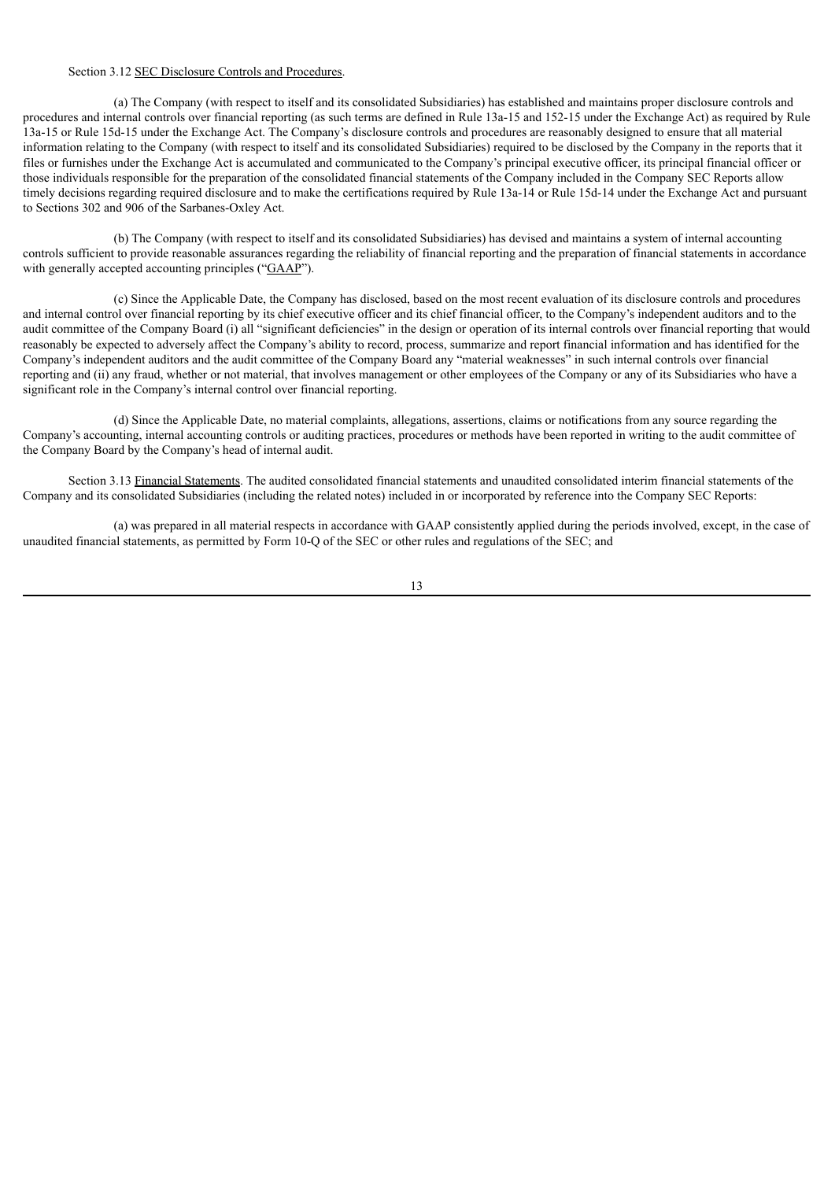Section 3.12 SEC Disclosure Controls and Procedures.

(a) The Company (with respect to itself and its consolidated Subsidiaries) has established and maintains proper disclosure controls and procedures and internal controls over financial reporting (as such terms are defined in Rule 13a-15 and 152-15 under the Exchange Act) as required by Rule 13a-15 or Rule 15d-15 under the Exchange Act. The Company's disclosure controls and procedures are reasonably designed to ensure that all material information relating to the Company (with respect to itself and its consolidated Subsidiaries) required to be disclosed by the Company in the reports that it files or furnishes under the Exchange Act is accumulated and communicated to the Company's principal executive officer, its principal financial officer or those individuals responsible for the preparation of the consolidated financial statements of the Company included in the Company SEC Reports allow timely decisions regarding required disclosure and to make the certifications required by Rule 13a-14 or Rule 15d-14 under the Exchange Act and pursuant to Sections 302 and 906 of the Sarbanes-Oxley Act.

(b) The Company (with respect to itself and its consolidated Subsidiaries) has devised and maintains a system of internal accounting controls sufficient to provide reasonable assurances regarding the reliability of financial reporting and the preparation of financial statements in accordance with generally accepted accounting principles ("GAAP").

(c) Since the Applicable Date, the Company has disclosed, based on the most recent evaluation of its disclosure controls and procedures and internal control over financial reporting by its chief executive officer and its chief financial officer, to the Company's independent auditors and to the audit committee of the Company Board (i) all "significant deficiencies" in the design or operation of its internal controls over financial reporting that would reasonably be expected to adversely affect the Company's ability to record, process, summarize and report financial information and has identified for the Company's independent auditors and the audit committee of the Company Board any "material weaknesses" in such internal controls over financial reporting and (ii) any fraud, whether or not material, that involves management or other employees of the Company or any of its Subsidiaries who have a significant role in the Company's internal control over financial reporting.

(d) Since the Applicable Date, no material complaints, allegations, assertions, claims or notifications from any source regarding the Company's accounting, internal accounting controls or auditing practices, procedures or methods have been reported in writing to the audit committee of the Company Board by the Company's head of internal audit.

Section 3.13 Financial Statements. The audited consolidated financial statements and unaudited consolidated interim financial statements of the Company and its consolidated Subsidiaries (including the related notes) included in or incorporated by reference into the Company SEC Reports:

(a) was prepared in all material respects in accordance with GAAP consistently applied during the periods involved, except, in the case of unaudited financial statements, as permitted by Form 10-Q of the SEC or other rules and regulations of the SEC; and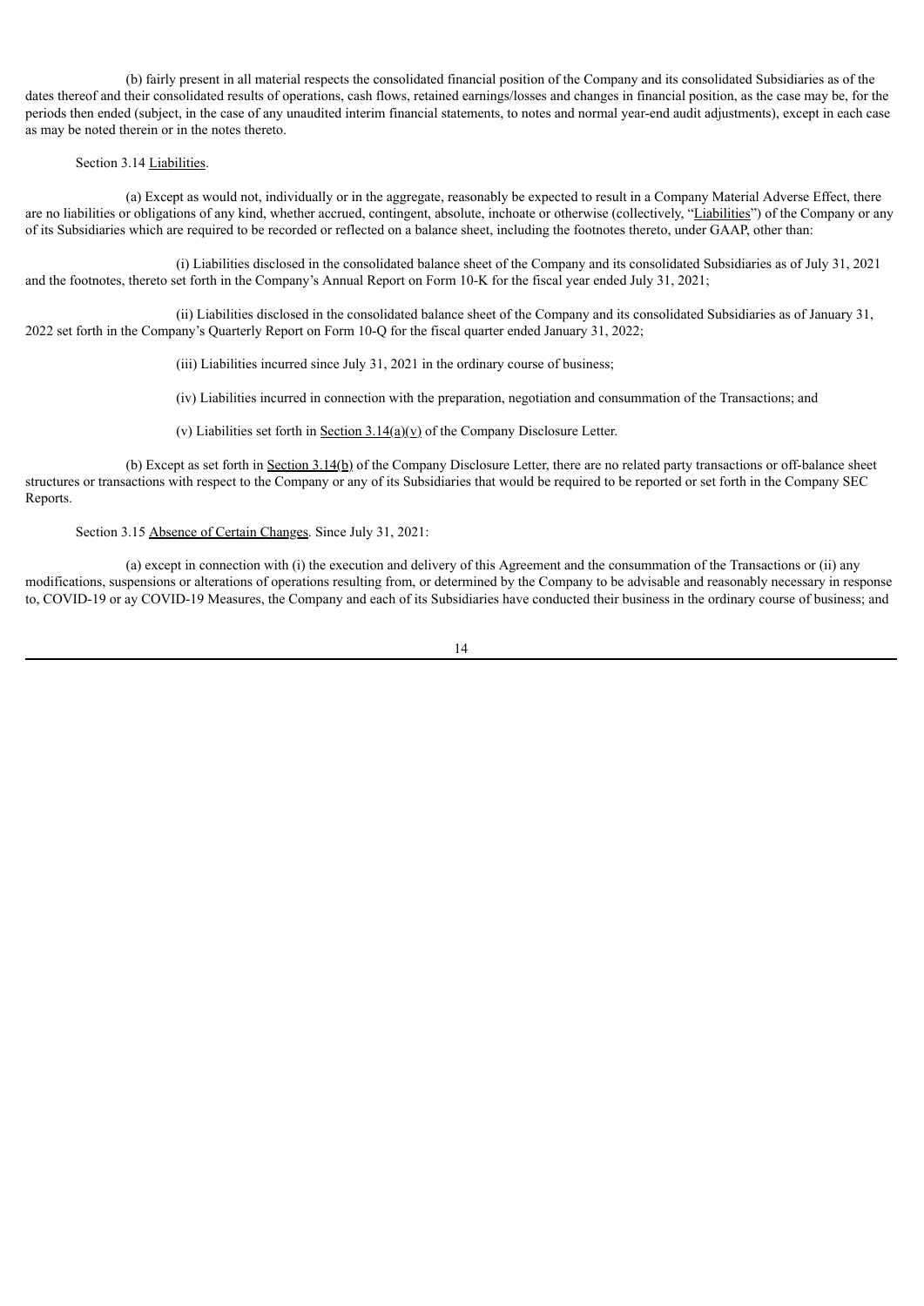(b) fairly present in all material respects the consolidated financial position of the Company and its consolidated Subsidiaries as of the dates thereof and their consolidated results of operations, cash flows, retained earnings/losses and changes in financial position, as the case may be, for the periods then ended (subject, in the case of any unaudited interim financial statements, to notes and normal year-end audit adjustments), except in each case as may be noted therein or in the notes thereto.

Section 3.14 Liabilities.

(a) Except as would not, individually or in the aggregate, reasonably be expected to result in a Company Material Adverse Effect, there are no liabilities or obligations of any kind, whether accrued, contingent, absolute, inchoate or otherwise (collectively, "Liabilities") of the Company or any of its Subsidiaries which are required to be recorded or reflected on a balance sheet, including the footnotes thereto, under GAAP, other than:

(i) Liabilities disclosed in the consolidated balance sheet of the Company and its consolidated Subsidiaries as of July 31, 2021 and the footnotes, thereto set forth in the Company's Annual Report on Form 10-K for the fiscal year ended July 31, 2021;

(ii) Liabilities disclosed in the consolidated balance sheet of the Company and its consolidated Subsidiaries as of January 31, 2022 set forth in the Company's Quarterly Report on Form 10-Q for the fiscal quarter ended January 31, 2022;

(iii) Liabilities incurred since July 31, 2021 in the ordinary course of business;

(iv) Liabilities incurred in connection with the preparation, negotiation and consummation of the Transactions; and

(v) Liabilities set forth in Section 3.14(a)(v) of the Company Disclosure Letter.

(b) Except as set forth in Section 3.14(b) of the Company Disclosure Letter, there are no related party transactions or off-balance sheet structures or transactions with respect to the Company or any of its Subsidiaries that would be required to be reported or set forth in the Company SEC Reports.

Section 3.15 Absence of Certain Changes. Since July 31, 2021:

(a) except in connection with (i) the execution and delivery of this Agreement and the consummation of the Transactions or (ii) any modifications, suspensions or alterations of operations resulting from, or determined by the Company to be advisable and reasonably necessary in response to, COVID-19 or ay COVID-19 Measures, the Company and each of its Subsidiaries have conducted their business in the ordinary course of business; and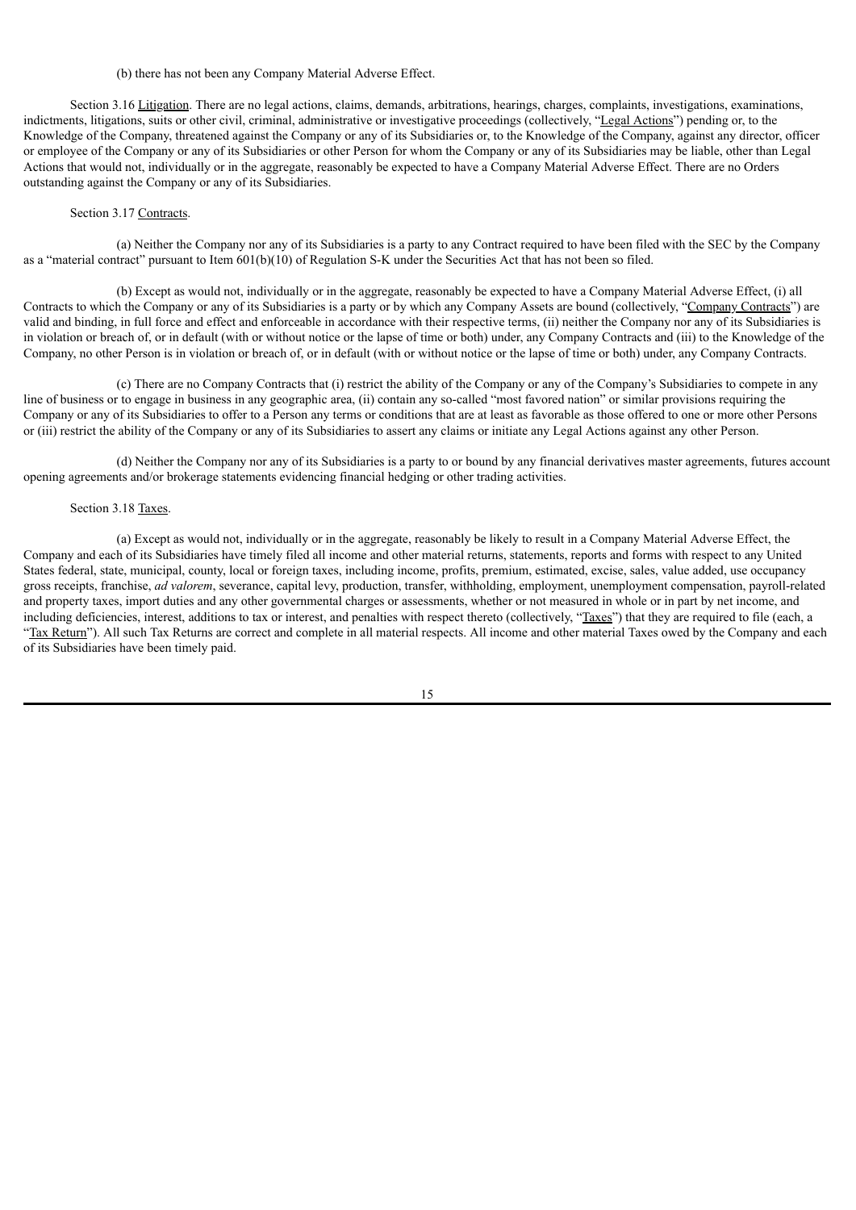(b) there has not been any Company Material Adverse Effect.

Section 3.16 Litigation. There are no legal actions, claims, demands, arbitrations, hearings, charges, complaints, investigations, examinations, indictments, litigations, suits or other civil, criminal, administrative or investigative proceedings (collectively, "Legal Actions") pending or, to the Knowledge of the Company, threatened against the Company or any of its Subsidiaries or, to the Knowledge of the Company, against any director, officer or employee of the Company or any of its Subsidiaries or other Person for whom the Company or any of its Subsidiaries may be liable, other than Legal Actions that would not, individually or in the aggregate, reasonably be expected to have a Company Material Adverse Effect. There are no Orders outstanding against the Company or any of its Subsidiaries.

Section 3.17 Contracts.

(a) Neither the Company nor any of its Subsidiaries is a party to any Contract required to have been filed with the SEC by the Company as a "material contract" pursuant to Item 601(b)(10) of Regulation S-K under the Securities Act that has not been so filed.

(b) Except as would not, individually or in the aggregate, reasonably be expected to have a Company Material Adverse Effect, (i) all Contracts to which the Company or any of its Subsidiaries is a party or by which any Company Assets are bound (collectively, "Company Contracts") are valid and binding, in full force and effect and enforceable in accordance with their respective terms, (ii) neither the Company nor any of its Subsidiaries is in violation or breach of, or in default (with or without notice or the lapse of time or both) under, any Company Contracts and (iii) to the Knowledge of the Company, no other Person is in violation or breach of, or in default (with or without notice or the lapse of time or both) under, any Company Contracts.

(c) There are no Company Contracts that (i) restrict the ability of the Company or any of the Company's Subsidiaries to compete in any line of business or to engage in business in any geographic area, (ii) contain any so-called "most favored nation" or similar provisions requiring the Company or any of its Subsidiaries to offer to a Person any terms or conditions that are at least as favorable as those offered to one or more other Persons or (iii) restrict the ability of the Company or any of its Subsidiaries to assert any claims or initiate any Legal Actions against any other Person.

(d) Neither the Company nor any of its Subsidiaries is a party to or bound by any financial derivatives master agreements, futures account opening agreements and/or brokerage statements evidencing financial hedging or other trading activities.

Section 3.18 Taxes.

(a) Except as would not, individually or in the aggregate, reasonably be likely to result in a Company Material Adverse Effect, the Company and each of its Subsidiaries have timely filed all income and other material returns, statements, reports and forms with respect to any United States federal, state, municipal, county, local or foreign taxes, including income, profits, premium, estimated, excise, sales, value added, use occupancy gross receipts, franchise, *ad valorem*, severance, capital levy, production, transfer, withholding, employment, unemployment compensation, payroll-related and property taxes, import duties and any other governmental charges or assessments, whether or not measured in whole or in part by net income, and including deficiencies, interest, additions to tax or interest, and penalties with respect thereto (collectively, "Taxes") that they are required to file (each, a "Tax Return"). All such Tax Returns are correct and complete in all material respects. All income and other material Taxes owed by the Company and each of its Subsidiaries have been timely paid.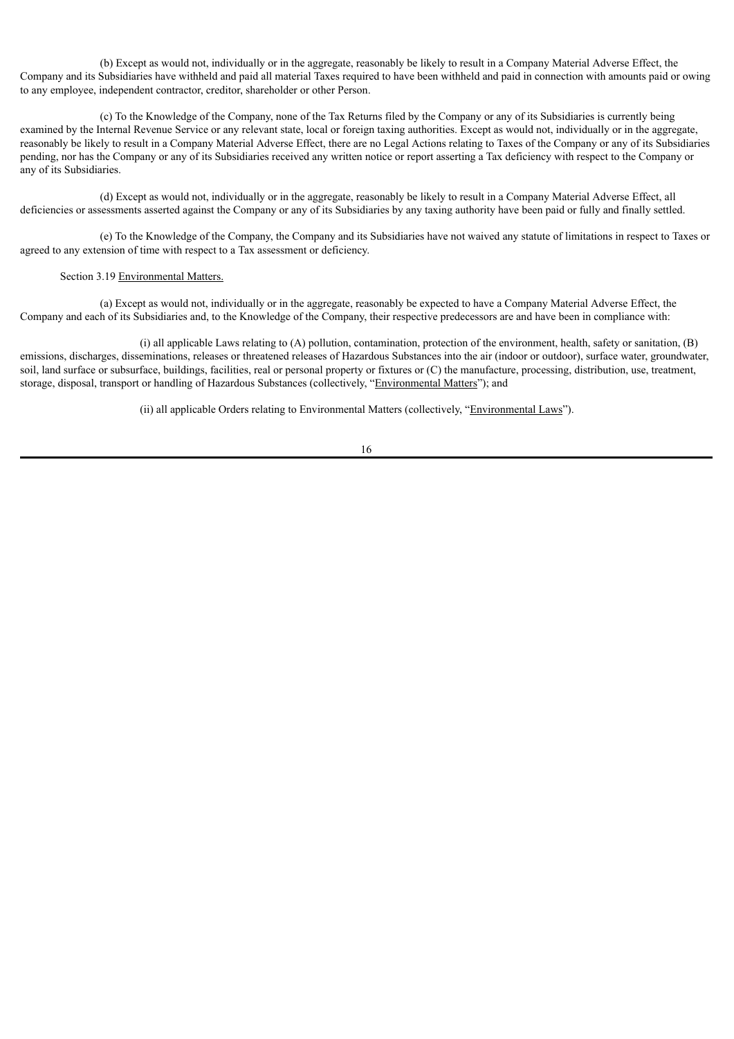(b) Except as would not, individually or in the aggregate, reasonably be likely to result in a Company Material Adverse Effect, the Company and its Subsidiaries have withheld and paid all material Taxes required to have been withheld and paid in connection with amounts paid or owing to any employee, independent contractor, creditor, shareholder or other Person.

(c) To the Knowledge of the Company, none of the Tax Returns filed by the Company or any of its Subsidiaries is currently being examined by the Internal Revenue Service or any relevant state, local or foreign taxing authorities. Except as would not, individually or in the aggregate, reasonably be likely to result in a Company Material Adverse Effect, there are no Legal Actions relating to Taxes of the Company or any of its Subsidiaries pending, nor has the Company or any of its Subsidiaries received any written notice or report asserting a Tax deficiency with respect to the Company or any of its Subsidiaries.

(d) Except as would not, individually or in the aggregate, reasonably be likely to result in a Company Material Adverse Effect, all deficiencies or assessments asserted against the Company or any of its Subsidiaries by any taxing authority have been paid or fully and finally settled.

(e) To the Knowledge of the Company, the Company and its Subsidiaries have not waived any statute of limitations in respect to Taxes or agreed to any extension of time with respect to a Tax assessment or deficiency.

Section 3.19 Environmental Matters.

(a) Except as would not, individually or in the aggregate, reasonably be expected to have a Company Material Adverse Effect, the Company and each of its Subsidiaries and, to the Knowledge of the Company, their respective predecessors are and have been in compliance with:

(i) all applicable Laws relating to (A) pollution, contamination, protection of the environment, health, safety or sanitation, (B) emissions, discharges, disseminations, releases or threatened releases of Hazardous Substances into the air (indoor or outdoor), surface water, groundwater, soil, land surface or subsurface, buildings, facilities, real or personal property or fixtures or (C) the manufacture, processing, distribution, use, treatment, storage, disposal, transport or handling of Hazardous Substances (collectively, "Environmental Matters"); and

(ii) all applicable Orders relating to Environmental Matters (collectively, "Environmental Laws").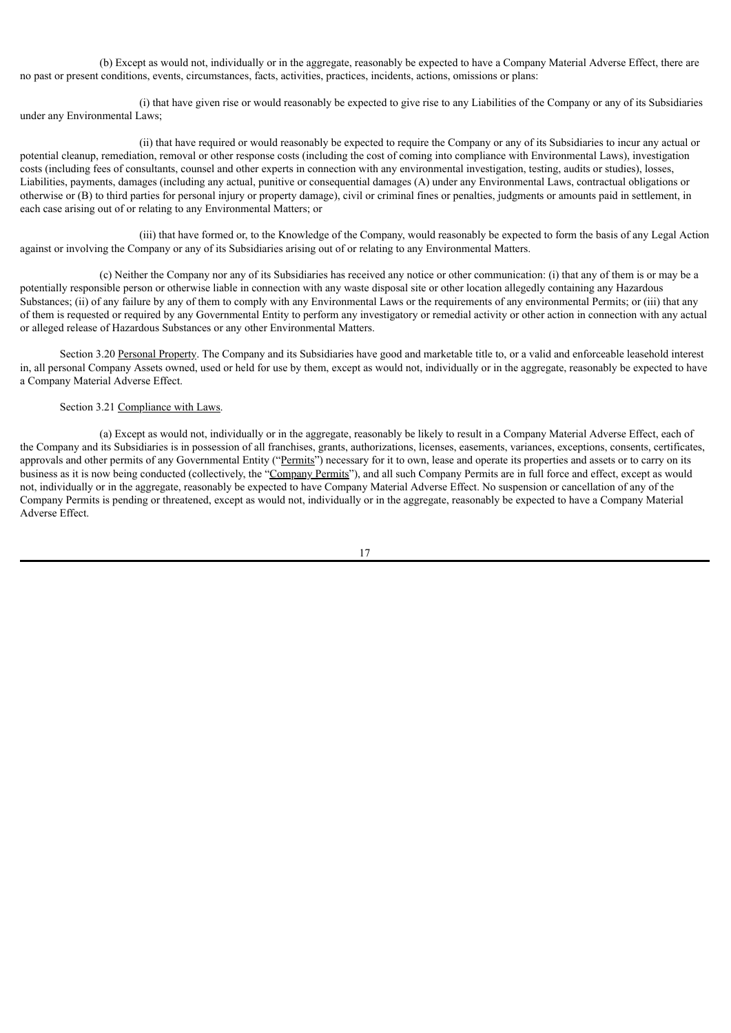(b) Except as would not, individually or in the aggregate, reasonably be expected to have a Company Material Adverse Effect, there are no past or present conditions, events, circumstances, facts, activities, practices, incidents, actions, omissions or plans:

(i) that have given rise or would reasonably be expected to give rise to any Liabilities of the Company or any of its Subsidiaries under any Environmental Laws;

(ii) that have required or would reasonably be expected to require the Company or any of its Subsidiaries to incur any actual or potential cleanup, remediation, removal or other response costs (including the cost of coming into compliance with Environmental Laws), investigation costs (including fees of consultants, counsel and other experts in connection with any environmental investigation, testing, audits or studies), losses, Liabilities, payments, damages (including any actual, punitive or consequential damages (A) under any Environmental Laws, contractual obligations or otherwise or (B) to third parties for personal injury or property damage), civil or criminal fines or penalties, judgments or amounts paid in settlement, in each case arising out of or relating to any Environmental Matters; or

(iii) that have formed or, to the Knowledge of the Company, would reasonably be expected to form the basis of any Legal Action against or involving the Company or any of its Subsidiaries arising out of or relating to any Environmental Matters.

(c) Neither the Company nor any of its Subsidiaries has received any notice or other communication: (i) that any of them is or may be a potentially responsible person or otherwise liable in connection with any waste disposal site or other location allegedly containing any Hazardous Substances; (ii) of any failure by any of them to comply with any Environmental Laws or the requirements of any environmental Permits; or (iii) that any of them is requested or required by any Governmental Entity to perform any investigatory or remedial activity or other action in connection with any actual or alleged release of Hazardous Substances or any other Environmental Matters.

Section 3.20 Personal Property. The Company and its Subsidiaries have good and marketable title to, or a valid and enforceable leasehold interest in, all personal Company Assets owned, used or held for use by them, except as would not, individually or in the aggregate, reasonably be expected to have a Company Material Adverse Effect.

Section 3.21 Compliance with Laws.

(a) Except as would not, individually or in the aggregate, reasonably be likely to result in a Company Material Adverse Effect, each of the Company and its Subsidiaries is in possession of all franchises, grants, authorizations, licenses, easements, variances, exceptions, consents, certificates, approvals and other permits of any Governmental Entity ("Permits") necessary for it to own, lease and operate its properties and assets or to carry on its business as it is now being conducted (collectively, the "Company Permits"), and all such Company Permits are in full force and effect, except as would not, individually or in the aggregate, reasonably be expected to have Company Material Adverse Effect. No suspension or cancellation of any of the Company Permits is pending or threatened, except as would not, individually or in the aggregate, reasonably be expected to have a Company Material Adverse Effect.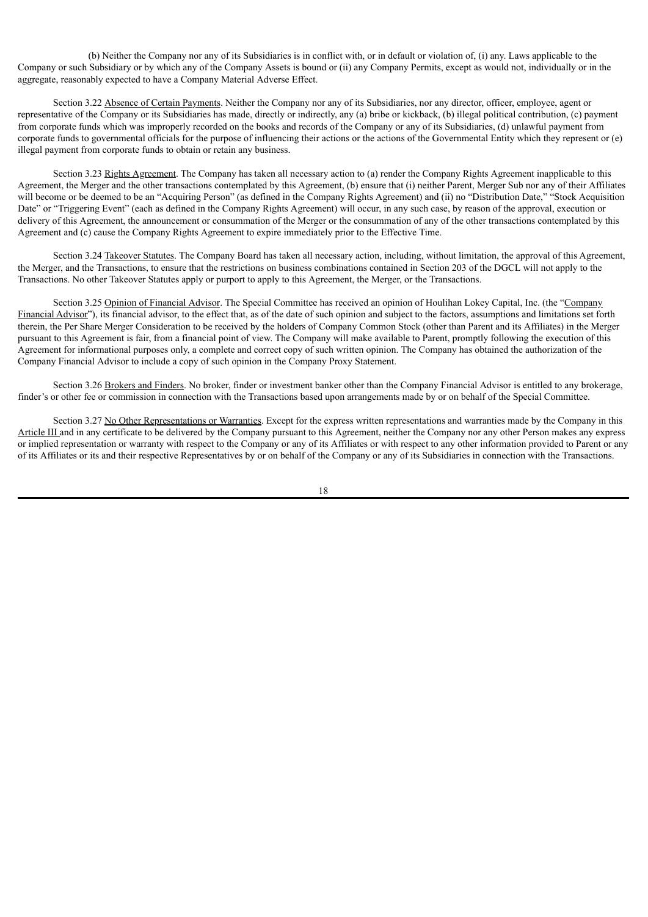(b) Neither the Company nor any of its Subsidiaries is in conflict with, or in default or violation of, (i) any. Laws applicable to the Company or such Subsidiary or by which any of the Company Assets is bound or (ii) any Company Permits, except as would not, individually or in the aggregate, reasonably expected to have a Company Material Adverse Effect.

Section 3.22 Absence of Certain Payments. Neither the Company nor any of its Subsidiaries, nor any director, officer, employee, agent or representative of the Company or its Subsidiaries has made, directly or indirectly, any (a) bribe or kickback, (b) illegal political contribution, (c) payment from corporate funds which was improperly recorded on the books and records of the Company or any of its Subsidiaries, (d) unlawful payment from corporate funds to governmental officials for the purpose of influencing their actions or the actions of the Governmental Entity which they represent or (e) illegal payment from corporate funds to obtain or retain any business.

Section 3.23 Rights Agreement. The Company has taken all necessary action to (a) render the Company Rights Agreement inapplicable to this Agreement, the Merger and the other transactions contemplated by this Agreement, (b) ensure that (i) neither Parent, Merger Sub nor any of their Affiliates will become or be deemed to be an "Acquiring Person" (as defined in the Company Rights Agreement) and (ii) no "Distribution Date," "Stock Acquisition Date" or "Triggering Event" (each as defined in the Company Rights Agreement) will occur, in any such case, by reason of the approval, execution or delivery of this Agreement, the announcement or consummation of the Merger or the consummation of any of the other transactions contemplated by this Agreement and (c) cause the Company Rights Agreement to expire immediately prior to the Effective Time.

Section 3.24 Takeover Statutes. The Company Board has taken all necessary action, including, without limitation, the approval of this Agreement, the Merger, and the Transactions, to ensure that the restrictions on business combinations contained in Section 203 of the DGCL will not apply to the Transactions. No other Takeover Statutes apply or purport to apply to this Agreement, the Merger, or the Transactions.

Section 3.25 Opinion of Financial Advisor. The Special Committee has received an opinion of Houlihan Lokey Capital, Inc. (the "Company Financial Advisor"), its financial advisor, to the effect that, as of the date of such opinion and subject to the factors, assumptions and limitations set forth therein, the Per Share Merger Consideration to be received by the holders of Company Common Stock (other than Parent and its Affiliates) in the Merger pursuant to this Agreement is fair, from a financial point of view. The Company will make available to Parent, promptly following the execution of this Agreement for informational purposes only, a complete and correct copy of such written opinion. The Company has obtained the authorization of the Company Financial Advisor to include a copy of such opinion in the Company Proxy Statement.

Section 3.26 Brokers and Finders. No broker, finder or investment banker other than the Company Financial Advisor is entitled to any brokerage, finder's or other fee or commission in connection with the Transactions based upon arrangements made by or on behalf of the Special Committee.

Section 3.27 No Other Representations or Warranties. Except for the express written representations and warranties made by the Company in this Article III and in any certificate to be delivered by the Company pursuant to this Agreement, neither the Company nor any other Person makes any express or implied representation or warranty with respect to the Company or any of its Affiliates or with respect to any other information provided to Parent or any of its Affiliates or its and their respective Representatives by or on behalf of the Company or any of its Subsidiaries in connection with the Transactions.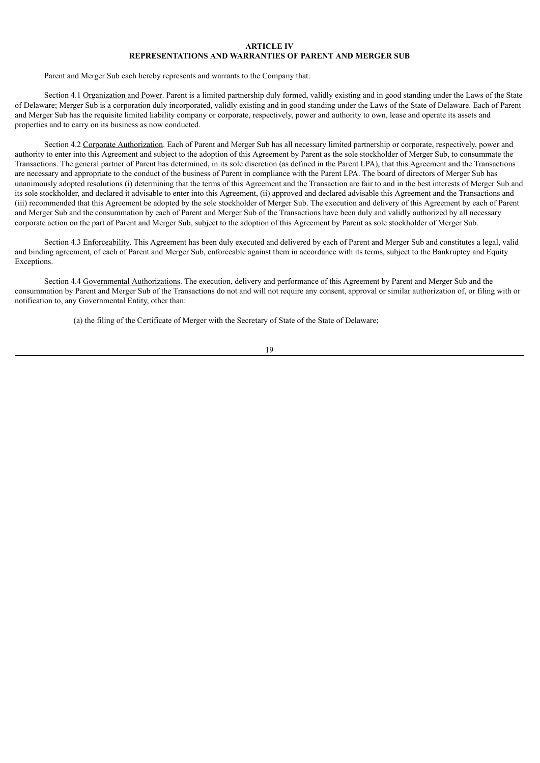## ARTICLE IV
## REPRESENTATIONS AND WARRANTIES OF PARENT AND MERGER SUB

Parent and Merger Sub each hereby represents and warrants to the Company that:

Section 4.1 Organization and Power. Parent is a limited partnership duly formed, validly existing and in good standing under the Laws of the State of Delaware; Merger Sub is a corporation duly incorporated, validly existing and in good standing under the Laws of the State of Delaware. Each of Parent and Merger Sub has the requisite limited liability company or corporate, respectively, power and authority to own, lease and operate its assets and properties and to carry on its business as now conducted.

Section 4.2 Corporate Authorization. Each of Parent and Merger Sub has all necessary limited partnership or corporate, respectively, power and authority to enter into this Agreement and subject to the adoption of this Agreement by Parent as the sole stockholder of Merger Sub, to consummate the Transactions. The general partner of Parent has determined, in its sole discretion (as defined in the Parent LPA), that this Agreement and the Transactions are necessary and appropriate to the conduct of the business of Parent in compliance with the Parent LPA. The board of directors of Merger Sub has unanimously adopted resolutions (i) determining that the terms of this Agreement and the Transaction are fair to and in the best interests of Merger Sub and its sole stockholder, and declared it advisable to enter into this Agreement, (ii) approved and declared advisable this Agreement and the Transactions and (iii) recommended that this Agreement be adopted by the sole stockholder of Merger Sub. The execution and delivery of this Agreement by each of Parent and Merger Sub and the consummation by each of Parent and Merger Sub of the Transactions have been duly and validly authorized by all necessary corporate action on the part of Parent and Merger Sub, subject to the adoption of this Agreement by Parent as sole stockholder of Merger Sub.

Section 4.3 Enforceability. This Agreement has been duly executed and delivered by each of Parent and Merger Sub and constitutes a legal, valid and binding agreement, of each of Parent and Merger Sub, enforceable against them in accordance with its terms, subject to the Bankruptcy and Equity Exceptions.

Section 4.4 Governmental Authorizations. The execution, delivery and performance of this Agreement by Parent and Merger Sub and the consummation by Parent and Merger Sub of the Transactions do not and will not require any consent, approval or similar authorization of, or filing with or notification to, any Governmental Entity, other than:

(a) the filing of the Certificate of Merger with the Secretary of State of the State of Delaware;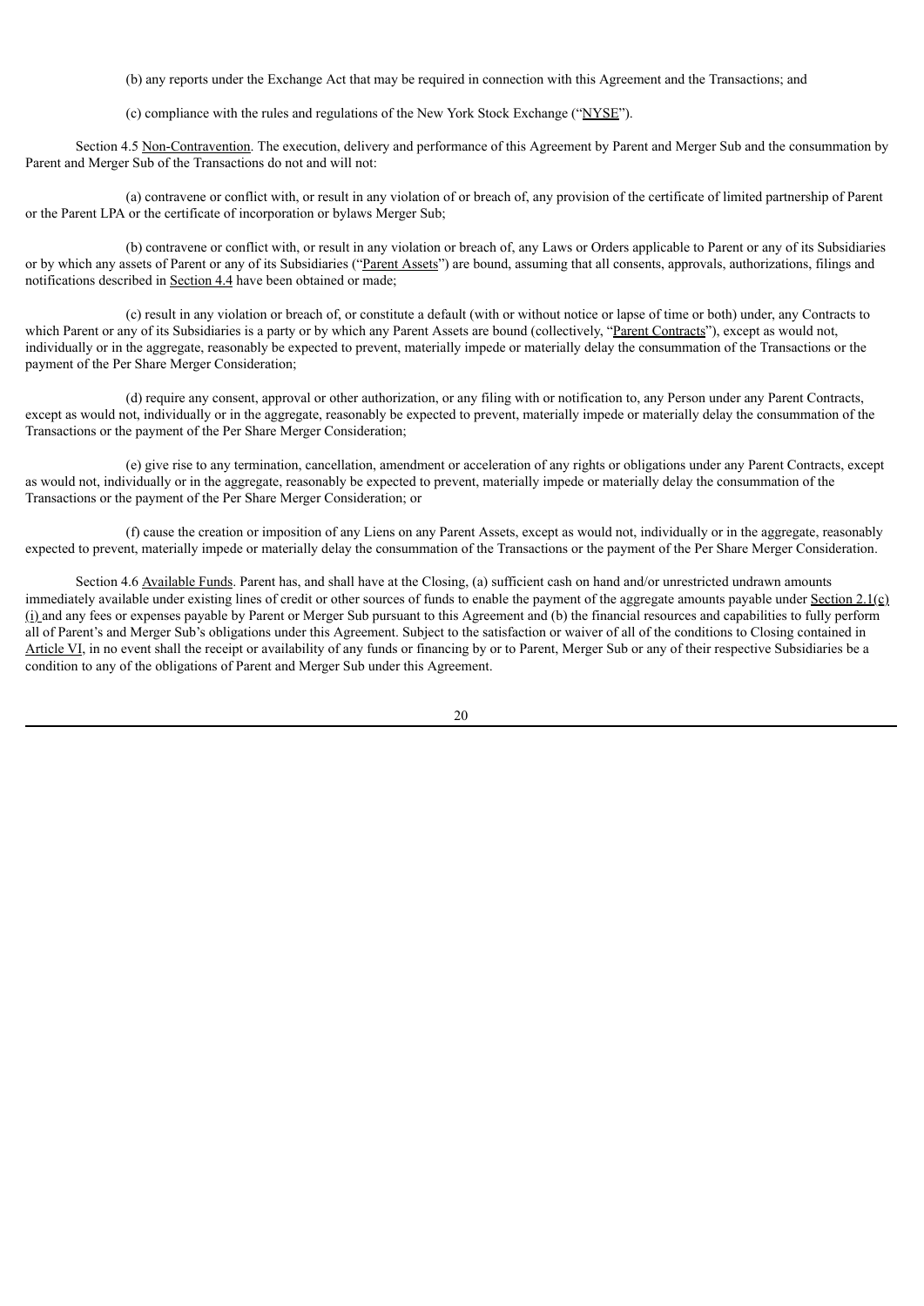(b) any reports under the Exchange Act that may be required in connection with this Agreement and the Transactions; and

(c) compliance with the rules and regulations of the New York Stock Exchange ("NYSE").

Section 4.5 Non-Contravention. The execution, delivery and performance of this Agreement by Parent and Merger Sub and the consummation by Parent and Merger Sub of the Transactions do not and will not:

(a) contravene or conflict with, or result in any violation of or breach of, any provision of the certificate of limited partnership of Parent or the Parent LPA or the certificate of incorporation or bylaws Merger Sub;

(b) contravene or conflict with, or result in any violation or breach of, any Laws or Orders applicable to Parent or any of its Subsidiaries or by which any assets of Parent or any of its Subsidiaries ("Parent Assets") are bound, assuming that all consents, approvals, authorizations, filings and notifications described in Section 4.4 have been obtained or made;

(c) result in any violation or breach of, or constitute a default (with or without notice or lapse of time or both) under, any Contracts to which Parent or any of its Subsidiaries is a party or by which any Parent Assets are bound (collectively, "Parent Contracts"), except as would not, individually or in the aggregate, reasonably be expected to prevent, materially impede or materially delay the consummation of the Transactions or the payment of the Per Share Merger Consideration;

(d) require any consent, approval or other authorization, or any filing with or notification to, any Person under any Parent Contracts, except as would not, individually or in the aggregate, reasonably be expected to prevent, materially impede or materially delay the consummation of the Transactions or the payment of the Per Share Merger Consideration;

(e) give rise to any termination, cancellation, amendment or acceleration of any rights or obligations under any Parent Contracts, except as would not, individually or in the aggregate, reasonably be expected to prevent, materially impede or materially delay the consummation of the Transactions or the payment of the Per Share Merger Consideration; or

(f) cause the creation or imposition of any Liens on any Parent Assets, except as would not, individually or in the aggregate, reasonably expected to prevent, materially impede or materially delay the consummation of the Transactions or the payment of the Per Share Merger Consideration.

Section 4.6 Available Funds. Parent has, and shall have at the Closing, (a) sufficient cash on hand and/or unrestricted undrawn amounts immediately available under existing lines of credit or other sources of funds to enable the payment of the aggregate amounts payable under Section 2.1(c)(i) and any fees or expenses payable by Parent or Merger Sub pursuant to this Agreement and (b) the financial resources and capabilities to fully perform all of Parent's and Merger Sub's obligations under this Agreement. Subject to the satisfaction or waiver of all of the conditions to Closing contained in Article VI, in no event shall the receipt or availability of any funds or financing by or to Parent, Merger Sub or any of their respective Subsidiaries be a condition to any of the obligations of Parent and Merger Sub under this Agreement.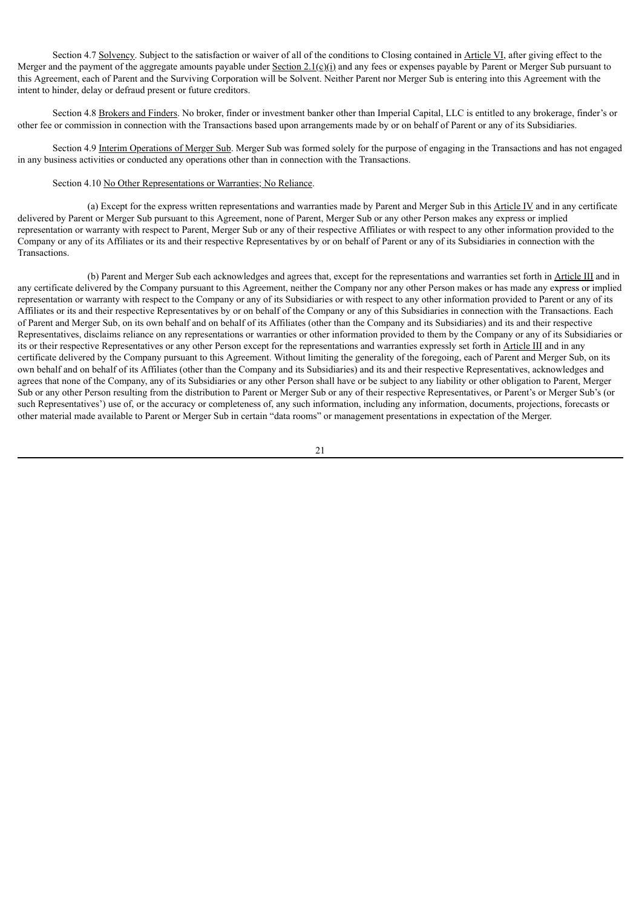Section 4.7 Solvency. Subject to the satisfaction or waiver of all of the conditions to Closing contained in Article VI, after giving effect to the Merger and the payment of the aggregate amounts payable under Section 2.1(c)(i) and any fees or expenses payable by Parent or Merger Sub pursuant to this Agreement, each of Parent and the Surviving Corporation will be Solvent. Neither Parent nor Merger Sub is entering into this Agreement with the intent to hinder, delay or defraud present or future creditors.

Section 4.8 Brokers and Finders. No broker, finder or investment banker other than Imperial Capital, LLC is entitled to any brokerage, finder's or other fee or commission in connection with the Transactions based upon arrangements made by or on behalf of Parent or any of its Subsidiaries.

Section 4.9 Interim Operations of Merger Sub. Merger Sub was formed solely for the purpose of engaging in the Transactions and has not engaged in any business activities or conducted any operations other than in connection with the Transactions.

Section 4.10 No Other Representations or Warranties; No Reliance.

(a) Except for the express written representations and warranties made by Parent and Merger Sub in this Article IV and in any certificate delivered by Parent or Merger Sub pursuant to this Agreement, none of Parent, Merger Sub or any other Person makes any express or implied representation or warranty with respect to Parent, Merger Sub or any of their respective Affiliates or with respect to any other information provided to the Company or any of its Affiliates or its and their respective Representatives by or on behalf of Parent or any of its Subsidiaries in connection with the Transactions.

(b) Parent and Merger Sub each acknowledges and agrees that, except for the representations and warranties set forth in Article III and in any certificate delivered by the Company pursuant to this Agreement, neither the Company nor any other Person makes or has made any express or implied representation or warranty with respect to the Company or any of its Subsidiaries or with respect to any other information provided to Parent or any of its Affiliates or its and their respective Representatives by or on behalf of the Company or any of this Subsidiaries in connection with the Transactions. Each of Parent and Merger Sub, on its own behalf and on behalf of its Affiliates (other than the Company and its Subsidiaries) and its and their respective Representatives, disclaims reliance on any representations or warranties or other information provided to them by the Company or any of its Subsidiaries or its or their respective Representatives or any other Person except for the representations and warranties expressly set forth in Article III and in any certificate delivered by the Company pursuant to this Agreement. Without limiting the generality of the foregoing, each of Parent and Merger Sub, on its own behalf and on behalf of its Affiliates (other than the Company and its Subsidiaries) and its and their respective Representatives, acknowledges and agrees that none of the Company, any of its Subsidiaries or any other Person shall have or be subject to any liability or other obligation to Parent, Merger Sub or any other Person resulting from the distribution to Parent or Merger Sub or any of their respective Representatives, or Parent's or Merger Sub's (or such Representatives') use of, or the accuracy or completeness of, any such information, including any information, documents, projections, forecasts or other material made available to Parent or Merger Sub in certain "data rooms" or management presentations in expectation of the Merger.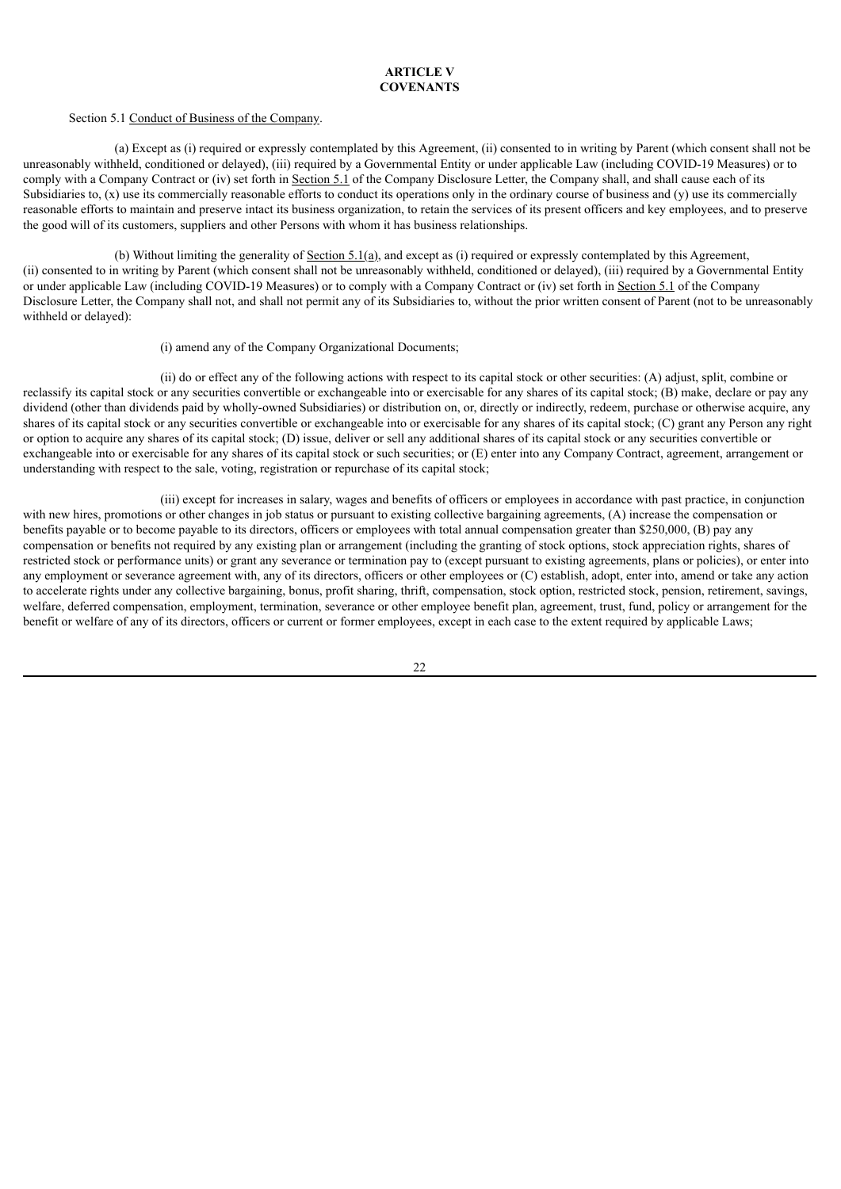## ARTICLE V
## COVENANTS

Section 5.1 Conduct of Business of the Company.

(a) Except as (i) required or expressly contemplated by this Agreement, (ii) consented to in writing by Parent (which consent shall not be unreasonably withheld, conditioned or delayed), (iii) required by a Governmental Entity or under applicable Law (including COVID-19 Measures) or to comply with a Company Contract or (iv) set forth in Section 5.1 of the Company Disclosure Letter, the Company shall, and shall cause each of its Subsidiaries to, (x) use its commercially reasonable efforts to conduct its operations only in the ordinary course of business and (y) use its commercially reasonable efforts to maintain and preserve intact its business organization, to retain the services of its present officers and key employees, and to preserve the good will of its customers, suppliers and other Persons with whom it has business relationships.

(b) Without limiting the generality of Section 5.1(a), and except as (i) required or expressly contemplated by this Agreement, (ii) consented to in writing by Parent (which consent shall not be unreasonably withheld, conditioned or delayed), (iii) required by a Governmental Entity or under applicable Law (including COVID-19 Measures) or to comply with a Company Contract or (iv) set forth in Section 5.1 of the Company Disclosure Letter, the Company shall not, and shall not permit any of its Subsidiaries to, without the prior written consent of Parent (not to be unreasonably withheld or delayed):

(i) amend any of the Company Organizational Documents;

(ii) do or effect any of the following actions with respect to its capital stock or other securities: (A) adjust, split, combine or reclassify its capital stock or any securities convertible or exchangeable into or exercisable for any shares of its capital stock; (B) make, declare or pay any dividend (other than dividends paid by wholly-owned Subsidiaries) or distribution on, or, directly or indirectly, redeem, purchase or otherwise acquire, any shares of its capital stock or any securities convertible or exchangeable into or exercisable for any shares of its capital stock; (C) grant any Person any right or option to acquire any shares of its capital stock; (D) issue, deliver or sell any additional shares of its capital stock or any securities convertible or exchangeable into or exercisable for any shares of its capital stock or such securities; or (E) enter into any Company Contract, agreement, arrangement or understanding with respect to the sale, voting, registration or repurchase of its capital stock;

(iii) except for increases in salary, wages and benefits of officers or employees in accordance with past practice, in conjunction with new hires, promotions or other changes in job status or pursuant to existing collective bargaining agreements, (A) increase the compensation or benefits payable or to become payable to its directors, officers or employees with total annual compensation greater than $250,000, (B) pay any compensation or benefits not required by any existing plan or arrangement (including the granting of stock options, stock appreciation rights, shares of restricted stock or performance units) or grant any severance or termination pay to (except pursuant to existing agreements, plans or policies), or enter into any employment or severance agreement with, any of its directors, officers or other employees or (C) establish, adopt, enter into, amend or take any action to accelerate rights under any collective bargaining, bonus, profit sharing, thrift, compensation, stock option, restricted stock, pension, retirement, savings, welfare, deferred compensation, employment, termination, severance or other employee benefit plan, agreement, trust, fund, policy or arrangement for the benefit or welfare of any of its directors, officers or current or former employees, except in each case to the extent required by applicable Laws;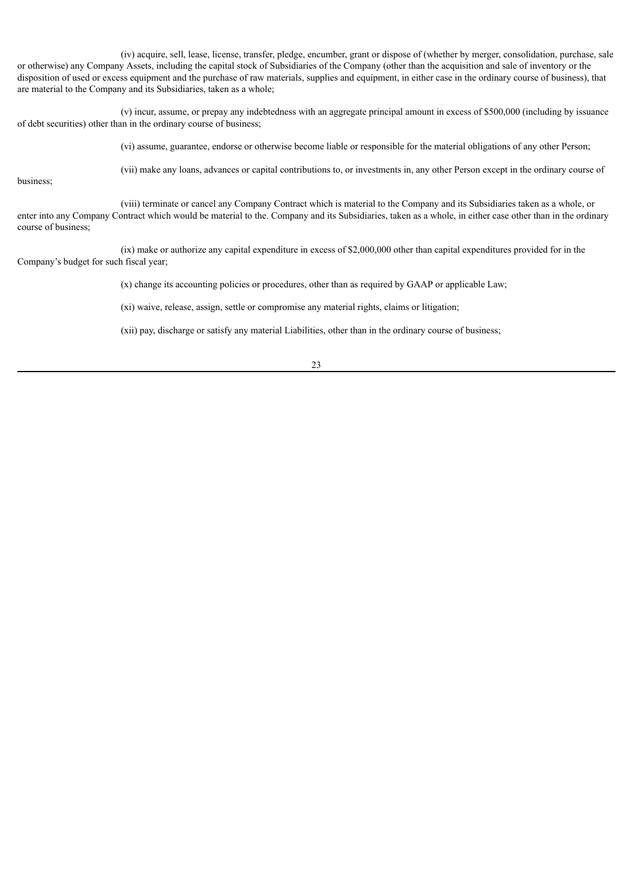(iv) acquire, sell, lease, license, transfer, pledge, encumber, grant or dispose of (whether by merger, consolidation, purchase, sale or otherwise) any Company Assets, including the capital stock of Subsidiaries of the Company (other than the acquisition and sale of inventory or the disposition of used or excess equipment and the purchase of raw materials, supplies and equipment, in either case in the ordinary course of business), that are material to the Company and its Subsidiaries, taken as a whole;

(v) incur, assume, or prepay any indebtedness with an aggregate principal amount in excess of $500,000 (including by issuance of debt securities) other than in the ordinary course of business;

(vi) assume, guarantee, endorse or otherwise become liable or responsible for the material obligations of any other Person;

(vii) make any loans, advances or capital contributions to, or investments in, any other Person except in the ordinary course of business;

(viii) terminate or cancel any Company Contract which is material to the Company and its Subsidiaries taken as a whole, or enter into any Company Contract which would be material to the. Company and its Subsidiaries, taken as a whole, in either case other than in the ordinary course of business;

(ix) make or authorize any capital expenditure in excess of $2,000,000 other than capital expenditures provided for in the Company's budget for such fiscal year;

(x) change its accounting policies or procedures, other than as required by GAAP or applicable Law;

(xi) waive, release, assign, settle or compromise any material rights, claims or litigation;

(xii) pay, discharge or satisfy any material Liabilities, other than in the ordinary course of business;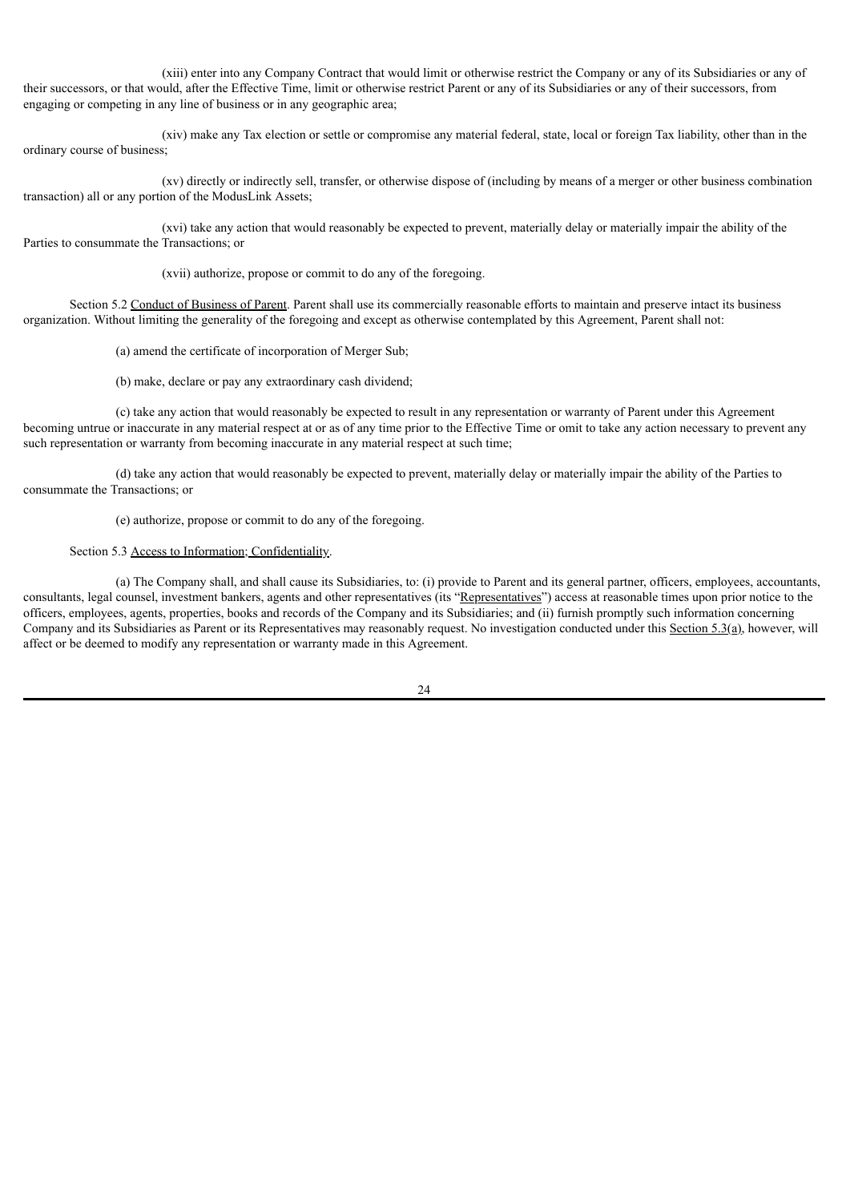(xiii) enter into any Company Contract that would limit or otherwise restrict the Company or any of its Subsidiaries or any of their successors, or that would, after the Effective Time, limit or otherwise restrict Parent or any of its Subsidiaries or any of their successors, from engaging or competing in any line of business or in any geographic area;

(xiv) make any Tax election or settle or compromise any material federal, state, local or foreign Tax liability, other than in the ordinary course of business;

(xv) directly or indirectly sell, transfer, or otherwise dispose of (including by means of a merger or other business combination transaction) all or any portion of the ModusLink Assets;

(xvi) take any action that would reasonably be expected to prevent, materially delay or materially impair the ability of the Parties to consummate the Transactions; or

(xvii) authorize, propose or commit to do any of the foregoing.

Section 5.2 Conduct of Business of Parent. Parent shall use its commercially reasonable efforts to maintain and preserve intact its business organization. Without limiting the generality of the foregoing and except as otherwise contemplated by this Agreement, Parent shall not:

(a) amend the certificate of incorporation of Merger Sub;

(b) make, declare or pay any extraordinary cash dividend;

(c) take any action that would reasonably be expected to result in any representation or warranty of Parent under this Agreement becoming untrue or inaccurate in any material respect at or as of any time prior to the Effective Time or omit to take any action necessary to prevent any such representation or warranty from becoming inaccurate in any material respect at such time;

(d) take any action that would reasonably be expected to prevent, materially delay or materially impair the ability of the Parties to consummate the Transactions; or

(e) authorize, propose or commit to do any of the foregoing.

Section 5.3 Access to Information; Confidentiality.

(a) The Company shall, and shall cause its Subsidiaries, to: (i) provide to Parent and its general partner, officers, employees, accountants, consultants, legal counsel, investment bankers, agents and other representatives (its "Representatives") access at reasonable times upon prior notice to the officers, employees, agents, properties, books and records of the Company and its Subsidiaries; and (ii) furnish promptly such information concerning Company and its Subsidiaries as Parent or its Representatives may reasonably request. No investigation conducted under this Section 5.3(a), however, will affect or be deemed to modify any representation or warranty made in this Agreement.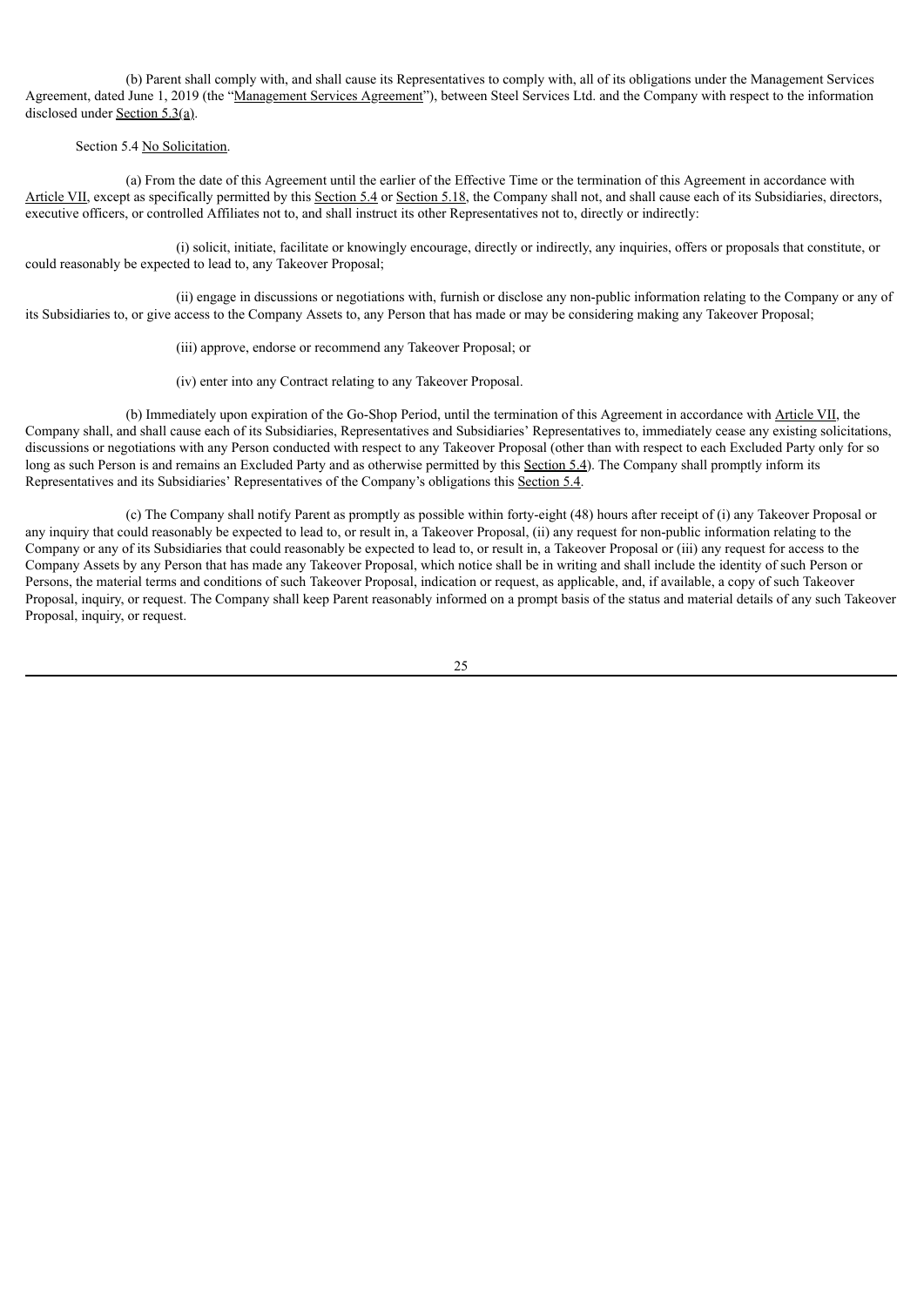(b) Parent shall comply with, and shall cause its Representatives to comply with, all of its obligations under the Management Services Agreement, dated June 1, 2019 (the "Management Services Agreement"), between Steel Services Ltd. and the Company with respect to the information disclosed under Section 5.3(a).

Section 5.4 No Solicitation.

(a) From the date of this Agreement until the earlier of the Effective Time or the termination of this Agreement in accordance with Article VII, except as specifically permitted by this Section 5.4 or Section 5.18, the Company shall not, and shall cause each of its Subsidiaries, directors, executive officers, or controlled Affiliates not to, and shall instruct its other Representatives not to, directly or indirectly:

(i) solicit, initiate, facilitate or knowingly encourage, directly or indirectly, any inquiries, offers or proposals that constitute, or could reasonably be expected to lead to, any Takeover Proposal;

(ii) engage in discussions or negotiations with, furnish or disclose any non-public information relating to the Company or any of its Subsidiaries to, or give access to the Company Assets to, any Person that has made or may be considering making any Takeover Proposal;

(iii) approve, endorse or recommend any Takeover Proposal; or

(iv) enter into any Contract relating to any Takeover Proposal.

(b) Immediately upon expiration of the Go-Shop Period, until the termination of this Agreement in accordance with Article VII, the Company shall, and shall cause each of its Subsidiaries, Representatives and Subsidiaries' Representatives to, immediately cease any existing solicitations, discussions or negotiations with any Person conducted with respect to any Takeover Proposal (other than with respect to each Excluded Party only for so long as such Person is and remains an Excluded Party and as otherwise permitted by this Section 5.4). The Company shall promptly inform its Representatives and its Subsidiaries' Representatives of the Company's obligations this Section 5.4.

(c) The Company shall notify Parent as promptly as possible within forty-eight (48) hours after receipt of (i) any Takeover Proposal or any inquiry that could reasonably be expected to lead to, or result in, a Takeover Proposal, (ii) any request for non-public information relating to the Company or any of its Subsidiaries that could reasonably be expected to lead to, or result in, a Takeover Proposal or (iii) any request for access to the Company Assets by any Person that has made any Takeover Proposal, which notice shall be in writing and shall include the identity of such Person or Persons, the material terms and conditions of such Takeover Proposal, indication or request, as applicable, and, if available, a copy of such Takeover Proposal, inquiry, or request. The Company shall keep Parent reasonably informed on a prompt basis of the status and material details of any such Takeover Proposal, inquiry, or request.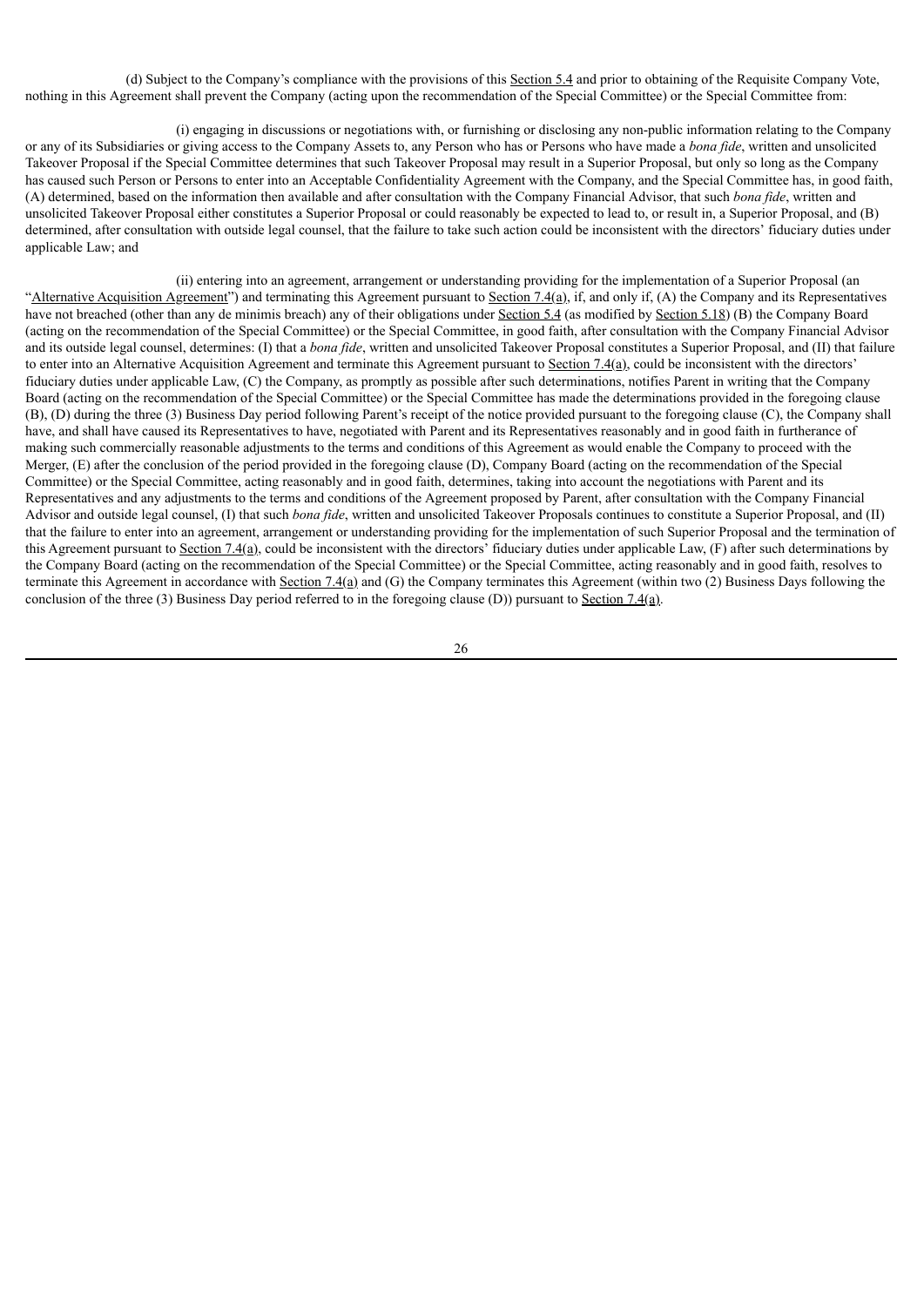(d) Subject to the Company's compliance with the provisions of this Section 5.4 and prior to obtaining of the Requisite Company Vote, nothing in this Agreement shall prevent the Company (acting upon the recommendation of the Special Committee) or the Special Committee from:

(i) engaging in discussions or negotiations with, or furnishing or disclosing any non-public information relating to the Company or any of its Subsidiaries or giving access to the Company Assets to, any Person who has or Persons who have made a *bona fide*, written and unsolicited Takeover Proposal if the Special Committee determines that such Takeover Proposal may result in a Superior Proposal, but only so long as the Company has caused such Person or Persons to enter into an Acceptable Confidentiality Agreement with the Company, and the Special Committee has, in good faith, (A) determined, based on the information then available and after consultation with the Company Financial Advisor, that such *bona fide*, written and unsolicited Takeover Proposal either constitutes a Superior Proposal or could reasonably be expected to lead to, or result in, a Superior Proposal, and (B) determined, after consultation with outside legal counsel, that the failure to take such action could be inconsistent with the directors' fiduciary duties under applicable Law; and

(ii) entering into an agreement, arrangement or understanding providing for the implementation of a Superior Proposal (an "Alternative Acquisition Agreement") and terminating this Agreement pursuant to Section 7.4(a), if, and only if, (A) the Company and its Representatives have not breached (other than any de minimis breach) any of their obligations under Section 5.4 (as modified by Section 5.18) (B) the Company Board (acting on the recommendation of the Special Committee) or the Special Committee, in good faith, after consultation with the Company Financial Advisor and its outside legal counsel, determines: (I) that a *bona fide*, written and unsolicited Takeover Proposal constitutes a Superior Proposal, and (II) that failure to enter into an Alternative Acquisition Agreement and terminate this Agreement pursuant to Section 7.4(a), could be inconsistent with the directors' fiduciary duties under applicable Law, (C) the Company, as promptly as possible after such determinations, notifies Parent in writing that the Company Board (acting on the recommendation of the Special Committee) or the Special Committee has made the determinations provided in the foregoing clause (B), (D) during the three (3) Business Day period following Parent's receipt of the notice provided pursuant to the foregoing clause (C), the Company shall have, and shall have caused its Representatives to have, negotiated with Parent and its Representatives reasonably and in good faith in furtherance of making such commercially reasonable adjustments to the terms and conditions of this Agreement as would enable the Company to proceed with the Merger, (E) after the conclusion of the period provided in the foregoing clause (D), Company Board (acting on the recommendation of the Special Committee) or the Special Committee, acting reasonably and in good faith, determines, taking into account the negotiations with Parent and its Representatives and any adjustments to the terms and conditions of the Agreement proposed by Parent, after consultation with the Company Financial Advisor and outside legal counsel, (I) that such *bona fide*, written and unsolicited Takeover Proposals continues to constitute a Superior Proposal, and (II) that the failure to enter into an agreement, arrangement or understanding providing for the implementation of such Superior Proposal and the termination of this Agreement pursuant to Section 7.4(a), could be inconsistent with the directors' fiduciary duties under applicable Law, (F) after such determinations by the Company Board (acting on the recommendation of the Special Committee) or the Special Committee, acting reasonably and in good faith, resolves to terminate this Agreement in accordance with Section 7.4(a) and (G) the Company terminates this Agreement (within two (2) Business Days following the conclusion of the three (3) Business Day period referred to in the foregoing clause (D)) pursuant to Section 7.4(a).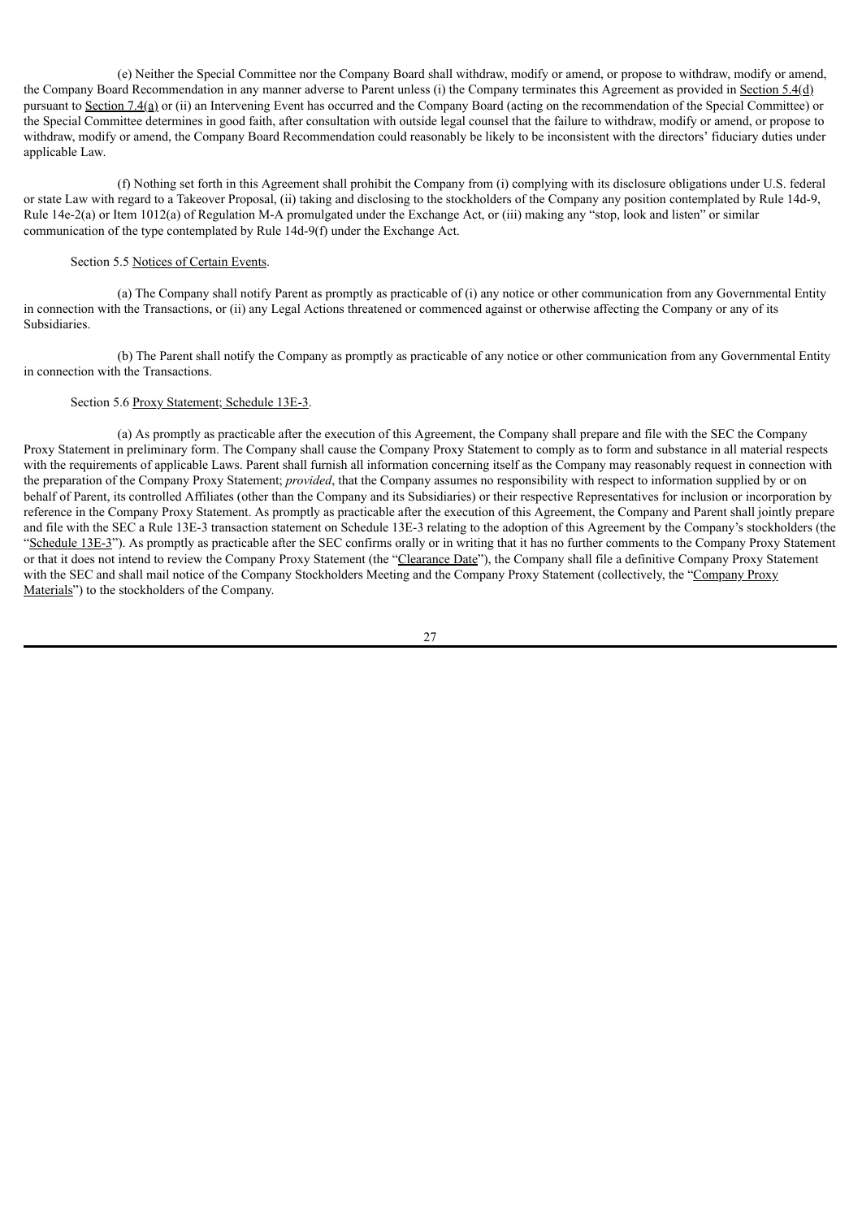(e) Neither the Special Committee nor the Company Board shall withdraw, modify or amend, or propose to withdraw, modify or amend, the Company Board Recommendation in any manner adverse to Parent unless (i) the Company terminates this Agreement as provided in Section 5.4(d) pursuant to Section 7.4(a) or (ii) an Intervening Event has occurred and the Company Board (acting on the recommendation of the Special Committee) or the Special Committee determines in good faith, after consultation with outside legal counsel that the failure to withdraw, modify or amend, or propose to withdraw, modify or amend, the Company Board Recommendation could reasonably be likely to be inconsistent with the directors' fiduciary duties under applicable Law.

(f) Nothing set forth in this Agreement shall prohibit the Company from (i) complying with its disclosure obligations under U.S. federal or state Law with regard to a Takeover Proposal, (ii) taking and disclosing to the stockholders of the Company any position contemplated by Rule 14d-9, Rule 14e-2(a) or Item 1012(a) of Regulation M-A promulgated under the Exchange Act, or (iii) making any "stop, look and listen" or similar communication of the type contemplated by Rule 14d-9(f) under the Exchange Act.

Section 5.5 Notices of Certain Events.

(a) The Company shall notify Parent as promptly as practicable of (i) any notice or other communication from any Governmental Entity in connection with the Transactions, or (ii) any Legal Actions threatened or commenced against or otherwise affecting the Company or any of its Subsidiaries.

(b) The Parent shall notify the Company as promptly as practicable of any notice or other communication from any Governmental Entity in connection with the Transactions.

Section 5.6 Proxy Statement; Schedule 13E-3.

(a) As promptly as practicable after the execution of this Agreement, the Company shall prepare and file with the SEC the Company Proxy Statement in preliminary form. The Company shall cause the Company Proxy Statement to comply as to form and substance in all material respects with the requirements of applicable Laws. Parent shall furnish all information concerning itself as the Company may reasonably request in connection with the preparation of the Company Proxy Statement; *provided*, that the Company assumes no responsibility with respect to information supplied by or on behalf of Parent, its controlled Affiliates (other than the Company and its Subsidiaries) or their respective Representatives for inclusion or incorporation by reference in the Company Proxy Statement. As promptly as practicable after the execution of this Agreement, the Company and Parent shall jointly prepare and file with the SEC a Rule 13E-3 transaction statement on Schedule 13E-3 relating to the adoption of this Agreement by the Company's stockholders (the "Schedule 13E-3"). As promptly as practicable after the SEC confirms orally or in writing that it has no further comments to the Company Proxy Statement or that it does not intend to review the Company Proxy Statement (the "Clearance Date"), the Company shall file a definitive Company Proxy Statement with the SEC and shall mail notice of the Company Stockholders Meeting and the Company Proxy Statement (collectively, the "Company Proxy Materials") to the stockholders of the Company.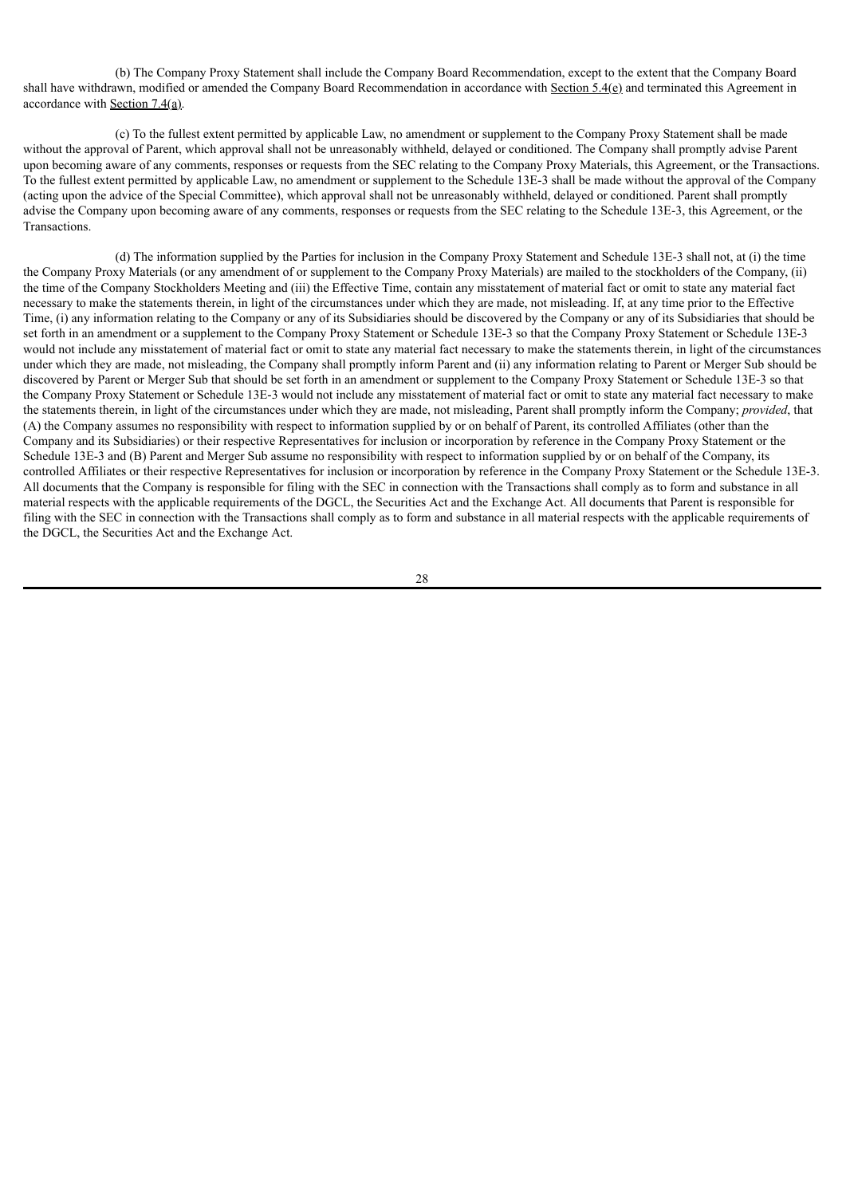(b) The Company Proxy Statement shall include the Company Board Recommendation, except to the extent that the Company Board shall have withdrawn, modified or amended the Company Board Recommendation in accordance with Section 5.4(e) and terminated this Agreement in accordance with Section 7.4(a).

(c) To the fullest extent permitted by applicable Law, no amendment or supplement to the Company Proxy Statement shall be made without the approval of Parent, which approval shall not be unreasonably withheld, delayed or conditioned. The Company shall promptly advise Parent upon becoming aware of any comments, responses or requests from the SEC relating to the Company Proxy Materials, this Agreement, or the Transactions. To the fullest extent permitted by applicable Law, no amendment or supplement to the Schedule 13E-3 shall be made without the approval of the Company (acting upon the advice of the Special Committee), which approval shall not be unreasonably withheld, delayed or conditioned. Parent shall promptly advise the Company upon becoming aware of any comments, responses or requests from the SEC relating to the Schedule 13E-3, this Agreement, or the Transactions.

(d) The information supplied by the Parties for inclusion in the Company Proxy Statement and Schedule 13E-3 shall not, at (i) the time the Company Proxy Materials (or any amendment of or supplement to the Company Proxy Materials) are mailed to the stockholders of the Company, (ii) the time of the Company Stockholders Meeting and (iii) the Effective Time, contain any misstatement of material fact or omit to state any material fact necessary to make the statements therein, in light of the circumstances under which they are made, not misleading. If, at any time prior to the Effective Time, (i) any information relating to the Company or any of its Subsidiaries should be discovered by the Company or any of its Subsidiaries that should be set forth in an amendment or a supplement to the Company Proxy Statement or Schedule 13E-3 so that the Company Proxy Statement or Schedule 13E-3 would not include any misstatement of material fact or omit to state any material fact necessary to make the statements therein, in light of the circumstances under which they are made, not misleading, the Company shall promptly inform Parent and (ii) any information relating to Parent or Merger Sub should be discovered by Parent or Merger Sub that should be set forth in an amendment or supplement to the Company Proxy Statement or Schedule 13E-3 so that the Company Proxy Statement or Schedule 13E-3 would not include any misstatement of material fact or omit to state any material fact necessary to make the statements therein, in light of the circumstances under which they are made, not misleading, Parent shall promptly inform the Company; *provided*, that (A) the Company assumes no responsibility with respect to information supplied by or on behalf of Parent, its controlled Affiliates (other than the Company and its Subsidiaries) or their respective Representatives for inclusion or incorporation by reference in the Company Proxy Statement or the Schedule 13E-3 and (B) Parent and Merger Sub assume no responsibility with respect to information supplied by or on behalf of the Company, its controlled Affiliates or their respective Representatives for inclusion or incorporation by reference in the Company Proxy Statement or the Schedule 13E-3. All documents that the Company is responsible for filing with the SEC in connection with the Transactions shall comply as to form and substance in all material respects with the applicable requirements of the DGCL, the Securities Act and the Exchange Act. All documents that Parent is responsible for filing with the SEC in connection with the Transactions shall comply as to form and substance in all material respects with the applicable requirements of the DGCL, the Securities Act and the Exchange Act.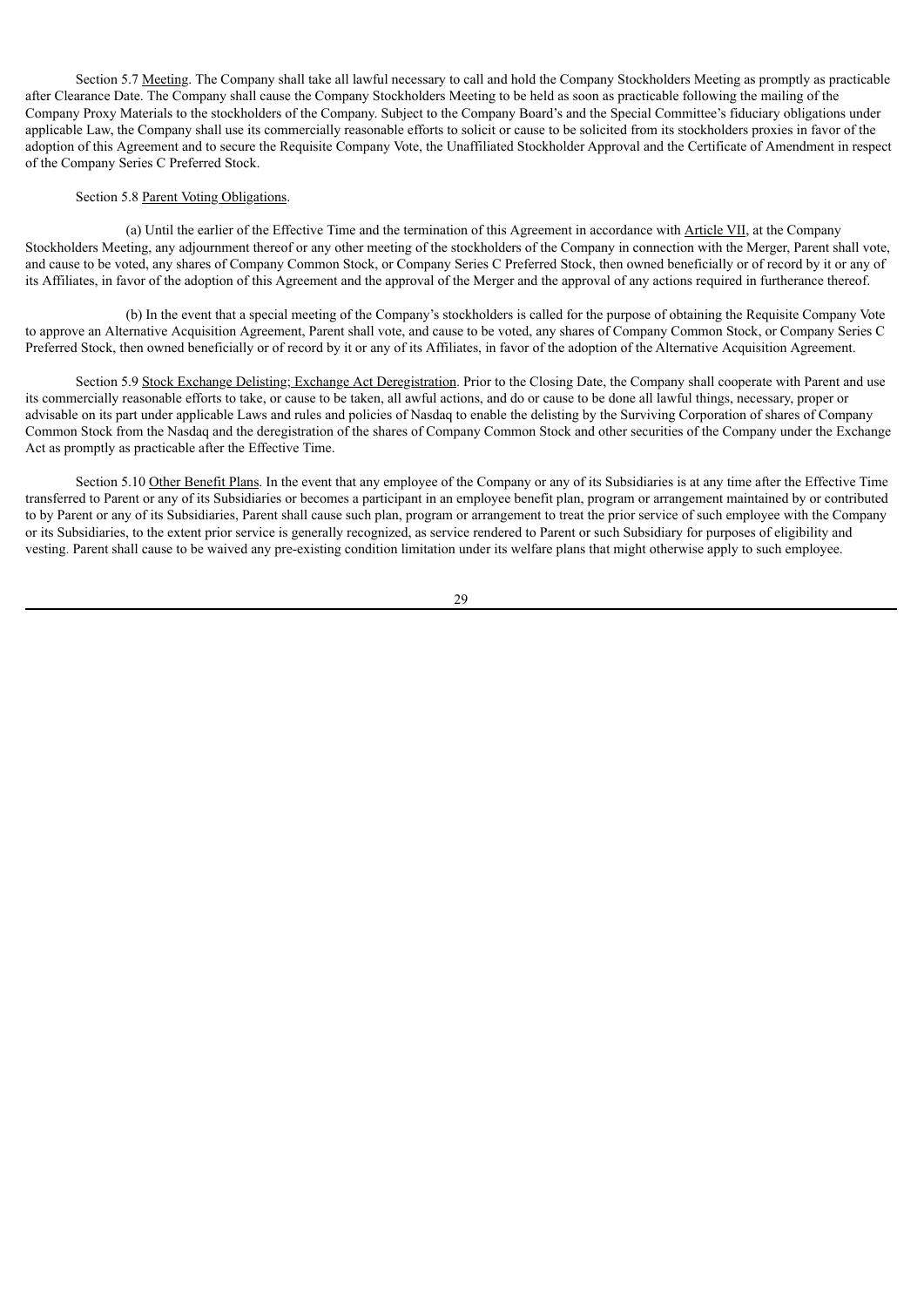Section 5.7 Meeting. The Company shall take all lawful necessary to call and hold the Company Stockholders Meeting as promptly as practicable after Clearance Date. The Company shall cause the Company Stockholders Meeting to be held as soon as practicable following the mailing of the Company Proxy Materials to the stockholders of the Company. Subject to the Company Board's and the Special Committee's fiduciary obligations under applicable Law, the Company shall use its commercially reasonable efforts to solicit or cause to be solicited from its stockholders proxies in favor of the adoption of this Agreement and to secure the Requisite Company Vote, the Unaffiliated Stockholder Approval and the Certificate of Amendment in respect of the Company Series C Preferred Stock.

Section 5.8 Parent Voting Obligations.

(a) Until the earlier of the Effective Time and the termination of this Agreement in accordance with Article VII, at the Company Stockholders Meeting, any adjournment thereof or any other meeting of the stockholders of the Company in connection with the Merger, Parent shall vote, and cause to be voted, any shares of Company Common Stock, or Company Series C Preferred Stock, then owned beneficially or of record by it or any of its Affiliates, in favor of the adoption of this Agreement and the approval of the Merger and the approval of any actions required in furtherance thereof.

(b) In the event that a special meeting of the Company's stockholders is called for the purpose of obtaining the Requisite Company Vote to approve an Alternative Acquisition Agreement, Parent shall vote, and cause to be voted, any shares of Company Common Stock, or Company Series C Preferred Stock, then owned beneficially or of record by it or any of its Affiliates, in favor of the adoption of the Alternative Acquisition Agreement.

Section 5.9 Stock Exchange Delisting; Exchange Act Deregistration. Prior to the Closing Date, the Company shall cooperate with Parent and use its commercially reasonable efforts to take, or cause to be taken, all awful actions, and do or cause to be done all lawful things, necessary, proper or advisable on its part under applicable Laws and rules and policies of Nasdaq to enable the delisting by the Surviving Corporation of shares of Company Common Stock from the Nasdaq and the deregistration of the shares of Company Common Stock and other securities of the Company under the Exchange Act as promptly as practicable after the Effective Time.

Section 5.10 Other Benefit Plans. In the event that any employee of the Company or any of its Subsidiaries is at any time after the Effective Time transferred to Parent or any of its Subsidiaries or becomes a participant in an employee benefit plan, program or arrangement maintained by or contributed to by Parent or any of its Subsidiaries, Parent shall cause such plan, program or arrangement to treat the prior service of such employee with the Company or its Subsidiaries, to the extent prior service is generally recognized, as service rendered to Parent or such Subsidiary for purposes of eligibility and vesting. Parent shall cause to be waived any pre-existing condition limitation under its welfare plans that might otherwise apply to such employee.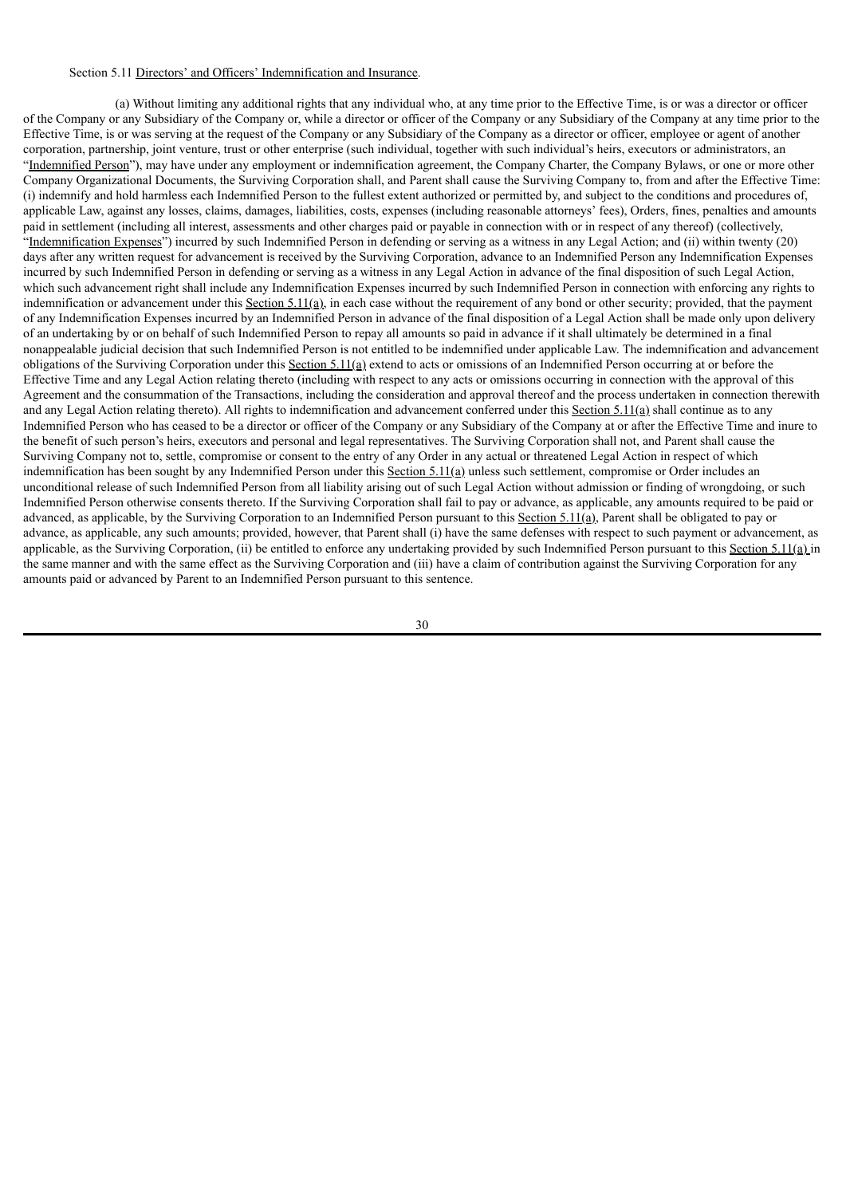Section 5.11 Directors' and Officers' Indemnification and Insurance.

(a) Without limiting any additional rights that any individual who, at any time prior to the Effective Time, is or was a director or officer of the Company or any Subsidiary of the Company or, while a director or officer of the Company or any Subsidiary of the Company at any time prior to the Effective Time, is or was serving at the request of the Company or any Subsidiary of the Company as a director or officer, employee or agent of another corporation, partnership, joint venture, trust or other enterprise (such individual, together with such individual's heirs, executors or administrators, an "Indemnified Person"), may have under any employment or indemnification agreement, the Company Charter, the Company Bylaws, or one or more other Company Organizational Documents, the Surviving Corporation shall, and Parent shall cause the Surviving Company to, from and after the Effective Time: (i) indemnify and hold harmless each Indemnified Person to the fullest extent authorized or permitted by, and subject to the conditions and procedures of, applicable Law, against any losses, claims, damages, liabilities, costs, expenses (including reasonable attorneys' fees), Orders, fines, penalties and amounts paid in settlement (including all interest, assessments and other charges paid or payable in connection with or in respect of any thereof) (collectively, "Indemnification Expenses") incurred by such Indemnified Person in defending or serving as a witness in any Legal Action; and (ii) within twenty (20) days after any written request for advancement is received by the Surviving Corporation, advance to an Indemnified Person any Indemnification Expenses incurred by such Indemnified Person in defending or serving as a witness in any Legal Action in advance of the final disposition of such Legal Action, which such advancement right shall include any Indemnification Expenses incurred by such Indemnified Person in connection with enforcing any rights to indemnification or advancement under this Section 5.11(a), in each case without the requirement of any bond or other security; provided, that the payment of any Indemnification Expenses incurred by an Indemnified Person in advance of the final disposition of a Legal Action shall be made only upon delivery of an undertaking by or on behalf of such Indemnified Person to repay all amounts so paid in advance if it shall ultimately be determined in a final nonappealable judicial decision that such Indemnified Person is not entitled to be indemnified under applicable Law. The indemnification and advancement obligations of the Surviving Corporation under this Section 5.11(a) extend to acts or omissions of an Indemnified Person occurring at or before the Effective Time and any Legal Action relating thereto (including with respect to any acts or omissions occurring in connection with the approval of this Agreement and the consummation of the Transactions, including the consideration and approval thereof and the process undertaken in connection therewith and any Legal Action relating thereto). All rights to indemnification and advancement conferred under this Section 5.11(a) shall continue as to any Indemnified Person who has ceased to be a director or officer of the Company or any Subsidiary of the Company at or after the Effective Time and inure to the benefit of such person's heirs, executors and personal and legal representatives. The Surviving Corporation shall not, and Parent shall cause the Surviving Company not to, settle, compromise or consent to the entry of any Order in any actual or threatened Legal Action in respect of which indemnification has been sought by any Indemnified Person under this Section 5.11(a) unless such settlement, compromise or Order includes an unconditional release of such Indemnified Person from all liability arising out of such Legal Action without admission or finding of wrongdoing, or such Indemnified Person otherwise consents thereto. If the Surviving Corporation shall fail to pay or advance, as applicable, any amounts required to be paid or advanced, as applicable, by the Surviving Corporation to an Indemnified Person pursuant to this Section 5.11(a), Parent shall be obligated to pay or advance, as applicable, any such amounts; provided, however, that Parent shall (i) have the same defenses with respect to such payment or advancement, as applicable, as the Surviving Corporation, (ii) be entitled to enforce any undertaking provided by such Indemnified Person pursuant to this Section 5.11(a) in the same manner and with the same effect as the Surviving Corporation and (iii) have a claim of contribution against the Surviving Corporation for any amounts paid or advanced by Parent to an Indemnified Person pursuant to this sentence.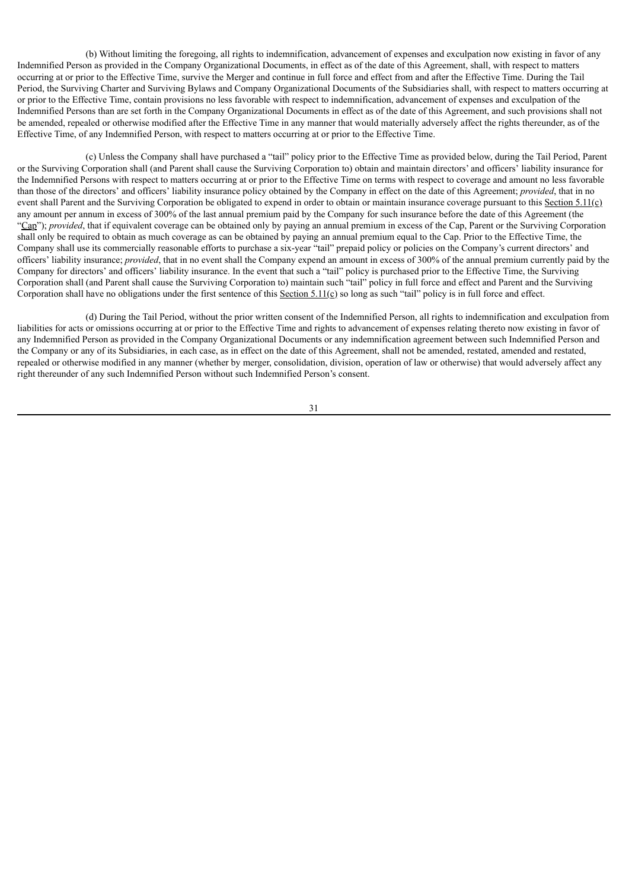(b) Without limiting the foregoing, all rights to indemnification, advancement of expenses and exculpation now existing in favor of any Indemnified Person as provided in the Company Organizational Documents, in effect as of the date of this Agreement, shall, with respect to matters occurring at or prior to the Effective Time, survive the Merger and continue in full force and effect from and after the Effective Time. During the Tail Period, the Surviving Charter and Surviving Bylaws and Company Organizational Documents of the Subsidiaries shall, with respect to matters occurring at or prior to the Effective Time, contain provisions no less favorable with respect to indemnification, advancement of expenses and exculpation of the Indemnified Persons than are set forth in the Company Organizational Documents in effect as of the date of this Agreement, and such provisions shall not be amended, repealed or otherwise modified after the Effective Time in any manner that would materially adversely affect the rights thereunder, as of the Effective Time, of any Indemnified Person, with respect to matters occurring at or prior to the Effective Time.

(c) Unless the Company shall have purchased a "tail" policy prior to the Effective Time as provided below, during the Tail Period, Parent or the Surviving Corporation shall (and Parent shall cause the Surviving Corporation to) obtain and maintain directors' and officers' liability insurance for the Indemnified Persons with respect to matters occurring at or prior to the Effective Time on terms with respect to coverage and amount no less favorable than those of the directors' and officers' liability insurance policy obtained by the Company in effect on the date of this Agreement; *provided*, that in no event shall Parent and the Surviving Corporation be obligated to expend in order to obtain or maintain insurance coverage pursuant to this Section 5.11(c) any amount per annum in excess of 300% of the last annual premium paid by the Company for such insurance before the date of this Agreement (the "Cap"); *provided*, that if equivalent coverage can be obtained only by paying an annual premium in excess of the Cap, Parent or the Surviving Corporation shall only be required to obtain as much coverage as can be obtained by paying an annual premium equal to the Cap. Prior to the Effective Time, the Company shall use its commercially reasonable efforts to purchase a six-year "tail" prepaid policy or policies on the Company's current directors' and officers' liability insurance; *provided*, that in no event shall the Company expend an amount in excess of 300% of the annual premium currently paid by the Company for directors' and officers' liability insurance. In the event that such a "tail" policy is purchased prior to the Effective Time, the Surviving Corporation shall (and Parent shall cause the Surviving Corporation to) maintain such "tail" policy in full force and effect and Parent and the Surviving Corporation shall have no obligations under the first sentence of this Section 5.11(c) so long as such "tail" policy is in full force and effect.

(d) During the Tail Period, without the prior written consent of the Indemnified Person, all rights to indemnification and exculpation from liabilities for acts or omissions occurring at or prior to the Effective Time and rights to advancement of expenses relating thereto now existing in favor of any Indemnified Person as provided in the Company Organizational Documents or any indemnification agreement between such Indemnified Person and the Company or any of its Subsidiaries, in each case, as in effect on the date of this Agreement, shall not be amended, restated, amended and restated, repealed or otherwise modified in any manner (whether by merger, consolidation, division, operation of law or otherwise) that would adversely affect any right thereunder of any such Indemnified Person without such Indemnified Person's consent.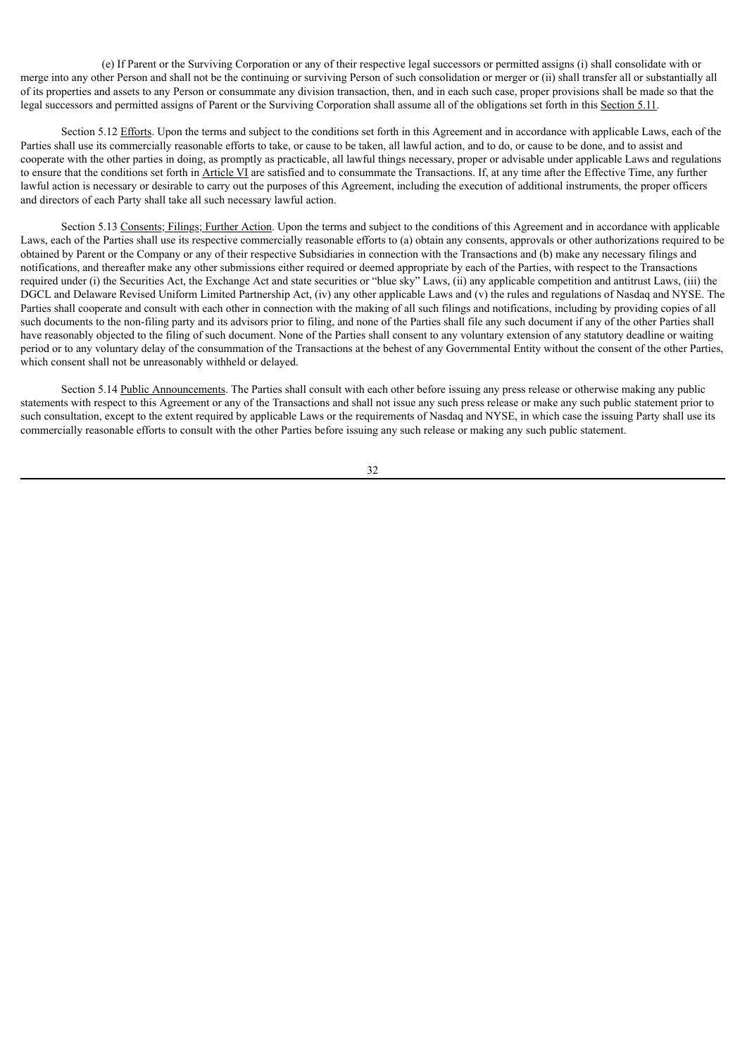(e) If Parent or the Surviving Corporation or any of their respective legal successors or permitted assigns (i) shall consolidate with or merge into any other Person and shall not be the continuing or surviving Person of such consolidation or merger or (ii) shall transfer all or substantially all of its properties and assets to any Person or consummate any division transaction, then, and in each such case, proper provisions shall be made so that the legal successors and permitted assigns of Parent or the Surviving Corporation shall assume all of the obligations set forth in this Section 5.11.

Section 5.12 Efforts. Upon the terms and subject to the conditions set forth in this Agreement and in accordance with applicable Laws, each of the Parties shall use its commercially reasonable efforts to take, or cause to be taken, all lawful action, and to do, or cause to be done, and to assist and cooperate with the other parties in doing, as promptly as practicable, all lawful things necessary, proper or advisable under applicable Laws and regulations to ensure that the conditions set forth in Article VI are satisfied and to consummate the Transactions. If, at any time after the Effective Time, any further lawful action is necessary or desirable to carry out the purposes of this Agreement, including the execution of additional instruments, the proper officers and directors of each Party shall take all such necessary lawful action.

Section 5.13 Consents; Filings; Further Action. Upon the terms and subject to the conditions of this Agreement and in accordance with applicable Laws, each of the Parties shall use its respective commercially reasonable efforts to (a) obtain any consents, approvals or other authorizations required to be obtained by Parent or the Company or any of their respective Subsidiaries in connection with the Transactions and (b) make any necessary filings and notifications, and thereafter make any other submissions either required or deemed appropriate by each of the Parties, with respect to the Transactions required under (i) the Securities Act, the Exchange Act and state securities or "blue sky" Laws, (ii) any applicable competition and antitrust Laws, (iii) the DGCL and Delaware Revised Uniform Limited Partnership Act, (iv) any other applicable Laws and (v) the rules and regulations of Nasdaq and NYSE. The Parties shall cooperate and consult with each other in connection with the making of all such filings and notifications, including by providing copies of all such documents to the non-filing party and its advisors prior to filing, and none of the Parties shall file any such document if any of the other Parties shall have reasonably objected to the filing of such document. None of the Parties shall consent to any voluntary extension of any statutory deadline or waiting period or to any voluntary delay of the consummation of the Transactions at the behest of any Governmental Entity without the consent of the other Parties, which consent shall not be unreasonably withheld or delayed.

Section 5.14 Public Announcements. The Parties shall consult with each other before issuing any press release or otherwise making any public statements with respect to this Agreement or any of the Transactions and shall not issue any such press release or make any such public statement prior to such consultation, except to the extent required by applicable Laws or the requirements of Nasdaq and NYSE, in which case the issuing Party shall use its commercially reasonable efforts to consult with the other Parties before issuing any such release or making any such public statement.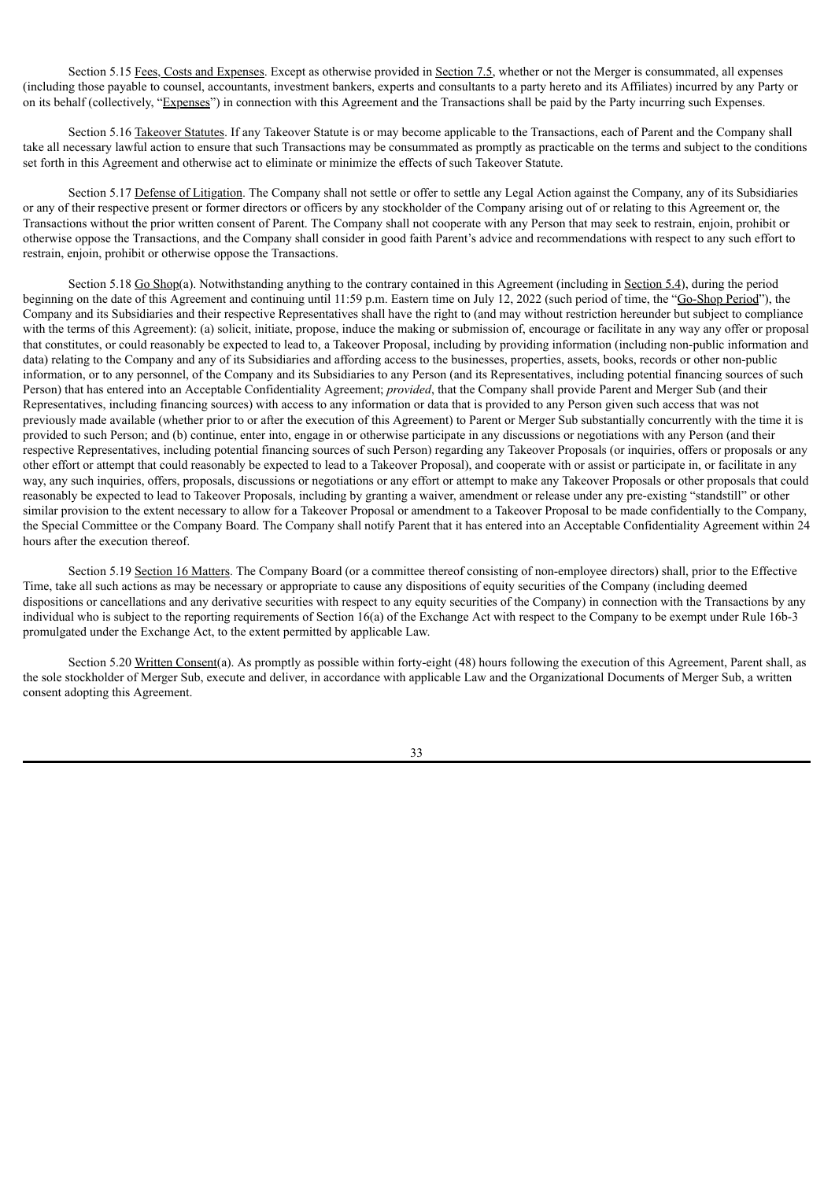Section 5.15 Fees, Costs and Expenses. Except as otherwise provided in Section 7.5, whether or not the Merger is consummated, all expenses (including those payable to counsel, accountants, investment bankers, experts and consultants to a party hereto and its Affiliates) incurred by any Party or on its behalf (collectively, "Expenses") in connection with this Agreement and the Transactions shall be paid by the Party incurring such Expenses.

Section 5.16 Takeover Statutes. If any Takeover Statute is or may become applicable to the Transactions, each of Parent and the Company shall take all necessary lawful action to ensure that such Transactions may be consummated as promptly as practicable on the terms and subject to the conditions set forth in this Agreement and otherwise act to eliminate or minimize the effects of such Takeover Statute.

Section 5.17 Defense of Litigation. The Company shall not settle or offer to settle any Legal Action against the Company, any of its Subsidiaries or any of their respective present or former directors or officers by any stockholder of the Company arising out of or relating to this Agreement or, the Transactions without the prior written consent of Parent. The Company shall not cooperate with any Person that may seek to restrain, enjoin, prohibit or otherwise oppose the Transactions, and the Company shall consider in good faith Parent's advice and recommendations with respect to any such effort to restrain, enjoin, prohibit or otherwise oppose the Transactions.

Section 5.18 Go Shop(a). Notwithstanding anything to the contrary contained in this Agreement (including in Section 5.4), during the period beginning on the date of this Agreement and continuing until 11:59 p.m. Eastern time on July 12, 2022 (such period of time, the "Go-Shop Period"), the Company and its Subsidiaries and their respective Representatives shall have the right to (and may without restriction hereunder but subject to compliance with the terms of this Agreement): (a) solicit, initiate, propose, induce the making or submission of, encourage or facilitate in any way any offer or proposal that constitutes, or could reasonably be expected to lead to, a Takeover Proposal, including by providing information (including non-public information and data) relating to the Company and any of its Subsidiaries and affording access to the businesses, properties, assets, books, records or other non-public information, or to any personnel, of the Company and its Subsidiaries to any Person (and its Representatives, including potential financing sources of such Person) that has entered into an Acceptable Confidentiality Agreement; *provided*, that the Company shall provide Parent and Merger Sub (and their Representatives, including financing sources) with access to any information or data that is provided to any Person given such access that was not previously made available (whether prior to or after the execution of this Agreement) to Parent or Merger Sub substantially concurrently with the time it is provided to such Person; and (b) continue, enter into, engage in or otherwise participate in any discussions or negotiations with any Person (and their respective Representatives, including potential financing sources of such Person) regarding any Takeover Proposals (or inquiries, offers or proposals or any other effort or attempt that could reasonably be expected to lead to a Takeover Proposal), and cooperate with or assist or participate in, or facilitate in any way, any such inquiries, offers, proposals, discussions or negotiations or any effort or attempt to make any Takeover Proposals or other proposals that could reasonably be expected to lead to Takeover Proposals, including by granting a waiver, amendment or release under any pre-existing "standstill" or other similar provision to the extent necessary to allow for a Takeover Proposal or amendment to a Takeover Proposal to be made confidentially to the Company, the Special Committee or the Company Board. The Company shall notify Parent that it has entered into an Acceptable Confidentiality Agreement within 24 hours after the execution thereof.

Section 5.19 Section 16 Matters. The Company Board (or a committee thereof consisting of non-employee directors) shall, prior to the Effective Time, take all such actions as may be necessary or appropriate to cause any dispositions of equity securities of the Company (including deemed dispositions or cancellations and any derivative securities with respect to any equity securities of the Company) in connection with the Transactions by any individual who is subject to the reporting requirements of Section 16(a) of the Exchange Act with respect to the Company to be exempt under Rule 16b-3 promulgated under the Exchange Act, to the extent permitted by applicable Law.

Section 5.20 Written Consent(a). As promptly as possible within forty-eight (48) hours following the execution of this Agreement, Parent shall, as the sole stockholder of Merger Sub, execute and deliver, in accordance with applicable Law and the Organizational Documents of Merger Sub, a written consent adopting this Agreement.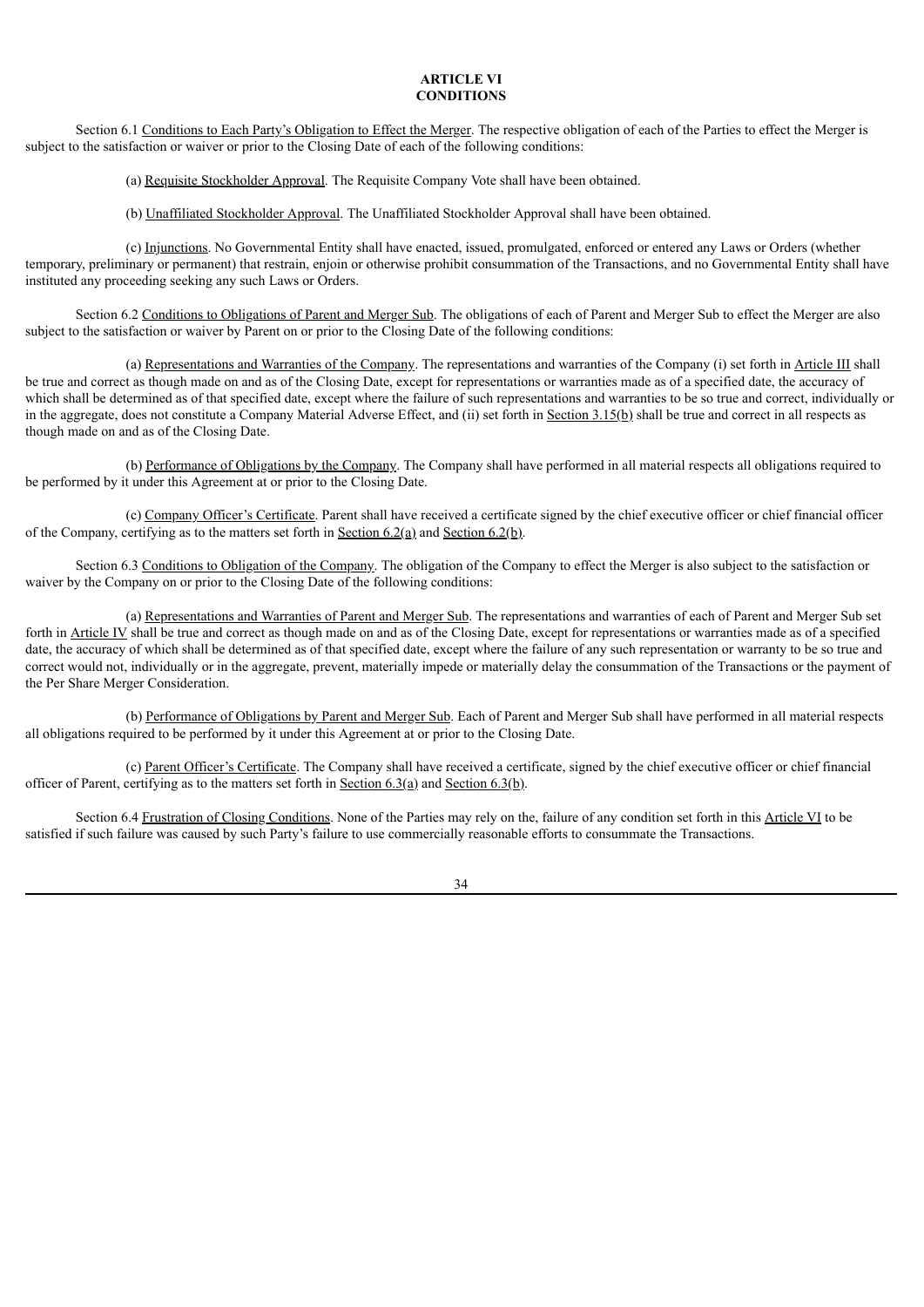# ARTICLE VI
# CONDITIONS

Section 6.1 Conditions to Each Party's Obligation to Effect the Merger. The respective obligation of each of the Parties to effect the Merger is subject to the satisfaction or waiver or prior to the Closing Date of each of the following conditions:

(a) Requisite Stockholder Approval. The Requisite Company Vote shall have been obtained.

(b) Unaffiliated Stockholder Approval. The Unaffiliated Stockholder Approval shall have been obtained.

(c) Injunctions. No Governmental Entity shall have enacted, issued, promulgated, enforced or entered any Laws or Orders (whether temporary, preliminary or permanent) that restrain, enjoin or otherwise prohibit consummation of the Transactions, and no Governmental Entity shall have instituted any proceeding seeking any such Laws or Orders.

Section 6.2 Conditions to Obligations of Parent and Merger Sub. The obligations of each of Parent and Merger Sub to effect the Merger are also subject to the satisfaction or waiver by Parent on or prior to the Closing Date of the following conditions:

(a) Representations and Warranties of the Company. The representations and warranties of the Company (i) set forth in Article III shall be true and correct as though made on and as of the Closing Date, except for representations or warranties made as of a specified date, the accuracy of which shall be determined as of that specified date, except where the failure of such representations and warranties to be so true and correct, individually or in the aggregate, does not constitute a Company Material Adverse Effect, and (ii) set forth in Section 3.15(b) shall be true and correct in all respects as though made on and as of the Closing Date.

(b) Performance of Obligations by the Company. The Company shall have performed in all material respects all obligations required to be performed by it under this Agreement at or prior to the Closing Date.

(c) Company Officer's Certificate. Parent shall have received a certificate signed by the chief executive officer or chief financial officer of the Company, certifying as to the matters set forth in Section 6.2(a) and Section 6.2(b).

Section 6.3 Conditions to Obligation of the Company. The obligation of the Company to effect the Merger is also subject to the satisfaction or waiver by the Company on or prior to the Closing Date of the following conditions:

(a) Representations and Warranties of Parent and Merger Sub. The representations and warranties of each of Parent and Merger Sub set forth in Article IV shall be true and correct as though made on and as of the Closing Date, except for representations or warranties made as of a specified date, the accuracy of which shall be determined as of that specified date, except where the failure of any such representation or warranty to be so true and correct would not, individually or in the aggregate, prevent, materially impede or materially delay the consummation of the Transactions or the payment of the Per Share Merger Consideration.

(b) Performance of Obligations by Parent and Merger Sub. Each of Parent and Merger Sub shall have performed in all material respects all obligations required to be performed by it under this Agreement at or prior to the Closing Date.

(c) Parent Officer's Certificate. The Company shall have received a certificate, signed by the chief executive officer or chief financial officer of Parent, certifying as to the matters set forth in Section 6.3(a) and Section 6.3(b).

Section 6.4 Frustration of Closing Conditions. None of the Parties may rely on the, failure of any condition set forth in this Article VI to be satisfied if such failure was caused by such Party's failure to use commercially reasonable efforts to consummate the Transactions.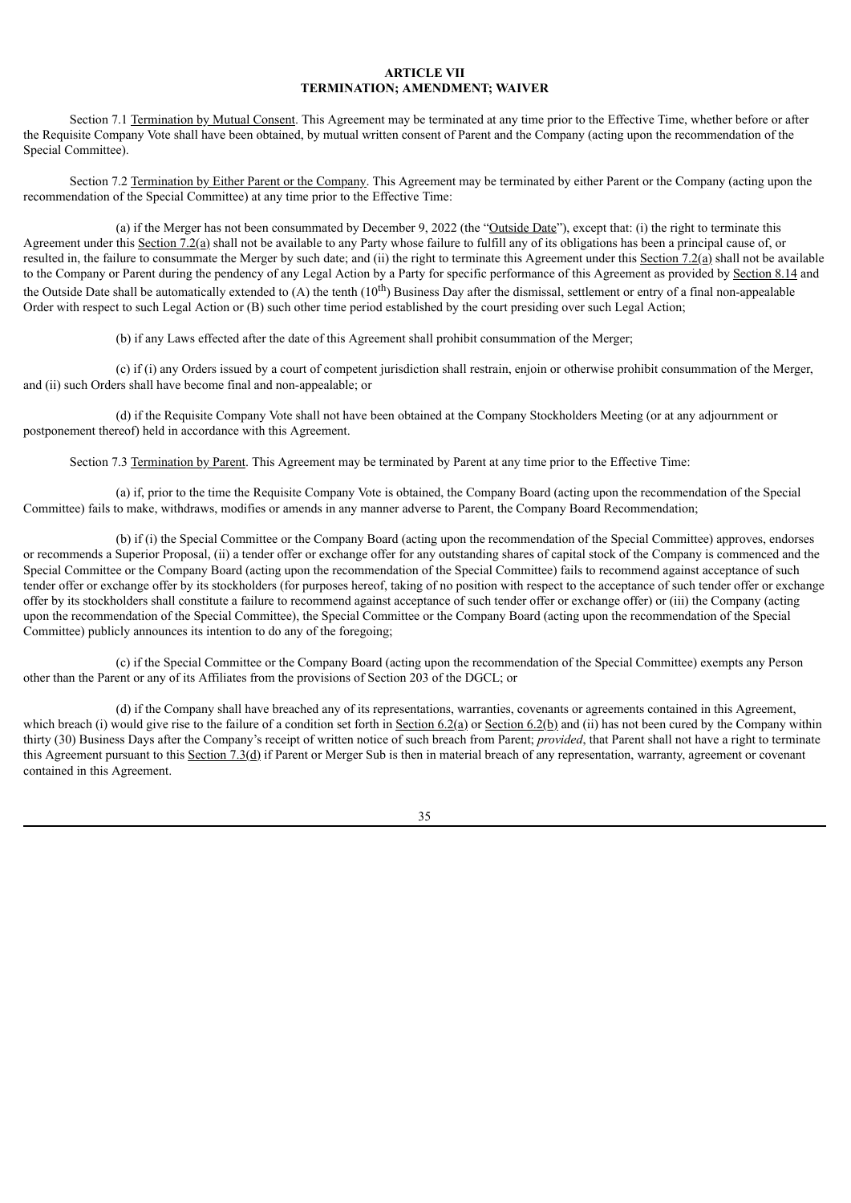## ARTICLE VII
## TERMINATION; AMENDMENT; WAIVER

Section 7.1 Termination by Mutual Consent. This Agreement may be terminated at any time prior to the Effective Time, whether before or after the Requisite Company Vote shall have been obtained, by mutual written consent of Parent and the Company (acting upon the recommendation of the Special Committee).

Section 7.2 Termination by Either Parent or the Company. This Agreement may be terminated by either Parent or the Company (acting upon the recommendation of the Special Committee) at any time prior to the Effective Time:

(a) if the Merger has not been consummated by December 9, 2022 (the "Outside Date"), except that: (i) the right to terminate this Agreement under this Section 7.2(a) shall not be available to any Party whose failure to fulfill any of its obligations has been a principal cause of, or resulted in, the failure to consummate the Merger by such date; and (ii) the right to terminate this Agreement under this Section 7.2(a) shall not be available to the Company or Parent during the pendency of any Legal Action by a Party for specific performance of this Agreement as provided by Section 8.14 and the Outside Date shall be automatically extended to (A) the tenth (10th) Business Day after the dismissal, settlement or entry of a final non-appealable Order with respect to such Legal Action or (B) such other time period established by the court presiding over such Legal Action;

(b) if any Laws effected after the date of this Agreement shall prohibit consummation of the Merger;

(c) if (i) any Orders issued by a court of competent jurisdiction shall restrain, enjoin or otherwise prohibit consummation of the Merger, and (ii) such Orders shall have become final and non-appealable; or

(d) if the Requisite Company Vote shall not have been obtained at the Company Stockholders Meeting (or at any adjournment or postponement thereof) held in accordance with this Agreement.

Section 7.3 Termination by Parent. This Agreement may be terminated by Parent at any time prior to the Effective Time:

(a) if, prior to the time the Requisite Company Vote is obtained, the Company Board (acting upon the recommendation of the Special Committee) fails to make, withdraws, modifies or amends in any manner adverse to Parent, the Company Board Recommendation;

(b) if (i) the Special Committee or the Company Board (acting upon the recommendation of the Special Committee) approves, endorses or recommends a Superior Proposal, (ii) a tender offer or exchange offer for any outstanding shares of capital stock of the Company is commenced and the Special Committee or the Company Board (acting upon the recommendation of the Special Committee) fails to recommend against acceptance of such tender offer or exchange offer by its stockholders (for purposes hereof, taking of no position with respect to the acceptance of such tender offer or exchange offer by its stockholders shall constitute a failure to recommend against acceptance of such tender offer or exchange offer) or (iii) the Company (acting upon the recommendation of the Special Committee), the Special Committee or the Company Board (acting upon the recommendation of the Special Committee) publicly announces its intention to do any of the foregoing;

(c) if the Special Committee or the Company Board (acting upon the recommendation of the Special Committee) exempts any Person other than the Parent or any of its Affiliates from the provisions of Section 203 of the DGCL; or

(d) if the Company shall have breached any of its representations, warranties, covenants or agreements contained in this Agreement, which breach (i) would give rise to the failure of a condition set forth in Section 6.2(a) or Section 6.2(b) and (ii) has not been cured by the Company within thirty (30) Business Days after the Company's receipt of written notice of such breach from Parent; *provided*, that Parent shall not have a right to terminate this Agreement pursuant to this Section 7.3(d) if Parent or Merger Sub is then in material breach of any representation, warranty, agreement or covenant contained in this Agreement.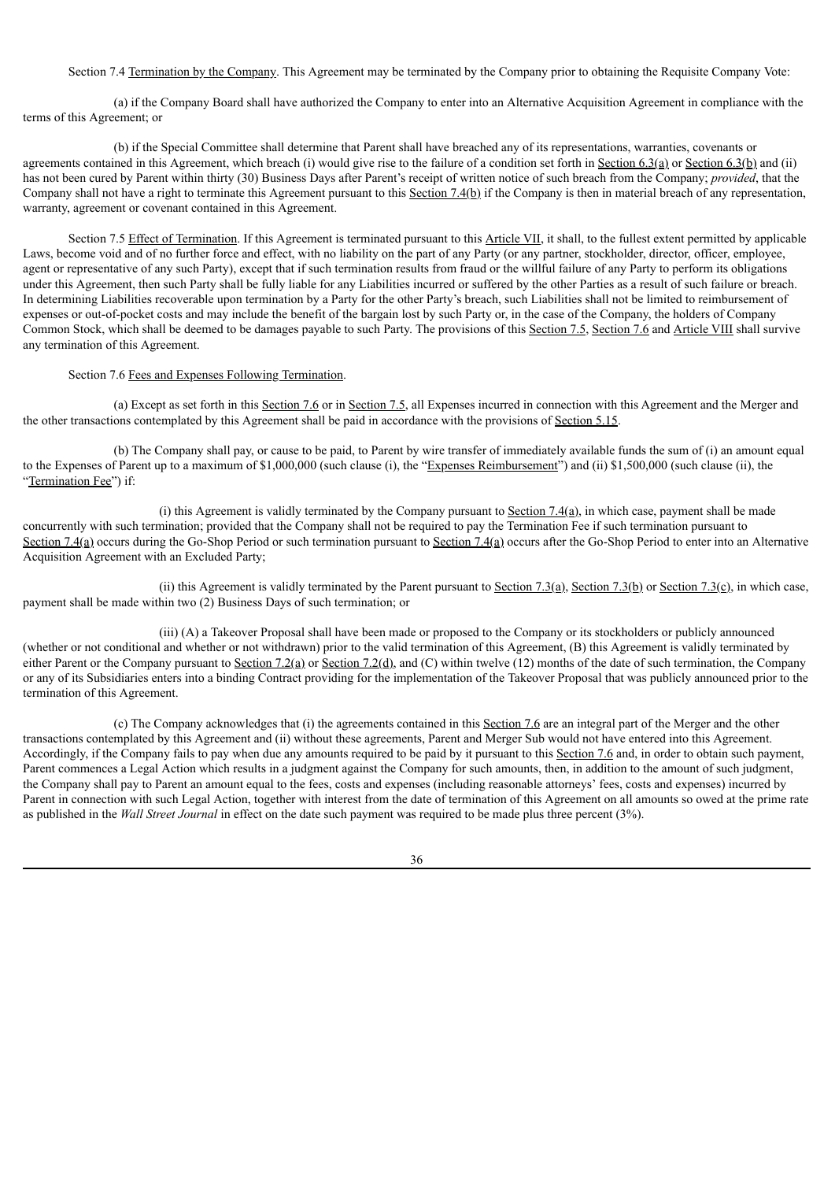Section 7.4 Termination by the Company. This Agreement may be terminated by the Company prior to obtaining the Requisite Company Vote:

(a) if the Company Board shall have authorized the Company to enter into an Alternative Acquisition Agreement in compliance with the terms of this Agreement; or

(b) if the Special Committee shall determine that Parent shall have breached any of its representations, warranties, covenants or agreements contained in this Agreement, which breach (i) would give rise to the failure of a condition set forth in Section 6.3(a) or Section 6.3(b) and (ii) has not been cured by Parent within thirty (30) Business Days after Parent's receipt of written notice of such breach from the Company; *provided*, that the Company shall not have a right to terminate this Agreement pursuant to this Section 7.4(b) if the Company is then in material breach of any representation, warranty, agreement or covenant contained in this Agreement.

Section 7.5 Effect of Termination. If this Agreement is terminated pursuant to this Article VII, it shall, to the fullest extent permitted by applicable Laws, become void and of no further force and effect, with no liability on the part of any Party (or any partner, stockholder, director, officer, employee, agent or representative of any such Party), except that if such termination results from fraud or the willful failure of any Party to perform its obligations under this Agreement, then such Party shall be fully liable for any Liabilities incurred or suffered by the other Parties as a result of such failure or breach. In determining Liabilities recoverable upon termination by a Party for the other Party's breach, such Liabilities shall not be limited to reimbursement of expenses or out-of-pocket costs and may include the benefit of the bargain lost by such Party or, in the case of the Company, the holders of Company Common Stock, which shall be deemed to be damages payable to such Party. The provisions of this Section 7.5, Section 7.6 and Article VIII shall survive any termination of this Agreement.

Section 7.6 Fees and Expenses Following Termination.

(a) Except as set forth in this Section 7.6 or in Section 7.5, all Expenses incurred in connection with this Agreement and the Merger and the other transactions contemplated by this Agreement shall be paid in accordance with the provisions of Section 5.15.

(b) The Company shall pay, or cause to be paid, to Parent by wire transfer of immediately available funds the sum of (i) an amount equal to the Expenses of Parent up to a maximum of $1,000,000 (such clause (i), the "Expenses Reimbursement") and (ii) $1,500,000 (such clause (ii), the "Termination Fee") if:

(i) this Agreement is validly terminated by the Company pursuant to Section 7.4(a), in which case, payment shall be made concurrently with such termination; provided that the Company shall not be required to pay the Termination Fee if such termination pursuant to Section 7.4(a) occurs during the Go-Shop Period or such termination pursuant to Section 7.4(a) occurs after the Go-Shop Period to enter into an Alternative Acquisition Agreement with an Excluded Party;

(ii) this Agreement is validly terminated by the Parent pursuant to Section 7.3(a), Section 7.3(b) or Section 7.3(c), in which case, payment shall be made within two (2) Business Days of such termination; or

(iii) (A) a Takeover Proposal shall have been made or proposed to the Company or its stockholders or publicly announced (whether or not conditional and whether or not withdrawn) prior to the valid termination of this Agreement, (B) this Agreement is validly terminated by either Parent or the Company pursuant to Section 7.2(a) or Section 7.2(d), and (C) within twelve (12) months of the date of such termination, the Company or any of its Subsidiaries enters into a binding Contract providing for the implementation of the Takeover Proposal that was publicly announced prior to the termination of this Agreement.

(c) The Company acknowledges that (i) the agreements contained in this Section 7.6 are an integral part of the Merger and the other transactions contemplated by this Agreement and (ii) without these agreements, Parent and Merger Sub would not have entered into this Agreement. Accordingly, if the Company fails to pay when due any amounts required to be paid by it pursuant to this Section 7.6 and, in order to obtain such payment, Parent commences a Legal Action which results in a judgment against the Company for such amounts, then, in addition to the amount of such judgment, the Company shall pay to Parent an amount equal to the fees, costs and expenses (including reasonable attorneys' fees, costs and expenses) incurred by Parent in connection with such Legal Action, together with interest from the date of termination of this Agreement on all amounts so owed at the prime rate as published in the *Wall Street Journal* in effect on the date such payment was required to be made plus three percent (3%).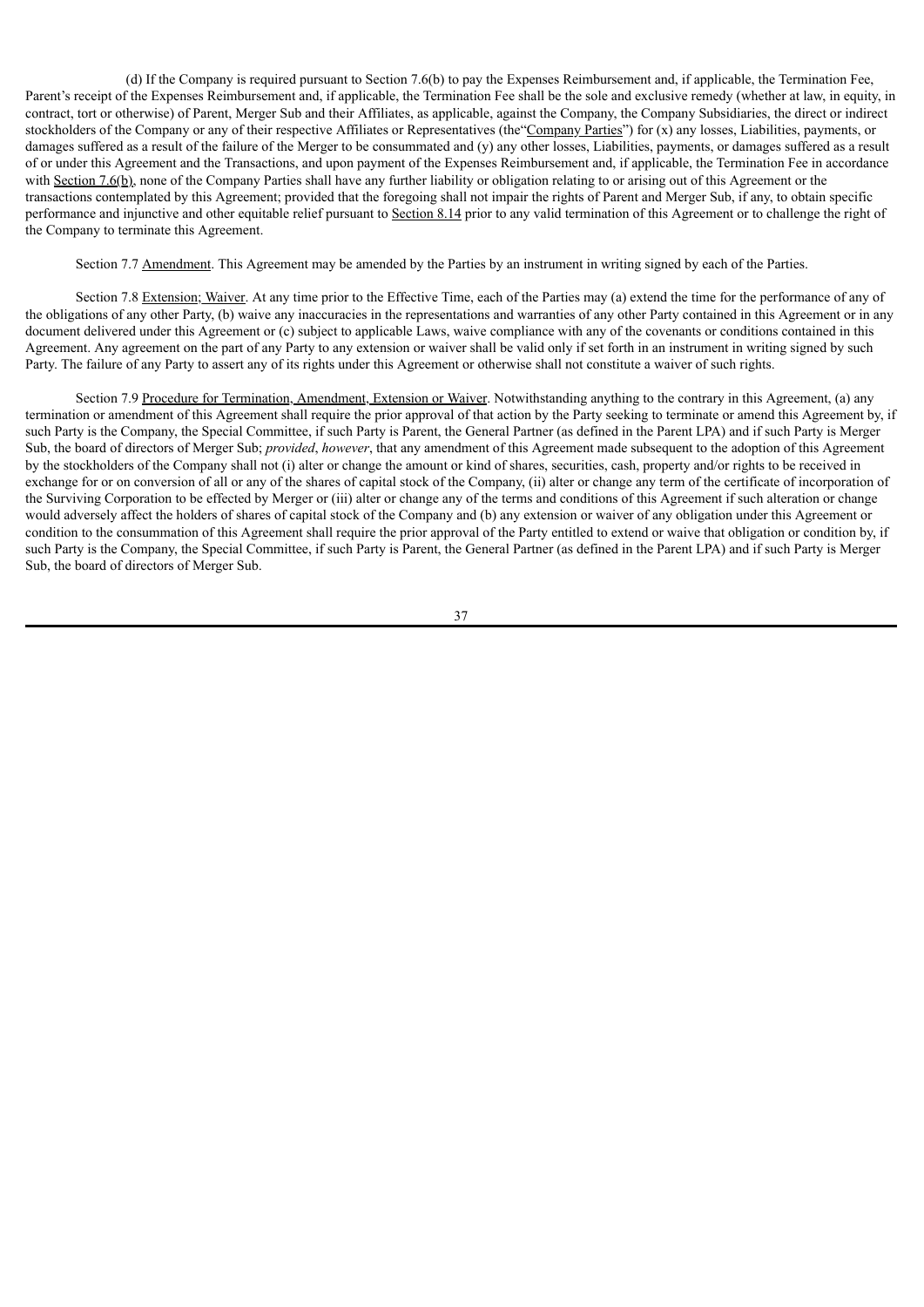(d) If the Company is required pursuant to Section 7.6(b) to pay the Expenses Reimbursement and, if applicable, the Termination Fee, Parent's receipt of the Expenses Reimbursement and, if applicable, the Termination Fee shall be the sole and exclusive remedy (whether at law, in equity, in contract, tort or otherwise) of Parent, Merger Sub and their Affiliates, as applicable, against the Company, the Company Subsidiaries, the direct or indirect stockholders of the Company or any of their respective Affiliates or Representatives (the"Company Parties") for (x) any losses, Liabilities, payments, or damages suffered as a result of the failure of the Merger to be consummated and (y) any other losses, Liabilities, payments, or damages suffered as a result of or under this Agreement and the Transactions, and upon payment of the Expenses Reimbursement and, if applicable, the Termination Fee in accordance with Section 7.6(b), none of the Company Parties shall have any further liability or obligation relating to or arising out of this Agreement or the transactions contemplated by this Agreement; provided that the foregoing shall not impair the rights of Parent and Merger Sub, if any, to obtain specific performance and injunctive and other equitable relief pursuant to Section 8.14 prior to any valid termination of this Agreement or to challenge the right of the Company to terminate this Agreement.

Section 7.7 Amendment. This Agreement may be amended by the Parties by an instrument in writing signed by each of the Parties.

Section 7.8 Extension; Waiver. At any time prior to the Effective Time, each of the Parties may (a) extend the time for the performance of any of the obligations of any other Party, (b) waive any inaccuracies in the representations and warranties of any other Party contained in this Agreement or in any document delivered under this Agreement or (c) subject to applicable Laws, waive compliance with any of the covenants or conditions contained in this Agreement. Any agreement on the part of any Party to any extension or waiver shall be valid only if set forth in an instrument in writing signed by such Party. The failure of any Party to assert any of its rights under this Agreement or otherwise shall not constitute a waiver of such rights.

Section 7.9 Procedure for Termination, Amendment, Extension or Waiver. Notwithstanding anything to the contrary in this Agreement, (a) any termination or amendment of this Agreement shall require the prior approval of that action by the Party seeking to terminate or amend this Agreement by, if such Party is the Company, the Special Committee, if such Party is Parent, the General Partner (as defined in the Parent LPA) and if such Party is Merger Sub, the board of directors of Merger Sub; *provided*, *however*, that any amendment of this Agreement made subsequent to the adoption of this Agreement by the stockholders of the Company shall not (i) alter or change the amount or kind of shares, securities, cash, property and/or rights to be received in exchange for or on conversion of all or any of the shares of capital stock of the Company, (ii) alter or change any term of the certificate of incorporation of the Surviving Corporation to be effected by Merger or (iii) alter or change any of the terms and conditions of this Agreement if such alteration or change would adversely affect the holders of shares of capital stock of the Company and (b) any extension or waiver of any obligation under this Agreement or condition to the consummation of this Agreement shall require the prior approval of the Party entitled to extend or waive that obligation or condition by, if such Party is the Company, the Special Committee, if such Party is Parent, the General Partner (as defined in the Parent LPA) and if such Party is Merger Sub, the board of directors of Merger Sub.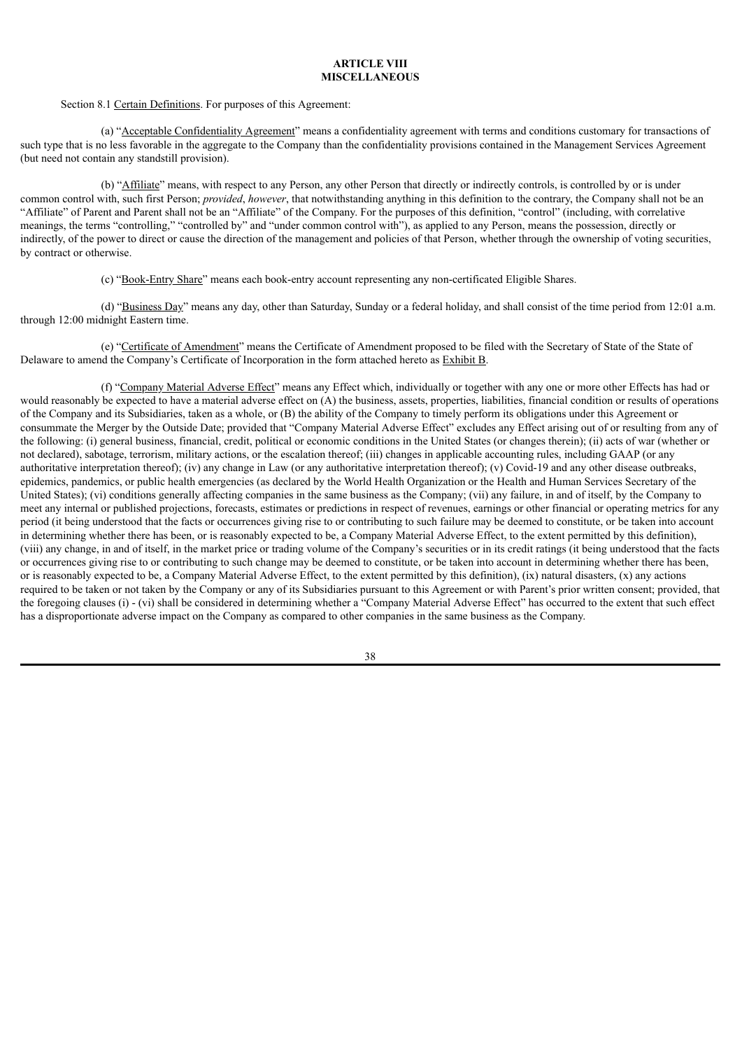## ARTICLE VIII
## MISCELLANEOUS

Section 8.1 Certain Definitions. For purposes of this Agreement:

(a) "Acceptable Confidentiality Agreement" means a confidentiality agreement with terms and conditions customary for transactions of such type that is no less favorable in the aggregate to the Company than the confidentiality provisions contained in the Management Services Agreement (but need not contain any standstill provision).

(b) "Affiliate" means, with respect to any Person, any other Person that directly or indirectly controls, is controlled by or is under common control with, such first Person; *provided*, *however*, that notwithstanding anything in this definition to the contrary, the Company shall not be an "Affiliate" of Parent and Parent shall not be an "Affiliate" of the Company. For the purposes of this definition, "control" (including, with correlative meanings, the terms "controlling," "controlled by" and "under common control with"), as applied to any Person, means the possession, directly or indirectly, of the power to direct or cause the direction of the management and policies of that Person, whether through the ownership of voting securities, by contract or otherwise.

(c) "Book-Entry Share" means each book-entry account representing any non-certificated Eligible Shares.

(d) "Business Day" means any day, other than Saturday, Sunday or a federal holiday, and shall consist of the time period from 12:01 a.m. through 12:00 midnight Eastern time.

(e) "Certificate of Amendment" means the Certificate of Amendment proposed to be filed with the Secretary of State of the State of Delaware to amend the Company's Certificate of Incorporation in the form attached hereto as Exhibit B.

(f) "Company Material Adverse Effect" means any Effect which, individually or together with any one or more other Effects has had or would reasonably be expected to have a material adverse effect on (A) the business, assets, properties, liabilities, financial condition or results of operations of the Company and its Subsidiaries, taken as a whole, or (B) the ability of the Company to timely perform its obligations under this Agreement or consummate the Merger by the Outside Date; provided that "Company Material Adverse Effect" excludes any Effect arising out of or resulting from any of the following: (i) general business, financial, credit, political or economic conditions in the United States (or changes therein); (ii) acts of war (whether or not declared), sabotage, terrorism, military actions, or the escalation thereof; (iii) changes in applicable accounting rules, including GAAP (or any authoritative interpretation thereof); (iv) any change in Law (or any authoritative interpretation thereof); (v) Covid-19 and any other disease outbreaks, epidemics, pandemics, or public health emergencies (as declared by the World Health Organization or the Health and Human Services Secretary of the United States); (vi) conditions generally affecting companies in the same business as the Company; (vii) any failure, in and of itself, by the Company to meet any internal or published projections, forecasts, estimates or predictions in respect of revenues, earnings or other financial or operating metrics for any period (it being understood that the facts or occurrences giving rise to or contributing to such failure may be deemed to constitute, or be taken into account in determining whether there has been, or is reasonably expected to be, a Company Material Adverse Effect, to the extent permitted by this definition), (viii) any change, in and of itself, in the market price or trading volume of the Company's securities or in its credit ratings (it being understood that the facts or occurrences giving rise to or contributing to such change may be deemed to constitute, or be taken into account in determining whether there has been, or is reasonably expected to be, a Company Material Adverse Effect, to the extent permitted by this definition), (ix) natural disasters, (x) any actions required to be taken or not taken by the Company or any of its Subsidiaries pursuant to this Agreement or with Parent's prior written consent; provided, that the foregoing clauses (i) - (vi) shall be considered in determining whether a "Company Material Adverse Effect" has occurred to the extent that such effect has a disproportionate adverse impact on the Company as compared to other companies in the same business as the Company.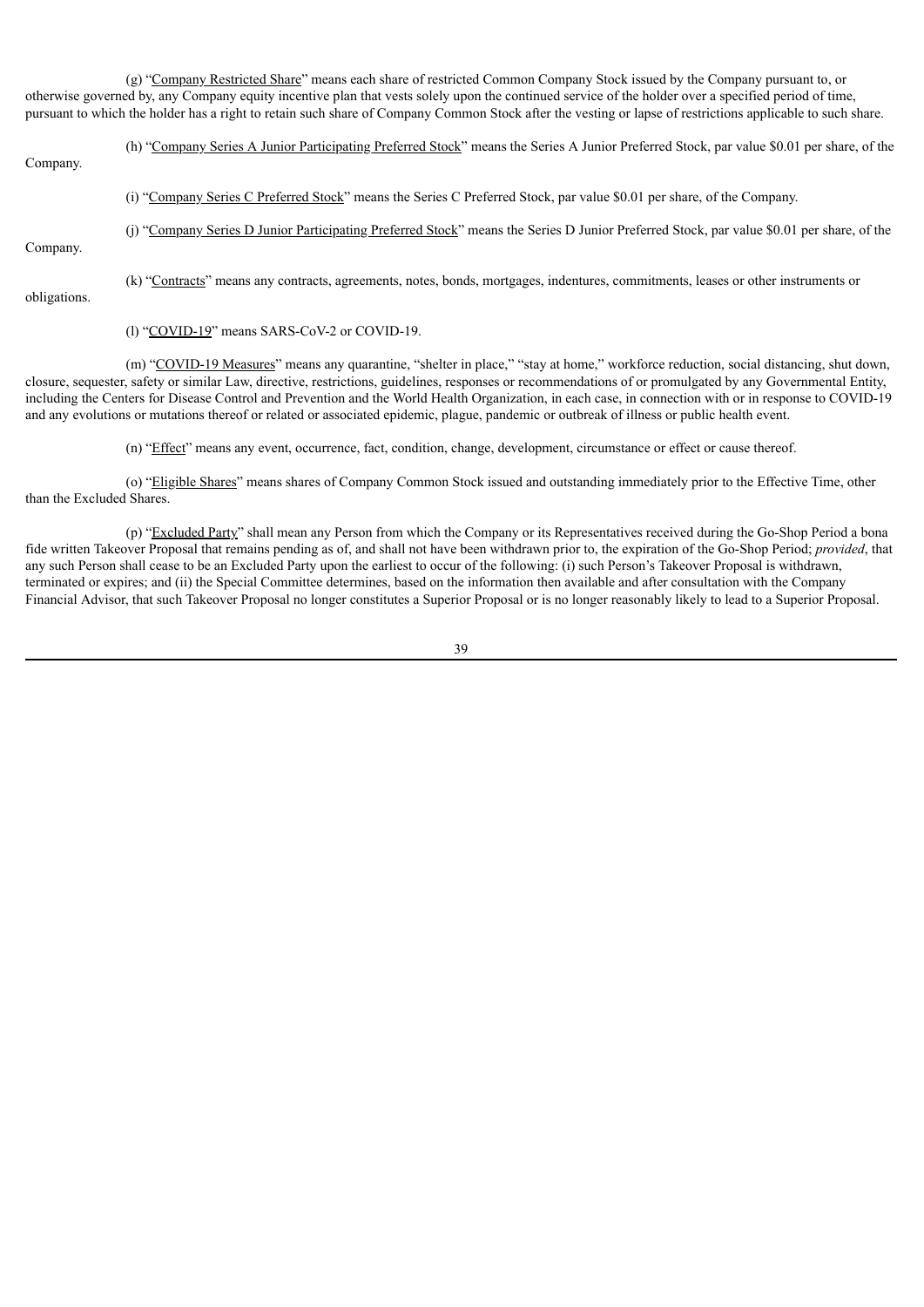(g) "Company Restricted Share" means each share of restricted Common Company Stock issued by the Company pursuant to, or otherwise governed by, any Company equity incentive plan that vests solely upon the continued service of the holder over a specified period of time, pursuant to which the holder has a right to retain such share of Company Common Stock after the vesting or lapse of restrictions applicable to such share.

(h) "Company Series A Junior Participating Preferred Stock" means the Series A Junior Preferred Stock, par value $0.01 per share, of the Company.

(i) "Company Series C Preferred Stock" means the Series C Preferred Stock, par value $0.01 per share, of the Company.

(j) "Company Series D Junior Participating Preferred Stock" means the Series D Junior Preferred Stock, par value $0.01 per share, of the Company.

(k) "Contracts" means any contracts, agreements, notes, bonds, mortgages, indentures, commitments, leases or other instruments or obligations.

(l) "COVID-19" means SARS-CoV-2 or COVID-19.

(m) "COVID-19 Measures" means any quarantine, "shelter in place," "stay at home," workforce reduction, social distancing, shut down, closure, sequester, safety or similar Law, directive, restrictions, guidelines, responses or recommendations of or promulgated by any Governmental Entity, including the Centers for Disease Control and Prevention and the World Health Organization, in each case, in connection with or in response to COVID-19 and any evolutions or mutations thereof or related or associated epidemic, plague, pandemic or outbreak of illness or public health event.

(n) "Effect" means any event, occurrence, fact, condition, change, development, circumstance or effect or cause thereof.

(o) "Eligible Shares" means shares of Company Common Stock issued and outstanding immediately prior to the Effective Time, other than the Excluded Shares.

(p) "Excluded Party" shall mean any Person from which the Company or its Representatives received during the Go-Shop Period a bona fide written Takeover Proposal that remains pending as of, and shall not have been withdrawn prior to, the expiration of the Go-Shop Period; *provided*, that any such Person shall cease to be an Excluded Party upon the earliest to occur of the following: (i) such Person's Takeover Proposal is withdrawn, terminated or expires; and (ii) the Special Committee determines, based on the information then available and after consultation with the Company Financial Advisor, that such Takeover Proposal no longer constitutes a Superior Proposal or is no longer reasonably likely to lead to a Superior Proposal.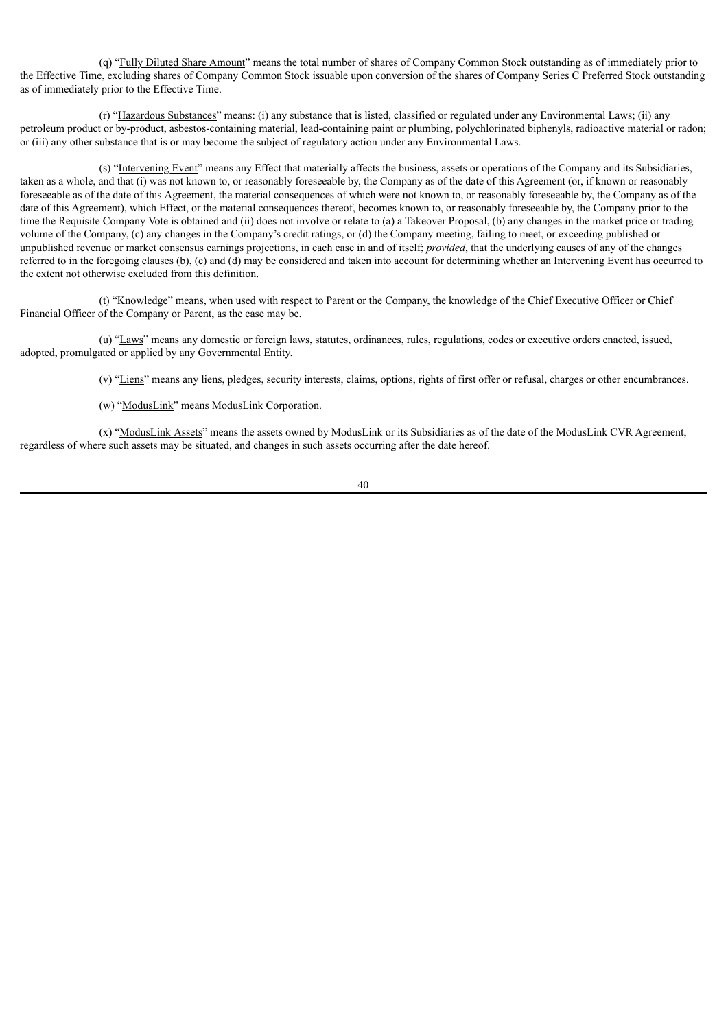(q) "Fully Diluted Share Amount" means the total number of shares of Company Common Stock outstanding as of immediately prior to the Effective Time, excluding shares of Company Common Stock issuable upon conversion of the shares of Company Series C Preferred Stock outstanding as of immediately prior to the Effective Time.

(r) "Hazardous Substances" means: (i) any substance that is listed, classified or regulated under any Environmental Laws; (ii) any petroleum product or by-product, asbestos-containing material, lead-containing paint or plumbing, polychlorinated biphenyls, radioactive material or radon; or (iii) any other substance that is or may become the subject of regulatory action under any Environmental Laws.

(s) "Intervening Event" means any Effect that materially affects the business, assets or operations of the Company and its Subsidiaries, taken as a whole, and that (i) was not known to, or reasonably foreseeable by, the Company as of the date of this Agreement (or, if known or reasonably foreseeable as of the date of this Agreement, the material consequences of which were not known to, or reasonably foreseeable by, the Company as of the date of this Agreement), which Effect, or the material consequences thereof, becomes known to, or reasonably foreseeable by, the Company prior to the time the Requisite Company Vote is obtained and (ii) does not involve or relate to (a) a Takeover Proposal, (b) any changes in the market price or trading volume of the Company, (c) any changes in the Company's credit ratings, or (d) the Company meeting, failing to meet, or exceeding published or unpublished revenue or market consensus earnings projections, in each case in and of itself; *provided*, that the underlying causes of any of the changes referred to in the foregoing clauses (b), (c) and (d) may be considered and taken into account for determining whether an Intervening Event has occurred to the extent not otherwise excluded from this definition.

(t) "Knowledge" means, when used with respect to Parent or the Company, the knowledge of the Chief Executive Officer or Chief Financial Officer of the Company or Parent, as the case may be.

(u) "Laws" means any domestic or foreign laws, statutes, ordinances, rules, regulations, codes or executive orders enacted, issued, adopted, promulgated or applied by any Governmental Entity.

(v) "Liens" means any liens, pledges, security interests, claims, options, rights of first offer or refusal, charges or other encumbrances.

(w) "ModusLink" means ModusLink Corporation.

(x) "ModusLink Assets" means the assets owned by ModusLink or its Subsidiaries as of the date of the ModusLink CVR Agreement, regardless of where such assets may be situated, and changes in such assets occurring after the date hereof.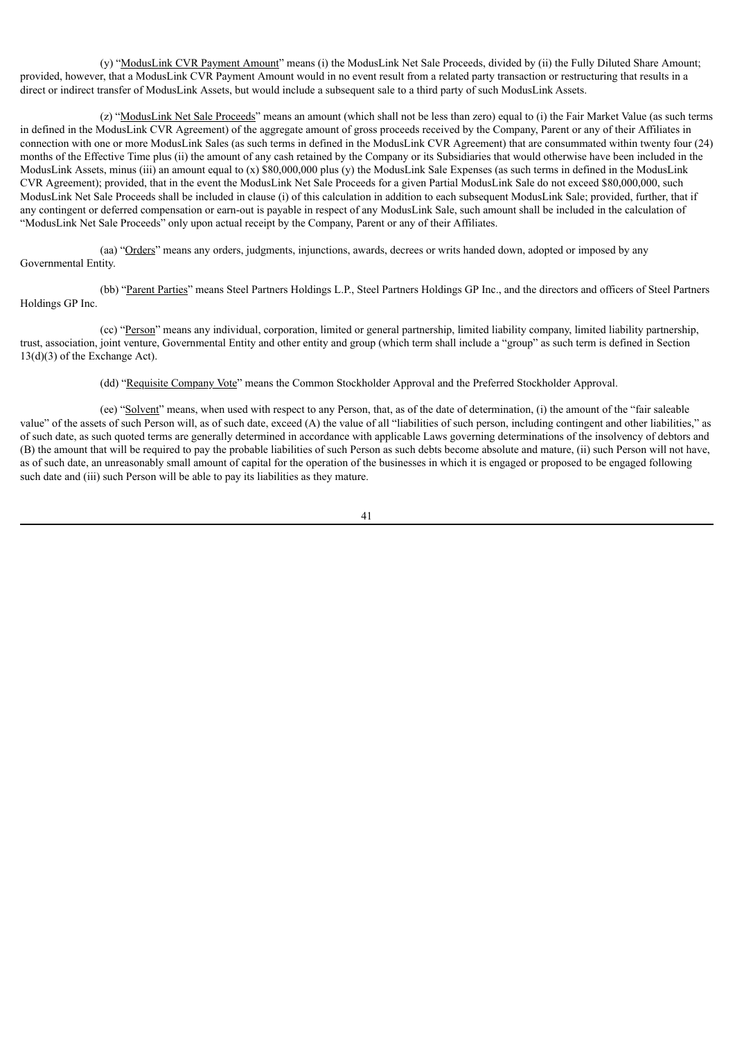(y) "ModusLink CVR Payment Amount" means (i) the ModusLink Net Sale Proceeds, divided by (ii) the Fully Diluted Share Amount; provided, however, that a ModusLink CVR Payment Amount would in no event result from a related party transaction or restructuring that results in a direct or indirect transfer of ModusLink Assets, but would include a subsequent sale to a third party of such ModusLink Assets.

(z) "ModusLink Net Sale Proceeds" means an amount (which shall not be less than zero) equal to (i) the Fair Market Value (as such terms in defined in the ModusLink CVR Agreement) of the aggregate amount of gross proceeds received by the Company, Parent or any of their Affiliates in connection with one or more ModusLink Sales (as such terms in defined in the ModusLink CVR Agreement) that are consummated within twenty four (24) months of the Effective Time plus (ii) the amount of any cash retained by the Company or its Subsidiaries that would otherwise have been included in the ModusLink Assets, minus (iii) an amount equal to (x) $80,000,000 plus (y) the ModusLink Sale Expenses (as such terms in defined in the ModusLink CVR Agreement); provided, that in the event the ModusLink Net Sale Proceeds for a given Partial ModusLink Sale do not exceed $80,000,000, such ModusLink Net Sale Proceeds shall be included in clause (i) of this calculation in addition to each subsequent ModusLink Sale; provided, further, that if any contingent or deferred compensation or earn-out is payable in respect of any ModusLink Sale, such amount shall be included in the calculation of "ModusLink Net Sale Proceeds" only upon actual receipt by the Company, Parent or any of their Affiliates.

(aa) "Orders" means any orders, judgments, injunctions, awards, decrees or writs handed down, adopted or imposed by any Governmental Entity.

(bb) "Parent Parties" means Steel Partners Holdings L.P., Steel Partners Holdings GP Inc., and the directors and officers of Steel Partners Holdings GP Inc.

(cc) "Person" means any individual, corporation, limited or general partnership, limited liability company, limited liability partnership, trust, association, joint venture, Governmental Entity and other entity and group (which term shall include a "group" as such term is defined in Section 13(d)(3) of the Exchange Act).

(dd) "Requisite Company Vote" means the Common Stockholder Approval and the Preferred Stockholder Approval.

(ee) "Solvent" means, when used with respect to any Person, that, as of the date of determination, (i) the amount of the "fair saleable value" of the assets of such Person will, as of such date, exceed (A) the value of all "liabilities of such person, including contingent and other liabilities," as of such date, as such quoted terms are generally determined in accordance with applicable Laws governing determinations of the insolvency of debtors and (B) the amount that will be required to pay the probable liabilities of such Person as such debts become absolute and mature, (ii) such Person will not have, as of such date, an unreasonably small amount of capital for the operation of the businesses in which it is engaged or proposed to be engaged following such date and (iii) such Person will be able to pay its liabilities as they mature.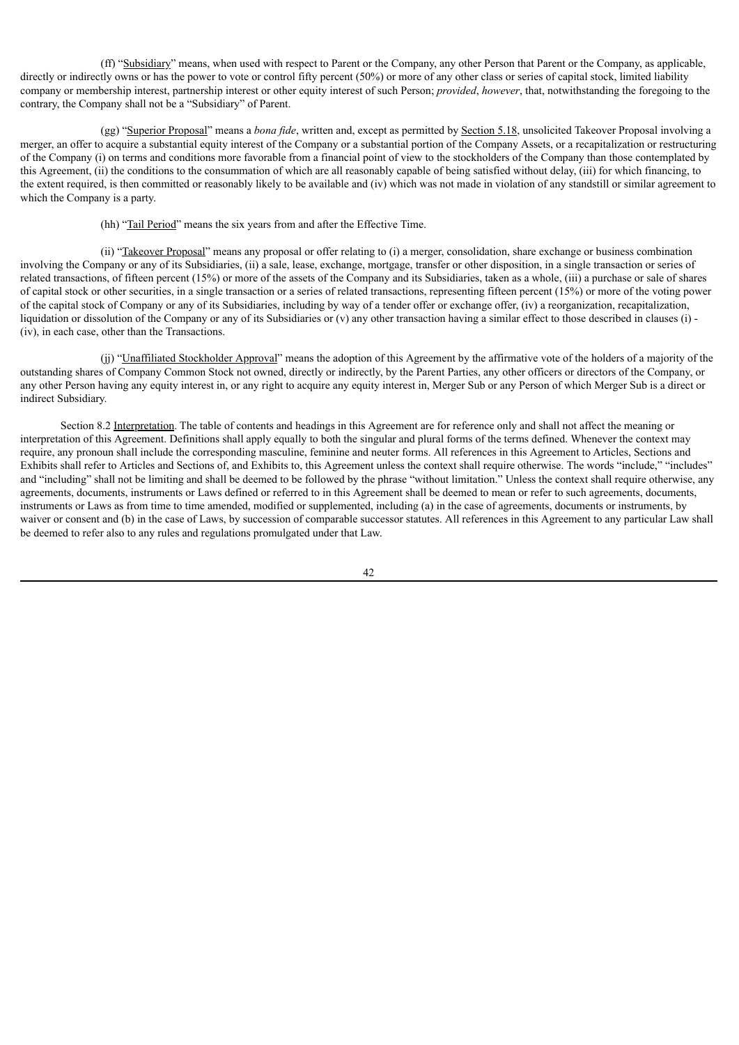(ff) "Subsidiary" means, when used with respect to Parent or the Company, any other Person that Parent or the Company, as applicable, directly or indirectly owns or has the power to vote or control fifty percent (50%) or more of any other class or series of capital stock, limited liability company or membership interest, partnership interest or other equity interest of such Person; *provided*, *however*, that, notwithstanding the foregoing to the contrary, the Company shall not be a "Subsidiary" of Parent.

(gg) "Superior Proposal" means a *bona fide*, written and, except as permitted by Section 5.18, unsolicited Takeover Proposal involving a merger, an offer to acquire a substantial equity interest of the Company or a substantial portion of the Company Assets, or a recapitalization or restructuring of the Company (i) on terms and conditions more favorable from a financial point of view to the stockholders of the Company than those contemplated by this Agreement, (ii) the conditions to the consummation of which are all reasonably capable of being satisfied without delay, (iii) for which financing, to the extent required, is then committed or reasonably likely to be available and (iv) which was not made in violation of any standstill or similar agreement to which the Company is a party.

(hh) "Tail Period" means the six years from and after the Effective Time.

(ii) "Takeover Proposal" means any proposal or offer relating to (i) a merger, consolidation, share exchange or business combination involving the Company or any of its Subsidiaries, (ii) a sale, lease, exchange, mortgage, transfer or other disposition, in a single transaction or series of related transactions, of fifteen percent (15%) or more of the assets of the Company and its Subsidiaries, taken as a whole, (iii) a purchase or sale of shares of capital stock or other securities, in a single transaction or a series of related transactions, representing fifteen percent (15%) or more of the voting power of the capital stock of Company or any of its Subsidiaries, including by way of a tender offer or exchange offer, (iv) a reorganization, recapitalization, liquidation or dissolution of the Company or any of its Subsidiaries or (v) any other transaction having a similar effect to those described in clauses (i) - (iv), in each case, other than the Transactions.

(jj) "Unaffiliated Stockholder Approval" means the adoption of this Agreement by the affirmative vote of the holders of a majority of the outstanding shares of Company Common Stock not owned, directly or indirectly, by the Parent Parties, any other officers or directors of the Company, or any other Person having any equity interest in, or any right to acquire any equity interest in, Merger Sub or any Person of which Merger Sub is a direct or indirect Subsidiary.

Section 8.2 Interpretation. The table of contents and headings in this Agreement are for reference only and shall not affect the meaning or interpretation of this Agreement. Definitions shall apply equally to both the singular and plural forms of the terms defined. Whenever the context may require, any pronoun shall include the corresponding masculine, feminine and neuter forms. All references in this Agreement to Articles, Sections and Exhibits shall refer to Articles and Sections of, and Exhibits to, this Agreement unless the context shall require otherwise. The words "include," "includes" and "including" shall not be limiting and shall be deemed to be followed by the phrase "without limitation." Unless the context shall require otherwise, any agreements, documents, instruments or Laws defined or referred to in this Agreement shall be deemed to mean or refer to such agreements, documents, instruments or Laws as from time to time amended, modified or supplemented, including (a) in the case of agreements, documents or instruments, by waiver or consent and (b) in the case of Laws, by succession of comparable successor statutes. All references in this Agreement to any particular Law shall be deemed to refer also to any rules and regulations promulgated under that Law.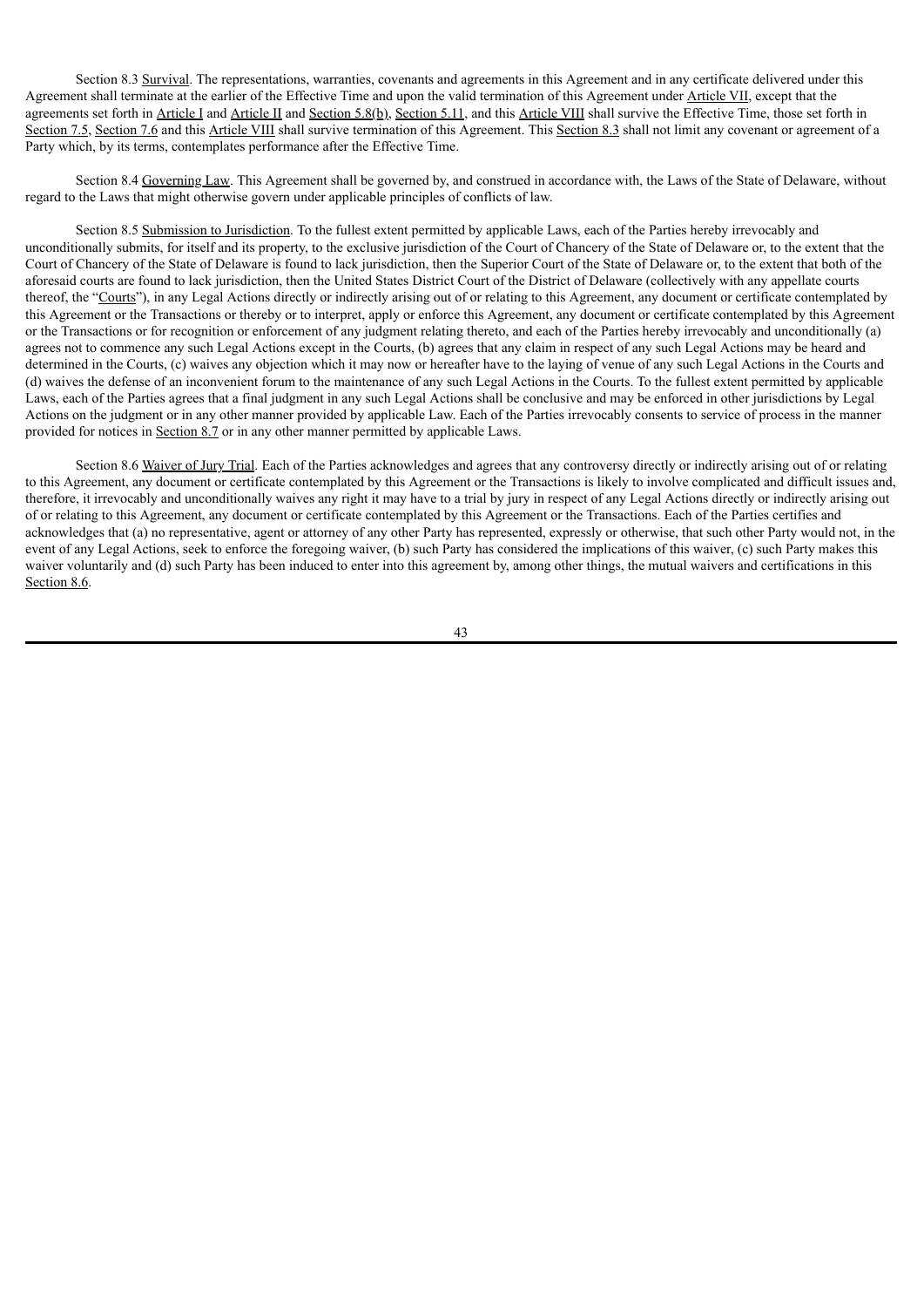Section 8.3 Survival. The representations, warranties, covenants and agreements in this Agreement and in any certificate delivered under this Agreement shall terminate at the earlier of the Effective Time and upon the valid termination of this Agreement under Article VII, except that the agreements set forth in Article I and Article II and Section 5.8(b), Section 5.11, and this Article VIII shall survive the Effective Time, those set forth in Section 7.5, Section 7.6 and this Article VIII shall survive termination of this Agreement. This Section 8.3 shall not limit any covenant or agreement of a Party which, by its terms, contemplates performance after the Effective Time.

Section 8.4 Governing Law. This Agreement shall be governed by, and construed in accordance with, the Laws of the State of Delaware, without regard to the Laws that might otherwise govern under applicable principles of conflicts of law.

Section 8.5 Submission to Jurisdiction. To the fullest extent permitted by applicable Laws, each of the Parties hereby irrevocably and unconditionally submits, for itself and its property, to the exclusive jurisdiction of the Court of Chancery of the State of Delaware or, to the extent that the Court of Chancery of the State of Delaware is found to lack jurisdiction, then the Superior Court of the State of Delaware or, to the extent that both of the aforesaid courts are found to lack jurisdiction, then the United States District Court of the District of Delaware (collectively with any appellate courts thereof, the "Courts"), in any Legal Actions directly or indirectly arising out of or relating to this Agreement, any document or certificate contemplated by this Agreement or the Transactions or thereby or to interpret, apply or enforce this Agreement, any document or certificate contemplated by this Agreement or the Transactions or for recognition or enforcement of any judgment relating thereto, and each of the Parties hereby irrevocably and unconditionally (a) agrees not to commence any such Legal Actions except in the Courts, (b) agrees that any claim in respect of any such Legal Actions may be heard and determined in the Courts, (c) waives any objection which it may now or hereafter have to the laying of venue of any such Legal Actions in the Courts and (d) waives the defense of an inconvenient forum to the maintenance of any such Legal Actions in the Courts. To the fullest extent permitted by applicable Laws, each of the Parties agrees that a final judgment in any such Legal Actions shall be conclusive and may be enforced in other jurisdictions by Legal Actions on the judgment or in any other manner provided by applicable Law. Each of the Parties irrevocably consents to service of process in the manner provided for notices in Section 8.7 or in any other manner permitted by applicable Laws.

Section 8.6 Waiver of Jury Trial. Each of the Parties acknowledges and agrees that any controversy directly or indirectly arising out of or relating to this Agreement, any document or certificate contemplated by this Agreement or the Transactions is likely to involve complicated and difficult issues and, therefore, it irrevocably and unconditionally waives any right it may have to a trial by jury in respect of any Legal Actions directly or indirectly arising out of or relating to this Agreement, any document or certificate contemplated by this Agreement or the Transactions. Each of the Parties certifies and acknowledges that (a) no representative, agent or attorney of any other Party has represented, expressly or otherwise, that such other Party would not, in the event of any Legal Actions, seek to enforce the foregoing waiver, (b) such Party has considered the implications of this waiver, (c) such Party makes this waiver voluntarily and (d) such Party has been induced to enter into this agreement by, among other things, the mutual waivers and certifications in this Section 8.6.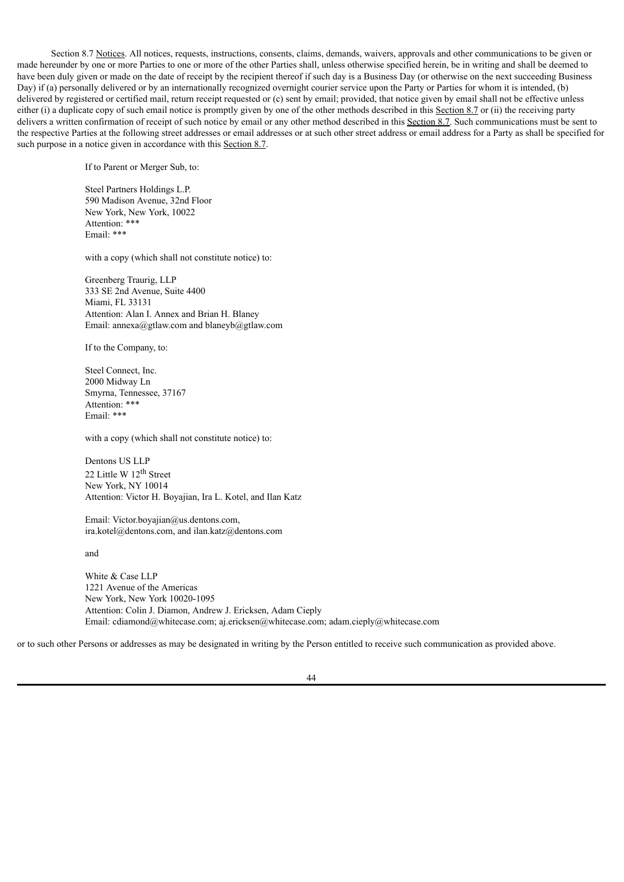Section 8.7 Notices. All notices, requests, instructions, consents, claims, demands, waivers, approvals and other communications to be given or made hereunder by one or more Parties to one or more of the other Parties shall, unless otherwise specified herein, be in writing and shall be deemed to have been duly given or made on the date of receipt by the recipient thereof if such day is a Business Day (or otherwise on the next succeeding Business Day) if (a) personally delivered or by an internationally recognized overnight courier service upon the Party or Parties for whom it is intended, (b) delivered by registered or certified mail, return receipt requested or (c) sent by email; provided, that notice given by email shall not be effective unless either (i) a duplicate copy of such email notice is promptly given by one of the other methods described in this Section 8.7 or (ii) the receiving party delivers a written confirmation of receipt of such notice by email or any other method described in this Section 8.7. Such communications must be sent to the respective Parties at the following street addresses or email addresses or at such other street address or email address for a Party as shall be specified for such purpose in a notice given in accordance with this Section 8.7.

If to Parent or Merger Sub, to:

Steel Partners Holdings L.P.
590 Madison Avenue, 32nd Floor
New York, New York, 10022
Attention: ***
Email: ***

with a copy (which shall not constitute notice) to:

Greenberg Traurig, LLP
333 SE 2nd Avenue, Suite 4400
Miami, FL 33131
Attention: Alan I. Annex and Brian H. Blaney
Email: annexa@gtlaw.com and blaneyb@gtlaw.com

If to the Company, to:

Steel Connect, Inc.
2000 Midway Ln
Smyrna, Tennessee, 37167
Attention: ***
Email: ***

with a copy (which shall not constitute notice) to:

Dentons US LLP
22 Little W 12th Street
New York, NY 10014
Attention: Victor H. Boyajian, Ira L. Kotel, and Ilan Katz

Email: Victor.boyajian@us.dentons.com, ira.kotel@dentons.com, and ilan.katz@dentons.com

and

White & Case LLP
1221 Avenue of the Americas
New York, New York 10020-1095
Attention: Colin J. Diamon, Andrew J. Ericksen, Adam Cieply
Email: cdiamond@whitecase.com; aj.ericksen@whitecase.com; adam.cieply@whitecase.com

or to such other Persons or addresses as may be designated in writing by the Person entitled to receive such communication as provided above.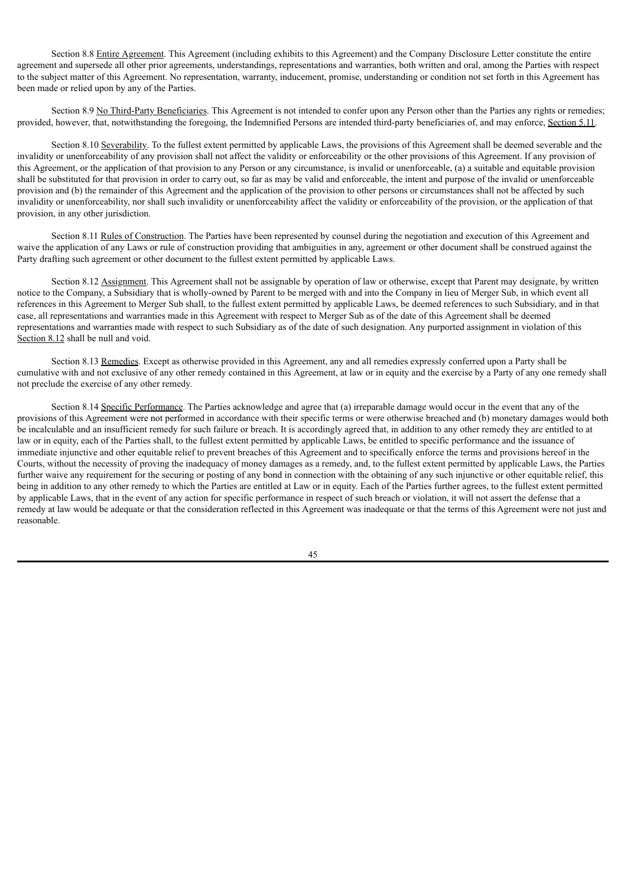Section 8.8 Entire Agreement. This Agreement (including exhibits to this Agreement) and the Company Disclosure Letter constitute the entire agreement and supersede all other prior agreements, understandings, representations and warranties, both written and oral, among the Parties with respect to the subject matter of this Agreement. No representation, warranty, inducement, promise, understanding or condition not set forth in this Agreement has been made or relied upon by any of the Parties.

Section 8.9 No Third-Party Beneficiaries. This Agreement is not intended to confer upon any Person other than the Parties any rights or remedies; provided, however, that, notwithstanding the foregoing, the Indemnified Persons are intended third-party beneficiaries of, and may enforce, Section 5.11.

Section 8.10 Severability. To the fullest extent permitted by applicable Laws, the provisions of this Agreement shall be deemed severable and the invalidity or unenforceability of any provision shall not affect the validity or enforceability or the other provisions of this Agreement. If any provision of this Agreement, or the application of that provision to any Person or any circumstance, is invalid or unenforceable, (a) a suitable and equitable provision shall be substituted for that provision in order to carry out, so far as may be valid and enforceable, the intent and purpose of the invalid or unenforceable provision and (b) the remainder of this Agreement and the application of the provision to other persons or circumstances shall not be affected by such invalidity or unenforceability, nor shall such invalidity or unenforceability affect the validity or enforceability of the provision, or the application of that provision, in any other jurisdiction.

Section 8.11 Rules of Construction. The Parties have been represented by counsel during the negotiation and execution of this Agreement and waive the application of any Laws or rule of construction providing that ambiguities in any, agreement or other document shall be construed against the Party drafting such agreement or other document to the fullest extent permitted by applicable Laws.

Section 8.12 Assignment. This Agreement shall not be assignable by operation of law or otherwise, except that Parent may designate, by written notice to the Company, a Subsidiary that is wholly-owned by Parent to be merged with and into the Company in lieu of Merger Sub, in which event all references in this Agreement to Merger Sub shall, to the fullest extent permitted by applicable Laws, be deemed references to such Subsidiary, and in that case, all representations and warranties made in this Agreement with respect to Merger Sub as of the date of this Agreement shall be deemed representations and warranties made with respect to such Subsidiary as of the date of such designation. Any purported assignment in violation of this Section 8.12 shall be null and void.

Section 8.13 Remedies. Except as otherwise provided in this Agreement, any and all remedies expressly conferred upon a Party shall be cumulative with and not exclusive of any other remedy contained in this Agreement, at law or in equity and the exercise by a Party of any one remedy shall not preclude the exercise of any other remedy.

Section 8.14 Specific Performance. The Parties acknowledge and agree that (a) irreparable damage would occur in the event that any of the provisions of this Agreement were not performed in accordance with their specific terms or were otherwise breached and (b) monetary damages would both be incalculable and an insufficient remedy for such failure or breach. It is accordingly agreed that, in addition to any other remedy they are entitled to at law or in equity, each of the Parties shall, to the fullest extent permitted by applicable Laws, be entitled to specific performance and the issuance of immediate injunctive and other equitable relief to prevent breaches of this Agreement and to specifically enforce the terms and provisions hereof in the Courts, without the necessity of proving the inadequacy of money damages as a remedy, and, to the fullest extent permitted by applicable Laws, the Parties further waive any requirement for the securing or posting of any bond in connection with the obtaining of any such injunctive or other equitable relief, this being in addition to any other remedy to which the Parties are entitled at Law or in equity. Each of the Parties further agrees, to the fullest extent permitted by applicable Laws, that in the event of any action for specific performance in respect of such breach or violation, it will not assert the defense that a remedy at law would be adequate or that the consideration reflected in this Agreement was inadequate or that the terms of this Agreement were not just and reasonable.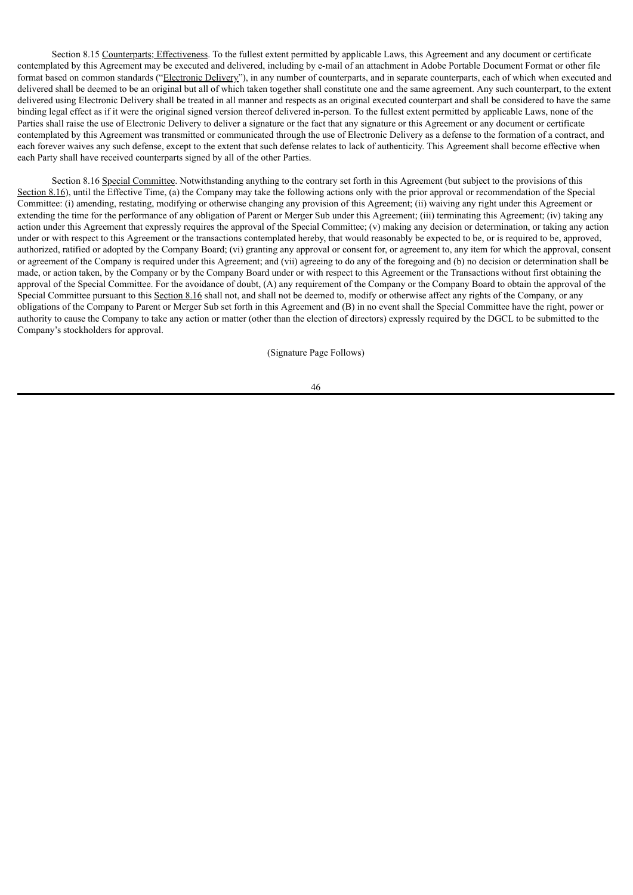Section 8.15 Counterparts; Effectiveness. To the fullest extent permitted by applicable Laws, this Agreement and any document or certificate contemplated by this Agreement may be executed and delivered, including by e-mail of an attachment in Adobe Portable Document Format or other file format based on common standards ("Electronic Delivery"), in any number of counterparts, and in separate counterparts, each of which when executed and delivered shall be deemed to be an original but all of which taken together shall constitute one and the same agreement. Any such counterpart, to the extent delivered using Electronic Delivery shall be treated in all manner and respects as an original executed counterpart and shall be considered to have the same binding legal effect as if it were the original signed version thereof delivered in-person. To the fullest extent permitted by applicable Laws, none of the Parties shall raise the use of Electronic Delivery to deliver a signature or the fact that any signature or this Agreement or any document or certificate contemplated by this Agreement was transmitted or communicated through the use of Electronic Delivery as a defense to the formation of a contract, and each forever waives any such defense, except to the extent that such defense relates to lack of authenticity. This Agreement shall become effective when each Party shall have received counterparts signed by all of the other Parties.

Section 8.16 Special Committee. Notwithstanding anything to the contrary set forth in this Agreement (but subject to the provisions of this Section 8.16), until the Effective Time, (a) the Company may take the following actions only with the prior approval or recommendation of the Special Committee: (i) amending, restating, modifying or otherwise changing any provision of this Agreement; (ii) waiving any right under this Agreement or extending the time for the performance of any obligation of Parent or Merger Sub under this Agreement; (iii) terminating this Agreement; (iv) taking any action under this Agreement that expressly requires the approval of the Special Committee; (v) making any decision or determination, or taking any action under or with respect to this Agreement or the transactions contemplated hereby, that would reasonably be expected to be, or is required to be, approved, authorized, ratified or adopted by the Company Board; (vi) granting any approval or consent for, or agreement to, any item for which the approval, consent or agreement of the Company is required under this Agreement; and (vii) agreeing to do any of the foregoing and (b) no decision or determination shall be made, or action taken, by the Company or by the Company Board under or with respect to this Agreement or the Transactions without first obtaining the approval of the Special Committee. For the avoidance of doubt, (A) any requirement of the Company or the Company Board to obtain the approval of the Special Committee pursuant to this Section 8.16 shall not, and shall not be deemed to, modify or otherwise affect any rights of the Company, or any obligations of the Company to Parent or Merger Sub set forth in this Agreement and (B) in no event shall the Special Committee have the right, power or authority to cause the Company to take any action or matter (other than the election of directors) expressly required by the DGCL to be submitted to the Company's stockholders for approval.

(Signature Page Follows)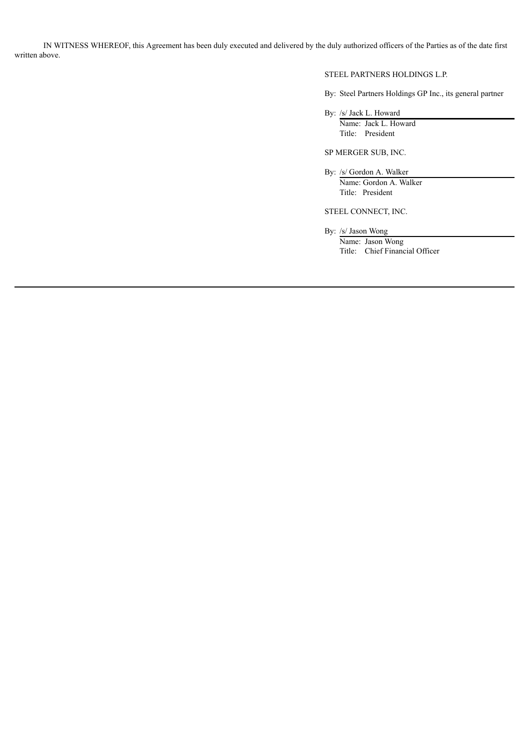IN WITNESS WHEREOF, this Agreement has been duly executed and delivered by the duly authorized officers of the Parties as of the date first written above.

STEEL PARTNERS HOLDINGS L.P.

By: Steel Partners Holdings GP Inc., its general partner

By: /s/ Jack L. Howard
Name: Jack L. Howard
Title: President

SP MERGER SUB, INC.

By: /s/ Gordon A. Walker
Name: Gordon A. Walker
Title: President

STEEL CONNECT, INC.

By: /s/ Jason Wong
Name: Jason Wong
Title: Chief Financial Officer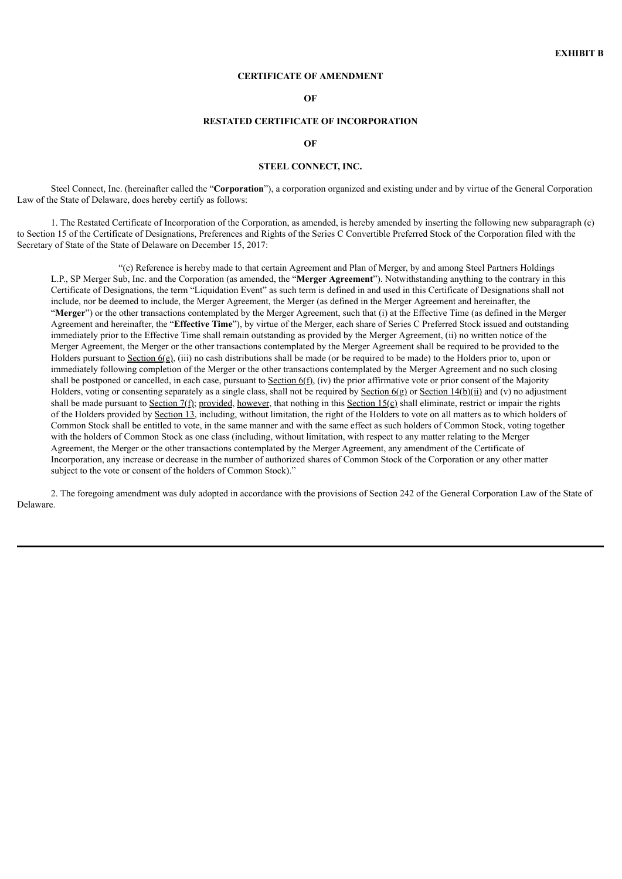**EXHIBIT B**

**CERTIFICATE OF AMENDMENT**

**OF**

**RESTATED CERTIFICATE OF INCORPORATION**

**OF**

**STEEL CONNECT, INC.**

Steel Connect, Inc. (hereinafter called the "**Corporation**"), a corporation organized and existing under and by virtue of the General Corporation Law of the State of Delaware, does hereby certify as follows:

1. The Restated Certificate of Incorporation of the Corporation, as amended, is hereby amended by inserting the following new subparagraph (c) to Section 15 of the Certificate of Designations, Preferences and Rights of the Series C Convertible Preferred Stock of the Corporation filed with the Secretary of State of the State of Delaware on December 15, 2017:

> "(c) Reference is hereby made to that certain Agreement and Plan of Merger, by and among Steel Partners Holdings L.P., SP Merger Sub, Inc. and the Corporation (as amended, the "**Merger Agreement**"). Notwithstanding anything to the contrary in this Certificate of Designations, the term "Liquidation Event" as such term is defined in and used in this Certificate of Designations shall not include, nor be deemed to include, the Merger Agreement, the Merger (as defined in the Merger Agreement and hereinafter, the "**Merger**") or the other transactions contemplated by the Merger Agreement, such that (i) at the Effective Time (as defined in the Merger Agreement and hereinafter, the "**Effective Time**"), by virtue of the Merger, each share of Series C Preferred Stock issued and outstanding immediately prior to the Effective Time shall remain outstanding as provided by the Merger Agreement, (ii) no written notice of the Merger Agreement, the Merger or the other transactions contemplated by the Merger Agreement shall be required to be provided to the Holders pursuant to Section 6(e), (iii) no cash distributions shall be made (or be required to be made) to the Holders prior to, upon or immediately following completion of the Merger or the other transactions contemplated by the Merger Agreement and no such closing shall be postponed or cancelled, in each case, pursuant to Section 6(f), (iv) the prior affirmative vote or prior consent of the Majority Holders, voting or consenting separately as a single class, shall not be required by Section 6(g) or Section 14(b)(ii) and (v) no adjustment shall be made pursuant to Section 7(f); provided, however, that nothing in this Section 15(c) shall eliminate, restrict or impair the rights of the Holders provided by Section 13, including, without limitation, the right of the Holders to vote on all matters as to which holders of Common Stock shall be entitled to vote, in the same manner and with the same effect as such holders of Common Stock, voting together with the holders of Common Stock as one class (including, without limitation, with respect to any matter relating to the Merger Agreement, the Merger or the other transactions contemplated by the Merger Agreement, any amendment of the Certificate of Incorporation, any increase or decrease in the number of authorized shares of Common Stock of the Corporation or any other matter subject to the vote or consent of the holders of Common Stock)."

2. The foregoing amendment was duly adopted in accordance with the provisions of Section 242 of the General Corporation Law of the State of Delaware.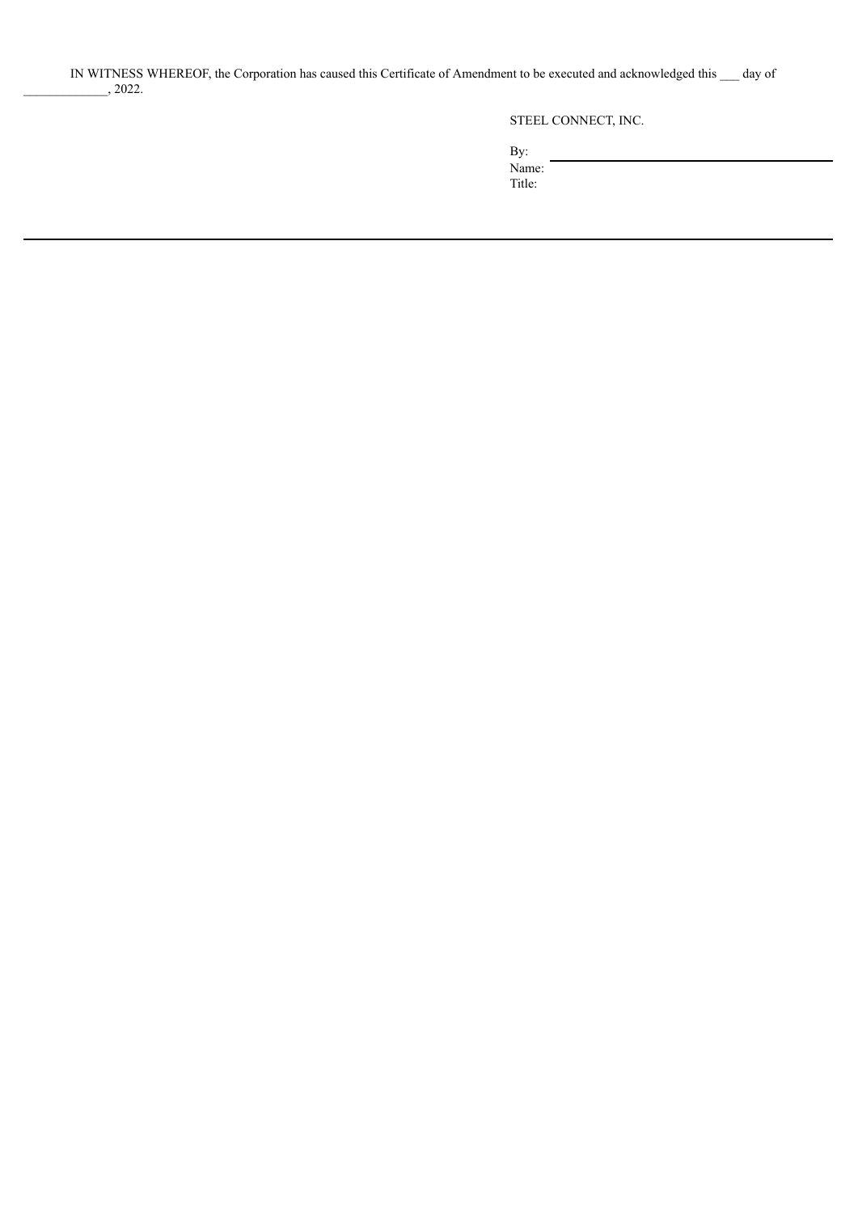IN WITNESS WHEREOF, the Corporation has caused this Certificate of Amendment to be executed and acknowledged this ___ day of _____________, 2022.

STEEL CONNECT, INC.

By: ______________________________

Name:

Title: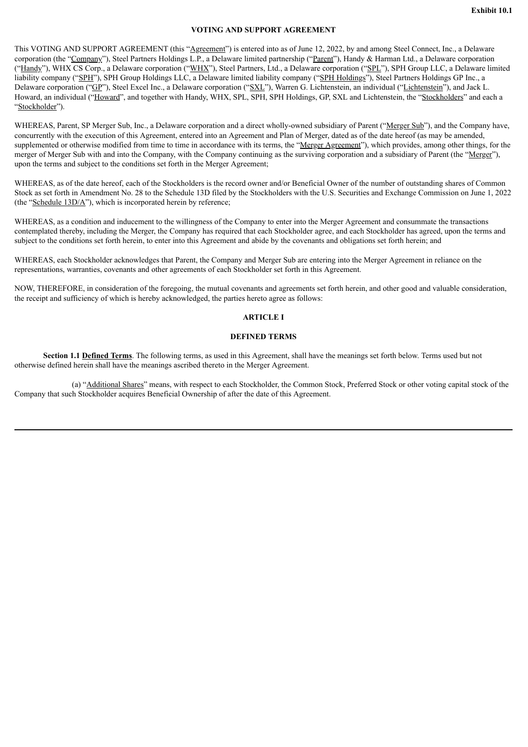Exhibit 10.1

**VOTING AND SUPPORT AGREEMENT**

This VOTING AND SUPPORT AGREEMENT (this "Agreement") is entered into as of June 12, 2022, by and among Steel Connect, Inc., a Delaware corporation (the "Company"), Steel Partners Holdings L.P., a Delaware limited partnership ("Parent"), Handy & Harman Ltd., a Delaware corporation ("Handy"), WHX CS Corp., a Delaware corporation ("WHX"), Steel Partners, Ltd., a Delaware corporation ("SPL"), SPH Group LLC, a Delaware limited liability company ("SPH"), SPH Group Holdings LLC, a Delaware limited liability company ("SPH Holdings"), Steel Partners Holdings GP Inc., a Delaware corporation ("GP"), Steel Excel Inc., a Delaware corporation ("SXL"), Warren G. Lichtenstein, an individual ("Lichtenstein"), and Jack L. Howard, an individual ("Howard", and together with Handy, WHX, SPL, SPH, SPH Holdings, GP, SXL and Lichtenstein, the "Stockholders" and each a "Stockholder").

WHEREAS, Parent, SP Merger Sub, Inc., a Delaware corporation and a direct wholly-owned subsidiary of Parent ("Merger Sub"), and the Company have, concurrently with the execution of this Agreement, entered into an Agreement and Plan of Merger, dated as of the date hereof (as may be amended, supplemented or otherwise modified from time to time in accordance with its terms, the "Merger Agreement"), which provides, among other things, for the merger of Merger Sub with and into the Company, with the Company continuing as the surviving corporation and a subsidiary of Parent (the "Merger"), upon the terms and subject to the conditions set forth in the Merger Agreement;

WHEREAS, as of the date hereof, each of the Stockholders is the record owner and/or Beneficial Owner of the number of outstanding shares of Common Stock as set forth in Amendment No. 28 to the Schedule 13D filed by the Stockholders with the U.S. Securities and Exchange Commission on June 1, 2022 (the "Schedule 13D/A"), which is incorporated herein by reference;

WHEREAS, as a condition and inducement to the willingness of the Company to enter into the Merger Agreement and consummate the transactions contemplated thereby, including the Merger, the Company has required that each Stockholder agree, and each Stockholder has agreed, upon the terms and subject to the conditions set forth herein, to enter into this Agreement and abide by the covenants and obligations set forth herein; and

WHEREAS, each Stockholder acknowledges that Parent, the Company and Merger Sub are entering into the Merger Agreement in reliance on the representations, warranties, covenants and other agreements of each Stockholder set forth in this Agreement.

NOW, THEREFORE, in consideration of the foregoing, the mutual covenants and agreements set forth herein, and other good and valuable consideration, the receipt and sufficiency of which is hereby acknowledged, the parties hereto agree as follows:

## ARTICLE I

## DEFINED TERMS

**Section 1.1 Defined Terms**. The following terms, as used in this Agreement, shall have the meanings set forth below. Terms used but not otherwise defined herein shall have the meanings ascribed thereto in the Merger Agreement.

(a) "Additional Shares" means, with respect to each Stockholder, the Common Stock, Preferred Stock or other voting capital stock of the Company that such Stockholder acquires Beneficial Ownership of after the date of this Agreement.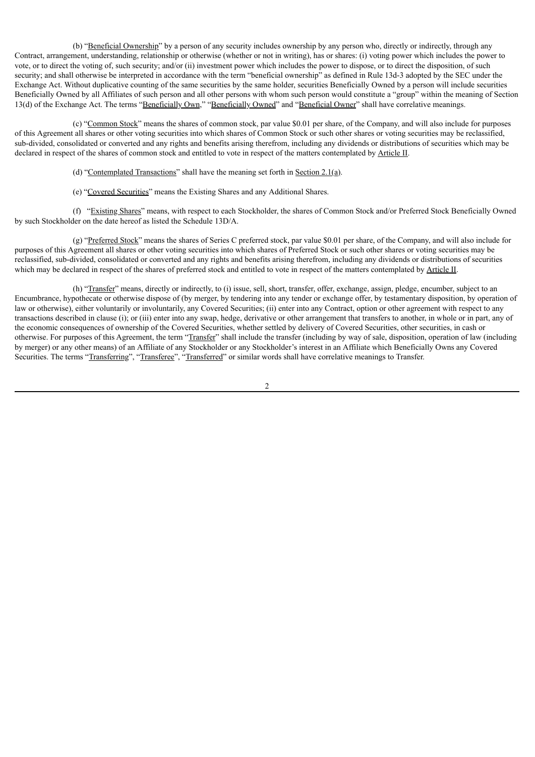(b) "Beneficial Ownership" by a person of any security includes ownership by any person who, directly or indirectly, through any Contract, arrangement, understanding, relationship or otherwise (whether or not in writing), has or shares: (i) voting power which includes the power to vote, or to direct the voting of, such security; and/or (ii) investment power which includes the power to dispose, or to direct the disposition, of such security; and shall otherwise be interpreted in accordance with the term "beneficial ownership" as defined in Rule 13d-3 adopted by the SEC under the Exchange Act. Without duplicative counting of the same securities by the same holder, securities Beneficially Owned by a person will include securities Beneficially Owned by all Affiliates of such person and all other persons with whom such person would constitute a "group" within the meaning of Section 13(d) of the Exchange Act. The terms "Beneficially Own," "Beneficially Owned" and "Beneficial Owner" shall have correlative meanings.

(c) "Common Stock" means the shares of common stock, par value $0.01 per share, of the Company, and will also include for purposes of this Agreement all shares or other voting securities into which shares of Common Stock or such other shares or voting securities may be reclassified, sub-divided, consolidated or converted and any rights and benefits arising therefrom, including any dividends or distributions of securities which may be declared in respect of the shares of common stock and entitled to vote in respect of the matters contemplated by Article II.

(d) "Contemplated Transactions" shall have the meaning set forth in Section 2.1(a).

(e) "Covered Securities" means the Existing Shares and any Additional Shares.

(f) "Existing Shares" means, with respect to each Stockholder, the shares of Common Stock and/or Preferred Stock Beneficially Owned by such Stockholder on the date hereof as listed the Schedule 13D/A.

(g) "Preferred Stock" means the shares of Series C preferred stock, par value $0.01 per share, of the Company, and will also include for purposes of this Agreement all shares or other voting securities into which shares of Preferred Stock or such other shares or voting securities may be reclassified, sub-divided, consolidated or converted and any rights and benefits arising therefrom, including any dividends or distributions of securities which may be declared in respect of the shares of preferred stock and entitled to vote in respect of the matters contemplated by Article II.

(h) "Transfer" means, directly or indirectly, to (i) issue, sell, short, transfer, offer, exchange, assign, pledge, encumber, subject to an Encumbrance, hypothecate or otherwise dispose of (by merger, by tendering into any tender or exchange offer, by testamentary disposition, by operation of law or otherwise), either voluntarily or involuntarily, any Covered Securities; (ii) enter into any Contract, option or other agreement with respect to any transactions described in clause (i); or (iii) enter into any swap, hedge, derivative or other arrangement that transfers to another, in whole or in part, any of the economic consequences of ownership of the Covered Securities, whether settled by delivery of Covered Securities, other securities, in cash or otherwise. For purposes of this Agreement, the term "Transfer" shall include the transfer (including by way of sale, disposition, operation of law (including by merger) or any other means) of an Affiliate of any Stockholder or any Stockholder's interest in an Affiliate which Beneficially Owns any Covered Securities. The terms "Transferring", "Transferee", "Transferred" or similar words shall have correlative meanings to Transfer.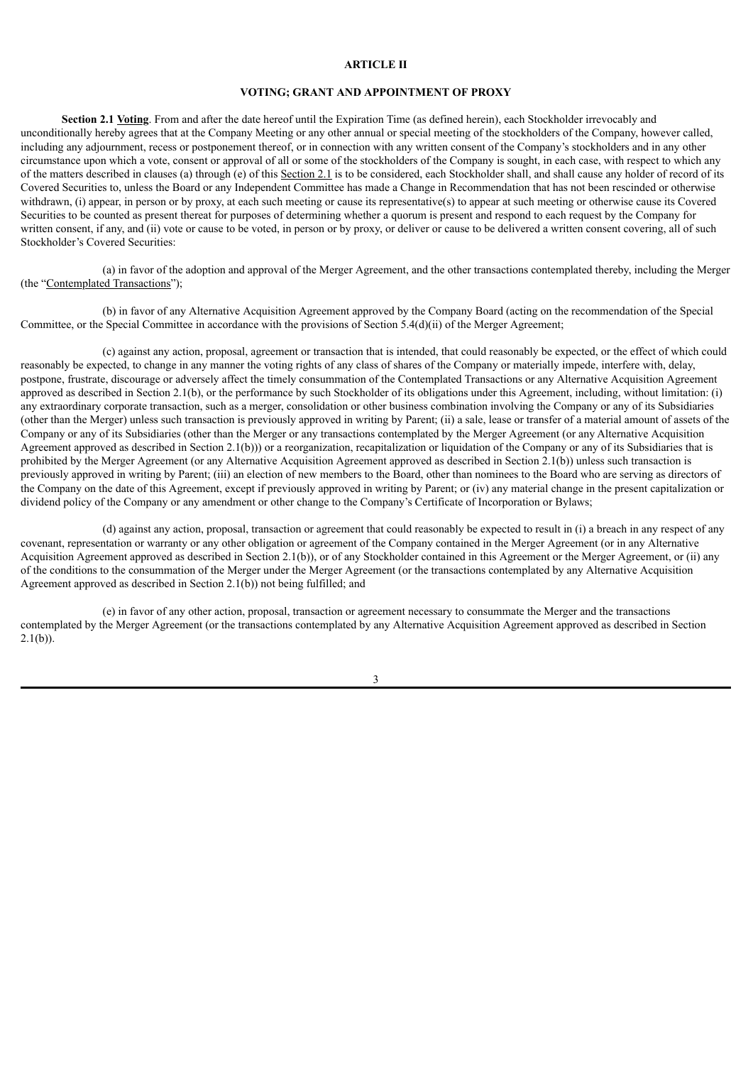## ARTICLE II

## VOTING; GRANT AND APPOINTMENT OF PROXY

**Section 2.1 Voting**. From and after the date hereof until the Expiration Time (as defined herein), each Stockholder irrevocably and unconditionally hereby agrees that at the Company Meeting or any other annual or special meeting of the stockholders of the Company, however called, including any adjournment, recess or postponement thereof, or in connection with any written consent of the Company's stockholders and in any other circumstance upon which a vote, consent or approval of all or some of the stockholders of the Company is sought, in each case, with respect to which any of the matters described in clauses (a) through (e) of this Section 2.1 is to be considered, each Stockholder shall, and shall cause any holder of record of its Covered Securities to, unless the Board or any Independent Committee has made a Change in Recommendation that has not been rescinded or otherwise withdrawn, (i) appear, in person or by proxy, at each such meeting or cause its representative(s) to appear at such meeting or otherwise cause its Covered Securities to be counted as present thereat for purposes of determining whether a quorum is present and respond to each request by the Company for written consent, if any, and (ii) vote or cause to be voted, in person or by proxy, or deliver or cause to be delivered a written consent covering, all of such Stockholder's Covered Securities:

(a) in favor of the adoption and approval of the Merger Agreement, and the other transactions contemplated thereby, including the Merger (the "Contemplated Transactions");

(b) in favor of any Alternative Acquisition Agreement approved by the Company Board (acting on the recommendation of the Special Committee, or the Special Committee in accordance with the provisions of Section 5.4(d)(ii) of the Merger Agreement;

(c) against any action, proposal, agreement or transaction that is intended, that could reasonably be expected, or the effect of which could reasonably be expected, to change in any manner the voting rights of any class of shares of the Company or materially impede, interfere with, delay, postpone, frustrate, discourage or adversely affect the timely consummation of the Contemplated Transactions or any Alternative Acquisition Agreement approved as described in Section 2.1(b), or the performance by such Stockholder of its obligations under this Agreement, including, without limitation: (i) any extraordinary corporate transaction, such as a merger, consolidation or other business combination involving the Company or any of its Subsidiaries (other than the Merger) unless such transaction is previously approved in writing by Parent; (ii) a sale, lease or transfer of a material amount of assets of the Company or any of its Subsidiaries (other than the Merger or any transactions contemplated by the Merger Agreement (or any Alternative Acquisition Agreement approved as described in Section 2.1(b))) or a reorganization, recapitalization or liquidation of the Company or any of its Subsidiaries that is prohibited by the Merger Agreement (or any Alternative Acquisition Agreement approved as described in Section 2.1(b)) unless such transaction is previously approved in writing by Parent; (iii) an election of new members to the Board, other than nominees to the Board who are serving as directors of the Company on the date of this Agreement, except if previously approved in writing by Parent; or (iv) any material change in the present capitalization or dividend policy of the Company or any amendment or other change to the Company's Certificate of Incorporation or Bylaws;

(d) against any action, proposal, transaction or agreement that could reasonably be expected to result in (i) a breach in any respect of any covenant, representation or warranty or any other obligation or agreement of the Company contained in the Merger Agreement (or in any Alternative Acquisition Agreement approved as described in Section 2.1(b)), or of any Stockholder contained in this Agreement or the Merger Agreement, or (ii) any of the conditions to the consummation of the Merger under the Merger Agreement (or the transactions contemplated by any Alternative Acquisition Agreement approved as described in Section 2.1(b)) not being fulfilled; and

(e) in favor of any other action, proposal, transaction or agreement necessary to consummate the Merger and the transactions contemplated by the Merger Agreement (or the transactions contemplated by any Alternative Acquisition Agreement approved as described in Section 2.1(b)).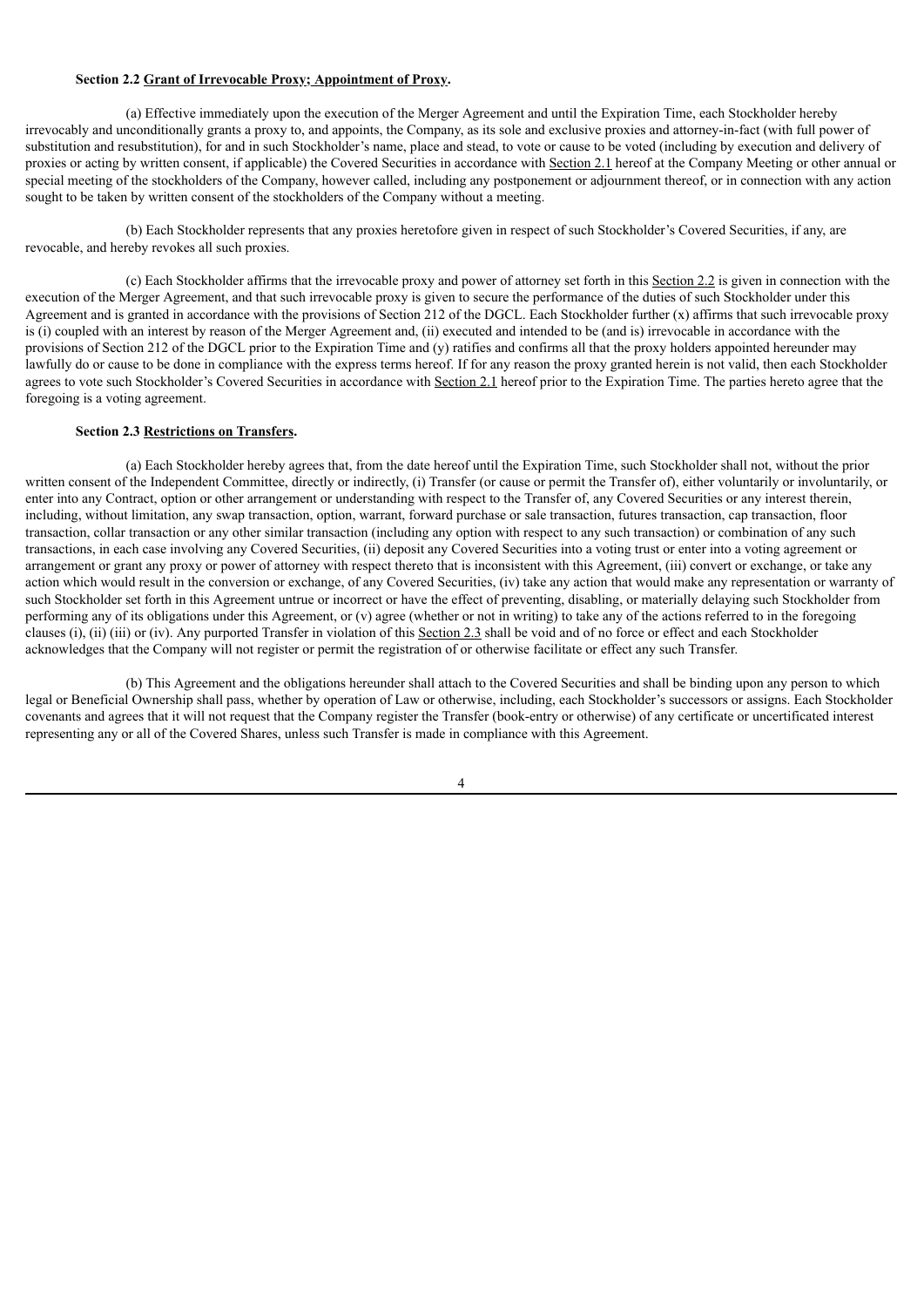**Section 2.2 Grant of Irrevocable Proxy; Appointment of Proxy.**

(a) Effective immediately upon the execution of the Merger Agreement and until the Expiration Time, each Stockholder hereby irrevocably and unconditionally grants a proxy to, and appoints, the Company, as its sole and exclusive proxies and attorney-in-fact (with full power of substitution and resubstitution), for and in such Stockholder's name, place and stead, to vote or cause to be voted (including by execution and delivery of proxies or acting by written consent, if applicable) the Covered Securities in accordance with Section 2.1 hereof at the Company Meeting or other annual or special meeting of the stockholders of the Company, however called, including any postponement or adjournment thereof, or in connection with any action sought to be taken by written consent of the stockholders of the Company without a meeting.

(b) Each Stockholder represents that any proxies heretofore given in respect of such Stockholder's Covered Securities, if any, are revocable, and hereby revokes all such proxies.

(c) Each Stockholder affirms that the irrevocable proxy and power of attorney set forth in this Section 2.2 is given in connection with the execution of the Merger Agreement, and that such irrevocable proxy is given to secure the performance of the duties of such Stockholder under this Agreement and is granted in accordance with the provisions of Section 212 of the DGCL. Each Stockholder further (x) affirms that such irrevocable proxy is (i) coupled with an interest by reason of the Merger Agreement and, (ii) executed and intended to be (and is) irrevocable in accordance with the provisions of Section 212 of the DGCL prior to the Expiration Time and (y) ratifies and confirms all that the proxy holders appointed hereunder may lawfully do or cause to be done in compliance with the express terms hereof. If for any reason the proxy granted herein is not valid, then each Stockholder agrees to vote such Stockholder's Covered Securities in accordance with Section 2.1 hereof prior to the Expiration Time. The parties hereto agree that the foregoing is a voting agreement.

**Section 2.3 Restrictions on Transfers.**

(a) Each Stockholder hereby agrees that, from the date hereof until the Expiration Time, such Stockholder shall not, without the prior written consent of the Independent Committee, directly or indirectly, (i) Transfer (or cause or permit the Transfer of), either voluntarily or involuntarily, or enter into any Contract, option or other arrangement or understanding with respect to the Transfer of, any Covered Securities or any interest therein, including, without limitation, any swap transaction, option, warrant, forward purchase or sale transaction, futures transaction, cap transaction, floor transaction, collar transaction or any other similar transaction (including any option with respect to any such transaction) or combination of any such transactions, in each case involving any Covered Securities, (ii) deposit any Covered Securities into a voting trust or enter into a voting agreement or arrangement or grant any proxy or power of attorney with respect thereto that is inconsistent with this Agreement, (iii) convert or exchange, or take any action which would result in the conversion or exchange, of any Covered Securities, (iv) take any action that would make any representation or warranty of such Stockholder set forth in this Agreement untrue or incorrect or have the effect of preventing, disabling, or materially delaying such Stockholder from performing any of its obligations under this Agreement, or (v) agree (whether or not in writing) to take any of the actions referred to in the foregoing clauses (i), (ii) (iii) or (iv). Any purported Transfer in violation of this Section 2.3 shall be void and of no force or effect and each Stockholder acknowledges that the Company will not register or permit the registration of or otherwise facilitate or effect any such Transfer.

(b) This Agreement and the obligations hereunder shall attach to the Covered Securities and shall be binding upon any person to which legal or Beneficial Ownership shall pass, whether by operation of Law or otherwise, including, each Stockholder's successors or assigns. Each Stockholder covenants and agrees that it will not request that the Company register the Transfer (book-entry or otherwise) of any certificate or uncertificated interest representing any or all of the Covered Shares, unless such Transfer is made in compliance with this Agreement.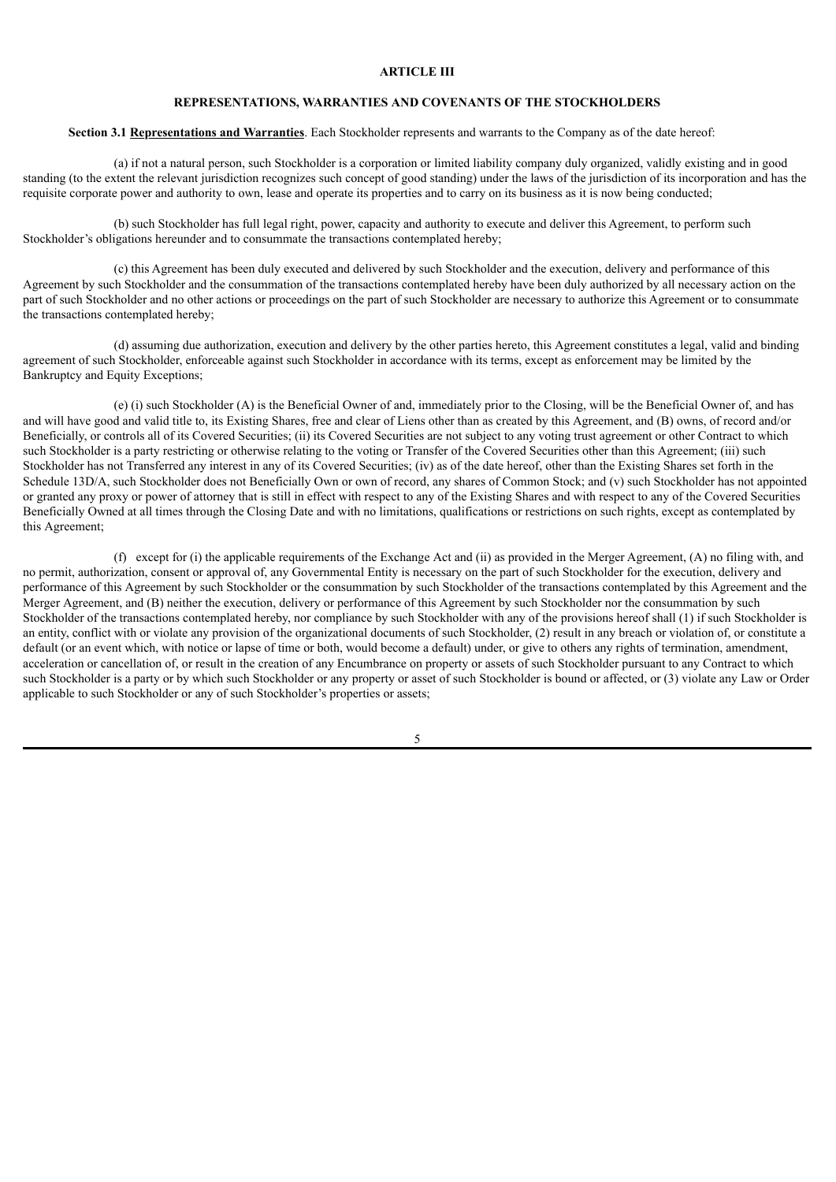## ARTICLE III

## REPRESENTATIONS, WARRANTIES AND COVENANTS OF THE STOCKHOLDERS

**Section 3.1 Representations and Warranties**. Each Stockholder represents and warrants to the Company as of the date hereof:

(a) if not a natural person, such Stockholder is a corporation or limited liability company duly organized, validly existing and in good standing (to the extent the relevant jurisdiction recognizes such concept of good standing) under the laws of the jurisdiction of its incorporation and has the requisite corporate power and authority to own, lease and operate its properties and to carry on its business as it is now being conducted;

(b) such Stockholder has full legal right, power, capacity and authority to execute and deliver this Agreement, to perform such Stockholder's obligations hereunder and to consummate the transactions contemplated hereby;

(c) this Agreement has been duly executed and delivered by such Stockholder and the execution, delivery and performance of this Agreement by such Stockholder and the consummation of the transactions contemplated hereby have been duly authorized by all necessary action on the part of such Stockholder and no other actions or proceedings on the part of such Stockholder are necessary to authorize this Agreement or to consummate the transactions contemplated hereby;

(d) assuming due authorization, execution and delivery by the other parties hereto, this Agreement constitutes a legal, valid and binding agreement of such Stockholder, enforceable against such Stockholder in accordance with its terms, except as enforcement may be limited by the Bankruptcy and Equity Exceptions;

(e) (i) such Stockholder (A) is the Beneficial Owner of and, immediately prior to the Closing, will be the Beneficial Owner of, and has and will have good and valid title to, its Existing Shares, free and clear of Liens other than as created by this Agreement, and (B) owns, of record and/or Beneficially, or controls all of its Covered Securities; (ii) its Covered Securities are not subject to any voting trust agreement or other Contract to which such Stockholder is a party restricting or otherwise relating to the voting or Transfer of the Covered Securities other than this Agreement; (iii) such Stockholder has not Transferred any interest in any of its Covered Securities; (iv) as of the date hereof, other than the Existing Shares set forth in the Schedule 13D/A, such Stockholder does not Beneficially Own or own of record, any shares of Common Stock; and (v) such Stockholder has not appointed or granted any proxy or power of attorney that is still in effect with respect to any of the Existing Shares and with respect to any of the Covered Securities Beneficially Owned at all times through the Closing Date and with no limitations, qualifications or restrictions on such rights, except as contemplated by this Agreement;

(f) except for (i) the applicable requirements of the Exchange Act and (ii) as provided in the Merger Agreement, (A) no filing with, and no permit, authorization, consent or approval of, any Governmental Entity is necessary on the part of such Stockholder for the execution, delivery and performance of this Agreement by such Stockholder or the consummation by such Stockholder of the transactions contemplated by this Agreement and the Merger Agreement, and (B) neither the execution, delivery or performance of this Agreement by such Stockholder nor the consummation by such Stockholder of the transactions contemplated hereby, nor compliance by such Stockholder with any of the provisions hereof shall (1) if such Stockholder is an entity, conflict with or violate any provision of the organizational documents of such Stockholder, (2) result in any breach or violation of, or constitute a default (or an event which, with notice or lapse of time or both, would become a default) under, or give to others any rights of termination, amendment, acceleration or cancellation of, or result in the creation of any Encumbrance on property or assets of such Stockholder pursuant to any Contract to which such Stockholder is a party or by which such Stockholder or any property or asset of such Stockholder is bound or affected, or (3) violate any Law or Order applicable to such Stockholder or any of such Stockholder's properties or assets;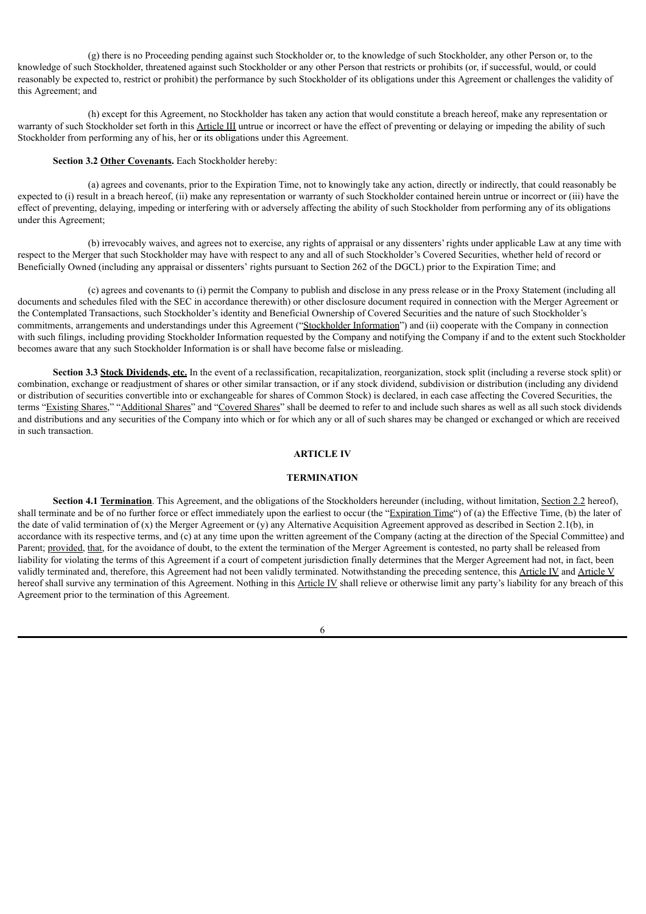(g) there is no Proceeding pending against such Stockholder or, to the knowledge of such Stockholder, any other Person or, to the knowledge of such Stockholder, threatened against such Stockholder or any other Person that restricts or prohibits (or, if successful, would, or could reasonably be expected to, restrict or prohibit) the performance by such Stockholder of its obligations under this Agreement or challenges the validity of this Agreement; and

(h) except for this Agreement, no Stockholder has taken any action that would constitute a breach hereof, make any representation or warranty of such Stockholder set forth in this Article III untrue or incorrect or have the effect of preventing or delaying or impeding the ability of such Stockholder from performing any of his, her or its obligations under this Agreement.

**Section 3.2 Other Covenants.** Each Stockholder hereby:

(a) agrees and covenants, prior to the Expiration Time, not to knowingly take any action, directly or indirectly, that could reasonably be expected to (i) result in a breach hereof, (ii) make any representation or warranty of such Stockholder contained herein untrue or incorrect or (iii) have the effect of preventing, delaying, impeding or interfering with or adversely affecting the ability of such Stockholder from performing any of its obligations under this Agreement;

(b) irrevocably waives, and agrees not to exercise, any rights of appraisal or any dissenters' rights under applicable Law at any time with respect to the Merger that such Stockholder may have with respect to any and all of such Stockholder's Covered Securities, whether held of record or Beneficially Owned (including any appraisal or dissenters' rights pursuant to Section 262 of the DGCL) prior to the Expiration Time; and

(c) agrees and covenants to (i) permit the Company to publish and disclose in any press release or in the Proxy Statement (including all documents and schedules filed with the SEC in accordance therewith) or other disclosure document required in connection with the Merger Agreement or the Contemplated Transactions, such Stockholder's identity and Beneficial Ownership of Covered Securities and the nature of such Stockholder's commitments, arrangements and understandings under this Agreement ("Stockholder Information") and (ii) cooperate with the Company in connection with such filings, including providing Stockholder Information requested by the Company and notifying the Company if and to the extent such Stockholder becomes aware that any such Stockholder Information is or shall have become false or misleading.

**Section 3.3 Stock Dividends, etc.** In the event of a reclassification, recapitalization, reorganization, stock split (including a reverse stock split) or combination, exchange or readjustment of shares or other similar transaction, or if any stock dividend, subdivision or distribution (including any dividend or distribution of securities convertible into or exchangeable for shares of Common Stock) is declared, in each case affecting the Covered Securities, the terms "Existing Shares," "Additional Shares" and "Covered Shares" shall be deemed to refer to and include such shares as well as all such stock dividends and distributions and any securities of the Company into which or for which any or all of such shares may be changed or exchanged or which are received in such transaction.

## ARTICLE IV

## TERMINATION

**Section 4.1 Termination**. This Agreement, and the obligations of the Stockholders hereunder (including, without limitation, Section 2.2 hereof), shall terminate and be of no further force or effect immediately upon the earliest to occur (the "Expiration Time") of (a) the Effective Time, (b) the later of the date of valid termination of (x) the Merger Agreement or (y) any Alternative Acquisition Agreement approved as described in Section 2.1(b), in accordance with its respective terms, and (c) at any time upon the written agreement of the Company (acting at the direction of the Special Committee) and Parent; provided, that, for the avoidance of doubt, to the extent the termination of the Merger Agreement is contested, no party shall be released from liability for violating the terms of this Agreement if a court of competent jurisdiction finally determines that the Merger Agreement had not, in fact, been validly terminated and, therefore, this Agreement had not been validly terminated. Notwithstanding the preceding sentence, this Article IV and Article V hereof shall survive any termination of this Agreement. Nothing in this Article IV shall relieve or otherwise limit any party's liability for any breach of this Agreement prior to the termination of this Agreement.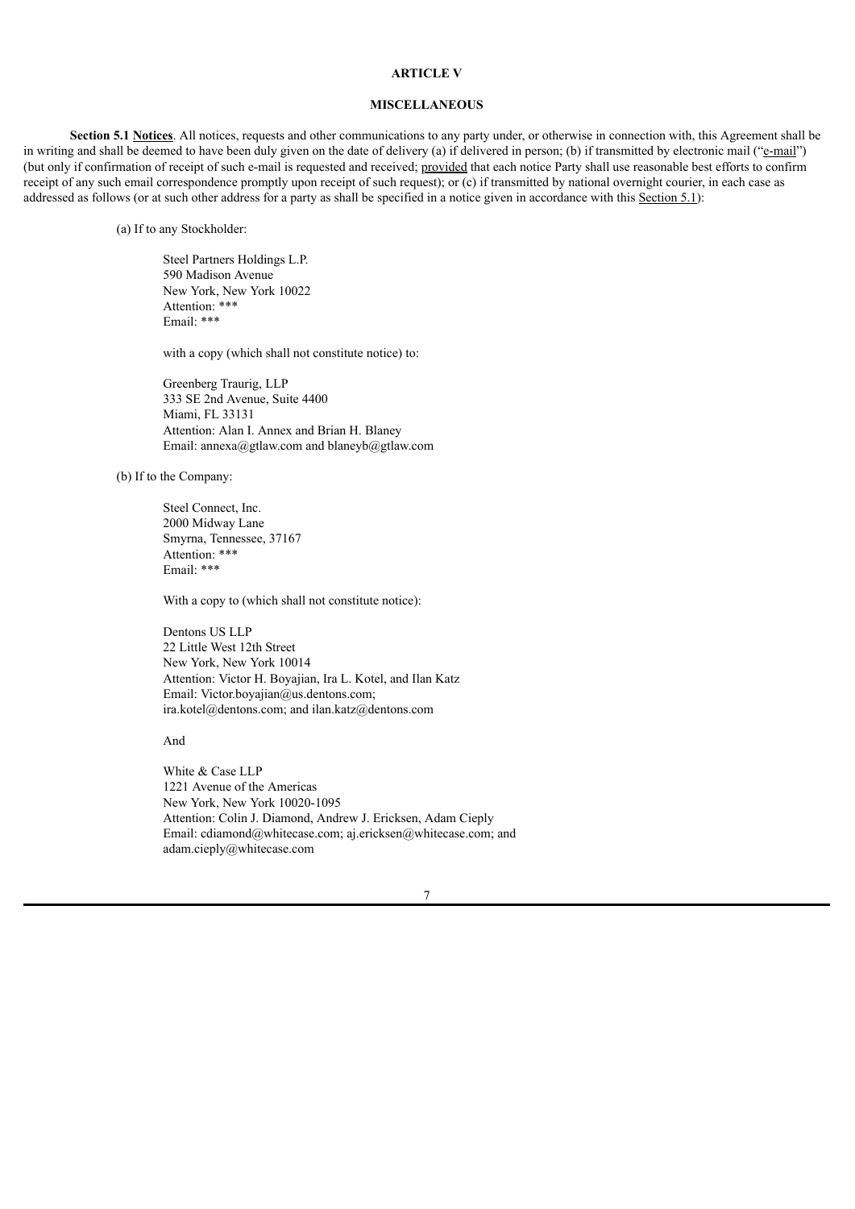## ARTICLE V

## MISCELLANEOUS

**Section 5.1 Notices**. All notices, requests and other communications to any party under, or otherwise in connection with, this Agreement shall be in writing and shall be deemed to have been duly given on the date of delivery (a) if delivered in person; (b) if transmitted by electronic mail ("e-mail") (but only if confirmation of receipt of such e-mail is requested and received; provided that each notice Party shall use reasonable best efforts to confirm receipt of any such email correspondence promptly upon receipt of such request); or (c) if transmitted by national overnight courier, in each case as addressed as follows (or at such other address for a party as shall be specified in a notice given in accordance with this Section 5.1):

(a) If to any Stockholder:

Steel Partners Holdings L.P.
590 Madison Avenue
New York, New York 10022
Attention: ***
Email: ***

with a copy (which shall not constitute notice) to:

Greenberg Traurig, LLP
333 SE 2nd Avenue, Suite 4400
Miami, FL 33131
Attention: Alan I. Annex and Brian H. Blaney
Email: annexa@gtlaw.com and blaneyb@gtlaw.com

(b) If to the Company:

Steel Connect, Inc.
2000 Midway Lane
Smyrna, Tennessee, 37167
Attention: ***
Email: ***

With a copy to (which shall not constitute notice):

Dentons US LLP
22 Little West 12th Street
New York, New York 10014
Attention: Victor H. Boyajian, Ira L. Kotel, and Ilan Katz
Email: Victor.boyajian@us.dentons.com; ira.kotel@dentons.com; and ilan.katz@dentons.com

And

White & Case LLP
1221 Avenue of the Americas
New York, New York 10020-1095
Attention: Colin J. Diamond, Andrew J. Ericksen, Adam Cieply
Email: cdiamond@whitecase.com; aj.ericksen@whitecase.com; and adam.cieply@whitecase.com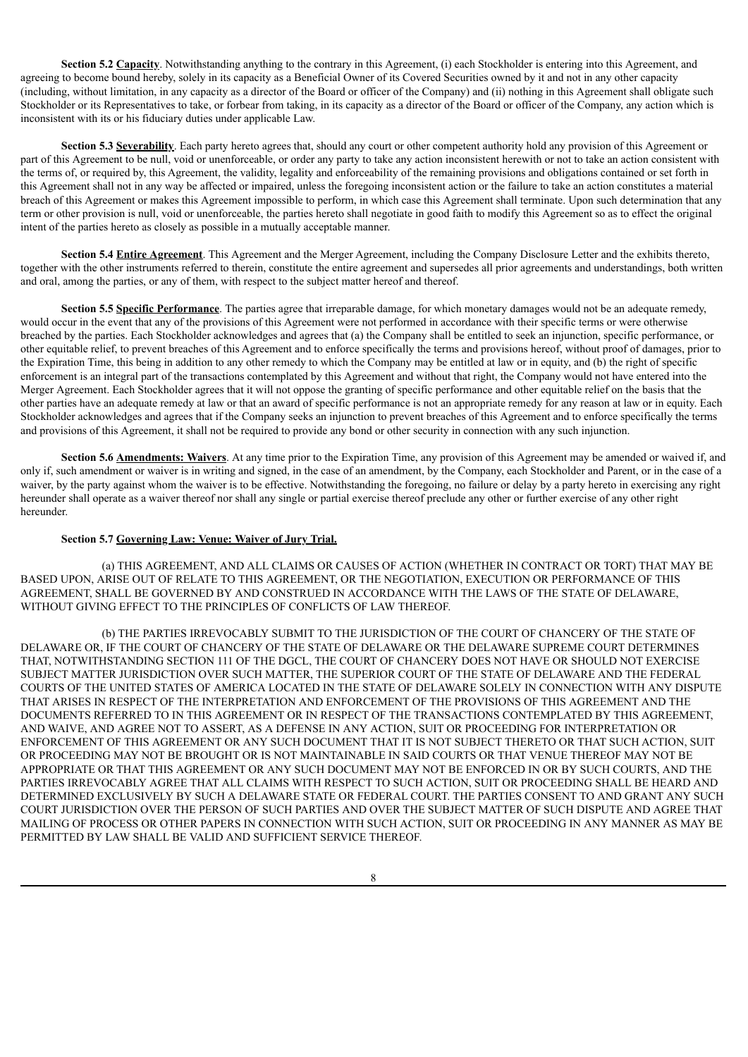**Section 5.2 Capacity**. Notwithstanding anything to the contrary in this Agreement, (i) each Stockholder is entering into this Agreement, and agreeing to become bound hereby, solely in its capacity as a Beneficial Owner of its Covered Securities owned by it and not in any other capacity (including, without limitation, in any capacity as a director of the Board or officer of the Company) and (ii) nothing in this Agreement shall obligate such Stockholder or its Representatives to take, or forbear from taking, in its capacity as a director of the Board or officer of the Company, any action which is inconsistent with its or his fiduciary duties under applicable Law.

**Section 5.3 Severability**. Each party hereto agrees that, should any court or other competent authority hold any provision of this Agreement or part of this Agreement to be null, void or unenforceable, or order any party to take any action inconsistent herewith or not to take an action consistent with the terms of, or required by, this Agreement, the validity, legality and enforceability of the remaining provisions and obligations contained or set forth in this Agreement shall not in any way be affected or impaired, unless the foregoing inconsistent action or the failure to take an action constitutes a material breach of this Agreement or makes this Agreement impossible to perform, in which case this Agreement shall terminate. Upon such determination that any term or other provision is null, void or unenforceable, the parties hereto shall negotiate in good faith to modify this Agreement so as to effect the original intent of the parties hereto as closely as possible in a mutually acceptable manner.

**Section 5.4 Entire Agreement**. This Agreement and the Merger Agreement, including the Company Disclosure Letter and the exhibits thereto, together with the other instruments referred to therein, constitute the entire agreement and supersedes all prior agreements and understandings, both written and oral, among the parties, or any of them, with respect to the subject matter hereof and thereof.

**Section 5.5 Specific Performance**. The parties agree that irreparable damage, for which monetary damages would not be an adequate remedy, would occur in the event that any of the provisions of this Agreement were not performed in accordance with their specific terms or were otherwise breached by the parties. Each Stockholder acknowledges and agrees that (a) the Company shall be entitled to seek an injunction, specific performance, or other equitable relief, to prevent breaches of this Agreement and to enforce specifically the terms and provisions hereof, without proof of damages, prior to the Expiration Time, this being in addition to any other remedy to which the Company may be entitled at law or in equity, and (b) the right of specific enforcement is an integral part of the transactions contemplated by this Agreement and without that right, the Company would not have entered into the Merger Agreement. Each Stockholder agrees that it will not oppose the granting of specific performance and other equitable relief on the basis that the other parties have an adequate remedy at law or that an award of specific performance is not an appropriate remedy for any reason at law or in equity. Each Stockholder acknowledges and agrees that if the Company seeks an injunction to prevent breaches of this Agreement and to enforce specifically the terms and provisions of this Agreement, it shall not be required to provide any bond or other security in connection with any such injunction.

**Section 5.6 Amendments: Waivers**. At any time prior to the Expiration Time, any provision of this Agreement may be amended or waived if, and only if, such amendment or waiver is in writing and signed, in the case of an amendment, by the Company, each Stockholder and Parent, or in the case of a waiver, by the party against whom the waiver is to be effective. Notwithstanding the foregoing, no failure or delay by a party hereto in exercising any right hereunder shall operate as a waiver thereof nor shall any single or partial exercise thereof preclude any other or further exercise of any other right hereunder.

**Section 5.7 Governing Law: Venue: Waiver of Jury Trial.**

(a) THIS AGREEMENT, AND ALL CLAIMS OR CAUSES OF ACTION (WHETHER IN CONTRACT OR TORT) THAT MAY BE BASED UPON, ARISE OUT OF RELATE TO THIS AGREEMENT, OR THE NEGOTIATION, EXECUTION OR PERFORMANCE OF THIS AGREEMENT, SHALL BE GOVERNED BY AND CONSTRUED IN ACCORDANCE WITH THE LAWS OF THE STATE OF DELAWARE, WITHOUT GIVING EFFECT TO THE PRINCIPLES OF CONFLICTS OF LAW THEREOF.

(b) THE PARTIES IRREVOCABLY SUBMIT TO THE JURISDICTION OF THE COURT OF CHANCERY OF THE STATE OF DELAWARE OR, IF THE COURT OF CHANCERY OF THE STATE OF DELAWARE OR THE DELAWARE SUPREME COURT DETERMINES THAT, NOTWITHSTANDING SECTION 111 OF THE DGCL, THE COURT OF CHANCERY DOES NOT HAVE OR SHOULD NOT EXERCISE SUBJECT MATTER JURISDICTION OVER SUCH MATTER, THE SUPERIOR COURT OF THE STATE OF DELAWARE AND THE FEDERAL COURTS OF THE UNITED STATES OF AMERICA LOCATED IN THE STATE OF DELAWARE SOLELY IN CONNECTION WITH ANY DISPUTE THAT ARISES IN RESPECT OF THE INTERPRETATION AND ENFORCEMENT OF THE PROVISIONS OF THIS AGREEMENT AND THE DOCUMENTS REFERRED TO IN THIS AGREEMENT OR IN RESPECT OF THE TRANSACTIONS CONTEMPLATED BY THIS AGREEMENT, AND WAIVE, AND AGREE NOT TO ASSERT, AS A DEFENSE IN ANY ACTION, SUIT OR PROCEEDING FOR INTERPRETATION OR ENFORCEMENT OF THIS AGREEMENT OR ANY SUCH DOCUMENT THAT IT IS NOT SUBJECT THERETO OR THAT SUCH ACTION, SUIT OR PROCEEDING MAY NOT BE BROUGHT OR IS NOT MAINTAINABLE IN SAID COURTS OR THAT VENUE THEREOF MAY NOT BE APPROPRIATE OR THAT THIS AGREEMENT OR ANY SUCH DOCUMENT MAY NOT BE ENFORCED IN OR BY SUCH COURTS, AND THE PARTIES IRREVOCABLY AGREE THAT ALL CLAIMS WITH RESPECT TO SUCH ACTION, SUIT OR PROCEEDING SHALL BE HEARD AND DETERMINED EXCLUSIVELY BY SUCH A DELAWARE STATE OR FEDERAL COURT. THE PARTIES CONSENT TO AND GRANT ANY SUCH COURT JURISDICTION OVER THE PERSON OF SUCH PARTIES AND OVER THE SUBJECT MATTER OF SUCH DISPUTE AND AGREE THAT MAILING OF PROCESS OR OTHER PAPERS IN CONNECTION WITH SUCH ACTION, SUIT OR PROCEEDING IN ANY MANNER AS MAY BE PERMITTED BY LAW SHALL BE VALID AND SUFFICIENT SERVICE THEREOF.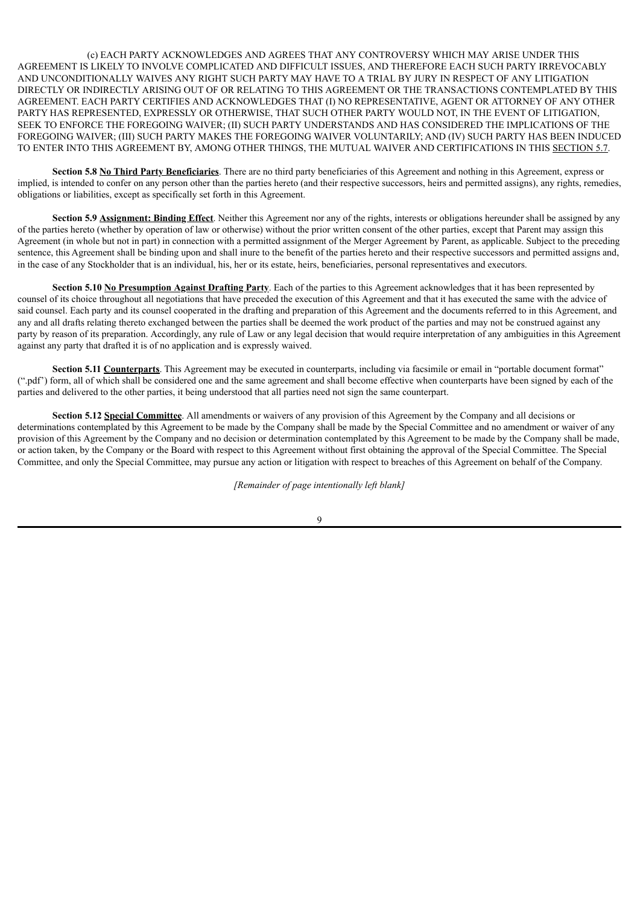(c) EACH PARTY ACKNOWLEDGES AND AGREES THAT ANY CONTROVERSY WHICH MAY ARISE UNDER THIS AGREEMENT IS LIKELY TO INVOLVE COMPLICATED AND DIFFICULT ISSUES, AND THEREFORE EACH SUCH PARTY IRREVOCABLY AND UNCONDITIONALLY WAIVES ANY RIGHT SUCH PARTY MAY HAVE TO A TRIAL BY JURY IN RESPECT OF ANY LITIGATION DIRECTLY OR INDIRECTLY ARISING OUT OF OR RELATING TO THIS AGREEMENT OR THE TRANSACTIONS CONTEMPLATED BY THIS AGREEMENT. EACH PARTY CERTIFIES AND ACKNOWLEDGES THAT (I) NO REPRESENTATIVE, AGENT OR ATTORNEY OF ANY OTHER PARTY HAS REPRESENTED, EXPRESSLY OR OTHERWISE, THAT SUCH OTHER PARTY WOULD NOT, IN THE EVENT OF LITIGATION, SEEK TO ENFORCE THE FOREGOING WAIVER; (II) SUCH PARTY UNDERSTANDS AND HAS CONSIDERED THE IMPLICATIONS OF THE FOREGOING WAIVER; (III) SUCH PARTY MAKES THE FOREGOING WAIVER VOLUNTARILY; AND (IV) SUCH PARTY HAS BEEN INDUCED TO ENTER INTO THIS AGREEMENT BY, AMONG OTHER THINGS, THE MUTUAL WAIVER AND CERTIFICATIONS IN THIS SECTION 5.7.

**Section 5.8 No Third Party Beneficiaries**. There are no third party beneficiaries of this Agreement and nothing in this Agreement, express or implied, is intended to confer on any person other than the parties hereto (and their respective successors, heirs and permitted assigns), any rights, remedies, obligations or liabilities, except as specifically set forth in this Agreement.

**Section 5.9 Assignment: Binding Effect**. Neither this Agreement nor any of the rights, interests or obligations hereunder shall be assigned by any of the parties hereto (whether by operation of law or otherwise) without the prior written consent of the other parties, except that Parent may assign this Agreement (in whole but not in part) in connection with a permitted assignment of the Merger Agreement by Parent, as applicable. Subject to the preceding sentence, this Agreement shall be binding upon and shall inure to the benefit of the parties hereto and their respective successors and permitted assigns and, in the case of any Stockholder that is an individual, his, her or its estate, heirs, beneficiaries, personal representatives and executors.

**Section 5.10 No Presumption Against Drafting Party**. Each of the parties to this Agreement acknowledges that it has been represented by counsel of its choice throughout all negotiations that have preceded the execution of this Agreement and that it has executed the same with the advice of said counsel. Each party and its counsel cooperated in the drafting and preparation of this Agreement and the documents referred to in this Agreement, and any and all drafts relating thereto exchanged between the parties shall be deemed the work product of the parties and may not be construed against any party by reason of its preparation. Accordingly, any rule of Law or any legal decision that would require interpretation of any ambiguities in this Agreement against any party that drafted it is of no application and is expressly waived.

**Section 5.11 Counterparts**. This Agreement may be executed in counterparts, including via facsimile or email in "portable document format" (".pdf") form, all of which shall be considered one and the same agreement and shall become effective when counterparts have been signed by each of the parties and delivered to the other parties, it being understood that all parties need not sign the same counterpart.

**Section 5.12 Special Committee**. All amendments or waivers of any provision of this Agreement by the Company and all decisions or determinations contemplated by this Agreement to be made by the Company shall be made by the Special Committee and no amendment or waiver of any provision of this Agreement by the Company and no decision or determination contemplated by this Agreement to be made by the Company shall be made, or action taken, by the Company or the Board with respect to this Agreement without first obtaining the approval of the Special Committee. The Special Committee, and only the Special Committee, may pursue any action or litigation with respect to breaches of this Agreement on behalf of the Company.

*[Remainder of page intentionally left blank]*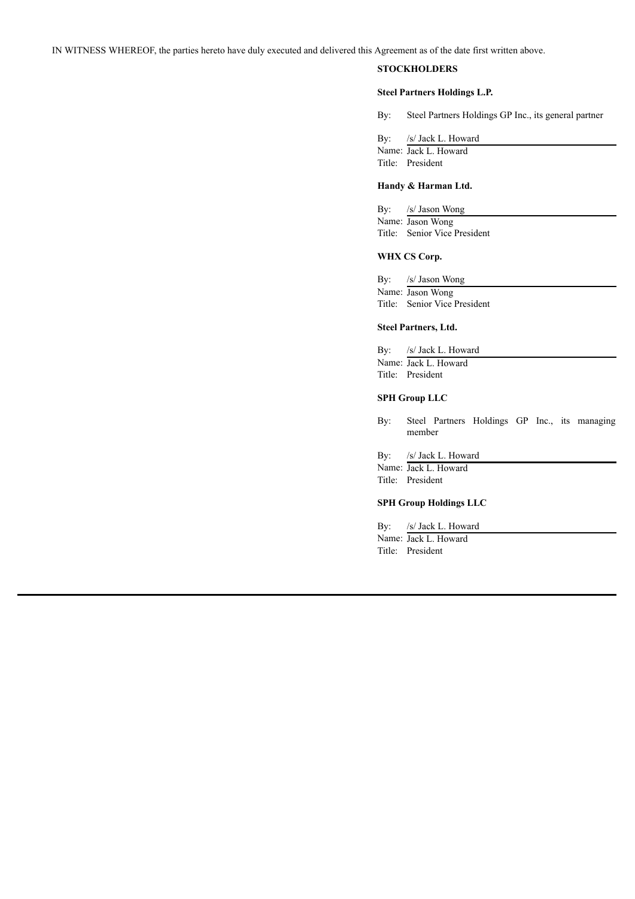IN WITNESS WHEREOF, the parties hereto have duly executed and delivered this Agreement as of the date first written above.

**STOCKHOLDERS**

**Steel Partners Holdings L.P.**

By: Steel Partners Holdings GP Inc., its general partner

By: /s/ Jack L. Howard
Name: Jack L. Howard
Title: President

**Handy & Harman Ltd.**

By: /s/ Jason Wong
Name: Jason Wong
Title: Senior Vice President

**WHX CS Corp.**

By: /s/ Jason Wong
Name: Jason Wong
Title: Senior Vice President

**Steel Partners, Ltd.**

By: /s/ Jack L. Howard
Name: Jack L. Howard
Title: President

**SPH Group LLC**

By: Steel Partners Holdings GP Inc., its managing member

By: /s/ Jack L. Howard
Name: Jack L. Howard
Title: President

**SPH Group Holdings LLC**

By: /s/ Jack L. Howard
Name: Jack L. Howard
Title: President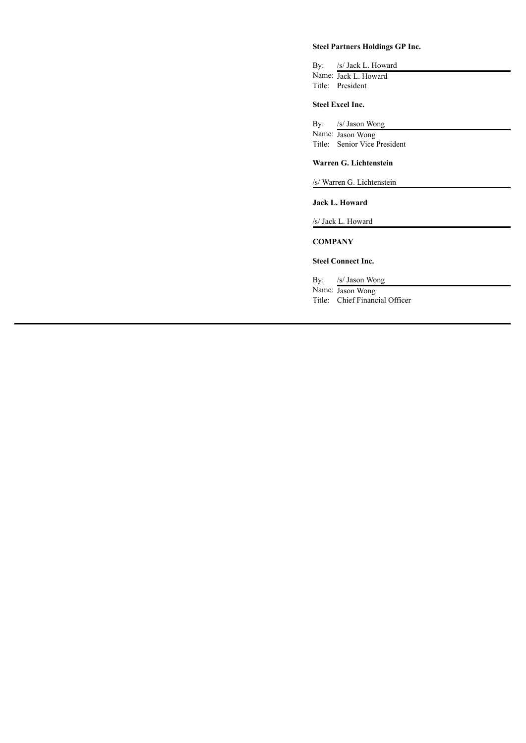**Steel Partners Holdings GP Inc.**

By: /s/ Jack L. Howard
Name: Jack L. Howard
Title: President

**Steel Excel Inc.**

By: /s/ Jason Wong
Name: Jason Wong
Title: Senior Vice President

**Warren G. Lichtenstein**

/s/ Warren G. Lichtenstein

**Jack L. Howard**

/s/ Jack L. Howard

**COMPANY**

**Steel Connect Inc.**

By: /s/ Jason Wong
Name: Jason Wong
Title: Chief Financial Officer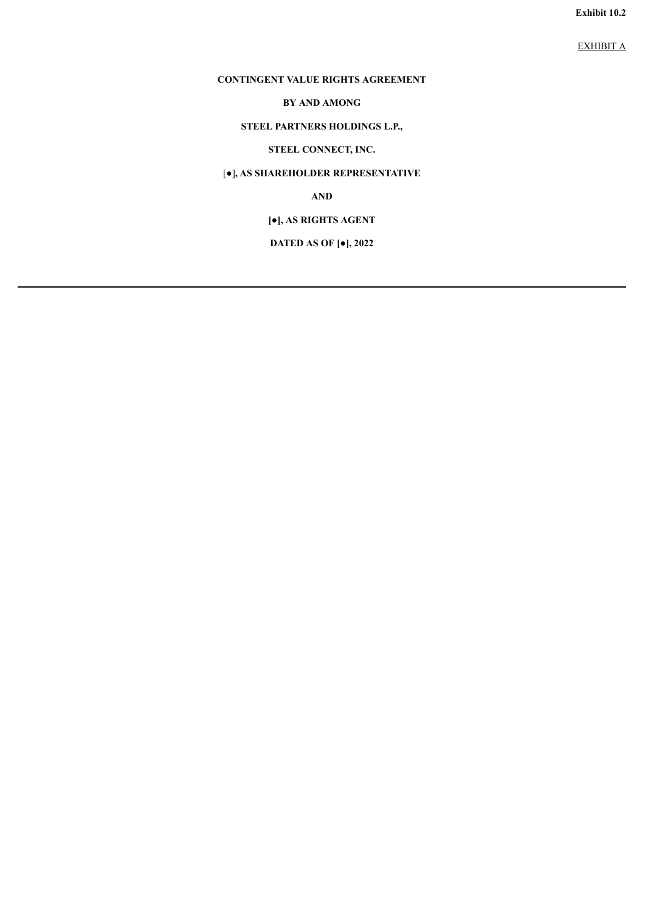**Exhibit 10.2**

EXHIBIT A

**CONTINGENT VALUE RIGHTS AGREEMENT**

**BY AND AMONG**

**STEEL PARTNERS HOLDINGS L.P.,**

**STEEL CONNECT, INC.**

**[●], AS SHAREHOLDER REPRESENTATIVE**

**AND**

**[●], AS RIGHTS AGENT**

**DATED AS OF [●], 2022**

---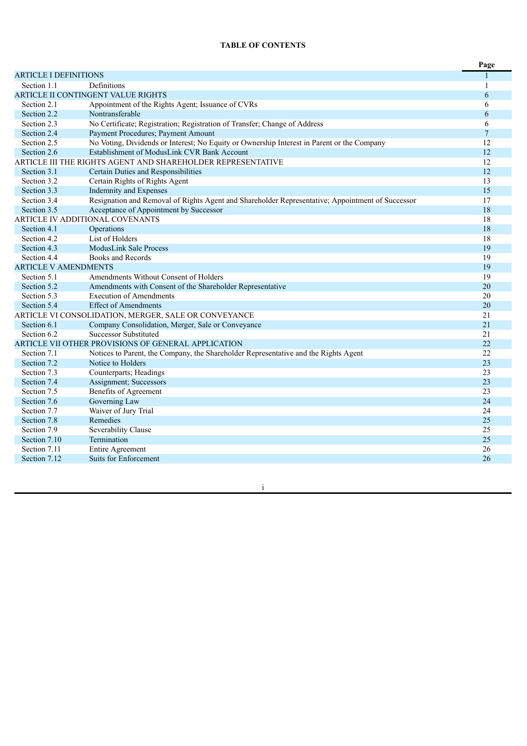**TABLE OF CONTENTS**

| | | Page |
|---|---|---|
| ARTICLE I DEFINITIONS | | 1 |
| Section 1.1 | Definitions | 1 |
| ARTICLE II CONTINGENT VALUE RIGHTS | | 6 |
| Section 2.1 | Appointment of the Rights Agent; Issuance of CVRs | 6 |
| Section 2.2 | Nontransferable | 6 |
| Section 2.3 | No Certificate; Registration; Registration of Transfer; Change of Address | 6 |
| Section 2.4 | Payment Procedures; Payment Amount | 7 |
| Section 2.5 | No Voting, Dividends or Interest; No Equity or Ownership Interest in Parent or the Company | 12 |
| Section 2.6 | Establishment of ModusLink CVR Bank Account | 12 |
| ARTICLE III THE RIGHTS AGENT AND SHAREHOLDER REPRESENTATIVE | | 12 |
| Section 3.1 | Certain Duties and Responsibilities | 12 |
| Section 3.2 | Certain Rights of Rights Agent | 13 |
| Section 3.3 | Indemnity and Expenses | 15 |
| Section 3.4 | Resignation and Removal of Rights Agent and Shareholder Representative; Appointment of Successor | 17 |
| Section 3.5 | Acceptance of Appointment by Successor | 18 |
| ARTICLE IV ADDITIONAL COVENANTS | | 18 |
| Section 4.1 | Operations | 18 |
| Section 4.2 | List of Holders | 18 |
| Section 4.3 | ModusLink Sale Process | 19 |
| Section 4.4 | Books and Records | 19 |
| ARTICLE V AMENDMENTS | | 19 |
| Section 5.1 | Amendments Without Consent of Holders | 19 |
| Section 5.2 | Amendments with Consent of the Shareholder Representative | 20 |
| Section 5.3 | Execution of Amendments | 20 |
| Section 5.4 | Effect of Amendments | 20 |
| ARTICLE VI CONSOLIDATION, MERGER, SALE OR CONVEYANCE | | 21 |
| Section 6.1 | Company Consolidation, Merger, Sale or Conveyance | 21 |
| Section 6.2 | Successor Substituted | 21 |
| ARTICLE VII OTHER PROVISIONS OF GENERAL APPLICATION | | 22 |
| Section 7.1 | Notices to Parent, the Company, the Shareholder Representative and the Rights Agent | 22 |
| Section 7.2 | Notice to Holders | 23 |
| Section 7.3 | Counterparts; Headings | 23 |
| Section 7.4 | Assignment; Successors | 23 |
| Section 7.5 | Benefits of Agreement | 23 |
| Section 7.6 | Governing Law | 24 |
| Section 7.7 | Waiver of Jury Trial | 24 |
| Section 7.8 | Remedies | 25 |
| Section 7.9 | Severability Clause | 25 |
| Section 7.10 | Termination | 25 |
| Section 7.11 | Entire Agreement | 26 |
| Section 7.12 | Suits for Enforcement | 26 |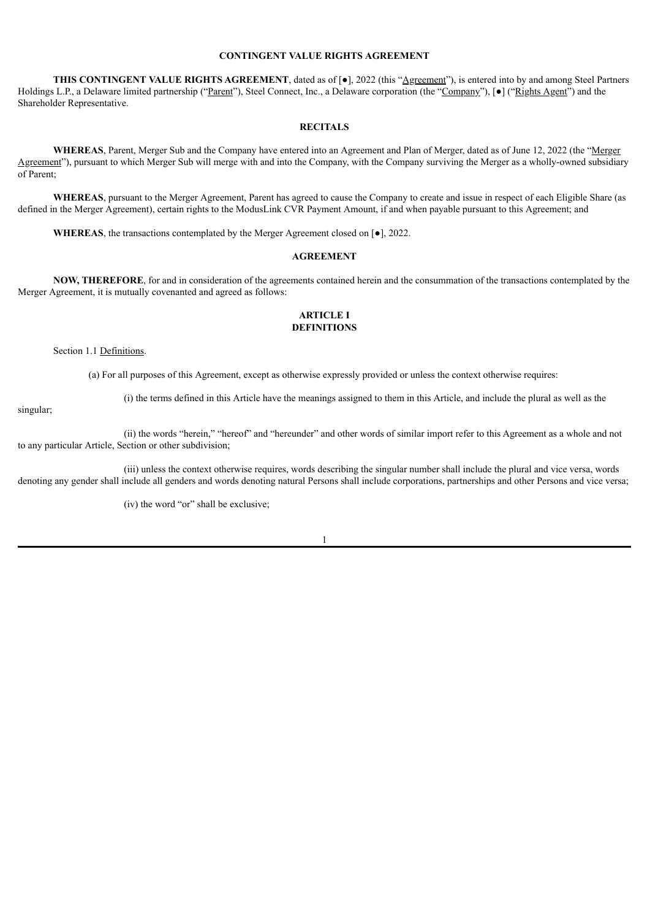**CONTINGENT VALUE RIGHTS AGREEMENT**

**THIS CONTINGENT VALUE RIGHTS AGREEMENT**, dated as of [●], 2022 (this "Agreement"), is entered into by and among Steel Partners Holdings L.P., a Delaware limited partnership ("Parent"), Steel Connect, Inc., a Delaware corporation (the "Company"), [●] ("Rights Agent") and the Shareholder Representative.

**RECITALS**

**WHEREAS**, Parent, Merger Sub and the Company have entered into an Agreement and Plan of Merger, dated as of June 12, 2022 (the "Merger Agreement"), pursuant to which Merger Sub will merge with and into the Company, with the Company surviving the Merger as a wholly-owned subsidiary of Parent;

**WHEREAS**, pursuant to the Merger Agreement, Parent has agreed to cause the Company to create and issue in respect of each Eligible Share (as defined in the Merger Agreement), certain rights to the ModusLink CVR Payment Amount, if and when payable pursuant to this Agreement; and

**WHEREAS**, the transactions contemplated by the Merger Agreement closed on [●], 2022.

**AGREEMENT**

**NOW, THEREFORE**, for and in consideration of the agreements contained herein and the consummation of the transactions contemplated by the Merger Agreement, it is mutually covenanted and agreed as follows:

**ARTICLE I**
**DEFINITIONS**

Section 1.1 Definitions.

(a) For all purposes of this Agreement, except as otherwise expressly provided or unless the context otherwise requires:

(i) the terms defined in this Article have the meanings assigned to them in this Article, and include the plural as well as the singular;

(ii) the words "herein," "hereof" and "hereunder" and other words of similar import refer to this Agreement as a whole and not to any particular Article, Section or other subdivision;

(iii) unless the context otherwise requires, words describing the singular number shall include the plural and vice versa, words denoting any gender shall include all genders and words denoting natural Persons shall include corporations, partnerships and other Persons and vice versa;

(iv) the word "or" shall be exclusive;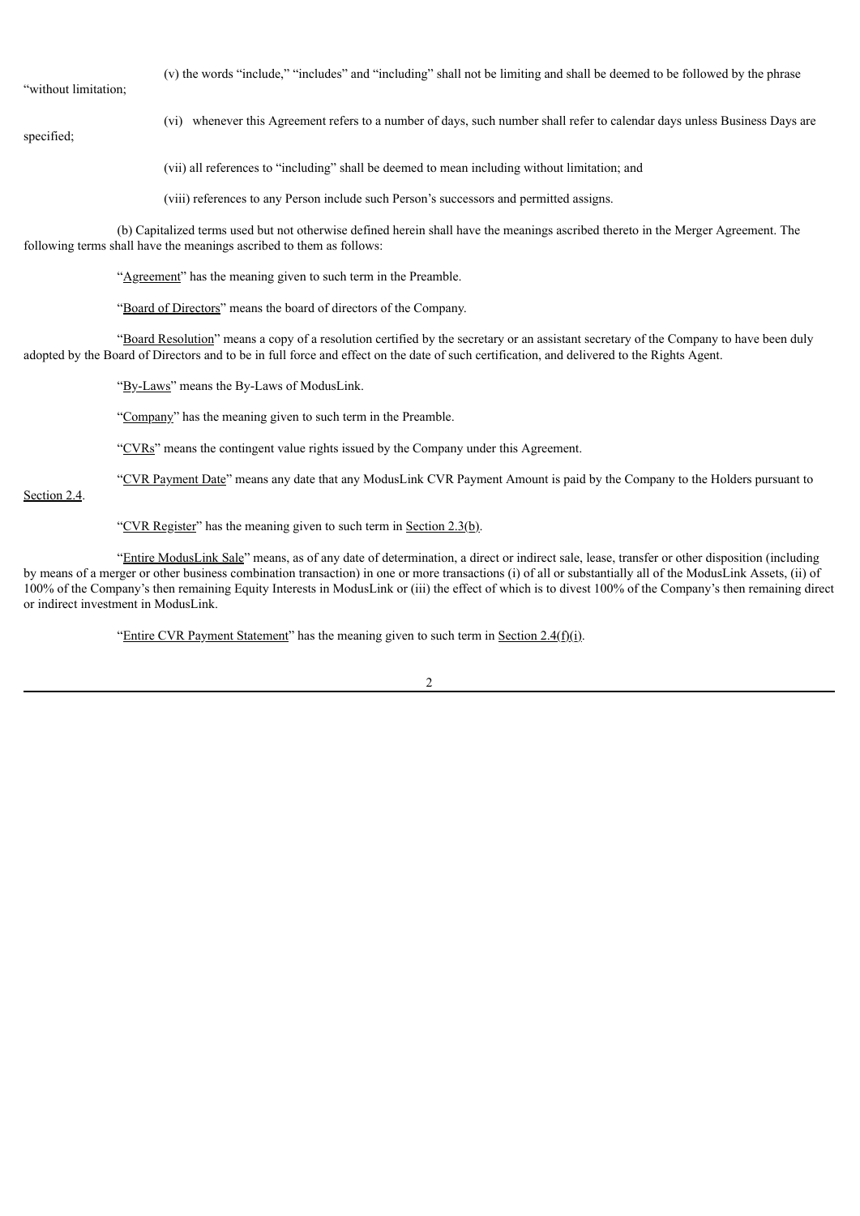(v) the words "include," "includes" and "including" shall not be limiting and shall be deemed to be followed by the phrase "without limitation;

(vi) whenever this Agreement refers to a number of days, such number shall refer to calendar days unless Business Days are specified;

(vii) all references to "including" shall be deemed to mean including without limitation; and

(viii) references to any Person include such Person's successors and permitted assigns.

(b) Capitalized terms used but not otherwise defined herein shall have the meanings ascribed thereto in the Merger Agreement. The following terms shall have the meanings ascribed to them as follows:

"Agreement" has the meaning given to such term in the Preamble.

"Board of Directors" means the board of directors of the Company.

"Board Resolution" means a copy of a resolution certified by the secretary or an assistant secretary of the Company to have been duly adopted by the Board of Directors and to be in full force and effect on the date of such certification, and delivered to the Rights Agent.

"By-Laws" means the By-Laws of ModusLink.

"Company" has the meaning given to such term in the Preamble.

"CVRs" means the contingent value rights issued by the Company under this Agreement.

"CVR Payment Date" means any date that any ModusLink CVR Payment Amount is paid by the Company to the Holders pursuant to Section 2.4.

"CVR Register" has the meaning given to such term in Section 2.3(b).

"Entire ModusLink Sale" means, as of any date of determination, a direct or indirect sale, lease, transfer or other disposition (including by means of a merger or other business combination transaction) in one or more transactions (i) of all or substantially all of the ModusLink Assets, (ii) of 100% of the Company's then remaining Equity Interests in ModusLink or (iii) the effect of which is to divest 100% of the Company's then remaining direct or indirect investment in ModusLink.

"Entire CVR Payment Statement" has the meaning given to such term in Section 2.4(f)(i).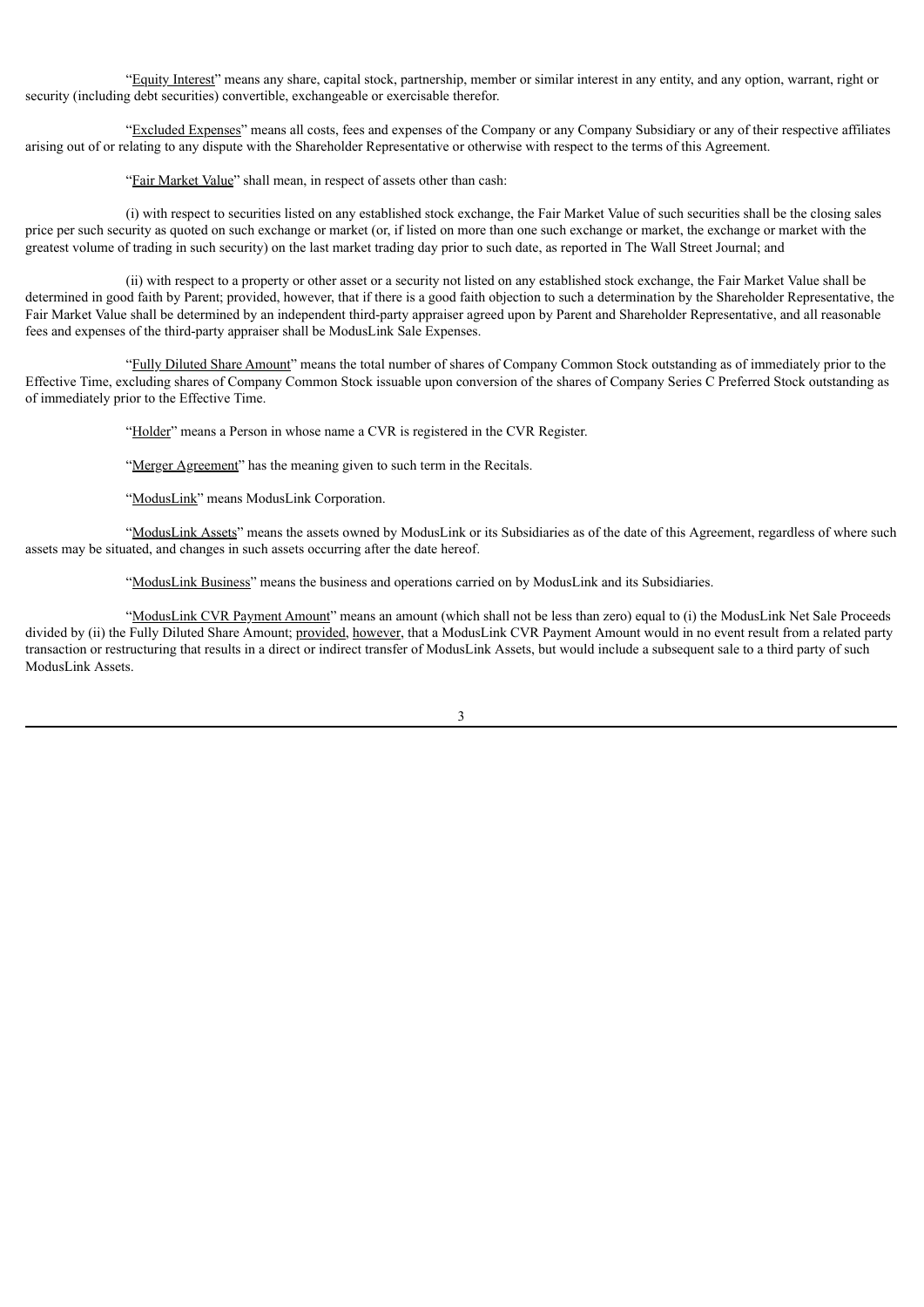"Equity Interest" means any share, capital stock, partnership, member or similar interest in any entity, and any option, warrant, right or security (including debt securities) convertible, exchangeable or exercisable therefor.

"Excluded Expenses" means all costs, fees and expenses of the Company or any Company Subsidiary or any of their respective affiliates arising out of or relating to any dispute with the Shareholder Representative or otherwise with respect to the terms of this Agreement.

"Fair Market Value" shall mean, in respect of assets other than cash:

(i) with respect to securities listed on any established stock exchange, the Fair Market Value of such securities shall be the closing sales price per such security as quoted on such exchange or market (or, if listed on more than one such exchange or market, the exchange or market with the greatest volume of trading in such security) on the last market trading day prior to such date, as reported in The Wall Street Journal; and

(ii) with respect to a property or other asset or a security not listed on any established stock exchange, the Fair Market Value shall be determined in good faith by Parent; provided, however, that if there is a good faith objection to such a determination by the Shareholder Representative, the Fair Market Value shall be determined by an independent third-party appraiser agreed upon by Parent and Shareholder Representative, and all reasonable fees and expenses of the third-party appraiser shall be ModusLink Sale Expenses.

"Fully Diluted Share Amount" means the total number of shares of Company Common Stock outstanding as of immediately prior to the Effective Time, excluding shares of Company Common Stock issuable upon conversion of the shares of Company Series C Preferred Stock outstanding as of immediately prior to the Effective Time.

"Holder" means a Person in whose name a CVR is registered in the CVR Register.

"Merger Agreement" has the meaning given to such term in the Recitals.

"ModusLink" means ModusLink Corporation.

"ModusLink Assets" means the assets owned by ModusLink or its Subsidiaries as of the date of this Agreement, regardless of where such assets may be situated, and changes in such assets occurring after the date hereof.

"ModusLink Business" means the business and operations carried on by ModusLink and its Subsidiaries.

"ModusLink CVR Payment Amount" means an amount (which shall not be less than zero) equal to (i) the ModusLink Net Sale Proceeds divided by (ii) the Fully Diluted Share Amount; provided, however, that a ModusLink CVR Payment Amount would in no event result from a related party transaction or restructuring that results in a direct or indirect transfer of ModusLink Assets, but would include a subsequent sale to a third party of such ModusLink Assets.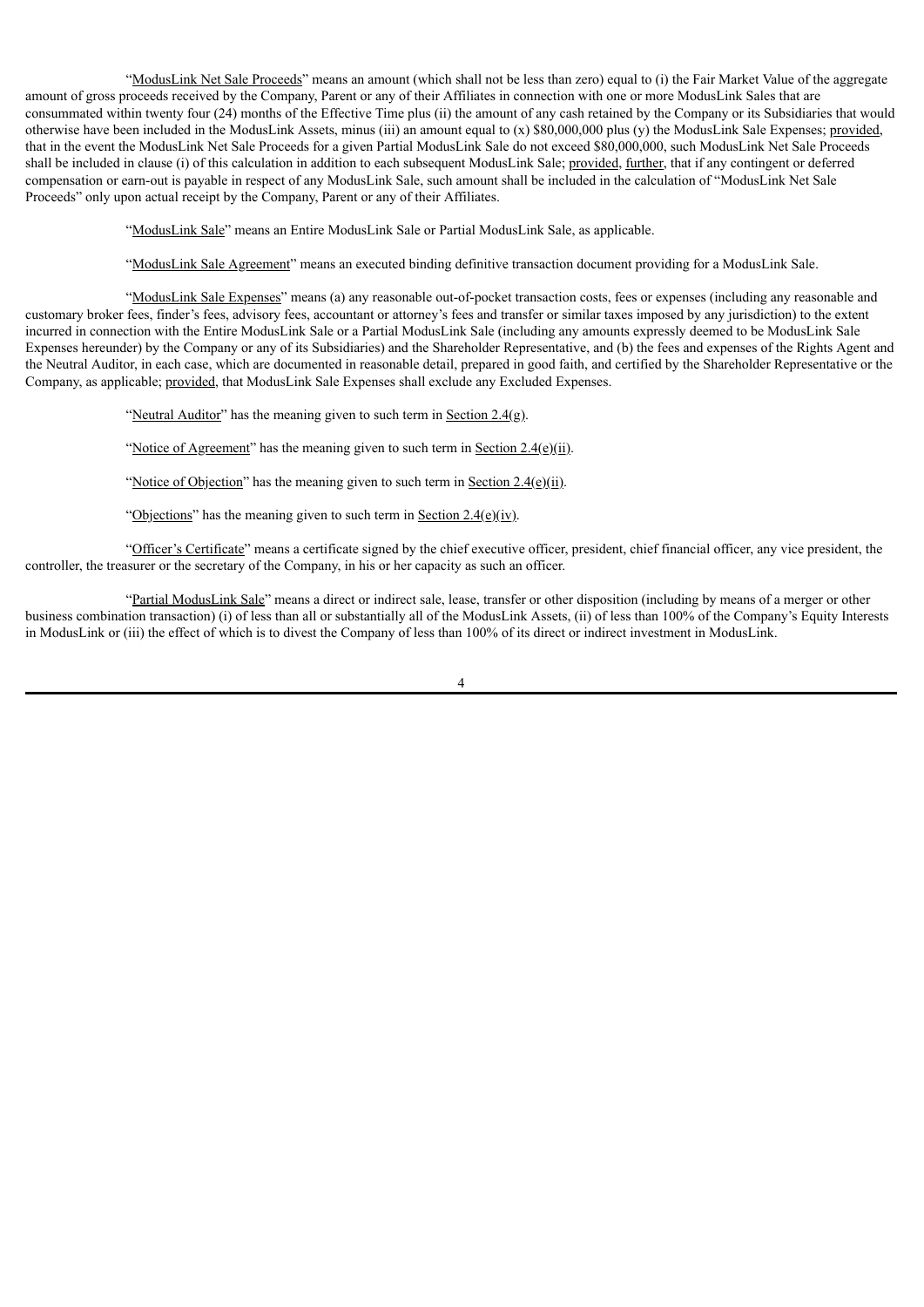"ModusLink Net Sale Proceeds" means an amount (which shall not be less than zero) equal to (i) the Fair Market Value of the aggregate amount of gross proceeds received by the Company, Parent or any of their Affiliates in connection with one or more ModusLink Sales that are consummated within twenty four (24) months of the Effective Time plus (ii) the amount of any cash retained by the Company or its Subsidiaries that would otherwise have been included in the ModusLink Assets, minus (iii) an amount equal to (x) $80,000,000 plus (y) the ModusLink Sale Expenses; provided, that in the event the ModusLink Net Sale Proceeds for a given Partial ModusLink Sale do not exceed $80,000,000, such ModusLink Net Sale Proceeds shall be included in clause (i) of this calculation in addition to each subsequent ModusLink Sale; provided, further, that if any contingent or deferred compensation or earn-out is payable in respect of any ModusLink Sale, such amount shall be included in the calculation of "ModusLink Net Sale Proceeds" only upon actual receipt by the Company, Parent or any of their Affiliates.

"ModusLink Sale" means an Entire ModusLink Sale or Partial ModusLink Sale, as applicable.

"ModusLink Sale Agreement" means an executed binding definitive transaction document providing for a ModusLink Sale.

"ModusLink Sale Expenses" means (a) any reasonable out-of-pocket transaction costs, fees or expenses (including any reasonable and customary broker fees, finder's fees, advisory fees, accountant or attorney's fees and transfer or similar taxes imposed by any jurisdiction) to the extent incurred in connection with the Entire ModusLink Sale or a Partial ModusLink Sale (including any amounts expressly deemed to be ModusLink Sale Expenses hereunder) by the Company or any of its Subsidiaries) and the Shareholder Representative, and (b) the fees and expenses of the Rights Agent and the Neutral Auditor, in each case, which are documented in reasonable detail, prepared in good faith, and certified by the Shareholder Representative or the Company, as applicable; provided, that ModusLink Sale Expenses shall exclude any Excluded Expenses.

"Neutral Auditor" has the meaning given to such term in Section 2.4(g).

"Notice of Agreement" has the meaning given to such term in Section 2.4(e)(ii).

"Notice of Objection" has the meaning given to such term in Section 2.4(e)(ii).

"Objections" has the meaning given to such term in Section 2.4(e)(iv).

"Officer's Certificate" means a certificate signed by the chief executive officer, president, chief financial officer, any vice president, the controller, the treasurer or the secretary of the Company, in his or her capacity as such an officer.

"Partial ModusLink Sale" means a direct or indirect sale, lease, transfer or other disposition (including by means of a merger or other business combination transaction) (i) of less than all or substantially all of the ModusLink Assets, (ii) of less than 100% of the Company's Equity Interests in ModusLink or (iii) the effect of which is to divest the Company of less than 100% of its direct or indirect investment in ModusLink.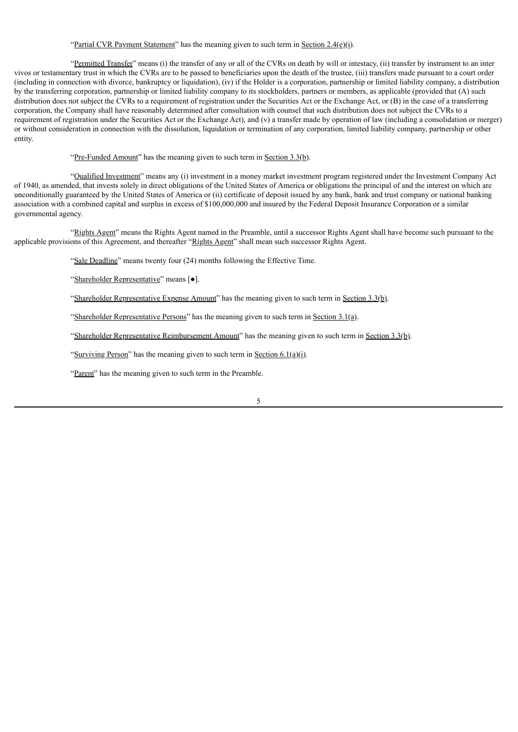"Partial CVR Payment Statement" has the meaning given to such term in Section 2.4(e)(i).

"Permitted Transfer" means (i) the transfer of any or all of the CVRs on death by will or intestacy, (ii) transfer by instrument to an inter vivos or testamentary trust in which the CVRs are to be passed to beneficiaries upon the death of the trustee, (iii) transfers made pursuant to a court order (including in connection with divorce, bankruptcy or liquidation), (iv) if the Holder is a corporation, partnership or limited liability company, a distribution by the transferring corporation, partnership or limited liability company to its stockholders, partners or members, as applicable (provided that (A) such distribution does not subject the CVRs to a requirement of registration under the Securities Act or the Exchange Act, or (B) in the case of a transferring corporation, the Company shall have reasonably determined after consultation with counsel that such distribution does not subject the CVRs to a requirement of registration under the Securities Act or the Exchange Act), and (v) a transfer made by operation of law (including a consolidation or merger) or without consideration in connection with the dissolution, liquidation or termination of any corporation, limited liability company, partnership or other entity.

"Pre-Funded Amount" has the meaning given to such term in Section 3.3(b).

"Qualified Investment" means any (i) investment in a money market investment program registered under the Investment Company Act of 1940, as amended, that invests solely in direct obligations of the United States of America or obligations the principal of and the interest on which are unconditionally guaranteed by the United States of America or (ii) certificate of deposit issued by any bank, bank and trust company or national banking association with a combined capital and surplus in excess of $100,000,000 and insured by the Federal Deposit Insurance Corporation or a similar governmental agency.

"Rights Agent" means the Rights Agent named in the Preamble, until a successor Rights Agent shall have become such pursuant to the applicable provisions of this Agreement, and thereafter "Rights Agent" shall mean such successor Rights Agent.

"Sale Deadline" means twenty four (24) months following the Effective Time.

"Shareholder Representative" means [●].

"Shareholder Representative Expense Amount" has the meaning given to such term in Section 3.3(b).

"Shareholder Representative Persons" has the meaning given to such term in Section 3.1(a).

"Shareholder Representative Reimbursement Amount" has the meaning given to such term in Section 3.3(b).

"Surviving Person" has the meaning given to such term in Section 6.1(a)(i).

"Parent" has the meaning given to such term in the Preamble.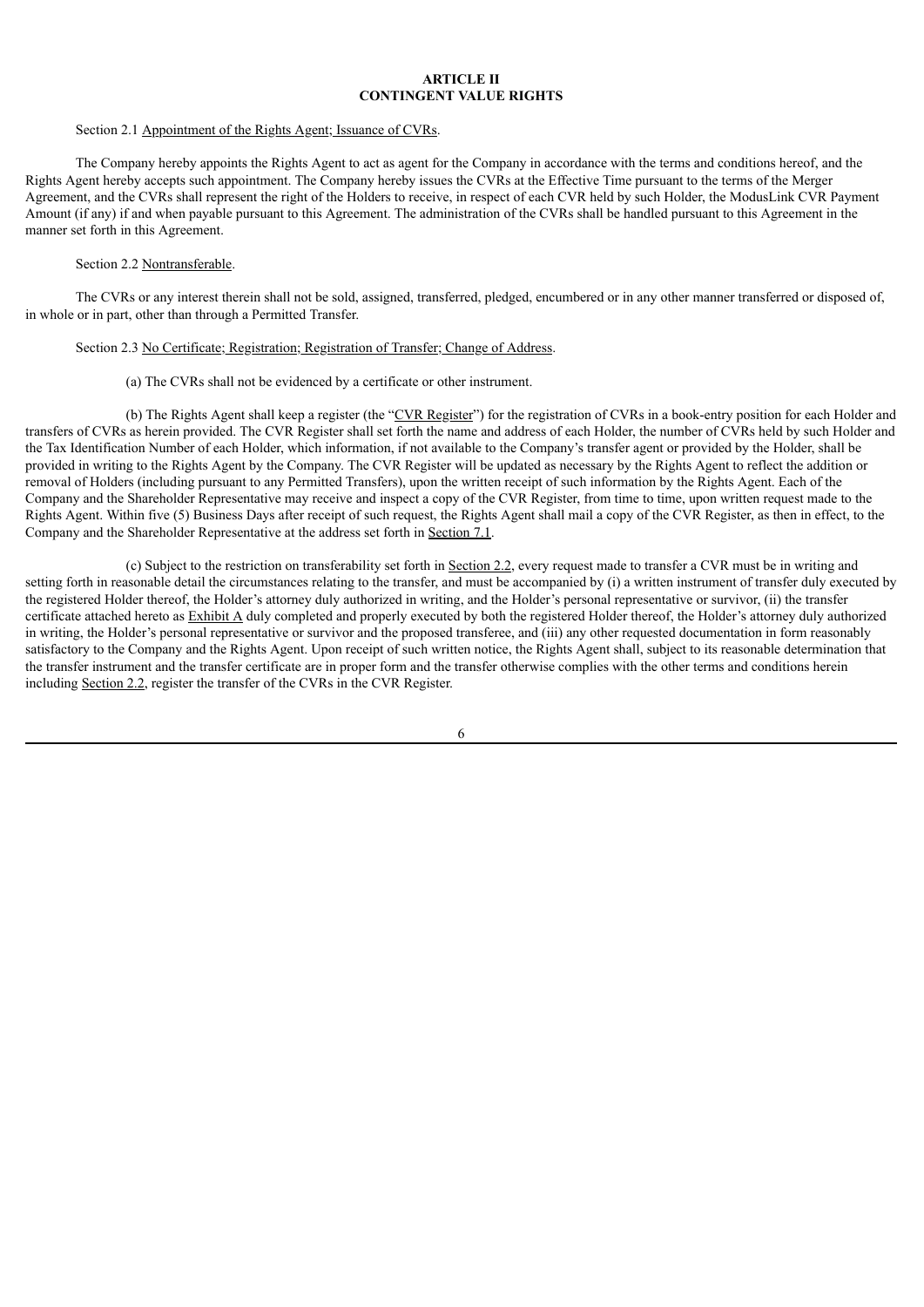## ARTICLE II
## CONTINGENT VALUE RIGHTS

Section 2.1 Appointment of the Rights Agent; Issuance of CVRs.

The Company hereby appoints the Rights Agent to act as agent for the Company in accordance with the terms and conditions hereof, and the Rights Agent hereby accepts such appointment. The Company hereby issues the CVRs at the Effective Time pursuant to the terms of the Merger Agreement, and the CVRs shall represent the right of the Holders to receive, in respect of each CVR held by such Holder, the ModusLink CVR Payment Amount (if any) if and when payable pursuant to this Agreement. The administration of the CVRs shall be handled pursuant to this Agreement in the manner set forth in this Agreement.

Section 2.2 Nontransferable.

The CVRs or any interest therein shall not be sold, assigned, transferred, pledged, encumbered or in any other manner transferred or disposed of, in whole or in part, other than through a Permitted Transfer.

Section 2.3 No Certificate; Registration; Registration of Transfer; Change of Address.

(a) The CVRs shall not be evidenced by a certificate or other instrument.

(b) The Rights Agent shall keep a register (the "CVR Register") for the registration of CVRs in a book-entry position for each Holder and transfers of CVRs as herein provided. The CVR Register shall set forth the name and address of each Holder, the number of CVRs held by such Holder and the Tax Identification Number of each Holder, which information, if not available to the Company's transfer agent or provided by the Holder, shall be provided in writing to the Rights Agent by the Company. The CVR Register will be updated as necessary by the Rights Agent to reflect the addition or removal of Holders (including pursuant to any Permitted Transfers), upon the written receipt of such information by the Rights Agent. Each of the Company and the Shareholder Representative may receive and inspect a copy of the CVR Register, from time to time, upon written request made to the Rights Agent. Within five (5) Business Days after receipt of such request, the Rights Agent shall mail a copy of the CVR Register, as then in effect, to the Company and the Shareholder Representative at the address set forth in Section 7.1.

(c) Subject to the restriction on transferability set forth in Section 2.2, every request made to transfer a CVR must be in writing and setting forth in reasonable detail the circumstances relating to the transfer, and must be accompanied by (i) a written instrument of transfer duly executed by the registered Holder thereof, the Holder's attorney duly authorized in writing, and the Holder's personal representative or survivor, (ii) the transfer certificate attached hereto as Exhibit A duly completed and properly executed by both the registered Holder thereof, the Holder's attorney duly authorized in writing, the Holder's personal representative or survivor and the proposed transferee, and (iii) any other requested documentation in form reasonably satisfactory to the Company and the Rights Agent. Upon receipt of such written notice, the Rights Agent shall, subject to its reasonable determination that the transfer instrument and the transfer certificate are in proper form and the transfer otherwise complies with the other terms and conditions herein including Section 2.2, register the transfer of the CVRs in the CVR Register.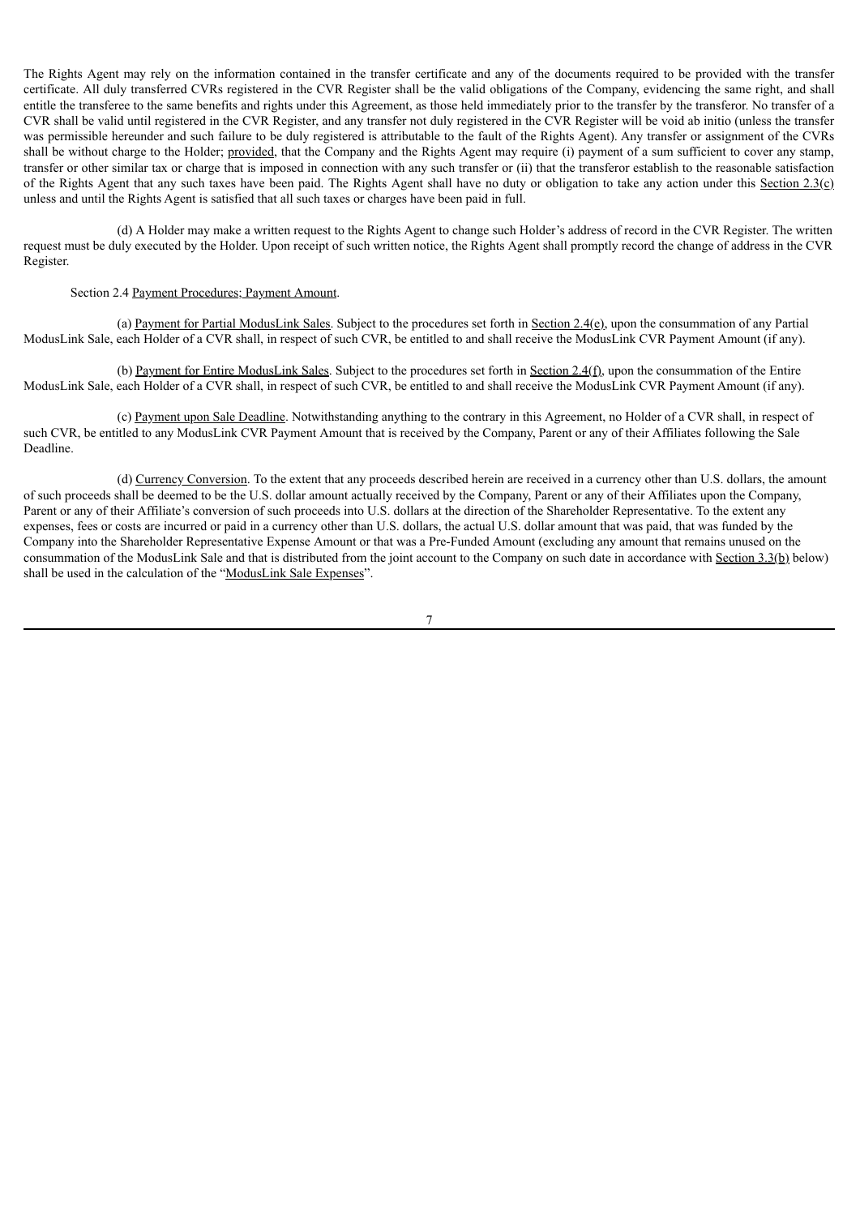The Rights Agent may rely on the information contained in the transfer certificate and any of the documents required to be provided with the transfer certificate. All duly transferred CVRs registered in the CVR Register shall be the valid obligations of the Company, evidencing the same right, and shall entitle the transferee to the same benefits and rights under this Agreement, as those held immediately prior to the transfer by the transferor. No transfer of a CVR shall be valid until registered in the CVR Register, and any transfer not duly registered in the CVR Register will be void ab initio (unless the transfer was permissible hereunder and such failure to be duly registered is attributable to the fault of the Rights Agent). Any transfer or assignment of the CVRs shall be without charge to the Holder; provided, that the Company and the Rights Agent may require (i) payment of a sum sufficient to cover any stamp, transfer or other similar tax or charge that is imposed in connection with any such transfer or (ii) that the transferor establish to the reasonable satisfaction of the Rights Agent that any such taxes have been paid. The Rights Agent shall have no duty or obligation to take any action under this Section 2.3(c) unless and until the Rights Agent is satisfied that all such taxes or charges have been paid in full.

(d) A Holder may make a written request to the Rights Agent to change such Holder's address of record in the CVR Register. The written request must be duly executed by the Holder. Upon receipt of such written notice, the Rights Agent shall promptly record the change of address in the CVR Register.

Section 2.4 Payment Procedures; Payment Amount.

(a) Payment for Partial ModusLink Sales. Subject to the procedures set forth in Section 2.4(e), upon the consummation of any Partial ModusLink Sale, each Holder of a CVR shall, in respect of such CVR, be entitled to and shall receive the ModusLink CVR Payment Amount (if any).

(b) Payment for Entire ModusLink Sales. Subject to the procedures set forth in Section 2.4(f), upon the consummation of the Entire ModusLink Sale, each Holder of a CVR shall, in respect of such CVR, be entitled to and shall receive the ModusLink CVR Payment Amount (if any).

(c) Payment upon Sale Deadline. Notwithstanding anything to the contrary in this Agreement, no Holder of a CVR shall, in respect of such CVR, be entitled to any ModusLink CVR Payment Amount that is received by the Company, Parent or any of their Affiliates following the Sale Deadline.

(d) Currency Conversion. To the extent that any proceeds described herein are received in a currency other than U.S. dollars, the amount of such proceeds shall be deemed to be the U.S. dollar amount actually received by the Company, Parent or any of their Affiliates upon the Company, Parent or any of their Affiliate's conversion of such proceeds into U.S. dollars at the direction of the Shareholder Representative. To the extent any expenses, fees or costs are incurred or paid in a currency other than U.S. dollars, the actual U.S. dollar amount that was paid, that was funded by the Company into the Shareholder Representative Expense Amount or that was a Pre-Funded Amount (excluding any amount that remains unused on the consummation of the ModusLink Sale and that is distributed from the joint account to the Company on such date in accordance with Section 3.3(b) below) shall be used in the calculation of the "ModusLink Sale Expenses".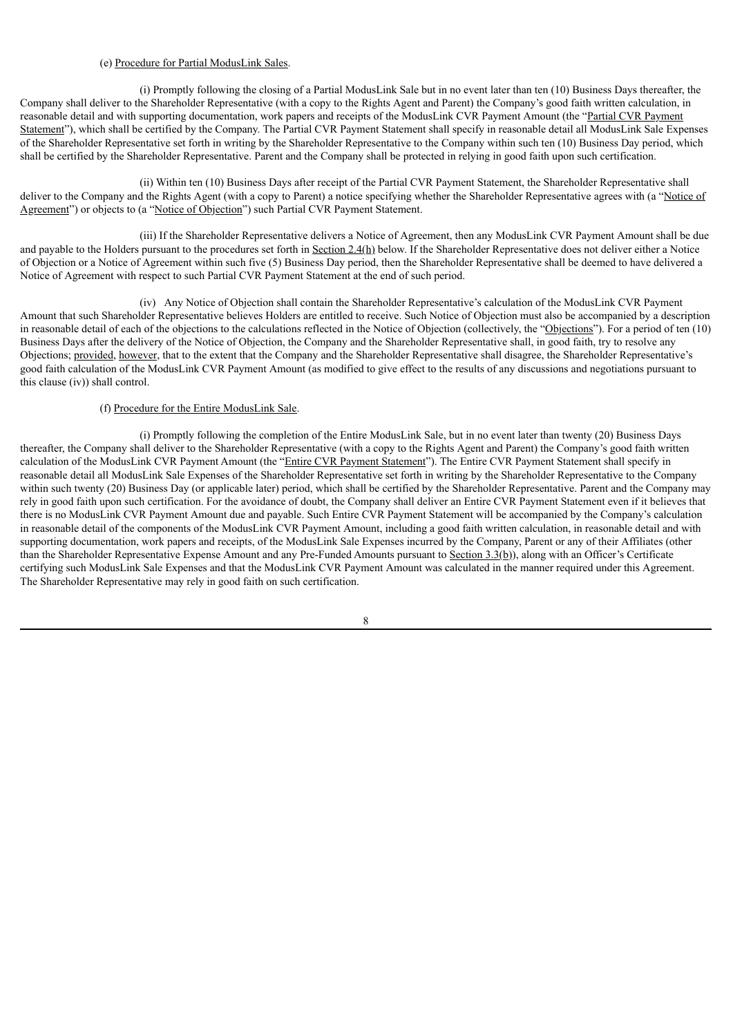(e) Procedure for Partial ModusLink Sales.

(i) Promptly following the closing of a Partial ModusLink Sale but in no event later than ten (10) Business Days thereafter, the Company shall deliver to the Shareholder Representative (with a copy to the Rights Agent and Parent) the Company's good faith written calculation, in reasonable detail and with supporting documentation, work papers and receipts of the ModusLink CVR Payment Amount (the "Partial CVR Payment Statement"), which shall be certified by the Company. The Partial CVR Payment Statement shall specify in reasonable detail all ModusLink Sale Expenses of the Shareholder Representative set forth in writing by the Shareholder Representative to the Company within such ten (10) Business Day period, which shall be certified by the Shareholder Representative. Parent and the Company shall be protected in relying in good faith upon such certification.

(ii) Within ten (10) Business Days after receipt of the Partial CVR Payment Statement, the Shareholder Representative shall deliver to the Company and the Rights Agent (with a copy to Parent) a notice specifying whether the Shareholder Representative agrees with (a "Notice of Agreement") or objects to (a "Notice of Objection") such Partial CVR Payment Statement.

(iii) If the Shareholder Representative delivers a Notice of Agreement, then any ModusLink CVR Payment Amount shall be due and payable to the Holders pursuant to the procedures set forth in Section 2.4(h) below. If the Shareholder Representative does not deliver either a Notice of Objection or a Notice of Agreement within such five (5) Business Day period, then the Shareholder Representative shall be deemed to have delivered a Notice of Agreement with respect to such Partial CVR Payment Statement at the end of such period.

(iv) Any Notice of Objection shall contain the Shareholder Representative's calculation of the ModusLink CVR Payment Amount that such Shareholder Representative believes Holders are entitled to receive. Such Notice of Objection must also be accompanied by a description in reasonable detail of each of the objections to the calculations reflected in the Notice of Objection (collectively, the "Objections"). For a period of ten (10) Business Days after the delivery of the Notice of Objection, the Company and the Shareholder Representative shall, in good faith, try to resolve any Objections; provided, however, that to the extent that the Company and the Shareholder Representative shall disagree, the Shareholder Representative's good faith calculation of the ModusLink CVR Payment Amount (as modified to give effect to the results of any discussions and negotiations pursuant to this clause (iv)) shall control.

(f) Procedure for the Entire ModusLink Sale.

(i) Promptly following the completion of the Entire ModusLink Sale, but in no event later than twenty (20) Business Days thereafter, the Company shall deliver to the Shareholder Representative (with a copy to the Rights Agent and Parent) the Company's good faith written calculation of the ModusLink CVR Payment Amount (the "Entire CVR Payment Statement"). The Entire CVR Payment Statement shall specify in reasonable detail all ModusLink Sale Expenses of the Shareholder Representative set forth in writing by the Shareholder Representative to the Company within such twenty (20) Business Day (or applicable later) period, which shall be certified by the Shareholder Representative. Parent and the Company may rely in good faith upon such certification. For the avoidance of doubt, the Company shall deliver an Entire CVR Payment Statement even if it believes that there is no ModusLink CVR Payment Amount due and payable. Such Entire CVR Payment Statement will be accompanied by the Company's calculation in reasonable detail of the components of the ModusLink CVR Payment Amount, including a good faith written calculation, in reasonable detail and with supporting documentation, work papers and receipts, of the ModusLink Sale Expenses incurred by the Company, Parent or any of their Affiliates (other than the Shareholder Representative Expense Amount and any Pre-Funded Amounts pursuant to Section 3.3(b)), along with an Officer's Certificate certifying such ModusLink Sale Expenses and that the ModusLink CVR Payment Amount was calculated in the manner required under this Agreement. The Shareholder Representative may rely in good faith on such certification.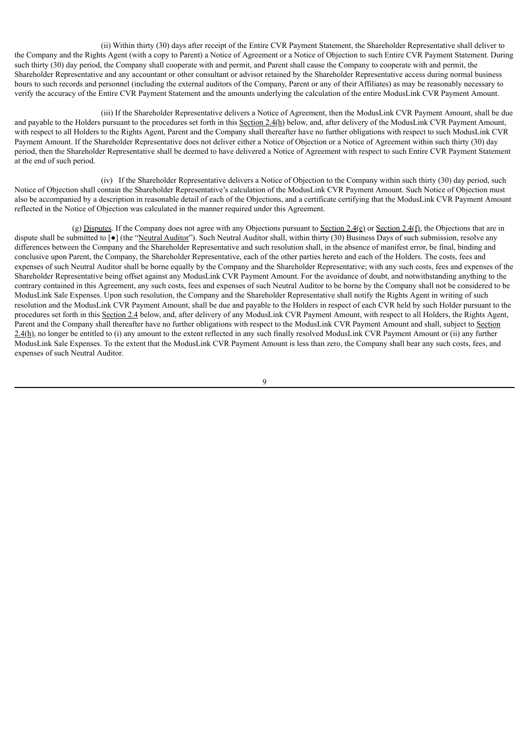(ii) Within thirty (30) days after receipt of the Entire CVR Payment Statement, the Shareholder Representative shall deliver to the Company and the Rights Agent (with a copy to Parent) a Notice of Agreement or a Notice of Objection to such Entire CVR Payment Statement. During such thirty (30) day period, the Company shall cooperate with and permit, and Parent shall cause the Company to cooperate with and permit, the Shareholder Representative and any accountant or other consultant or advisor retained by the Shareholder Representative access during normal business hours to such records and personnel (including the external auditors of the Company, Parent or any of their Affiliates) as may be reasonably necessary to verify the accuracy of the Entire CVR Payment Statement and the amounts underlying the calculation of the entire ModusLink CVR Payment Amount.

(iii) If the Shareholder Representative delivers a Notice of Agreement, then the ModusLink CVR Payment Amount, shall be due and payable to the Holders pursuant to the procedures set forth in this Section 2.4(h) below, and, after delivery of the ModusLink CVR Payment Amount, with respect to all Holders to the Rights Agent, Parent and the Company shall thereafter have no further obligations with respect to such ModusLink CVR Payment Amount. If the Shareholder Representative does not deliver either a Notice of Objection or a Notice of Agreement within such thirty (30) day period, then the Shareholder Representative shall be deemed to have delivered a Notice of Agreement with respect to such Entire CVR Payment Statement at the end of such period.

(iv) If the Shareholder Representative delivers a Notice of Objection to the Company within such thirty (30) day period, such Notice of Objection shall contain the Shareholder Representative's calculation of the ModusLink CVR Payment Amount. Such Notice of Objection must also be accompanied by a description in reasonable detail of each of the Objections, and a certificate certifying that the ModusLink CVR Payment Amount reflected in the Notice of Objection was calculated in the manner required under this Agreement.

(g) Disputes. If the Company does not agree with any Objections pursuant to Section 2.4(e) or Section 2.4(f), the Objections that are in dispute shall be submitted to [●] (the "Neutral Auditor"). Such Neutral Auditor shall, within thirty (30) Business Days of such submission, resolve any differences between the Company and the Shareholder Representative and such resolution shall, in the absence of manifest error, be final, binding and conclusive upon Parent, the Company, the Shareholder Representative, each of the other parties hereto and each of the Holders. The costs, fees and expenses of such Neutral Auditor shall be borne equally by the Company and the Shareholder Representative; with any such costs, fees and expenses of the Shareholder Representative being offset against any ModusLink CVR Payment Amount. For the avoidance of doubt, and notwithstanding anything to the contrary contained in this Agreement, any such costs, fees and expenses of such Neutral Auditor to be borne by the Company shall not be considered to be ModusLink Sale Expenses. Upon such resolution, the Company and the Shareholder Representative shall notify the Rights Agent in writing of such resolution and the ModusLink CVR Payment Amount, shall be due and payable to the Holders in respect of each CVR held by such Holder pursuant to the procedures set forth in this Section 2.4 below, and, after delivery of any ModusLink CVR Payment Amount, with respect to all Holders, the Rights Agent, Parent and the Company shall thereafter have no further obligations with respect to the ModusLink CVR Payment Amount and shall, subject to Section 2.4(h), no longer be entitled to (i) any amount to the extent reflected in any such finally resolved ModusLink CVR Payment Amount or (ii) any further ModusLink Sale Expenses. To the extent that the ModusLink CVR Payment Amount is less than zero, the Company shall bear any such costs, fees, and expenses of such Neutral Auditor.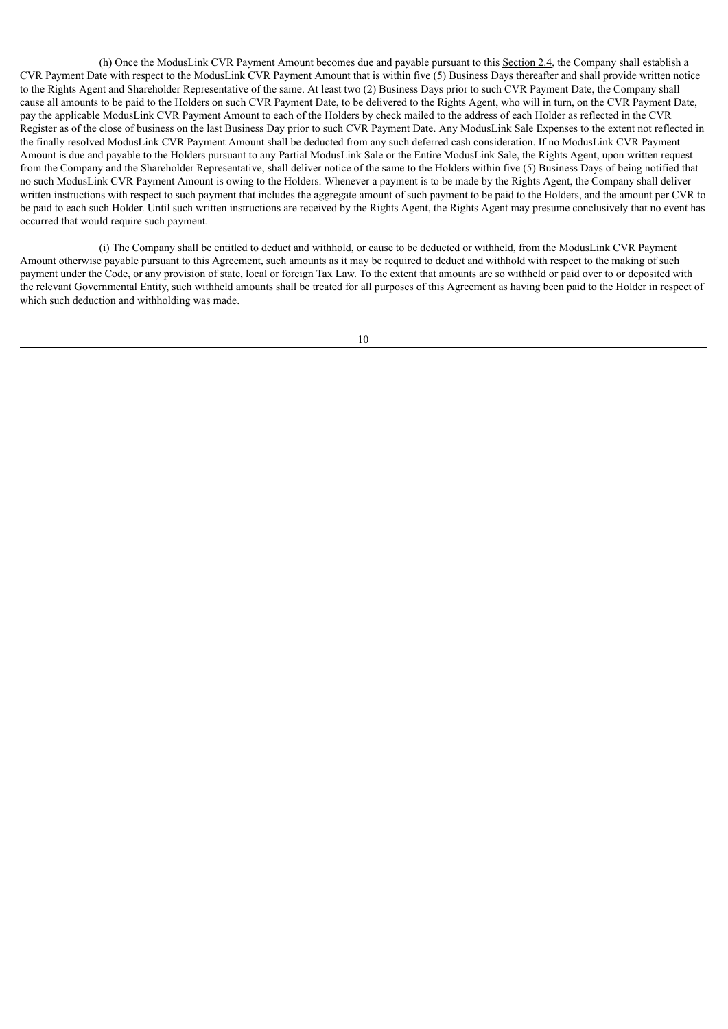(h) Once the ModusLink CVR Payment Amount becomes due and payable pursuant to this Section 2.4, the Company shall establish a CVR Payment Date with respect to the ModusLink CVR Payment Amount that is within five (5) Business Days thereafter and shall provide written notice to the Rights Agent and Shareholder Representative of the same. At least two (2) Business Days prior to such CVR Payment Date, the Company shall cause all amounts to be paid to the Holders on such CVR Payment Date, to be delivered to the Rights Agent, who will in turn, on the CVR Payment Date, pay the applicable ModusLink CVR Payment Amount to each of the Holders by check mailed to the address of each Holder as reflected in the CVR Register as of the close of business on the last Business Day prior to such CVR Payment Date. Any ModusLink Sale Expenses to the extent not reflected in the finally resolved ModusLink CVR Payment Amount shall be deducted from any such deferred cash consideration. If no ModusLink CVR Payment Amount is due and payable to the Holders pursuant to any Partial ModusLink Sale or the Entire ModusLink Sale, the Rights Agent, upon written request from the Company and the Shareholder Representative, shall deliver notice of the same to the Holders within five (5) Business Days of being notified that no such ModusLink CVR Payment Amount is owing to the Holders. Whenever a payment is to be made by the Rights Agent, the Company shall deliver written instructions with respect to such payment that includes the aggregate amount of such payment to be paid to the Holders, and the amount per CVR to be paid to each such Holder. Until such written instructions are received by the Rights Agent, the Rights Agent may presume conclusively that no event has occurred that would require such payment.

(i) The Company shall be entitled to deduct and withhold, or cause to be deducted or withheld, from the ModusLink CVR Payment Amount otherwise payable pursuant to this Agreement, such amounts as it may be required to deduct and withhold with respect to the making of such payment under the Code, or any provision of state, local or foreign Tax Law. To the extent that amounts are so withheld or paid over to or deposited with the relevant Governmental Entity, such withheld amounts shall be treated for all purposes of this Agreement as having been paid to the Holder in respect of which such deduction and withholding was made.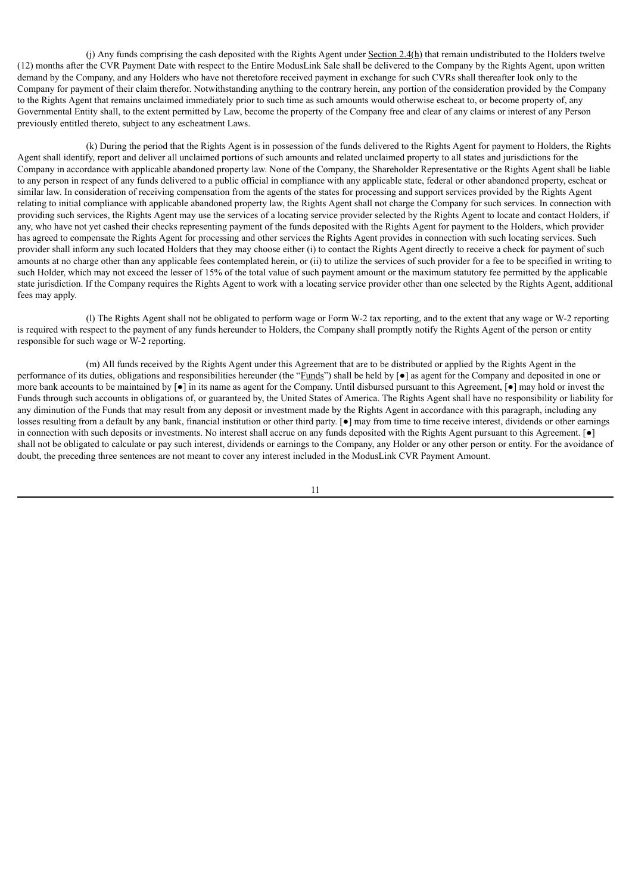(j) Any funds comprising the cash deposited with the Rights Agent under Section 2.4(h) that remain undistributed to the Holders twelve (12) months after the CVR Payment Date with respect to the Entire ModusLink Sale shall be delivered to the Company by the Rights Agent, upon written demand by the Company, and any Holders who have not theretofore received payment in exchange for such CVRs shall thereafter look only to the Company for payment of their claim therefor. Notwithstanding anything to the contrary herein, any portion of the consideration provided by the Company to the Rights Agent that remains unclaimed immediately prior to such time as such amounts would otherwise escheat to, or become property of, any Governmental Entity shall, to the extent permitted by Law, become the property of the Company free and clear of any claims or interest of any Person previously entitled thereto, subject to any escheatment Laws.

(k) During the period that the Rights Agent is in possession of the funds delivered to the Rights Agent for payment to Holders, the Rights Agent shall identify, report and deliver all unclaimed portions of such amounts and related unclaimed property to all states and jurisdictions for the Company in accordance with applicable abandoned property law. None of the Company, the Shareholder Representative or the Rights Agent shall be liable to any person in respect of any funds delivered to a public official in compliance with any applicable state, federal or other abandoned property, escheat or similar law. In consideration of receiving compensation from the agents of the states for processing and support services provided by the Rights Agent relating to initial compliance with applicable abandoned property law, the Rights Agent shall not charge the Company for such services. In connection with providing such services, the Rights Agent may use the services of a locating service provider selected by the Rights Agent to locate and contact Holders, if any, who have not yet cashed their checks representing payment of the funds deposited with the Rights Agent for payment to the Holders, which provider has agreed to compensate the Rights Agent for processing and other services the Rights Agent provides in connection with such locating services. Such provider shall inform any such located Holders that they may choose either (i) to contact the Rights Agent directly to receive a check for payment of such amounts at no charge other than any applicable fees contemplated herein, or (ii) to utilize the services of such provider for a fee to be specified in writing to such Holder, which may not exceed the lesser of 15% of the total value of such payment amount or the maximum statutory fee permitted by the applicable state jurisdiction. If the Company requires the Rights Agent to work with a locating service provider other than one selected by the Rights Agent, additional fees may apply.

(l) The Rights Agent shall not be obligated to perform wage or Form W-2 tax reporting, and to the extent that any wage or W-2 reporting is required with respect to the payment of any funds hereunder to Holders, the Company shall promptly notify the Rights Agent of the person or entity responsible for such wage or W-2 reporting.

(m) All funds received by the Rights Agent under this Agreement that are to be distributed or applied by the Rights Agent in the performance of its duties, obligations and responsibilities hereunder (the "Funds") shall be held by [●] as agent for the Company and deposited in one or more bank accounts to be maintained by [●] in its name as agent for the Company. Until disbursed pursuant to this Agreement, [●] may hold or invest the Funds through such accounts in obligations of, or guaranteed by, the United States of America. The Rights Agent shall have no responsibility or liability for any diminution of the Funds that may result from any deposit or investment made by the Rights Agent in accordance with this paragraph, including any losses resulting from a default by any bank, financial institution or other third party. [●] may from time to time receive interest, dividends or other earnings in connection with such deposits or investments. No interest shall accrue on any funds deposited with the Rights Agent pursuant to this Agreement. [●] shall not be obligated to calculate or pay such interest, dividends or earnings to the Company, any Holder or any other person or entity. For the avoidance of doubt, the preceding three sentences are not meant to cover any interest included in the ModusLink CVR Payment Amount.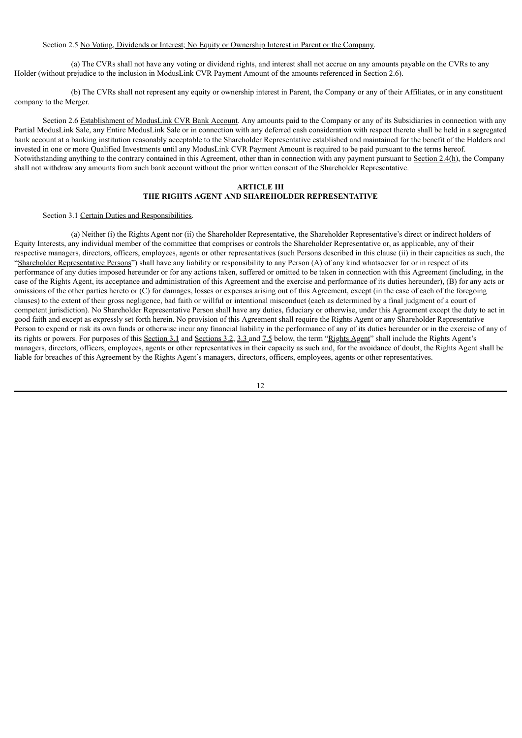Section 2.5 No Voting, Dividends or Interest; No Equity or Ownership Interest in Parent or the Company.

(a) The CVRs shall not have any voting or dividend rights, and interest shall not accrue on any amounts payable on the CVRs to any Holder (without prejudice to the inclusion in ModusLink CVR Payment Amount of the amounts referenced in Section 2.6).

(b) The CVRs shall not represent any equity or ownership interest in Parent, the Company or any of their Affiliates, or in any constituent company to the Merger.

Section 2.6 Establishment of ModusLink CVR Bank Account. Any amounts paid to the Company or any of its Subsidiaries in connection with any Partial ModusLink Sale, any Entire ModusLink Sale or in connection with any deferred cash consideration with respect thereto shall be held in a segregated bank account at a banking institution reasonably acceptable to the Shareholder Representative established and maintained for the benefit of the Holders and invested in one or more Qualified Investments until any ModusLink CVR Payment Amount is required to be paid pursuant to the terms hereof. Notwithstanding anything to the contrary contained in this Agreement, other than in connection with any payment pursuant to Section 2.4(h), the Company shall not withdraw any amounts from such bank account without the prior written consent of the Shareholder Representative.

## ARTICLE III
## THE RIGHTS AGENT AND SHAREHOLDER REPRESENTATIVE

Section 3.1 Certain Duties and Responsibilities.

(a) Neither (i) the Rights Agent nor (ii) the Shareholder Representative, the Shareholder Representative's direct or indirect holders of Equity Interests, any individual member of the committee that comprises or controls the Shareholder Representative or, as applicable, any of their respective managers, directors, officers, employees, agents or other representatives (such Persons described in this clause (ii) in their capacities as such, the "Shareholder Representative Persons") shall have any liability or responsibility to any Person (A) of any kind whatsoever for or in respect of its performance of any duties imposed hereunder or for any actions taken, suffered or omitted to be taken in connection with this Agreement (including, in the case of the Rights Agent, its acceptance and administration of this Agreement and the exercise and performance of its duties hereunder), (B) for any acts or omissions of the other parties hereto or (C) for damages, losses or expenses arising out of this Agreement, except (in the case of each of the foregoing clauses) to the extent of their gross negligence, bad faith or willful or intentional misconduct (each as determined by a final judgment of a court of competent jurisdiction). No Shareholder Representative Person shall have any duties, fiduciary or otherwise, under this Agreement except the duty to act in good faith and except as expressly set forth herein. No provision of this Agreement shall require the Rights Agent or any Shareholder Representative Person to expend or risk its own funds or otherwise incur any financial liability in the performance of any of its duties hereunder or in the exercise of any of its rights or powers. For purposes of this Section 3.1 and Sections 3.2, 3.3 and 7.5 below, the term "Rights Agent" shall include the Rights Agent's managers, directors, officers, employees, agents or other representatives in their capacity as such and, for the avoidance of doubt, the Rights Agent shall be liable for breaches of this Agreement by the Rights Agent's managers, directors, officers, employees, agents or other representatives.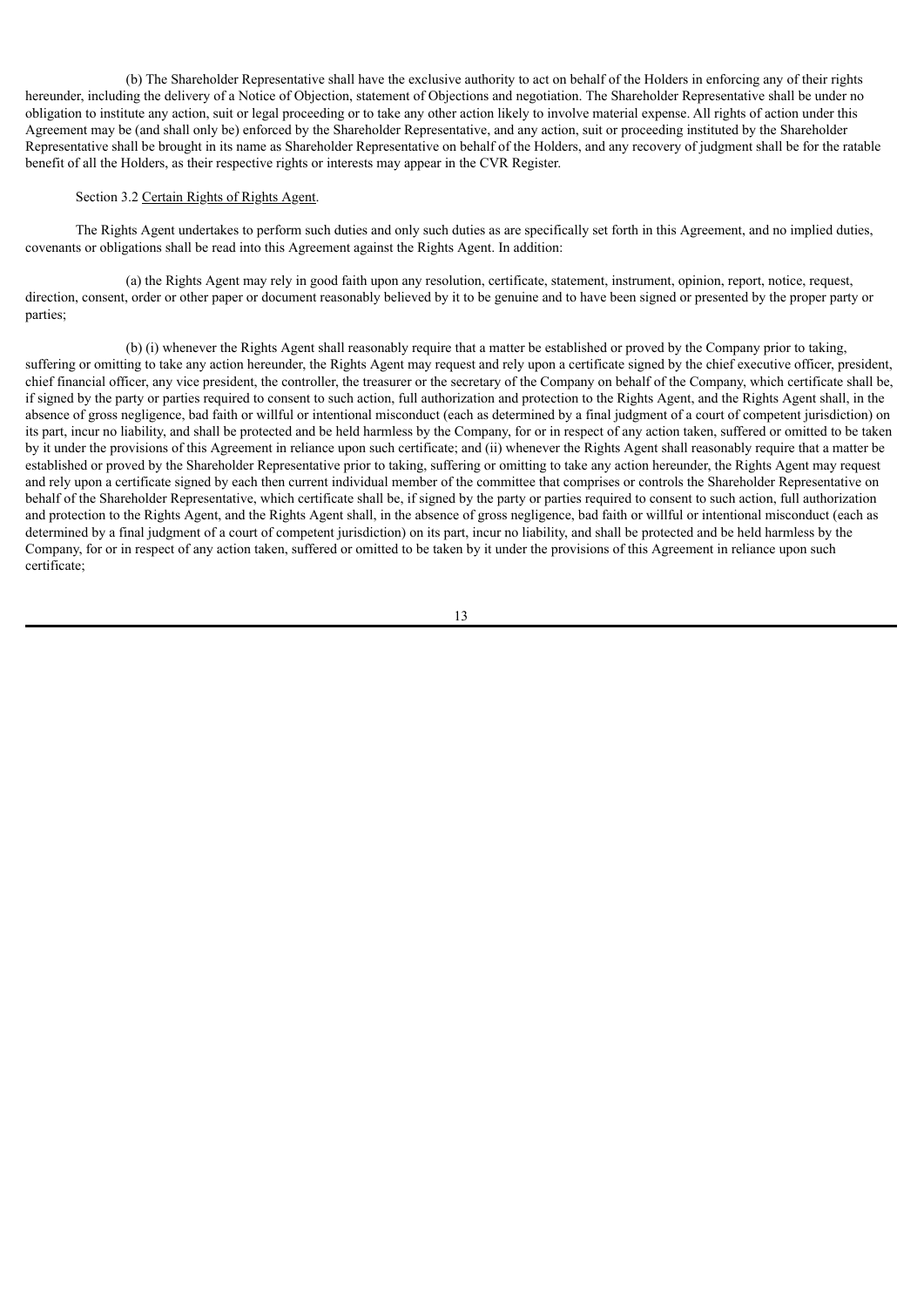(b) The Shareholder Representative shall have the exclusive authority to act on behalf of the Holders in enforcing any of their rights hereunder, including the delivery of a Notice of Objection, statement of Objections and negotiation. The Shareholder Representative shall be under no obligation to institute any action, suit or legal proceeding or to take any other action likely to involve material expense. All rights of action under this Agreement may be (and shall only be) enforced by the Shareholder Representative, and any action, suit or proceeding instituted by the Shareholder Representative shall be brought in its name as Shareholder Representative on behalf of the Holders, and any recovery of judgment shall be for the ratable benefit of all the Holders, as their respective rights or interests may appear in the CVR Register.

Section 3.2 Certain Rights of Rights Agent.

The Rights Agent undertakes to perform such duties and only such duties as are specifically set forth in this Agreement, and no implied duties, covenants or obligations shall be read into this Agreement against the Rights Agent. In addition:

(a) the Rights Agent may rely in good faith upon any resolution, certificate, statement, instrument, opinion, report, notice, request, direction, consent, order or other paper or document reasonably believed by it to be genuine and to have been signed or presented by the proper party or parties;

(b) (i) whenever the Rights Agent shall reasonably require that a matter be established or proved by the Company prior to taking, suffering or omitting to take any action hereunder, the Rights Agent may request and rely upon a certificate signed by the chief executive officer, president, chief financial officer, any vice president, the controller, the treasurer or the secretary of the Company on behalf of the Company, which certificate shall be, if signed by the party or parties required to consent to such action, full authorization and protection to the Rights Agent, and the Rights Agent shall, in the absence of gross negligence, bad faith or willful or intentional misconduct (each as determined by a final judgment of a court of competent jurisdiction) on its part, incur no liability, and shall be protected and be held harmless by the Company, for or in respect of any action taken, suffered or omitted to be taken by it under the provisions of this Agreement in reliance upon such certificate; and (ii) whenever the Rights Agent shall reasonably require that a matter be established or proved by the Shareholder Representative prior to taking, suffering or omitting to take any action hereunder, the Rights Agent may request and rely upon a certificate signed by each then current individual member of the committee that comprises or controls the Shareholder Representative on behalf of the Shareholder Representative, which certificate shall be, if signed by the party or parties required to consent to such action, full authorization and protection to the Rights Agent, and the Rights Agent shall, in the absence of gross negligence, bad faith or willful or intentional misconduct (each as determined by a final judgment of a court of competent jurisdiction) on its part, incur no liability, and shall be protected and be held harmless by the Company, for or in respect of any action taken, suffered or omitted to be taken by it under the provisions of this Agreement in reliance upon such certificate;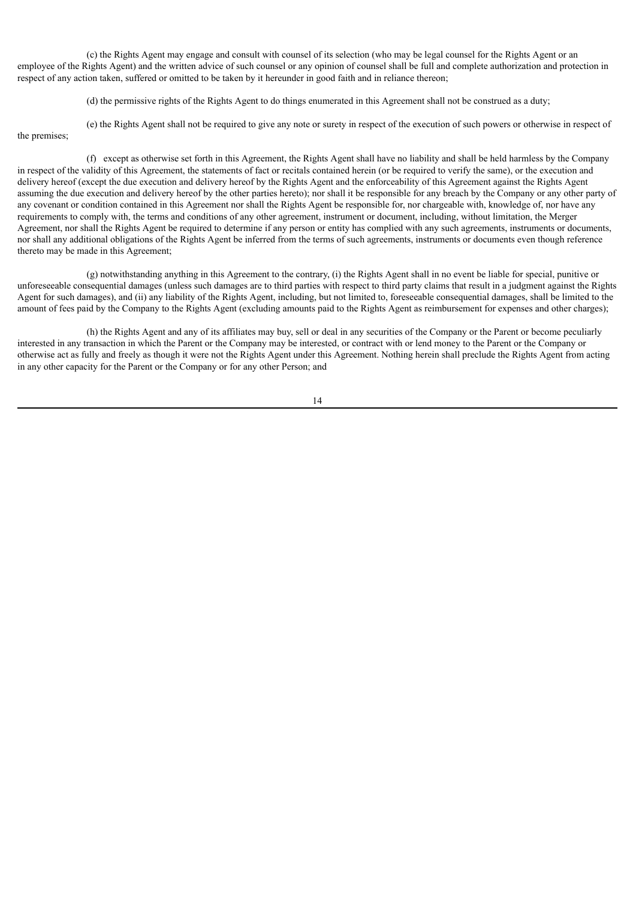(c) the Rights Agent may engage and consult with counsel of its selection (who may be legal counsel for the Rights Agent or an employee of the Rights Agent) and the written advice of such counsel or any opinion of counsel shall be full and complete authorization and protection in respect of any action taken, suffered or omitted to be taken by it hereunder in good faith and in reliance thereon;

(d) the permissive rights of the Rights Agent to do things enumerated in this Agreement shall not be construed as a duty;

(e) the Rights Agent shall not be required to give any note or surety in respect of the execution of such powers or otherwise in respect of the premises;

(f) except as otherwise set forth in this Agreement, the Rights Agent shall have no liability and shall be held harmless by the Company in respect of the validity of this Agreement, the statements of fact or recitals contained herein (or be required to verify the same), or the execution and delivery hereof (except the due execution and delivery hereof by the Rights Agent and the enforceability of this Agreement against the Rights Agent assuming the due execution and delivery hereof by the other parties hereto); nor shall it be responsible for any breach by the Company or any other party of any covenant or condition contained in this Agreement nor shall the Rights Agent be responsible for, nor chargeable with, knowledge of, nor have any requirements to comply with, the terms and conditions of any other agreement, instrument or document, including, without limitation, the Merger Agreement, nor shall the Rights Agent be required to determine if any person or entity has complied with any such agreements, instruments or documents, nor shall any additional obligations of the Rights Agent be inferred from the terms of such agreements, instruments or documents even though reference thereto may be made in this Agreement;

(g) notwithstanding anything in this Agreement to the contrary, (i) the Rights Agent shall in no event be liable for special, punitive or unforeseeable consequential damages (unless such damages are to third parties with respect to third party claims that result in a judgment against the Rights Agent for such damages), and (ii) any liability of the Rights Agent, including, but not limited to, foreseeable consequential damages, shall be limited to the amount of fees paid by the Company to the Rights Agent (excluding amounts paid to the Rights Agent as reimbursement for expenses and other charges);

(h) the Rights Agent and any of its affiliates may buy, sell or deal in any securities of the Company or the Parent or become peculiarly interested in any transaction in which the Parent or the Company may be interested, or contract with or lend money to the Parent or the Company or otherwise act as fully and freely as though it were not the Rights Agent under this Agreement. Nothing herein shall preclude the Rights Agent from acting in any other capacity for the Parent or the Company or for any other Person; and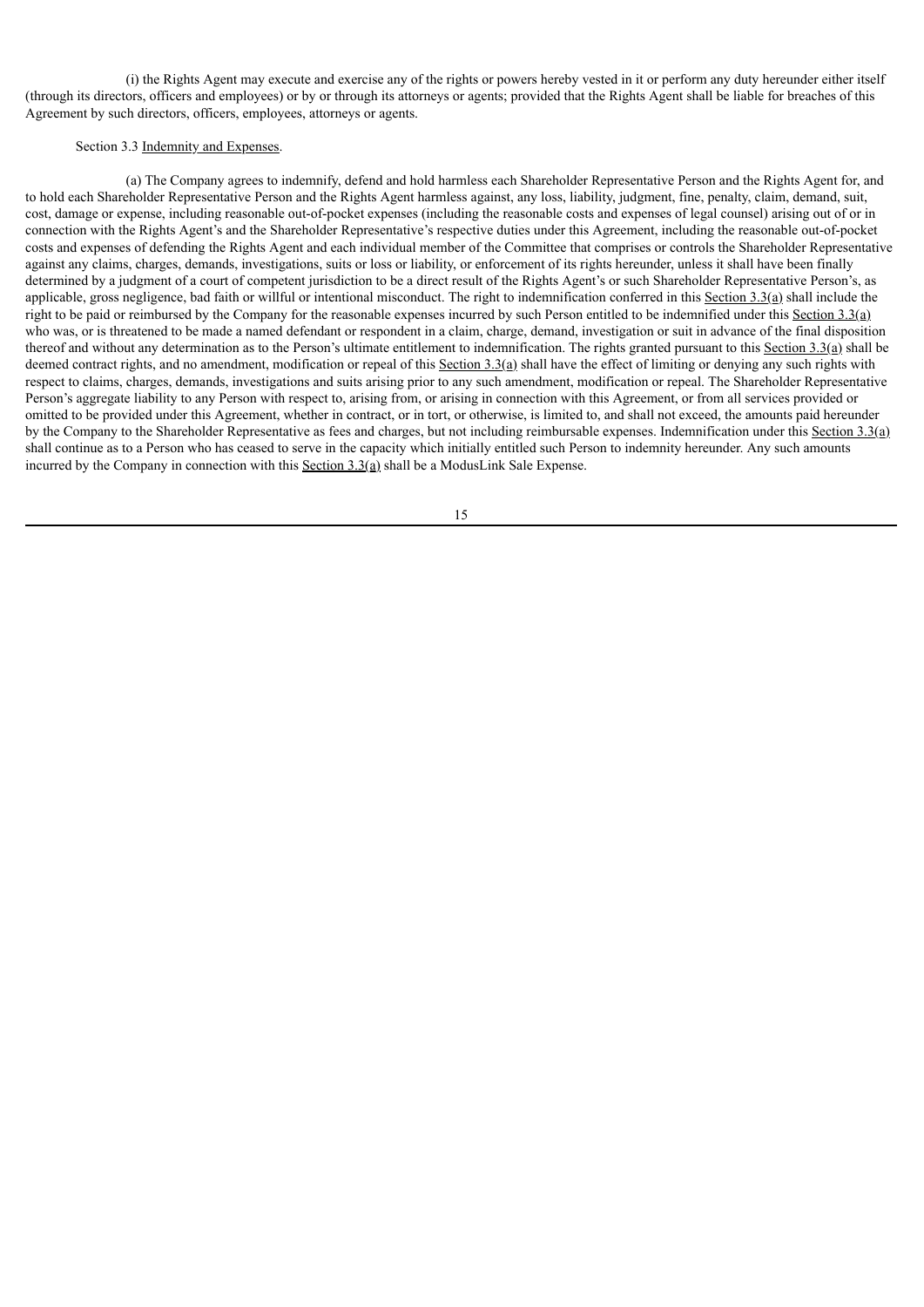(i) the Rights Agent may execute and exercise any of the rights or powers hereby vested in it or perform any duty hereunder either itself (through its directors, officers and employees) or by or through its attorneys or agents; provided that the Rights Agent shall be liable for breaches of this Agreement by such directors, officers, employees, attorneys or agents.

Section 3.3 Indemnity and Expenses.

(a) The Company agrees to indemnify, defend and hold harmless each Shareholder Representative Person and the Rights Agent for, and to hold each Shareholder Representative Person and the Rights Agent harmless against, any loss, liability, judgment, fine, penalty, claim, demand, suit, cost, damage or expense, including reasonable out-of-pocket expenses (including the reasonable costs and expenses of legal counsel) arising out of or in connection with the Rights Agent's and the Shareholder Representative's respective duties under this Agreement, including the reasonable out-of-pocket costs and expenses of defending the Rights Agent and each individual member of the Committee that comprises or controls the Shareholder Representative against any claims, charges, demands, investigations, suits or loss or liability, or enforcement of its rights hereunder, unless it shall have been finally determined by a judgment of a court of competent jurisdiction to be a direct result of the Rights Agent's or such Shareholder Representative Person's, as applicable, gross negligence, bad faith or willful or intentional misconduct. The right to indemnification conferred in this Section 3.3(a) shall include the right to be paid or reimbursed by the Company for the reasonable expenses incurred by such Person entitled to be indemnified under this Section 3.3(a) who was, or is threatened to be made a named defendant or respondent in a claim, charge, demand, investigation or suit in advance of the final disposition thereof and without any determination as to the Person's ultimate entitlement to indemnification. The rights granted pursuant to this Section 3.3(a) shall be deemed contract rights, and no amendment, modification or repeal of this Section 3.3(a) shall have the effect of limiting or denying any such rights with respect to claims, charges, demands, investigations and suits arising prior to any such amendment, modification or repeal. The Shareholder Representative Person's aggregate liability to any Person with respect to, arising from, or arising in connection with this Agreement, or from all services provided or omitted to be provided under this Agreement, whether in contract, or in tort, or otherwise, is limited to, and shall not exceed, the amounts paid hereunder by the Company to the Shareholder Representative as fees and charges, but not including reimbursable expenses. Indemnification under this Section 3.3(a) shall continue as to a Person who has ceased to serve in the capacity which initially entitled such Person to indemnity hereunder. Any such amounts incurred by the Company in connection with this Section 3.3(a) shall be a ModusLink Sale Expense.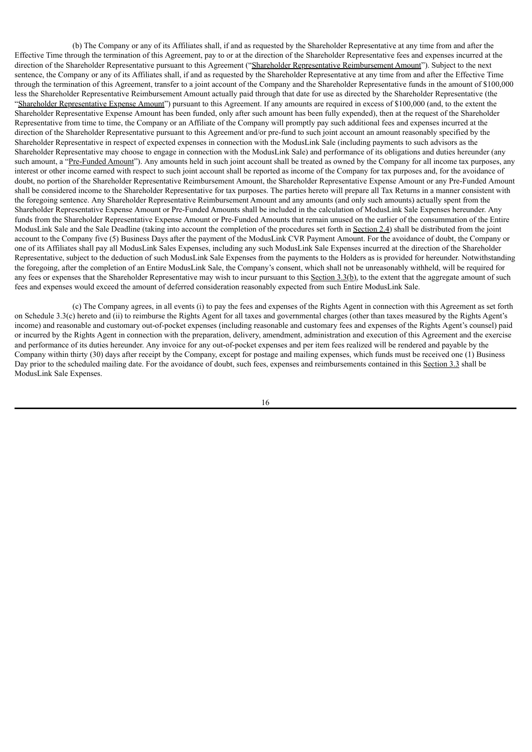(b) The Company or any of its Affiliates shall, if and as requested by the Shareholder Representative at any time from and after the Effective Time through the termination of this Agreement, pay to or at the direction of the Shareholder Representative fees and expenses incurred at the direction of the Shareholder Representative pursuant to this Agreement ("Shareholder Representative Reimbursement Amount"). Subject to the next sentence, the Company or any of its Affiliates shall, if and as requested by the Shareholder Representative at any time from and after the Effective Time through the termination of this Agreement, transfer to a joint account of the Company and the Shareholder Representative funds in the amount of $100,000 less the Shareholder Representative Reimbursement Amount actually paid through that date for use as directed by the Shareholder Representative (the "Shareholder Representative Expense Amount") pursuant to this Agreement. If any amounts are required in excess of $100,000 (and, to the extent the Shareholder Representative Expense Amount has been funded, only after such amount has been fully expended), then at the request of the Shareholder Representative from time to time, the Company or an Affiliate of the Company will promptly pay such additional fees and expenses incurred at the direction of the Shareholder Representative pursuant to this Agreement and/or pre-fund to such joint account an amount reasonably specified by the Shareholder Representative in respect of expected expenses in connection with the ModusLink Sale (including payments to such advisors as the Shareholder Representative may choose to engage in connection with the ModusLink Sale) and performance of its obligations and duties hereunder (any such amount, a "Pre-Funded Amount"). Any amounts held in such joint account shall be treated as owned by the Company for all income tax purposes, any interest or other income earned with respect to such joint account shall be reported as income of the Company for tax purposes and, for the avoidance of doubt, no portion of the Shareholder Representative Reimbursement Amount, the Shareholder Representative Expense Amount or any Pre-Funded Amount shall be considered income to the Shareholder Representative for tax purposes. The parties hereto will prepare all Tax Returns in a manner consistent with the foregoing sentence. Any Shareholder Representative Reimbursement Amount and any amounts (and only such amounts) actually spent from the Shareholder Representative Expense Amount or Pre-Funded Amounts shall be included in the calculation of ModusLink Sale Expenses hereunder. Any funds from the Shareholder Representative Expense Amount or Pre-Funded Amounts that remain unused on the earlier of the consummation of the Entire ModusLink Sale and the Sale Deadline (taking into account the completion of the procedures set forth in Section 2.4) shall be distributed from the joint account to the Company five (5) Business Days after the payment of the ModusLink CVR Payment Amount. For the avoidance of doubt, the Company or one of its Affiliates shall pay all ModusLink Sales Expenses, including any such ModusLink Sale Expenses incurred at the direction of the Shareholder Representative, subject to the deduction of such ModusLink Sale Expenses from the payments to the Holders as is provided for hereunder. Notwithstanding the foregoing, after the completion of an Entire ModusLink Sale, the Company's consent, which shall not be unreasonably withheld, will be required for any fees or expenses that the Shareholder Representative may wish to incur pursuant to this Section 3.3(b), to the extent that the aggregate amount of such fees and expenses would exceed the amount of deferred consideration reasonably expected from such Entire ModusLink Sale.

(c) The Company agrees, in all events (i) to pay the fees and expenses of the Rights Agent in connection with this Agreement as set forth on Schedule 3.3(c) hereto and (ii) to reimburse the Rights Agent for all taxes and governmental charges (other than taxes measured by the Rights Agent's income) and reasonable and customary out-of-pocket expenses (including reasonable and customary fees and expenses of the Rights Agent's counsel) paid or incurred by the Rights Agent in connection with the preparation, delivery, amendment, administration and execution of this Agreement and the exercise and performance of its duties hereunder. Any invoice for any out-of-pocket expenses and per item fees realized will be rendered and payable by the Company within thirty (30) days after receipt by the Company, except for postage and mailing expenses, which funds must be received one (1) Business Day prior to the scheduled mailing date. For the avoidance of doubt, such fees, expenses and reimbursements contained in this Section 3.3 shall be ModusLink Sale Expenses.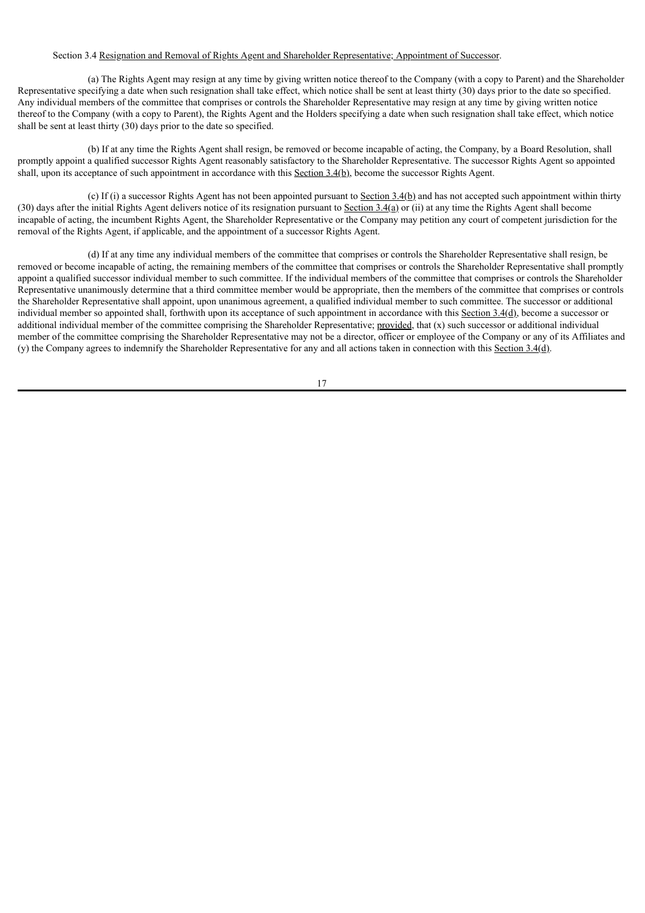Section 3.4 Resignation and Removal of Rights Agent and Shareholder Representative; Appointment of Successor.

(a) The Rights Agent may resign at any time by giving written notice thereof to the Company (with a copy to Parent) and the Shareholder Representative specifying a date when such resignation shall take effect, which notice shall be sent at least thirty (30) days prior to the date so specified. Any individual members of the committee that comprises or controls the Shareholder Representative may resign at any time by giving written notice thereof to the Company (with a copy to Parent), the Rights Agent and the Holders specifying a date when such resignation shall take effect, which notice shall be sent at least thirty (30) days prior to the date so specified.

(b) If at any time the Rights Agent shall resign, be removed or become incapable of acting, the Company, by a Board Resolution, shall promptly appoint a qualified successor Rights Agent reasonably satisfactory to the Shareholder Representative. The successor Rights Agent so appointed shall, upon its acceptance of such appointment in accordance with this Section 3.4(b), become the successor Rights Agent.

(c) If (i) a successor Rights Agent has not been appointed pursuant to Section 3.4(b) and has not accepted such appointment within thirty (30) days after the initial Rights Agent delivers notice of its resignation pursuant to Section 3.4(a) or (ii) at any time the Rights Agent shall become incapable of acting, the incumbent Rights Agent, the Shareholder Representative or the Company may petition any court of competent jurisdiction for the removal of the Rights Agent, if applicable, and the appointment of a successor Rights Agent.

(d) If at any time any individual members of the committee that comprises or controls the Shareholder Representative shall resign, be removed or become incapable of acting, the remaining members of the committee that comprises or controls the Shareholder Representative shall promptly appoint a qualified successor individual member to such committee. If the individual members of the committee that comprises or controls the Shareholder Representative unanimously determine that a third committee member would be appropriate, then the members of the committee that comprises or controls the Shareholder Representative shall appoint, upon unanimous agreement, a qualified individual member to such committee. The successor or additional individual member so appointed shall, forthwith upon its acceptance of such appointment in accordance with this Section 3.4(d), become a successor or additional individual member of the committee comprising the Shareholder Representative; provided, that (x) such successor or additional individual member of the committee comprising the Shareholder Representative may not be a director, officer or employee of the Company or any of its Affiliates and (y) the Company agrees to indemnify the Shareholder Representative for any and all actions taken in connection with this Section 3.4(d).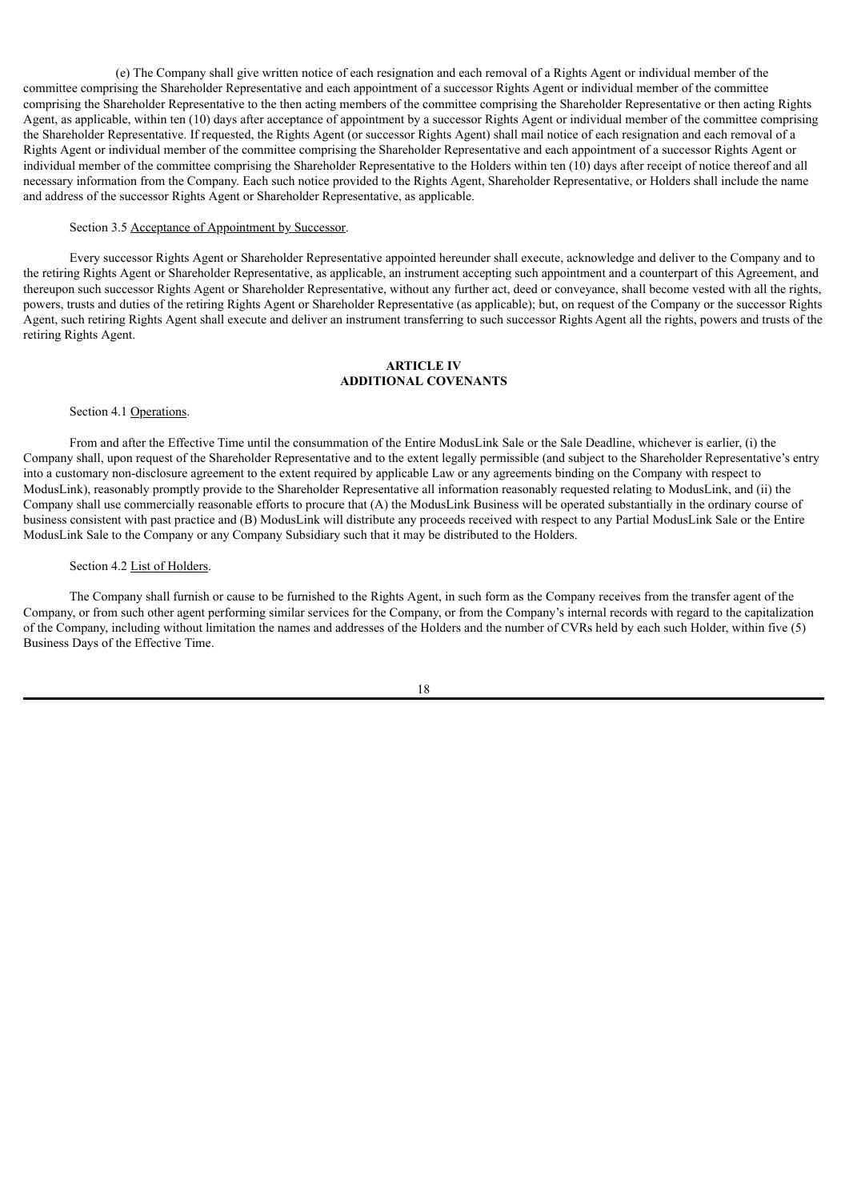(e) The Company shall give written notice of each resignation and each removal of a Rights Agent or individual member of the committee comprising the Shareholder Representative and each appointment of a successor Rights Agent or individual member of the committee comprising the Shareholder Representative to the then acting members of the committee comprising the Shareholder Representative or then acting Rights Agent, as applicable, within ten (10) days after acceptance of appointment by a successor Rights Agent or individual member of the committee comprising the Shareholder Representative. If requested, the Rights Agent (or successor Rights Agent) shall mail notice of each resignation and each removal of a Rights Agent or individual member of the committee comprising the Shareholder Representative and each appointment of a successor Rights Agent or individual member of the committee comprising the Shareholder Representative to the Holders within ten (10) days after receipt of notice thereof and all necessary information from the Company. Each such notice provided to the Rights Agent, Shareholder Representative, or Holders shall include the name and address of the successor Rights Agent or Shareholder Representative, as applicable.

Section 3.5 Acceptance of Appointment by Successor.

Every successor Rights Agent or Shareholder Representative appointed hereunder shall execute, acknowledge and deliver to the Company and to the retiring Rights Agent or Shareholder Representative, as applicable, an instrument accepting such appointment and a counterpart of this Agreement, and thereupon such successor Rights Agent or Shareholder Representative, without any further act, deed or conveyance, shall become vested with all the rights, powers, trusts and duties of the retiring Rights Agent or Shareholder Representative (as applicable); but, on request of the Company or the successor Rights Agent, such retiring Rights Agent shall execute and deliver an instrument transferring to such successor Rights Agent all the rights, powers and trusts of the retiring Rights Agent.

## ARTICLE IV
## ADDITIONAL COVENANTS

Section 4.1 Operations.

From and after the Effective Time until the consummation of the Entire ModusLink Sale or the Sale Deadline, whichever is earlier, (i) the Company shall, upon request of the Shareholder Representative and to the extent legally permissible (and subject to the Shareholder Representative's entry into a customary non-disclosure agreement to the extent required by applicable Law or any agreements binding on the Company with respect to ModusLink), reasonably promptly provide to the Shareholder Representative all information reasonably requested relating to ModusLink, and (ii) the Company shall use commercially reasonable efforts to procure that (A) the ModusLink Business will be operated substantially in the ordinary course of business consistent with past practice and (B) ModusLink will distribute any proceeds received with respect to any Partial ModusLink Sale or the Entire ModusLink Sale to the Company or any Company Subsidiary such that it may be distributed to the Holders.

Section 4.2 List of Holders.

The Company shall furnish or cause to be furnished to the Rights Agent, in such form as the Company receives from the transfer agent of the Company, or from such other agent performing similar services for the Company, or from the Company's internal records with regard to the capitalization of the Company, including without limitation the names and addresses of the Holders and the number of CVRs held by each such Holder, within five (5) Business Days of the Effective Time.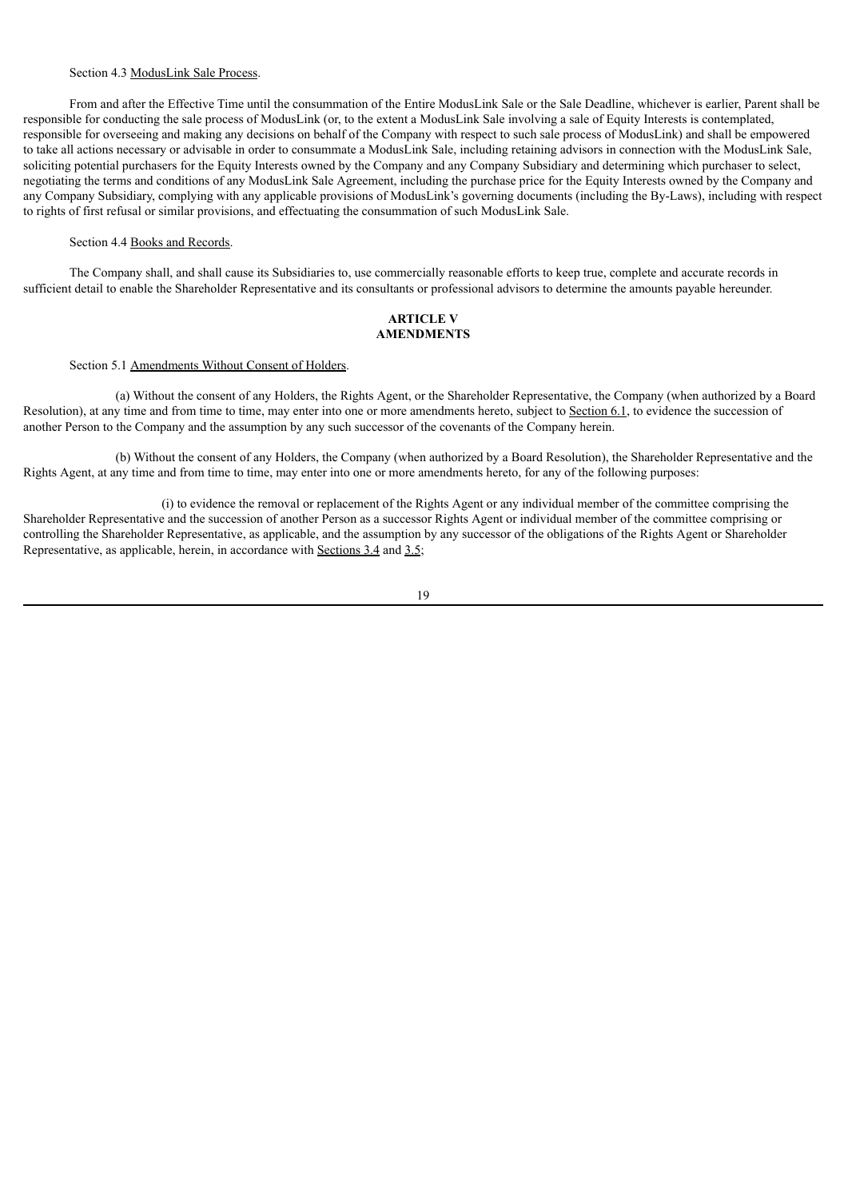Section 4.3 ModusLink Sale Process.

From and after the Effective Time until the consummation of the Entire ModusLink Sale or the Sale Deadline, whichever is earlier, Parent shall be responsible for conducting the sale process of ModusLink (or, to the extent a ModusLink Sale involving a sale of Equity Interests is contemplated, responsible for overseeing and making any decisions on behalf of the Company with respect to such sale process of ModusLink) and shall be empowered to take all actions necessary or advisable in order to consummate a ModusLink Sale, including retaining advisors in connection with the ModusLink Sale, soliciting potential purchasers for the Equity Interests owned by the Company and any Company Subsidiary and determining which purchaser to select, negotiating the terms and conditions of any ModusLink Sale Agreement, including the purchase price for the Equity Interests owned by the Company and any Company Subsidiary, complying with any applicable provisions of ModusLink's governing documents (including the By-Laws), including with respect to rights of first refusal or similar provisions, and effectuating the consummation of such ModusLink Sale.

Section 4.4 Books and Records.

The Company shall, and shall cause its Subsidiaries to, use commercially reasonable efforts to keep true, complete and accurate records in sufficient detail to enable the Shareholder Representative and its consultants or professional advisors to determine the amounts payable hereunder.

## ARTICLE V
## AMENDMENTS

Section 5.1 Amendments Without Consent of Holders.

(a) Without the consent of any Holders, the Rights Agent, or the Shareholder Representative, the Company (when authorized by a Board Resolution), at any time and from time to time, may enter into one or more amendments hereto, subject to Section 6.1, to evidence the succession of another Person to the Company and the assumption by any such successor of the covenants of the Company herein.

(b) Without the consent of any Holders, the Company (when authorized by a Board Resolution), the Shareholder Representative and the Rights Agent, at any time and from time to time, may enter into one or more amendments hereto, for any of the following purposes:

(i) to evidence the removal or replacement of the Rights Agent or any individual member of the committee comprising the Shareholder Representative and the succession of another Person as a successor Rights Agent or individual member of the committee comprising or controlling the Shareholder Representative, as applicable, and the assumption by any successor of the obligations of the Rights Agent or Shareholder Representative, as applicable, herein, in accordance with Sections 3.4 and 3.5;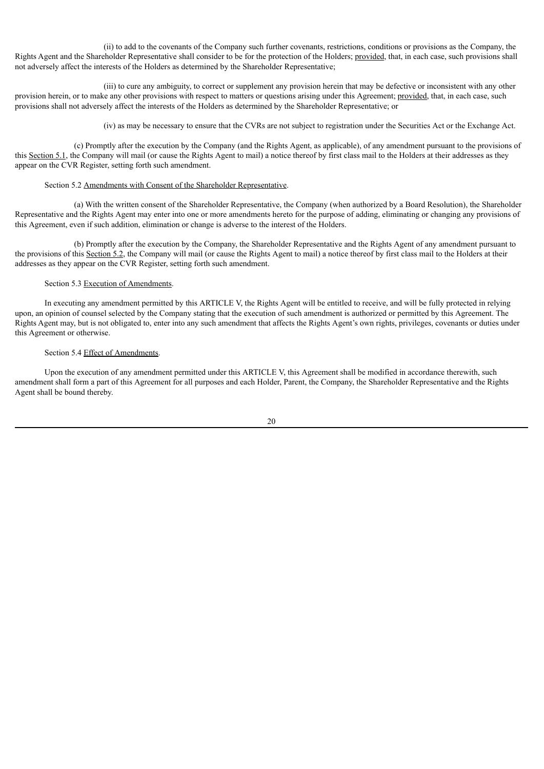(ii) to add to the covenants of the Company such further covenants, restrictions, conditions or provisions as the Company, the Rights Agent and the Shareholder Representative shall consider to be for the protection of the Holders; provided, that, in each case, such provisions shall not adversely affect the interests of the Holders as determined by the Shareholder Representative;

(iii) to cure any ambiguity, to correct or supplement any provision herein that may be defective or inconsistent with any other provision herein, or to make any other provisions with respect to matters or questions arising under this Agreement; provided, that, in each case, such provisions shall not adversely affect the interests of the Holders as determined by the Shareholder Representative; or

(iv) as may be necessary to ensure that the CVRs are not subject to registration under the Securities Act or the Exchange Act.

(c) Promptly after the execution by the Company (and the Rights Agent, as applicable), of any amendment pursuant to the provisions of this Section 5.1, the Company will mail (or cause the Rights Agent to mail) a notice thereof by first class mail to the Holders at their addresses as they appear on the CVR Register, setting forth such amendment.

Section 5.2 Amendments with Consent of the Shareholder Representative.

(a) With the written consent of the Shareholder Representative, the Company (when authorized by a Board Resolution), the Shareholder Representative and the Rights Agent may enter into one or more amendments hereto for the purpose of adding, eliminating or changing any provisions of this Agreement, even if such addition, elimination or change is adverse to the interest of the Holders.

(b) Promptly after the execution by the Company, the Shareholder Representative and the Rights Agent of any amendment pursuant to the provisions of this Section 5.2, the Company will mail (or cause the Rights Agent to mail) a notice thereof by first class mail to the Holders at their addresses as they appear on the CVR Register, setting forth such amendment.

Section 5.3 Execution of Amendments.

In executing any amendment permitted by this ARTICLE V, the Rights Agent will be entitled to receive, and will be fully protected in relying upon, an opinion of counsel selected by the Company stating that the execution of such amendment is authorized or permitted by this Agreement. The Rights Agent may, but is not obligated to, enter into any such amendment that affects the Rights Agent's own rights, privileges, covenants or duties under this Agreement or otherwise.

Section 5.4 Effect of Amendments.

Upon the execution of any amendment permitted under this ARTICLE V, this Agreement shall be modified in accordance therewith, such amendment shall form a part of this Agreement for all purposes and each Holder, Parent, the Company, the Shareholder Representative and the Rights Agent shall be bound thereby.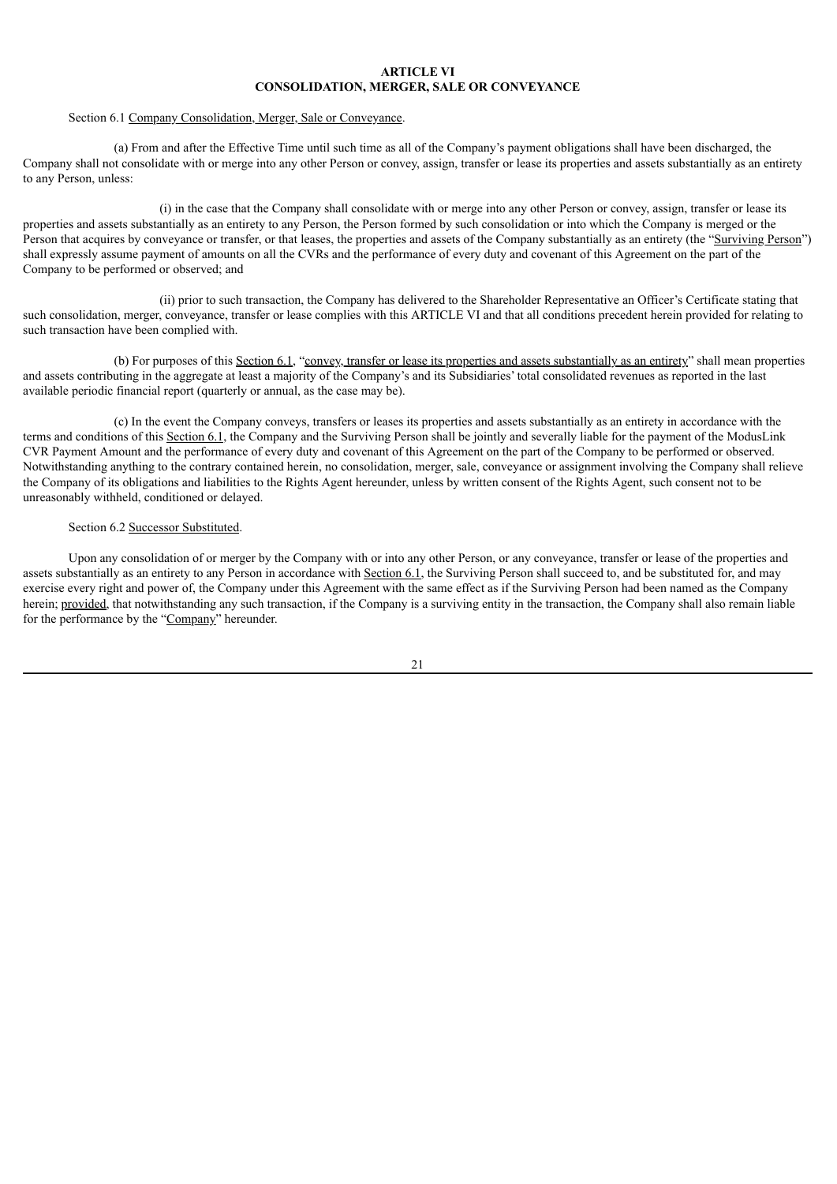# ARTICLE VI
# CONSOLIDATION, MERGER, SALE OR CONVEYANCE

Section 6.1 Company Consolidation, Merger, Sale or Conveyance.

(a) From and after the Effective Time until such time as all of the Company's payment obligations shall have been discharged, the Company shall not consolidate with or merge into any other Person or convey, assign, transfer or lease its properties and assets substantially as an entirety to any Person, unless:

(i) in the case that the Company shall consolidate with or merge into any other Person or convey, assign, transfer or lease its properties and assets substantially as an entirety to any Person, the Person formed by such consolidation or into which the Company is merged or the Person that acquires by conveyance or transfer, or that leases, the properties and assets of the Company substantially as an entirety (the "Surviving Person") shall expressly assume payment of amounts on all the CVRs and the performance of every duty and covenant of this Agreement on the part of the Company to be performed or observed; and

(ii) prior to such transaction, the Company has delivered to the Shareholder Representative an Officer's Certificate stating that such consolidation, merger, conveyance, transfer or lease complies with this ARTICLE VI and that all conditions precedent herein provided for relating to such transaction have been complied with.

(b) For purposes of this Section 6.1, "convey, transfer or lease its properties and assets substantially as an entirety" shall mean properties and assets contributing in the aggregate at least a majority of the Company's and its Subsidiaries' total consolidated revenues as reported in the last available periodic financial report (quarterly or annual, as the case may be).

(c) In the event the Company conveys, transfers or leases its properties and assets substantially as an entirety in accordance with the terms and conditions of this Section 6.1, the Company and the Surviving Person shall be jointly and severally liable for the payment of the ModusLink CVR Payment Amount and the performance of every duty and covenant of this Agreement on the part of the Company to be performed or observed. Notwithstanding anything to the contrary contained herein, no consolidation, merger, sale, conveyance or assignment involving the Company shall relieve the Company of its obligations and liabilities to the Rights Agent hereunder, unless by written consent of the Rights Agent, such consent not to be unreasonably withheld, conditioned or delayed.

Section 6.2 Successor Substituted.

Upon any consolidation of or merger by the Company with or into any other Person, or any conveyance, transfer or lease of the properties and assets substantially as an entirety to any Person in accordance with Section 6.1, the Surviving Person shall succeed to, and be substituted for, and may exercise every right and power of, the Company under this Agreement with the same effect as if the Surviving Person had been named as the Company herein; provided, that notwithstanding any such transaction, if the Company is a surviving entity in the transaction, the Company shall also remain liable for the performance by the "Company" hereunder.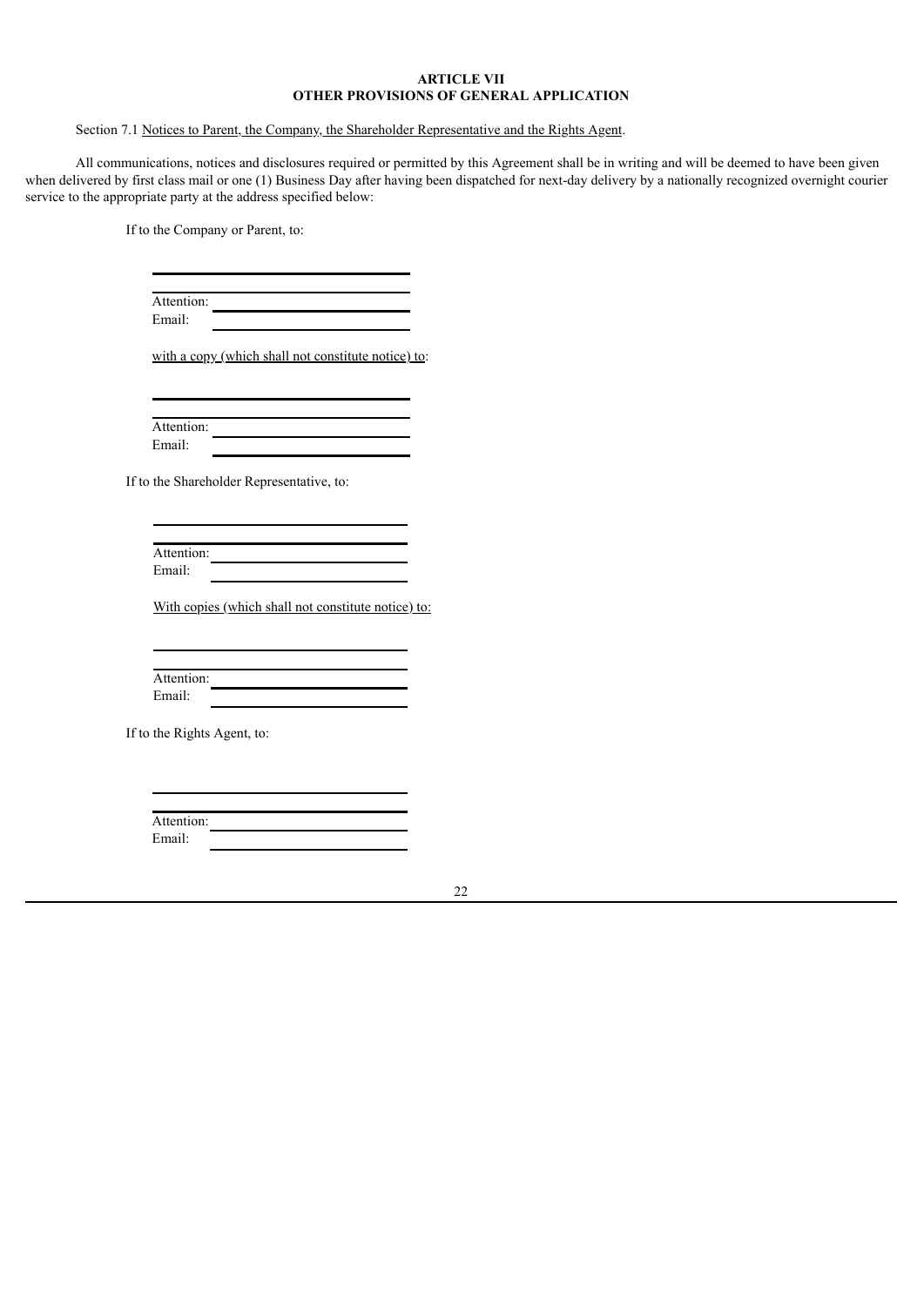## ARTICLE VII
## OTHER PROVISIONS OF GENERAL APPLICATION

Section 7.1 Notices to Parent, the Company, the Shareholder Representative and the Rights Agent.

All communications, notices and disclosures required or permitted by this Agreement shall be in writing and will be deemed to have been given when delivered by first class mail or one (1) Business Day after having been dispatched for next-day delivery by a nationally recognized overnight courier service to the appropriate party at the address specified below:

If to the Company or Parent, to:

\_\_\_\_\_\_\_\_\_\_\_\_\_\_\_\_\_\_\_\_\_\_\_\_\_\_\_\_\_\_
\_\_\_\_\_\_\_\_\_\_\_\_\_\_\_\_\_\_\_\_\_\_\_\_\_\_\_\_\_\_
Attention: \_\_\_\_\_\_\_\_\_\_\_\_\_\_\_\_\_\_\_\_
Email: \_\_\_\_\_\_\_\_\_\_\_\_\_\_\_\_\_\_\_\_

with a copy (which shall not constitute notice) to:

\_\_\_\_\_\_\_\_\_\_\_\_\_\_\_\_\_\_\_\_\_\_\_\_\_\_\_\_\_\_
\_\_\_\_\_\_\_\_\_\_\_\_\_\_\_\_\_\_\_\_\_\_\_\_\_\_\_\_\_\_
Attention: \_\_\_\_\_\_\_\_\_\_\_\_\_\_\_\_\_\_\_\_
Email: \_\_\_\_\_\_\_\_\_\_\_\_\_\_\_\_\_\_\_\_

If to the Shareholder Representative, to:

\_\_\_\_\_\_\_\_\_\_\_\_\_\_\_\_\_\_\_\_\_\_\_\_\_\_\_\_\_\_
\_\_\_\_\_\_\_\_\_\_\_\_\_\_\_\_\_\_\_\_\_\_\_\_\_\_\_\_\_\_
Attention: \_\_\_\_\_\_\_\_\_\_\_\_\_\_\_\_\_\_\_\_
Email: \_\_\_\_\_\_\_\_\_\_\_\_\_\_\_\_\_\_\_\_

With copies (which shall not constitute notice) to:

\_\_\_\_\_\_\_\_\_\_\_\_\_\_\_\_\_\_\_\_\_\_\_\_\_\_\_\_\_\_
\_\_\_\_\_\_\_\_\_\_\_\_\_\_\_\_\_\_\_\_\_\_\_\_\_\_\_\_\_\_
Attention: \_\_\_\_\_\_\_\_\_\_\_\_\_\_\_\_\_\_\_\_
Email: \_\_\_\_\_\_\_\_\_\_\_\_\_\_\_\_\_\_\_\_

If to the Rights Agent, to:

\_\_\_\_\_\_\_\_\_\_\_\_\_\_\_\_\_\_\_\_\_\_\_\_\_\_\_\_\_\_
\_\_\_\_\_\_\_\_\_\_\_\_\_\_\_\_\_\_\_\_\_\_\_\_\_\_\_\_\_\_
Attention: \_\_\_\_\_\_\_\_\_\_\_\_\_\_\_\_\_\_\_\_
Email: \_\_\_\_\_\_\_\_\_\_\_\_\_\_\_\_\_\_\_\_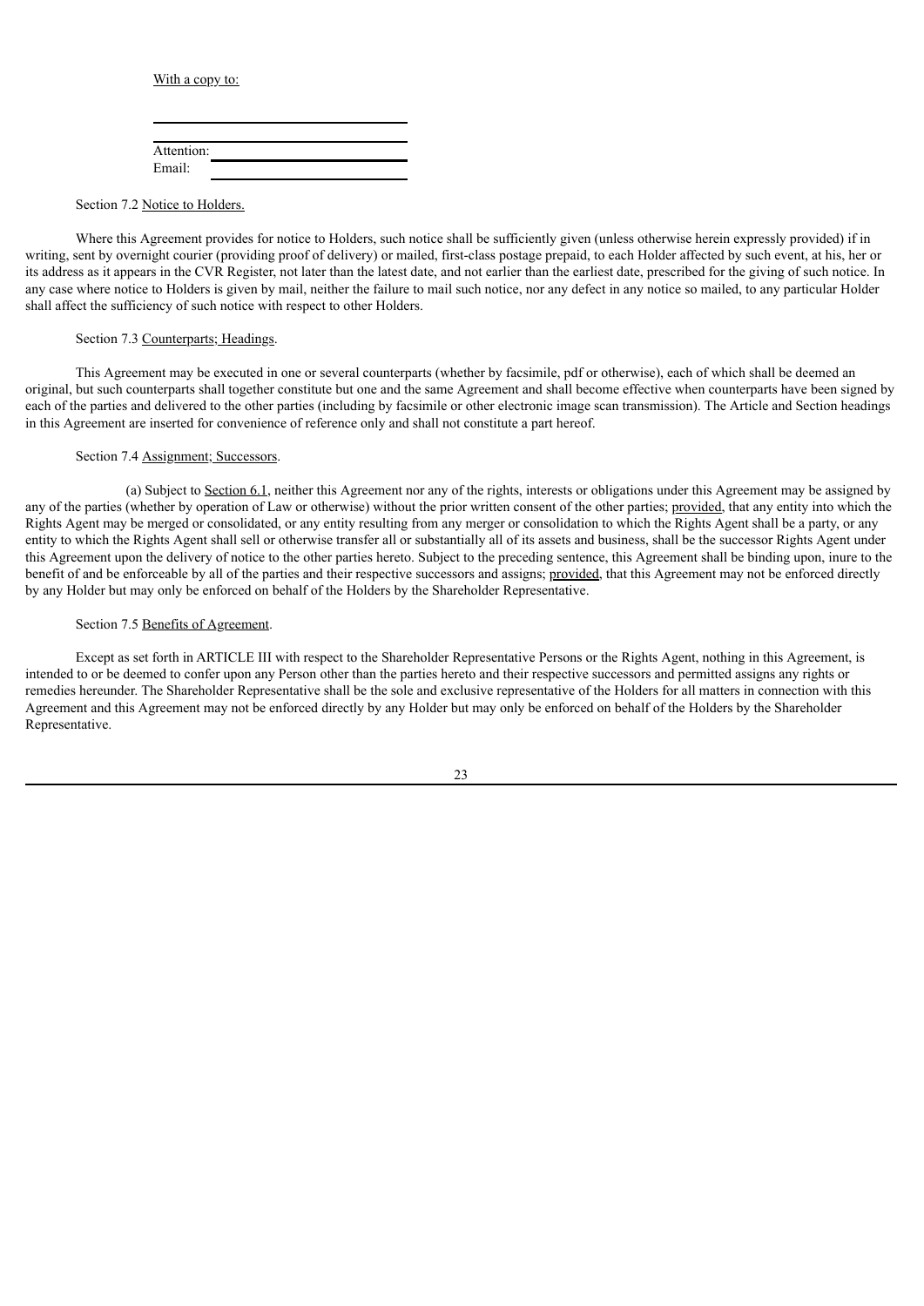With a copy to:

\_\_\_\_\_\_\_\_\_\_\_\_\_\_\_\_\_\_\_\_\_\_\_\_\_\_\_\_\_\_

\_\_\_\_\_\_\_\_\_\_\_\_\_\_\_\_\_\_\_\_\_\_\_\_\_\_\_\_\_\_

Attention: \_\_\_\_\_\_\_\_\_\_\_\_\_\_\_\_\_\_\_\_\_\_\_\_
Email: \_\_\_\_\_\_\_\_\_\_\_\_\_\_\_\_\_\_\_\_\_\_\_\_

Section 7.2 Notice to Holders.

Where this Agreement provides for notice to Holders, such notice shall be sufficiently given (unless otherwise herein expressly provided) if in writing, sent by overnight courier (providing proof of delivery) or mailed, first-class postage prepaid, to each Holder affected by such event, at his, her or its address as it appears in the CVR Register, not later than the latest date, and not earlier than the earliest date, prescribed for the giving of such notice. In any case where notice to Holders is given by mail, neither the failure to mail such notice, nor any defect in any notice so mailed, to any particular Holder shall affect the sufficiency of such notice with respect to other Holders.

Section 7.3 Counterparts; Headings.

This Agreement may be executed in one or several counterparts (whether by facsimile, pdf or otherwise), each of which shall be deemed an original, but such counterparts shall together constitute but one and the same Agreement and shall become effective when counterparts have been signed by each of the parties and delivered to the other parties (including by facsimile or other electronic image scan transmission). The Article and Section headings in this Agreement are inserted for convenience of reference only and shall not constitute a part hereof.

Section 7.4 Assignment; Successors.

(a) Subject to Section 6.1, neither this Agreement nor any of the rights, interests or obligations under this Agreement may be assigned by any of the parties (whether by operation of Law or otherwise) without the prior written consent of the other parties; provided, that any entity into which the Rights Agent may be merged or consolidated, or any entity resulting from any merger or consolidation to which the Rights Agent shall be a party, or any entity to which the Rights Agent shall sell or otherwise transfer all or substantially all of its assets and business, shall be the successor Rights Agent under this Agreement upon the delivery of notice to the other parties hereto. Subject to the preceding sentence, this Agreement shall be binding upon, inure to the benefit of and be enforceable by all of the parties and their respective successors and assigns; provided, that this Agreement may not be enforced directly by any Holder but may only be enforced on behalf of the Holders by the Shareholder Representative.

Section 7.5 Benefits of Agreement.

Except as set forth in ARTICLE III with respect to the Shareholder Representative Persons or the Rights Agent, nothing in this Agreement, is intended to or be deemed to confer upon any Person other than the parties hereto and their respective successors and permitted assigns any rights or remedies hereunder. The Shareholder Representative shall be the sole and exclusive representative of the Holders for all matters in connection with this Agreement and this Agreement may not be enforced directly by any Holder but may only be enforced on behalf of the Holders by the Shareholder Representative.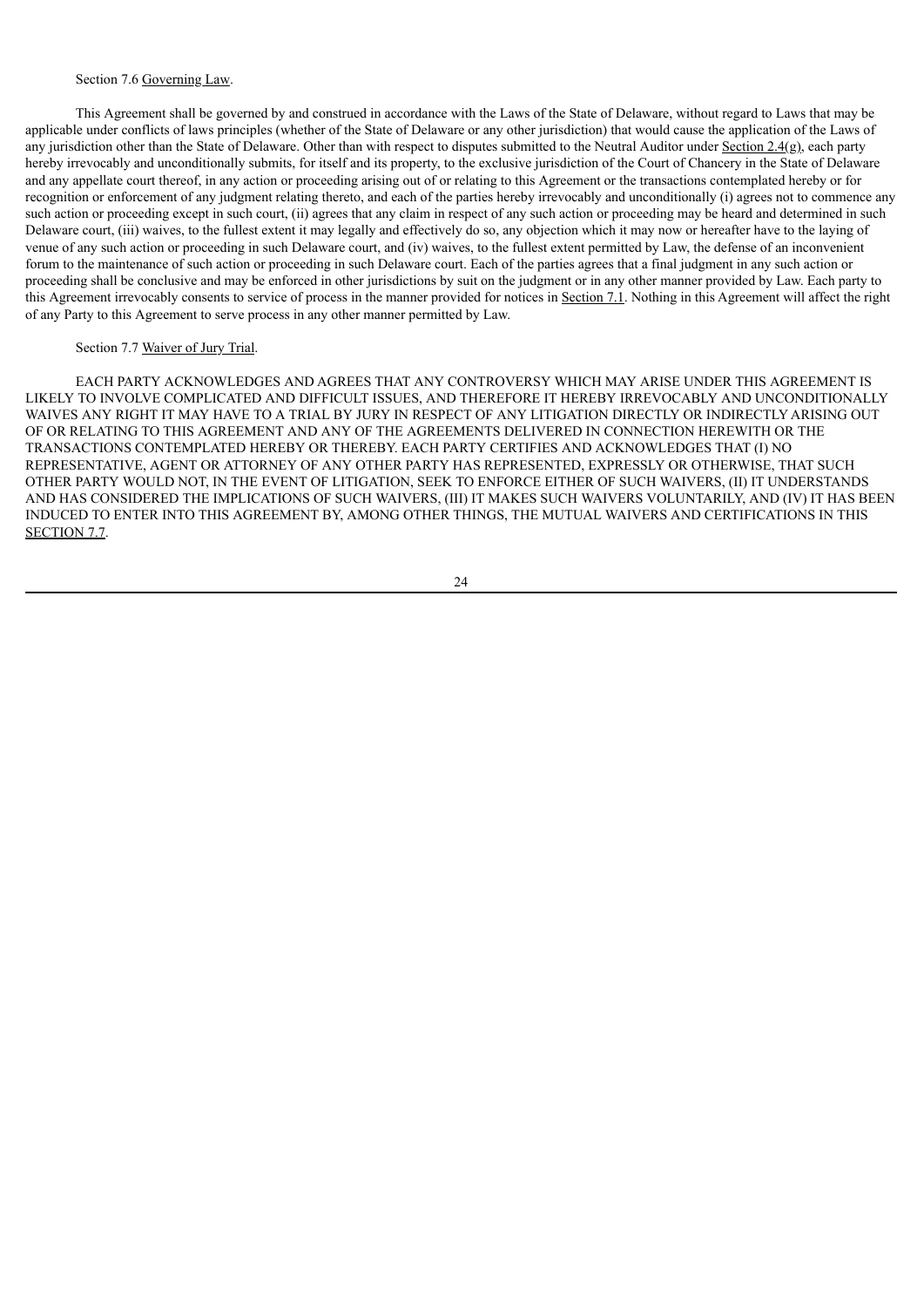Section 7.6 Governing Law.

This Agreement shall be governed by and construed in accordance with the Laws of the State of Delaware, without regard to Laws that may be applicable under conflicts of laws principles (whether of the State of Delaware or any other jurisdiction) that would cause the application of the Laws of any jurisdiction other than the State of Delaware. Other than with respect to disputes submitted to the Neutral Auditor under Section 2.4(g), each party hereby irrevocably and unconditionally submits, for itself and its property, to the exclusive jurisdiction of the Court of Chancery in the State of Delaware and any appellate court thereof, in any action or proceeding arising out of or relating to this Agreement or the transactions contemplated hereby or for recognition or enforcement of any judgment relating thereto, and each of the parties hereby irrevocably and unconditionally (i) agrees not to commence any such action or proceeding except in such court, (ii) agrees that any claim in respect of any such action or proceeding may be heard and determined in such Delaware court, (iii) waives, to the fullest extent it may legally and effectively do so, any objection which it may now or hereafter have to the laying of venue of any such action or proceeding in such Delaware court, and (iv) waives, to the fullest extent permitted by Law, the defense of an inconvenient forum to the maintenance of such action or proceeding in such Delaware court. Each of the parties agrees that a final judgment in any such action or proceeding shall be conclusive and may be enforced in other jurisdictions by suit on the judgment or in any other manner provided by Law. Each party to this Agreement irrevocably consents to service of process in the manner provided for notices in Section 7.1. Nothing in this Agreement will affect the right of any Party to this Agreement to serve process in any other manner permitted by Law.

Section 7.7 Waiver of Jury Trial.

EACH PARTY ACKNOWLEDGES AND AGREES THAT ANY CONTROVERSY WHICH MAY ARISE UNDER THIS AGREEMENT IS LIKELY TO INVOLVE COMPLICATED AND DIFFICULT ISSUES, AND THEREFORE IT HEREBY IRREVOCABLY AND UNCONDITIONALLY WAIVES ANY RIGHT IT MAY HAVE TO A TRIAL BY JURY IN RESPECT OF ANY LITIGATION DIRECTLY OR INDIRECTLY ARISING OUT OF OR RELATING TO THIS AGREEMENT AND ANY OF THE AGREEMENTS DELIVERED IN CONNECTION HEREWITH OR THE TRANSACTIONS CONTEMPLATED HEREBY OR THEREBY. EACH PARTY CERTIFIES AND ACKNOWLEDGES THAT (I) NO REPRESENTATIVE, AGENT OR ATTORNEY OF ANY OTHER PARTY HAS REPRESENTED, EXPRESSLY OR OTHERWISE, THAT SUCH OTHER PARTY WOULD NOT, IN THE EVENT OF LITIGATION, SEEK TO ENFORCE EITHER OF SUCH WAIVERS, (II) IT UNDERSTANDS AND HAS CONSIDERED THE IMPLICATIONS OF SUCH WAIVERS, (III) IT MAKES SUCH WAIVERS VOLUNTARILY, AND (IV) IT HAS BEEN INDUCED TO ENTER INTO THIS AGREEMENT BY, AMONG OTHER THINGS, THE MUTUAL WAIVERS AND CERTIFICATIONS IN THIS SECTION 7.7.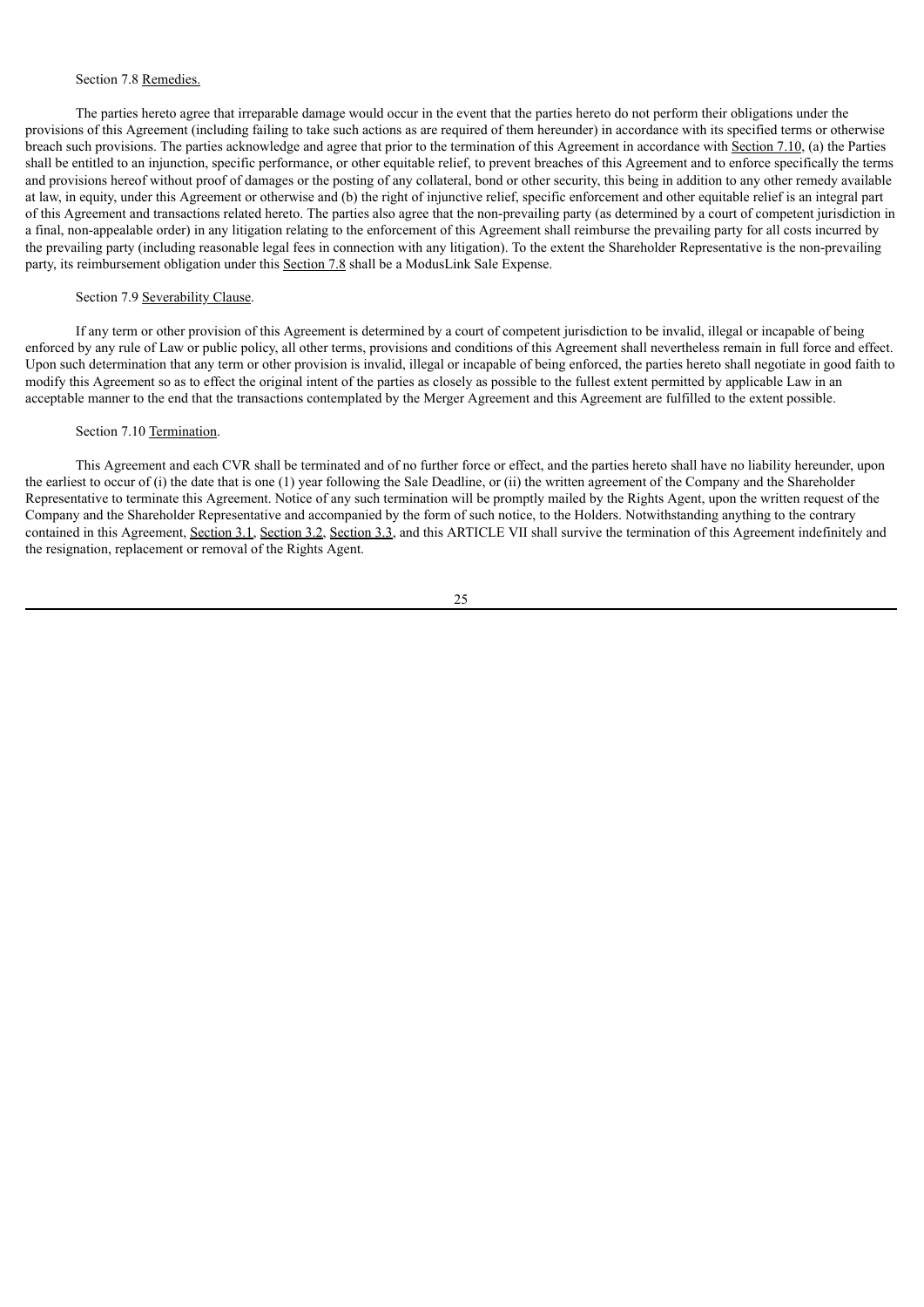Section 7.8 Remedies.

The parties hereto agree that irreparable damage would occur in the event that the parties hereto do not perform their obligations under the provisions of this Agreement (including failing to take such actions as are required of them hereunder) in accordance with its specified terms or otherwise breach such provisions. The parties acknowledge and agree that prior to the termination of this Agreement in accordance with Section 7.10, (a) the Parties shall be entitled to an injunction, specific performance, or other equitable relief, to prevent breaches of this Agreement and to enforce specifically the terms and provisions hereof without proof of damages or the posting of any collateral, bond or other security, this being in addition to any other remedy available at law, in equity, under this Agreement or otherwise and (b) the right of injunctive relief, specific enforcement and other equitable relief is an integral part of this Agreement and transactions related hereto. The parties also agree that the non-prevailing party (as determined by a court of competent jurisdiction in a final, non-appealable order) in any litigation relating to the enforcement of this Agreement shall reimburse the prevailing party for all costs incurred by the prevailing party (including reasonable legal fees in connection with any litigation). To the extent the Shareholder Representative is the non-prevailing party, its reimbursement obligation under this Section 7.8 shall be a ModusLink Sale Expense.

Section 7.9 Severability Clause.

If any term or other provision of this Agreement is determined by a court of competent jurisdiction to be invalid, illegal or incapable of being enforced by any rule of Law or public policy, all other terms, provisions and conditions of this Agreement shall nevertheless remain in full force and effect. Upon such determination that any term or other provision is invalid, illegal or incapable of being enforced, the parties hereto shall negotiate in good faith to modify this Agreement so as to effect the original intent of the parties as closely as possible to the fullest extent permitted by applicable Law in an acceptable manner to the end that the transactions contemplated by the Merger Agreement and this Agreement are fulfilled to the extent possible.

Section 7.10 Termination.

This Agreement and each CVR shall be terminated and of no further force or effect, and the parties hereto shall have no liability hereunder, upon the earliest to occur of (i) the date that is one (1) year following the Sale Deadline, or (ii) the written agreement of the Company and the Shareholder Representative to terminate this Agreement. Notice of any such termination will be promptly mailed by the Rights Agent, upon the written request of the Company and the Shareholder Representative and accompanied by the form of such notice, to the Holders. Notwithstanding anything to the contrary contained in this Agreement, Section 3.1, Section 3.2, Section 3.3, and this ARTICLE VII shall survive the termination of this Agreement indefinitely and the resignation, replacement or removal of the Rights Agent.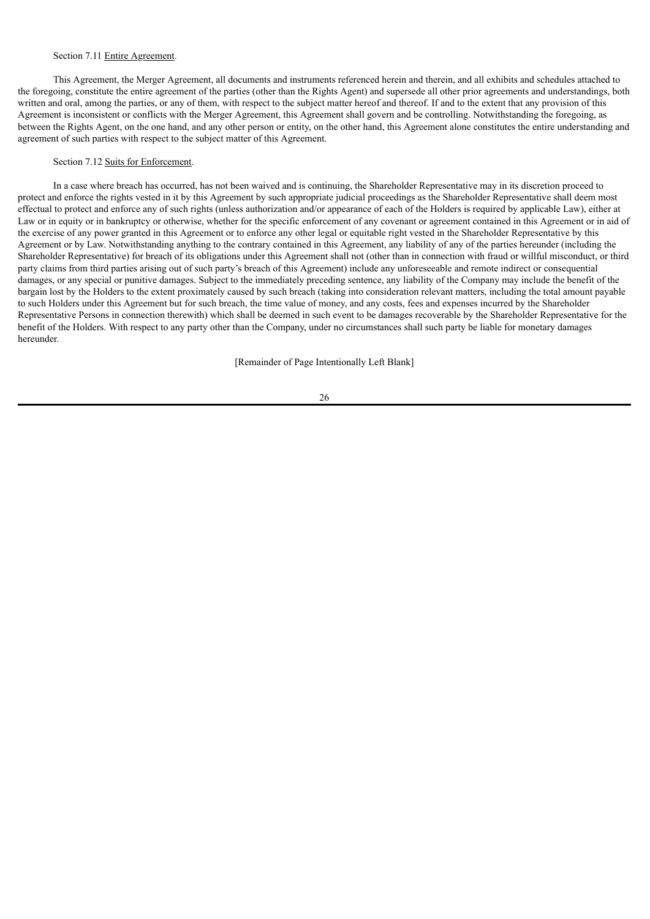Section 7.11 Entire Agreement.

This Agreement, the Merger Agreement, all documents and instruments referenced herein and therein, and all exhibits and schedules attached to the foregoing, constitute the entire agreement of the parties (other than the Rights Agent) and supersede all other prior agreements and understandings, both written and oral, among the parties, or any of them, with respect to the subject matter hereof and thereof. If and to the extent that any provision of this Agreement is inconsistent or conflicts with the Merger Agreement, this Agreement shall govern and be controlling. Notwithstanding the foregoing, as between the Rights Agent, on the one hand, and any other person or entity, on the other hand, this Agreement alone constitutes the entire understanding and agreement of such parties with respect to the subject matter of this Agreement.

Section 7.12 Suits for Enforcement.

In a case where breach has occurred, has not been waived and is continuing, the Shareholder Representative may in its discretion proceed to protect and enforce the rights vested in it by this Agreement by such appropriate judicial proceedings as the Shareholder Representative shall deem most effectual to protect and enforce any of such rights (unless authorization and/or appearance of each of the Holders is required by applicable Law), either at Law or in equity or in bankruptcy or otherwise, whether for the specific enforcement of any covenant or agreement contained in this Agreement or in aid of the exercise of any power granted in this Agreement or to enforce any other legal or equitable right vested in the Shareholder Representative by this Agreement or by Law. Notwithstanding anything to the contrary contained in this Agreement, any liability of any of the parties hereunder (including the Shareholder Representative) for breach of its obligations under this Agreement shall not (other than in connection with fraud or willful misconduct, or third party claims from third parties arising out of such party's breach of this Agreement) include any unforeseeable and remote indirect or consequential damages, or any special or punitive damages. Subject to the immediately preceding sentence, any liability of the Company may include the benefit of the bargain lost by the Holders to the extent proximately caused by such breach (taking into consideration relevant matters, including the total amount payable to such Holders under this Agreement but for such breach, the time value of money, and any costs, fees and expenses incurred by the Shareholder Representative Persons in connection therewith) which shall be deemed in such event to be damages recoverable by the Shareholder Representative for the benefit of the Holders. With respect to any party other than the Company, under no circumstances shall such party be liable for monetary damages hereunder.

[Remainder of Page Intentionally Left Blank]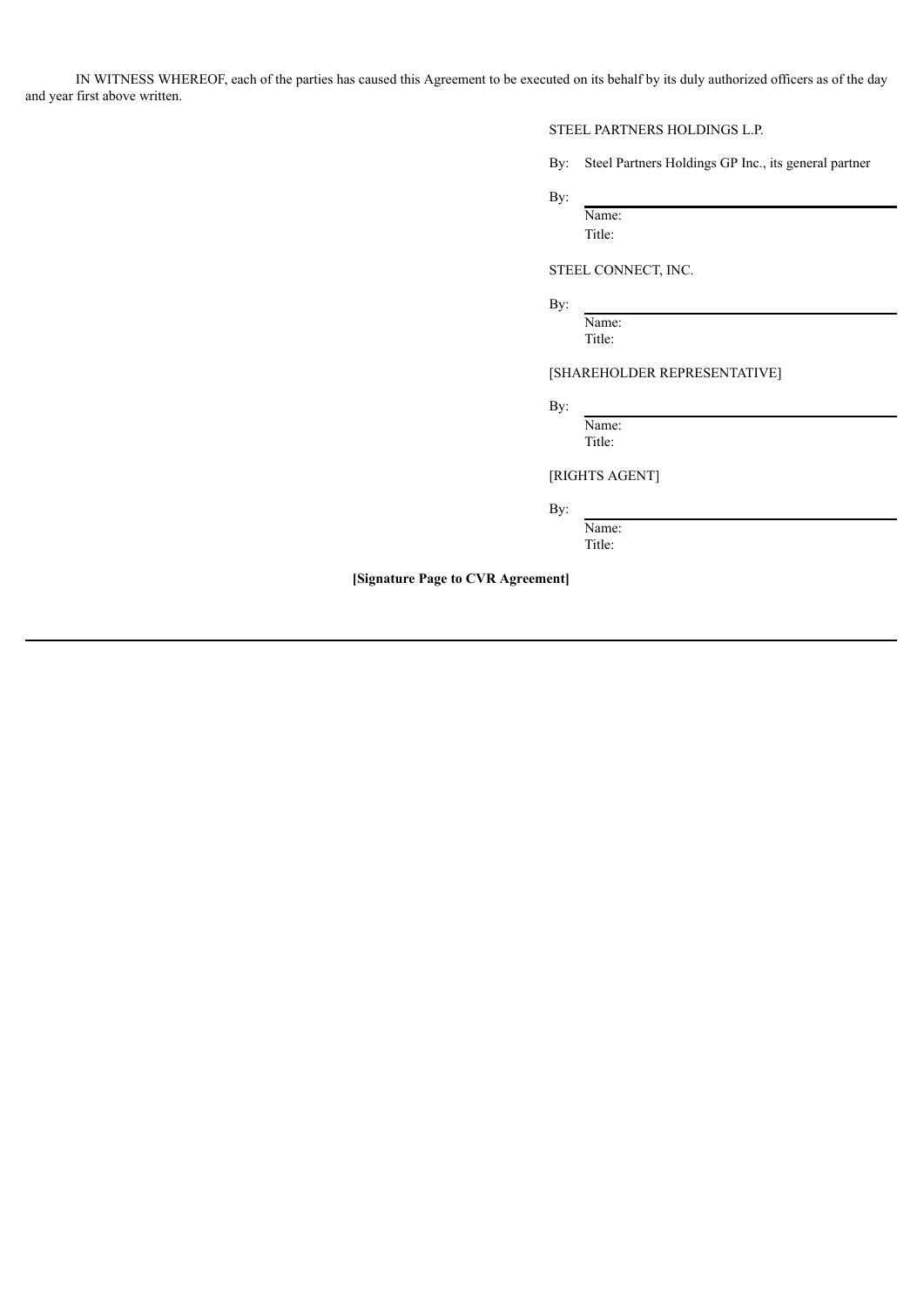IN WITNESS WHEREOF, each of the parties has caused this Agreement to be executed on its behalf by its duly authorized officers as of the day and year first above written.

STEEL PARTNERS HOLDINGS L.P.

By: Steel Partners Holdings GP Inc., its general partner

By: ______________________________
Name:
Title:

STEEL CONNECT, INC.

By: ______________________________
Name:
Title:

[SHAREHOLDER REPRESENTATIVE]

By: ______________________________
Name:
Title:

[RIGHTS AGENT]

By: ______________________________
Name:
Title:

**[Signature Page to CVR Agreement]**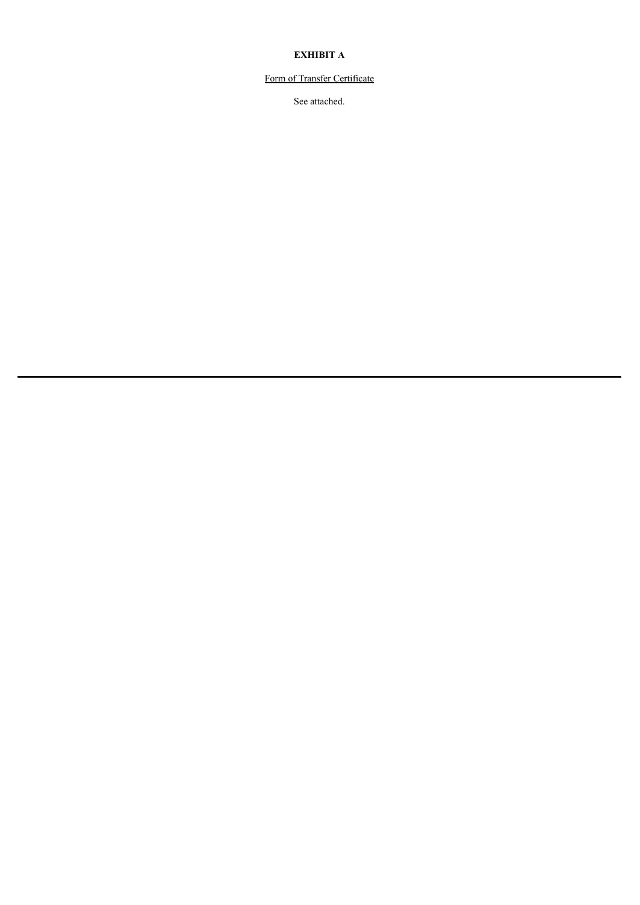**EXHIBIT A**

Form of Transfer Certificate

See attached.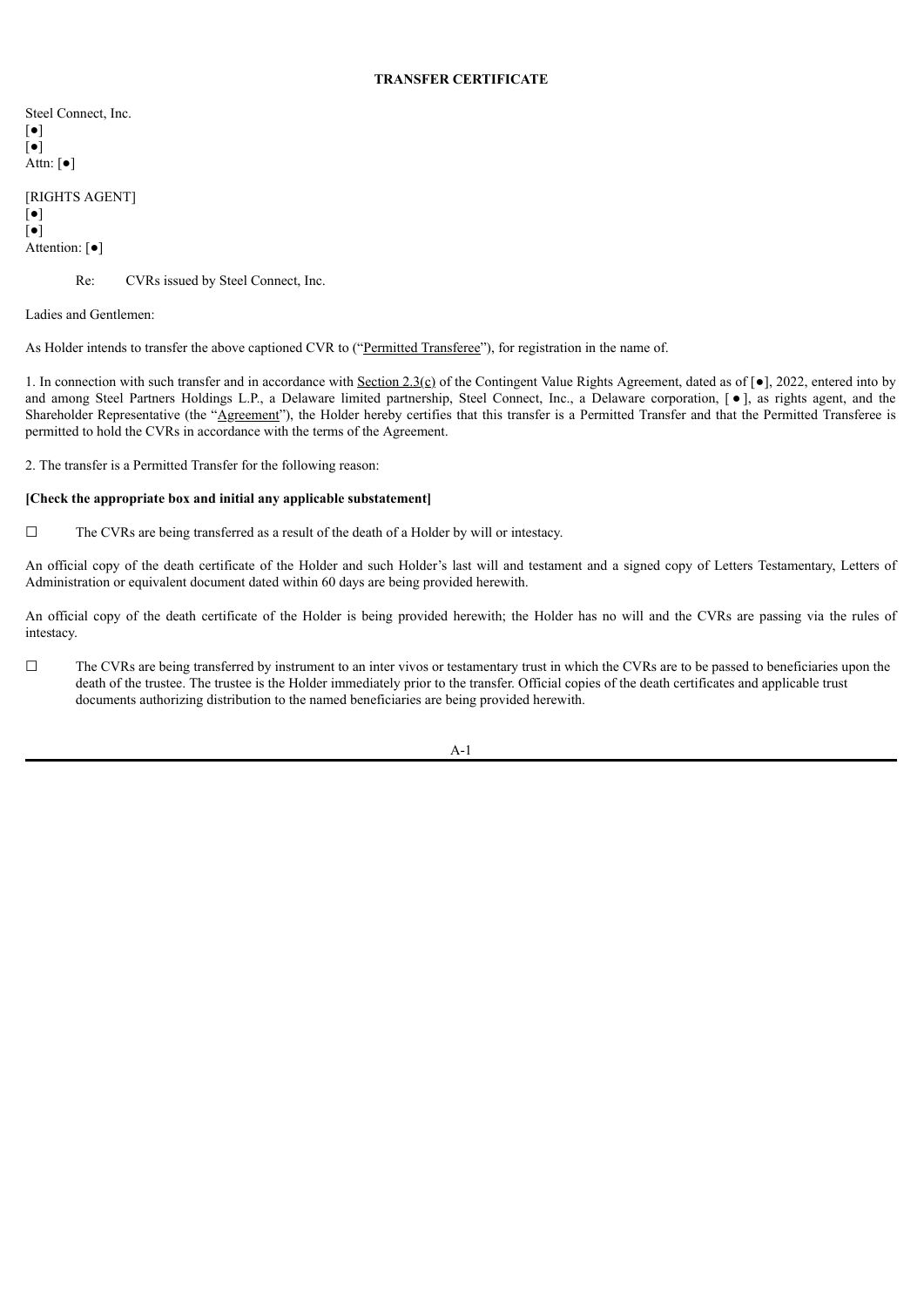**TRANSFER CERTIFICATE**

Steel Connect, Inc.
[●]
[●]
Attn: [●]

[RIGHTS AGENT]
[●]
[●]
Attention: [●]

Re: CVRs issued by Steel Connect, Inc.

Ladies and Gentlemen:

As Holder intends to transfer the above captioned CVR to ("Permitted Transferee"), for registration in the name of.

1. In connection with such transfer and in accordance with Section 2.3(c) of the Contingent Value Rights Agreement, dated as of [●], 2022, entered into by and among Steel Partners Holdings L.P., a Delaware limited partnership, Steel Connect, Inc., a Delaware corporation, [ ● ], as rights agent, and the Shareholder Representative (the "Agreement"), the Holder hereby certifies that this transfer is a Permitted Transfer and that the Permitted Transferee is permitted to hold the CVRs in accordance with the terms of the Agreement.

2. The transfer is a Permitted Transfer for the following reason:

**[Check the appropriate box and initial any applicable substatement]**

☐ The CVRs are being transferred as a result of the death of a Holder by will or intestacy.

An official copy of the death certificate of the Holder and such Holder's last will and testament and a signed copy of Letters Testamentary, Letters of Administration or equivalent document dated within 60 days are being provided herewith.

An official copy of the death certificate of the Holder is being provided herewith; the Holder has no will and the CVRs are passing via the rules of intestacy.

☐ The CVRs are being transferred by instrument to an inter vivos or testamentary trust in which the CVRs are to be passed to beneficiaries upon the death of the trustee. The trustee is the Holder immediately prior to the transfer. Official copies of the death certificates and applicable trust documents authorizing distribution to the named beneficiaries are being provided herewith.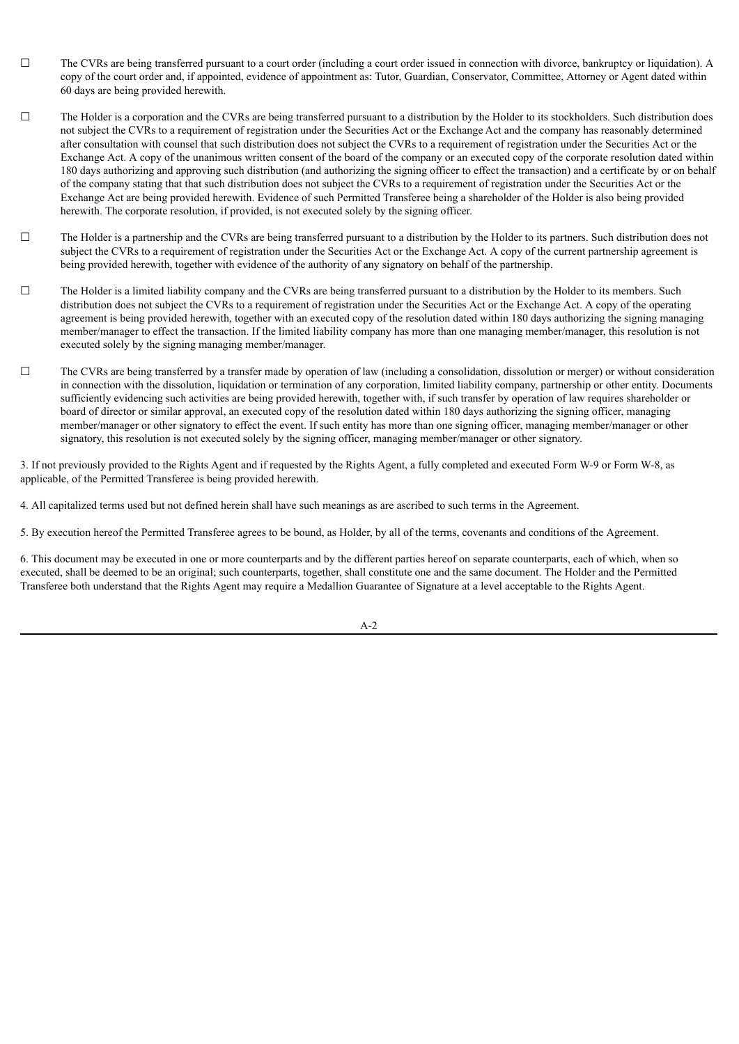☐ The CVRs are being transferred pursuant to a court order (including a court order issued in connection with divorce, bankruptcy or liquidation). A copy of the court order and, if appointed, evidence of appointment as: Tutor, Guardian, Conservator, Committee, Attorney or Agent dated within 60 days are being provided herewith.

☐ The Holder is a corporation and the CVRs are being transferred pursuant to a distribution by the Holder to its stockholders. Such distribution does not subject the CVRs to a requirement of registration under the Securities Act or the Exchange Act and the company has reasonably determined after consultation with counsel that such distribution does not subject the CVRs to a requirement of registration under the Securities Act or the Exchange Act. A copy of the unanimous written consent of the board of the company or an executed copy of the corporate resolution dated within 180 days authorizing and approving such distribution (and authorizing the signing officer to effect the transaction) and a certificate by or on behalf of the company stating that that such distribution does not subject the CVRs to a requirement of registration under the Securities Act or the Exchange Act are being provided herewith. Evidence of such Permitted Transferee being a shareholder of the Holder is also being provided herewith. The corporate resolution, if provided, is not executed solely by the signing officer.

☐ The Holder is a partnership and the CVRs are being transferred pursuant to a distribution by the Holder to its partners. Such distribution does not subject the CVRs to a requirement of registration under the Securities Act or the Exchange Act. A copy of the current partnership agreement is being provided herewith, together with evidence of the authority of any signatory on behalf of the partnership.

☐ The Holder is a limited liability company and the CVRs are being transferred pursuant to a distribution by the Holder to its members. Such distribution does not subject the CVRs to a requirement of registration under the Securities Act or the Exchange Act. A copy of the operating agreement is being provided herewith, together with an executed copy of the resolution dated within 180 days authorizing the signing managing member/manager to effect the transaction. If the limited liability company has more than one managing member/manager, this resolution is not executed solely by the signing managing member/manager.

☐ The CVRs are being transferred by a transfer made by operation of law (including a consolidation, dissolution or merger) or without consideration in connection with the dissolution, liquidation or termination of any corporation, limited liability company, partnership or other entity. Documents sufficiently evidencing such activities are being provided herewith, together with, if such transfer by operation of law requires shareholder or board of director or similar approval, an executed copy of the resolution dated within 180 days authorizing the signing officer, managing member/manager or other signatory to effect the event. If such entity has more than one signing officer, managing member/manager or other signatory, this resolution is not executed solely by the signing officer, managing member/manager or other signatory.

3. If not previously provided to the Rights Agent and if requested by the Rights Agent, a fully completed and executed Form W-9 or Form W-8, as applicable, of the Permitted Transferee is being provided herewith.

4. All capitalized terms used but not defined herein shall have such meanings as are ascribed to such terms in the Agreement.

5. By execution hereof the Permitted Transferee agrees to be bound, as Holder, by all of the terms, covenants and conditions of the Agreement.

6. This document may be executed in one or more counterparts and by the different parties hereof on separate counterparts, each of which, when so executed, shall be deemed to be an original; such counterparts, together, shall constitute one and the same document. The Holder and the Permitted Transferee both understand that the Rights Agent may require a Medallion Guarantee of Signature at a level acceptable to the Rights Agent.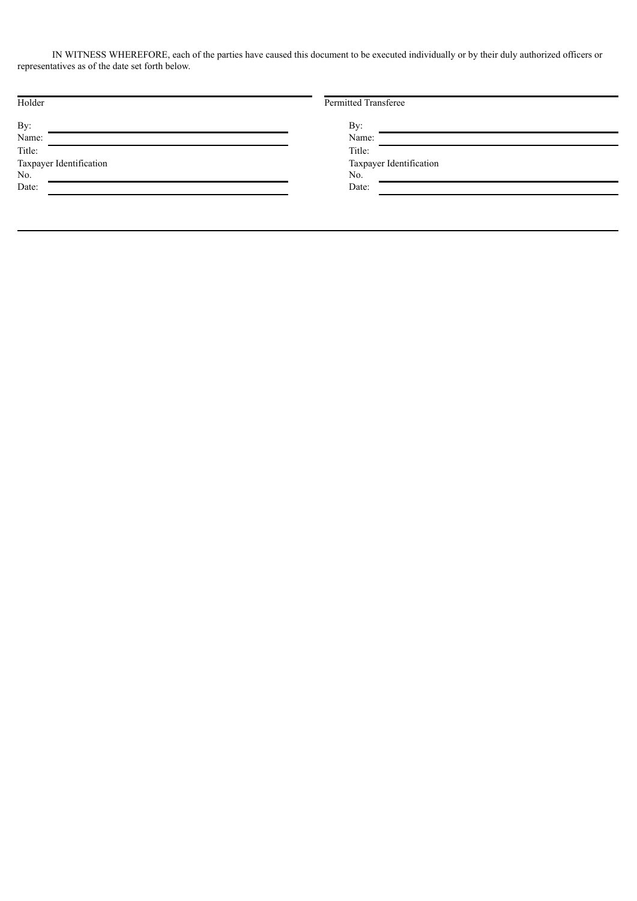IN WITNESS WHEREFORE, each of the parties have caused this document to be executed individually or by their duly authorized officers or representatives as of the date set forth below.

| Holder | Permitted Transferee |
| --- | --- |
| By: | By: |
| Name: | Name: |
| Title: | Title: |
| Taxpayer Identification No. | Taxpayer Identification No. |
| Date: | Date: |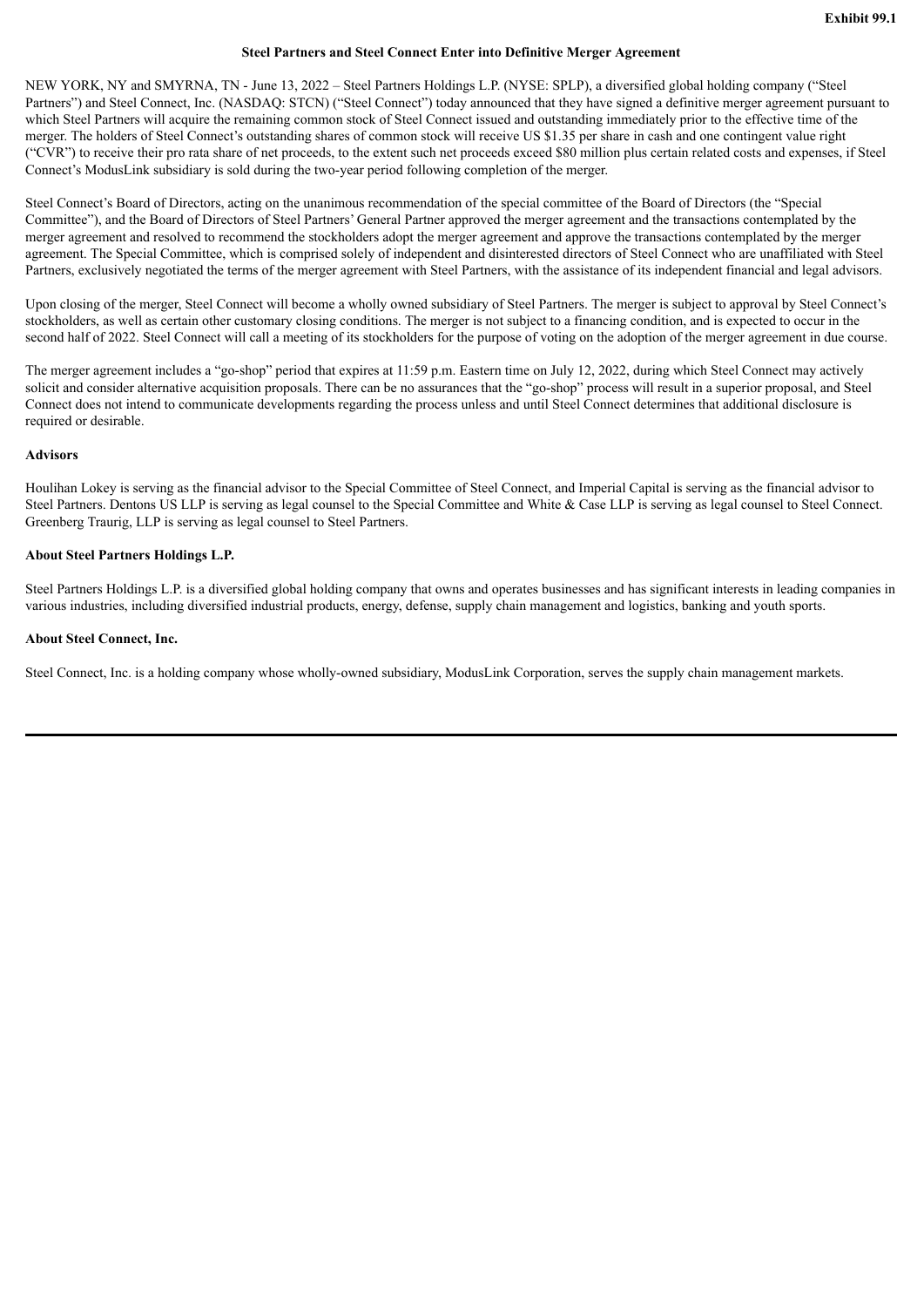**Exhibit 99.1**

**Steel Partners and Steel Connect Enter into Definitive Merger Agreement**

NEW YORK, NY and SMYRNA, TN - June 13, 2022 – Steel Partners Holdings L.P. (NYSE: SPLP), a diversified global holding company ("Steel Partners") and Steel Connect, Inc. (NASDAQ: STCN) ("Steel Connect") today announced that they have signed a definitive merger agreement pursuant to which Steel Partners will acquire the remaining common stock of Steel Connect issued and outstanding immediately prior to the effective time of the merger. The holders of Steel Connect's outstanding shares of common stock will receive US $1.35 per share in cash and one contingent value right ("CVR") to receive their pro rata share of net proceeds, to the extent such net proceeds exceed $80 million plus certain related costs and expenses, if Steel Connect's ModusLink subsidiary is sold during the two-year period following completion of the merger.

Steel Connect's Board of Directors, acting on the unanimous recommendation of the special committee of the Board of Directors (the "Special Committee"), and the Board of Directors of Steel Partners' General Partner approved the merger agreement and the transactions contemplated by the merger agreement and resolved to recommend the stockholders adopt the merger agreement and approve the transactions contemplated by the merger agreement. The Special Committee, which is comprised solely of independent and disinterested directors of Steel Connect who are unaffiliated with Steel Partners, exclusively negotiated the terms of the merger agreement with Steel Partners, with the assistance of its independent financial and legal advisors.

Upon closing of the merger, Steel Connect will become a wholly owned subsidiary of Steel Partners. The merger is subject to approval by Steel Connect's stockholders, as well as certain other customary closing conditions. The merger is not subject to a financing condition, and is expected to occur in the second half of 2022. Steel Connect will call a meeting of its stockholders for the purpose of voting on the adoption of the merger agreement in due course.

The merger agreement includes a "go-shop" period that expires at 11:59 p.m. Eastern time on July 12, 2022, during which Steel Connect may actively solicit and consider alternative acquisition proposals. There can be no assurances that the "go-shop" process will result in a superior proposal, and Steel Connect does not intend to communicate developments regarding the process unless and until Steel Connect determines that additional disclosure is required or desirable.

**Advisors**

Houlihan Lokey is serving as the financial advisor to the Special Committee of Steel Connect, and Imperial Capital is serving as the financial advisor to Steel Partners. Dentons US LLP is serving as legal counsel to the Special Committee and White & Case LLP is serving as legal counsel to Steel Connect. Greenberg Traurig, LLP is serving as legal counsel to Steel Partners.

**About Steel Partners Holdings L.P.**

Steel Partners Holdings L.P. is a diversified global holding company that owns and operates businesses and has significant interests in leading companies in various industries, including diversified industrial products, energy, defense, supply chain management and logistics, banking and youth sports.

**About Steel Connect, Inc.**

Steel Connect, Inc. is a holding company whose wholly-owned subsidiary, ModusLink Corporation, serves the supply chain management markets.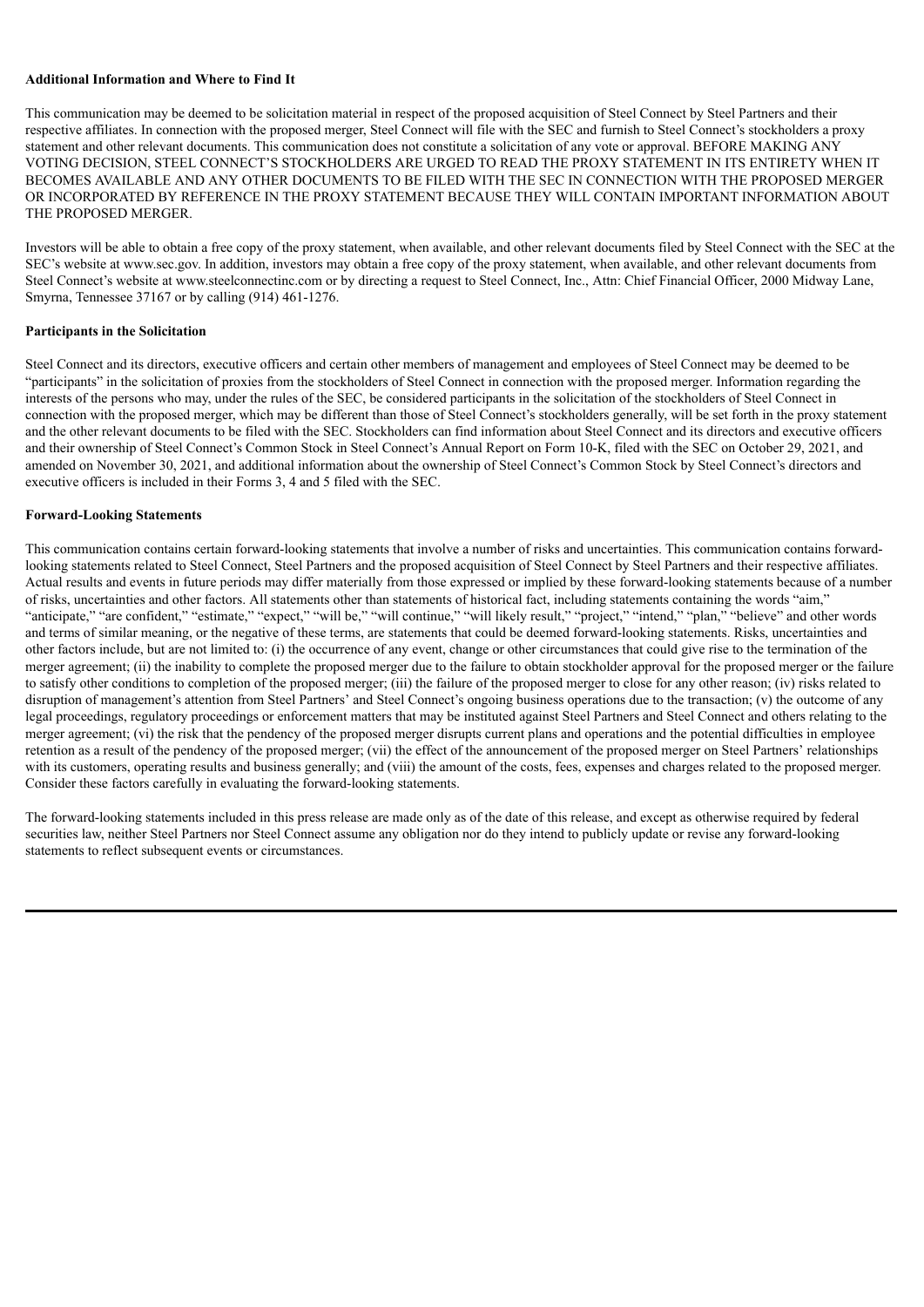**Additional Information and Where to Find It**

This communication may be deemed to be solicitation material in respect of the proposed acquisition of Steel Connect by Steel Partners and their respective affiliates. In connection with the proposed merger, Steel Connect will file with the SEC and furnish to Steel Connect's stockholders a proxy statement and other relevant documents. This communication does not constitute a solicitation of any vote or approval. BEFORE MAKING ANY VOTING DECISION, STEEL CONNECT'S STOCKHOLDERS ARE URGED TO READ THE PROXY STATEMENT IN ITS ENTIRETY WHEN IT BECOMES AVAILABLE AND ANY OTHER DOCUMENTS TO BE FILED WITH THE SEC IN CONNECTION WITH THE PROPOSED MERGER OR INCORPORATED BY REFERENCE IN THE PROXY STATEMENT BECAUSE THEY WILL CONTAIN IMPORTANT INFORMATION ABOUT THE PROPOSED MERGER.

Investors will be able to obtain a free copy of the proxy statement, when available, and other relevant documents filed by Steel Connect with the SEC at the SEC's website at www.sec.gov. In addition, investors may obtain a free copy of the proxy statement, when available, and other relevant documents from Steel Connect's website at www.steelconnectinc.com or by directing a request to Steel Connect, Inc., Attn: Chief Financial Officer, 2000 Midway Lane, Smyrna, Tennessee 37167 or by calling (914) 461-1276.

**Participants in the Solicitation**

Steel Connect and its directors, executive officers and certain other members of management and employees of Steel Connect may be deemed to be "participants" in the solicitation of proxies from the stockholders of Steel Connect in connection with the proposed merger. Information regarding the interests of the persons who may, under the rules of the SEC, be considered participants in the solicitation of the stockholders of Steel Connect in connection with the proposed merger, which may be different than those of Steel Connect's stockholders generally, will be set forth in the proxy statement and the other relevant documents to be filed with the SEC. Stockholders can find information about Steel Connect and its directors and executive officers and their ownership of Steel Connect's Common Stock in Steel Connect's Annual Report on Form 10-K, filed with the SEC on October 29, 2021, and amended on November 30, 2021, and additional information about the ownership of Steel Connect's Common Stock by Steel Connect's directors and executive officers is included in their Forms 3, 4 and 5 filed with the SEC.

**Forward-Looking Statements**

This communication contains certain forward-looking statements that involve a number of risks and uncertainties. This communication contains forward-looking statements related to Steel Connect, Steel Partners and the proposed acquisition of Steel Connect by Steel Partners and their respective affiliates. Actual results and events in future periods may differ materially from those expressed or implied by these forward-looking statements because of a number of risks, uncertainties and other factors. All statements other than statements of historical fact, including statements containing the words "aim," "anticipate," "are confident," "estimate," "expect," "will be," "will continue," "will likely result," "project," "intend," "plan," "believe" and other words and terms of similar meaning, or the negative of these terms, are statements that could be deemed forward-looking statements. Risks, uncertainties and other factors include, but are not limited to: (i) the occurrence of any event, change or other circumstances that could give rise to the termination of the merger agreement; (ii) the inability to complete the proposed merger due to the failure to obtain stockholder approval for the proposed merger or the failure to satisfy other conditions to completion of the proposed merger; (iii) the failure of the proposed merger to close for any other reason; (iv) risks related to disruption of management's attention from Steel Partners' and Steel Connect's ongoing business operations due to the transaction; (v) the outcome of any legal proceedings, regulatory proceedings or enforcement matters that may be instituted against Steel Partners and Steel Connect and others relating to the merger agreement; (vi) the risk that the pendency of the proposed merger disrupts current plans and operations and the potential difficulties in employee retention as a result of the pendency of the proposed merger; (vii) the effect of the announcement of the proposed merger on Steel Partners' relationships with its customers, operating results and business generally; and (viii) the amount of the costs, fees, expenses and charges related to the proposed merger. Consider these factors carefully in evaluating the forward-looking statements.

The forward-looking statements included in this press release are made only as of the date of this release, and except as otherwise required by federal securities law, neither Steel Partners nor Steel Connect assume any obligation nor do they intend to publicly update or revise any forward-looking statements to reflect subsequent events or circumstances.